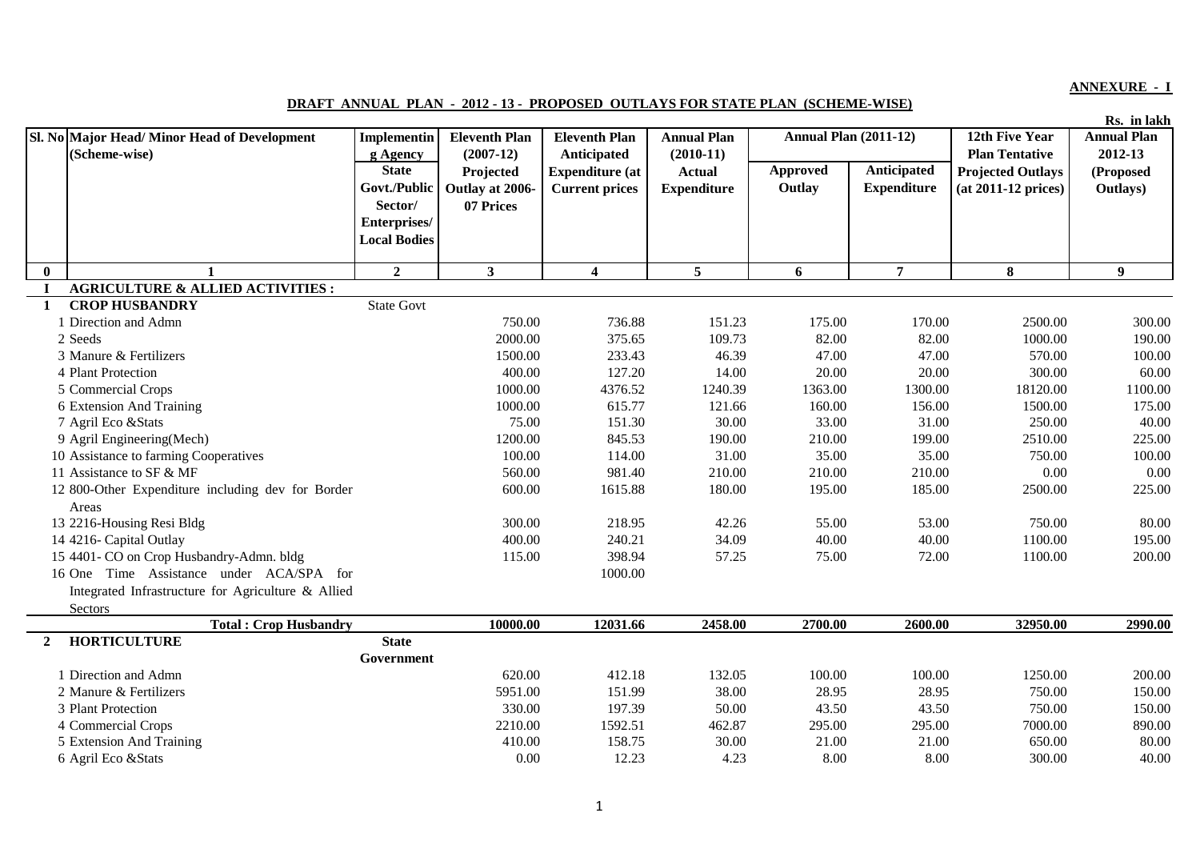**ANNEXURE - I**

**DRAFT ANNUAL PLAN - 2012 - 13 - PROPOSED OUTLAYS FOR STATE PLAN (SCHEME-WISE)**

Rs. in lakh

| Sl. No | Major Head/ Minor Head of Development (Scheme-wise) | Implementing Agency State Govt./Public Sector/ Enterprises/ Local Bodies | Eleventh Plan (2007-12) Projected Outlay at 2006-07 Prices | Eleventh Plan Anticipated Expenditure (at Current prices | Annual Plan (2010-11) Actual Expenditure | Annual Plan (2011-12) | | 12th Five Year Plan Tentative Projected Outlays (at 2011-12 prices) | Annual Plan 2012-13 (Proposed Outlays) |
|---|---|---|---|---|---|---|---|---|---|
| | | | | | | Approved Outlay | Anticipated Expenditure | | |
| 0 | 1 | 2 | 3 | 4 | 5 | 6 | 7 | 8 | 9 |
| I | **AGRICULTURE & ALLIED ACTIVITIES :** | | | | | | | | |
| 1 | **CROP HUSBANDRY** | State Govt | | | | | | | |
| | 1 Direction and Admn | | 750.00 | 736.88 | 151.23 | 175.00 | 170.00 | 2500.00 | 300.00 |
| | 2 Seeds | | 2000.00 | 375.65 | 109.73 | 82.00 | 82.00 | 1000.00 | 190.00 |
| | 3 Manure & Fertilizers | | 1500.00 | 233.43 | 46.39 | 47.00 | 47.00 | 570.00 | 100.00 |
| | 4 Plant Protection | | 400.00 | 127.20 | 14.00 | 20.00 | 20.00 | 300.00 | 60.00 |
| | 5 Commercial Crops | | 1000.00 | 4376.52 | 1240.39 | 1363.00 | 1300.00 | 18120.00 | 1100.00 |
| | 6 Extension And Training | | 1000.00 | 615.77 | 121.66 | 160.00 | 156.00 | 1500.00 | 175.00 |
| | 7 Agril Eco &Stats | | 75.00 | 151.30 | 30.00 | 33.00 | 31.00 | 250.00 | 40.00 |
| | 9 Agril Engineering(Mech) | | 1200.00 | 845.53 | 190.00 | 210.00 | 199.00 | 2510.00 | 225.00 |
| | 10 Assistance to farming Cooperatives | | 100.00 | 114.00 | 31.00 | 35.00 | 35.00 | 750.00 | 100.00 |
| | 11 Assistance to SF & MF | | 560.00 | 981.40 | 210.00 | 210.00 | 210.00 | 0.00 | 0.00 |
| | 12 800-Other Expenditure including dev for Border Areas | | 600.00 | 1615.88 | 180.00 | 195.00 | 185.00 | 2500.00 | 225.00 |
| | 13 2216-Housing Resi Bldg | | 300.00 | 218.95 | 42.26 | 55.00 | 53.00 | 750.00 | 80.00 |
| | 14 4216- Capital Outlay | | 400.00 | 240.21 | 34.09 | 40.00 | 40.00 | 1100.00 | 195.00 |
| | 15 4401- CO on Crop Husbandry-Admn. bldg | | 115.00 | 398.94 | 57.25 | 75.00 | 72.00 | 1100.00 | 200.00 |
| | 16 One Time Assistance under ACA/SPA for Integrated Infrastructure for Agriculture & Allied Sectors | | | 1000.00 | | | | | |
| | **Total : Crop Husbandry** | | **10000.00** | **12031.66** | **2458.00** | **2700.00** | **2600.00** | **32950.00** | **2990.00** |
| 2 | **HORTICULTURE** | **State Government** | | | | | | | |
| | 1 Direction and Admn | | 620.00 | 412.18 | 132.05 | 100.00 | 100.00 | 1250.00 | 200.00 |
| | 2 Manure & Fertilizers | | 5951.00 | 151.99 | 38.00 | 28.95 | 28.95 | 750.00 | 150.00 |
| | 3 Plant Protection | | 330.00 | 197.39 | 50.00 | 43.50 | 43.50 | 750.00 | 150.00 |
| | 4 Commercial Crops | | 2210.00 | 1592.51 | 462.87 | 295.00 | 295.00 | 7000.00 | 890.00 |
| | 5 Extension And Training | | 410.00 | 158.75 | 30.00 | 21.00 | 21.00 | 650.00 | 80.00 |
| | 6 Agril Eco &Stats | | 0.00 | 12.23 | 4.23 | 8.00 | 8.00 | 300.00 | 40.00 |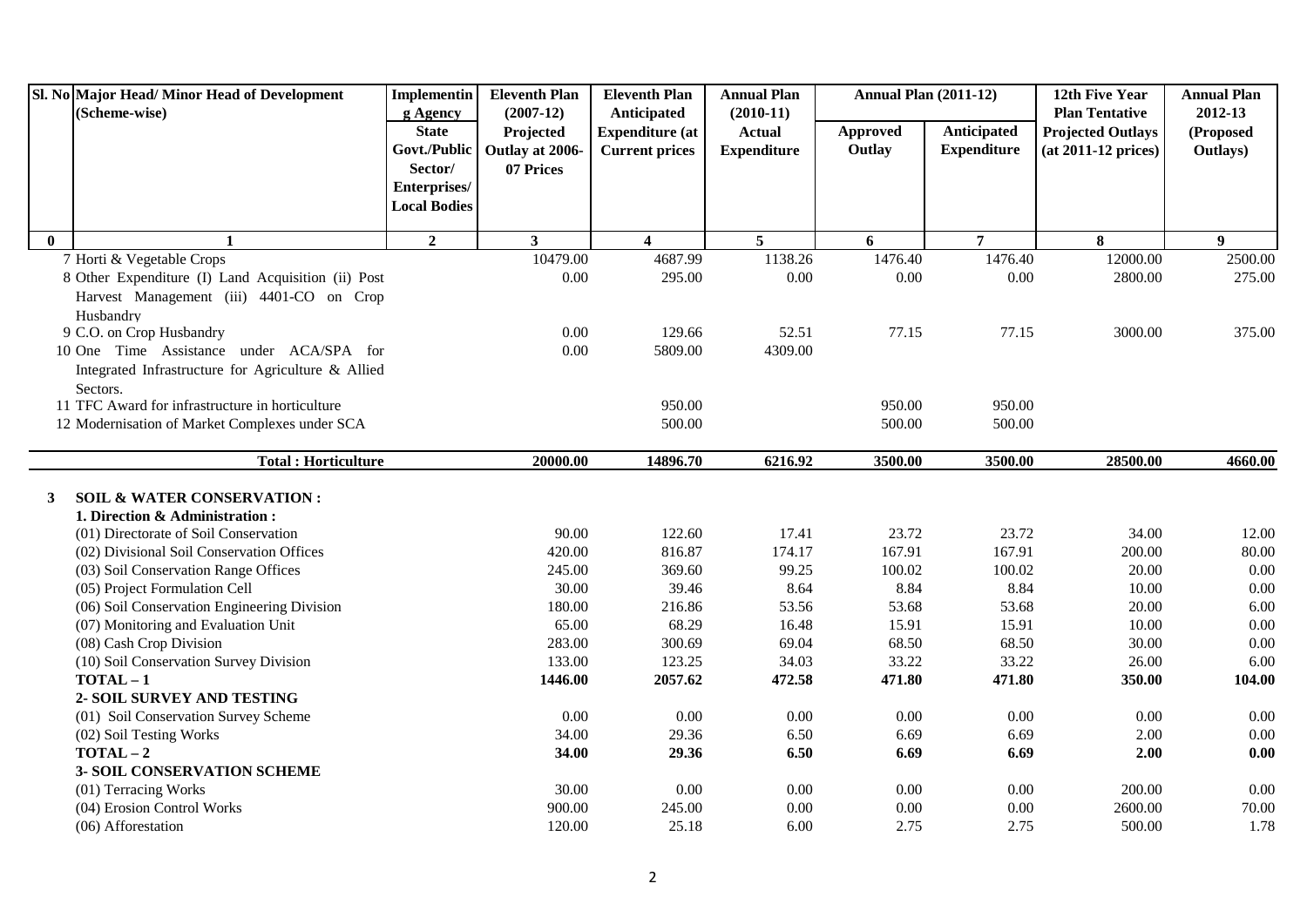| Sl. No | Major Head/ Minor Head of Development (Scheme-wise) | Implementing Agency State Govt./Public Sector/ Enterprises/ Local Bodies | Eleventh Plan (2007-12) Projected Outlay at 2006-07 Prices | Eleventh Plan Anticipated Expenditure (at Current prices | Annual Plan (2010-11) Actual Expenditure | Annual Plan (2011-12) | | 12th Five Year Plan Tentative Projected Outlays (at 2011-12 prices) | Annual Plan 2012-13 (Proposed Outlays) |
|---|---|---|---|---|---|---|---|---|---|
| | | | | | | Approved Outlay | Anticipated Expenditure | | |
| 0 | 1 | 2 | 3 | 4 | 5 | 6 | 7 | 8 | 9 |
| | 7 Horti & Vegetable Crops | | 10479.00 | 4687.99 | 1138.26 | 1476.40 | 1476.40 | 12000.00 | 2500.00 |
| | 8 Other Expenditure (I) Land Acquisition (ii) Post Harvest Management (iii) 4401-CO on Crop Husbandry | | 0.00 | 295.00 | 0.00 | 0.00 | 0.00 | 2800.00 | 275.00 |
| | 9 C.O. on Crop Husbandry | | 0.00 | 129.66 | 52.51 | 77.15 | 77.15 | 3000.00 | 375.00 |
| | 10 One Time Assistance under ACA/SPA for Integrated Infrastructure for Agriculture & Allied Sectors. | | 0.00 | 5809.00 | 4309.00 | | | | |
| | 11 TFC Award for infrastructure in horticulture | | | 950.00 | | 950.00 | 950.00 | | |
| | 12 Modernisation of Market Complexes under SCA | | | 500.00 | | 500.00 | 500.00 | | |
| | **Total : Horticulture** | | **20000.00** | **14896.70** | **6216.92** | **3500.00** | **3500.00** | **28500.00** | **4660.00** |
| **3** | **SOIL & WATER CONSERVATION :** | | | | | | | | |
| | **1. Direction & Administration :** | | | | | | | | |
| | (01) Directorate of Soil Conservation | | 90.00 | 122.60 | 17.41 | 23.72 | 23.72 | 34.00 | 12.00 |
| | (02) Divisional Soil Conservation Offices | | 420.00 | 816.87 | 174.17 | 167.91 | 167.91 | 200.00 | 80.00 |
| | (03) Soil Conservation Range Offices | | 245.00 | 369.60 | 99.25 | 100.02 | 100.02 | 20.00 | 0.00 |
| | (05) Project Formulation Cell | | 30.00 | 39.46 | 8.64 | 8.84 | 8.84 | 10.00 | 0.00 |
| | (06) Soil Conservation Engineering Division | | 180.00 | 216.86 | 53.56 | 53.68 | 53.68 | 20.00 | 6.00 |
| | (07) Monitoring and Evaluation Unit | | 65.00 | 68.29 | 16.48 | 15.91 | 15.91 | 10.00 | 0.00 |
| | (08) Cash Crop Division | | 283.00 | 300.69 | 69.04 | 68.50 | 68.50 | 30.00 | 0.00 |
| | (10) Soil Conservation Survey Division | | 133.00 | 123.25 | 34.03 | 33.22 | 33.22 | 26.00 | 6.00 |
| | **TOTAL – 1** | | **1446.00** | **2057.62** | **472.58** | **471.80** | **471.80** | **350.00** | **104.00** |
| | **2- SOIL SURVEY AND TESTING** | | | | | | | | |
| | (01) Soil Conservation Survey Scheme | | 0.00 | 0.00 | 0.00 | 0.00 | 0.00 | 0.00 | 0.00 |
| | (02) Soil Testing Works | | 34.00 | 29.36 | 6.50 | 6.69 | 6.69 | 2.00 | 0.00 |
| | **TOTAL – 2** | | **34.00** | **29.36** | **6.50** | **6.69** | **6.69** | **2.00** | **0.00** |
| | **3- SOIL CONSERVATION SCHEME** | | | | | | | | |
| | (01) Terracing Works | | 30.00 | 0.00 | 0.00 | 0.00 | 0.00 | 200.00 | 0.00 |
| | (04) Erosion Control Works | | 900.00 | 245.00 | 0.00 | 0.00 | 0.00 | 2600.00 | 70.00 |
| | (06) Afforestation | | 120.00 | 25.18 | 6.00 | 2.75 | 2.75 | 500.00 | 1.78 |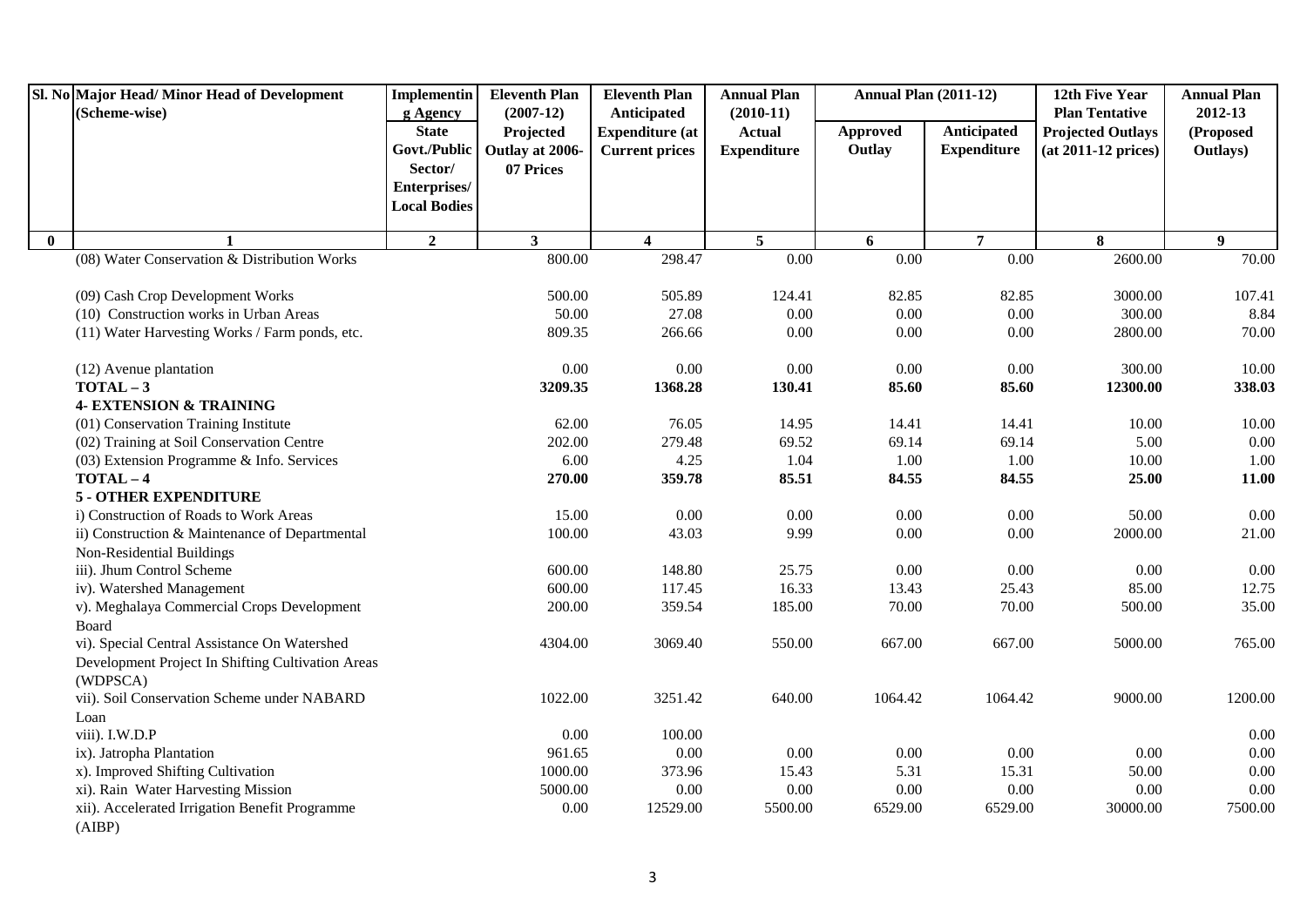| Sl. No | Major Head/ Minor Head of Development (Scheme-wise) | Implementing Agency State Govt./Public Sector/ Enterprises/ Local Bodies | Eleventh Plan (2007-12) Projected Outlay at 2006-07 Prices | Eleventh Plan Anticipated Expenditure (at Current prices | Annual Plan (2010-11) Actual Expenditure | Annual Plan (2011-12) | | 12th Five Year Plan Tentative Projected Outlays (at 2011-12 prices) | Annual Plan 2012-13 (Proposed Outlays) |
|---|---|---|---|---|---|---|---|---|---|
| | | | | | | Approved Outlay | Anticipated Expenditure | | |
| 0 | 1 | 2 | 3 | 4 | 5 | 6 | 7 | 8 | 9 |
| | (08) Water Conservation & Distribution Works | | 800.00 | 298.47 | 0.00 | 0.00 | 0.00 | 2600.00 | 70.00 |
| | (09) Cash Crop Development Works | | 500.00 | 505.89 | 124.41 | 82.85 | 82.85 | 3000.00 | 107.41 |
| | (10) Construction works in Urban Areas | | 50.00 | 27.08 | 0.00 | 0.00 | 0.00 | 300.00 | 8.84 |
| | (11) Water Harvesting Works / Farm ponds, etc. | | 809.35 | 266.66 | 0.00 | 0.00 | 0.00 | 2800.00 | 70.00 |
| | (12) Avenue plantation | | 0.00 | 0.00 | 0.00 | 0.00 | 0.00 | 300.00 | 10.00 |
| | **TOTAL – 3** | | **3209.35** | **1368.28** | **130.41** | **85.60** | **85.60** | **12300.00** | **338.03** |
| | **4- EXTENSION & TRAINING** | | | | | | | | |
| | (01) Conservation Training Institute | | 62.00 | 76.05 | 14.95 | 14.41 | 14.41 | 10.00 | 10.00 |
| | (02) Training at Soil Conservation Centre | | 202.00 | 279.48 | 69.52 | 69.14 | 69.14 | 5.00 | 0.00 |
| | (03) Extension Programme & Info. Services | | 6.00 | 4.25 | 1.04 | 1.00 | 1.00 | 10.00 | 1.00 |
| | **TOTAL – 4** | | **270.00** | **359.78** | **85.51** | **84.55** | **84.55** | **25.00** | **11.00** |
| | **5 - OTHER EXPENDITURE** | | | | | | | | |
| | i) Construction of Roads to Work Areas | | 15.00 | 0.00 | 0.00 | 0.00 | 0.00 | 50.00 | 0.00 |
| | ii) Construction & Maintenance of Departmental Non-Residential Buildings | | 100.00 | 43.03 | 9.99 | 0.00 | 0.00 | 2000.00 | 21.00 |
| | iii). Jhum Control Scheme | | 600.00 | 148.80 | 25.75 | 0.00 | 0.00 | 0.00 | 0.00 |
| | iv). Watershed Management | | 600.00 | 117.45 | 16.33 | 13.43 | 25.43 | 85.00 | 12.75 |
| | v). Meghalaya Commercial Crops Development Board | | 200.00 | 359.54 | 185.00 | 70.00 | 70.00 | 500.00 | 35.00 |
| | vi). Special Central Assistance On Watershed Development Project In Shifting Cultivation Areas (WDPSCA) | | 4304.00 | 3069.40 | 550.00 | 667.00 | 667.00 | 5000.00 | 765.00 |
| | vii). Soil Conservation Scheme under NABARD Loan | | 1022.00 | 3251.42 | 640.00 | 1064.42 | 1064.42 | 9000.00 | 1200.00 |
| | viii). I.W.D.P | | 0.00 | 100.00 | | | | | 0.00 |
| | ix). Jatropha Plantation | | 961.65 | 0.00 | 0.00 | 0.00 | 0.00 | 0.00 | 0.00 |
| | x). Improved Shifting Cultivation | | 1000.00 | 373.96 | 15.43 | 5.31 | 15.31 | 50.00 | 0.00 |
| | xi). Rain Water Harvesting Mission | | 5000.00 | 0.00 | 0.00 | 0.00 | 0.00 | 0.00 | 0.00 |
| | xii). Accelerated Irrigation Benefit Programme (AIBP) | | 0.00 | 12529.00 | 5500.00 | 6529.00 | 6529.00 | 30000.00 | 7500.00 |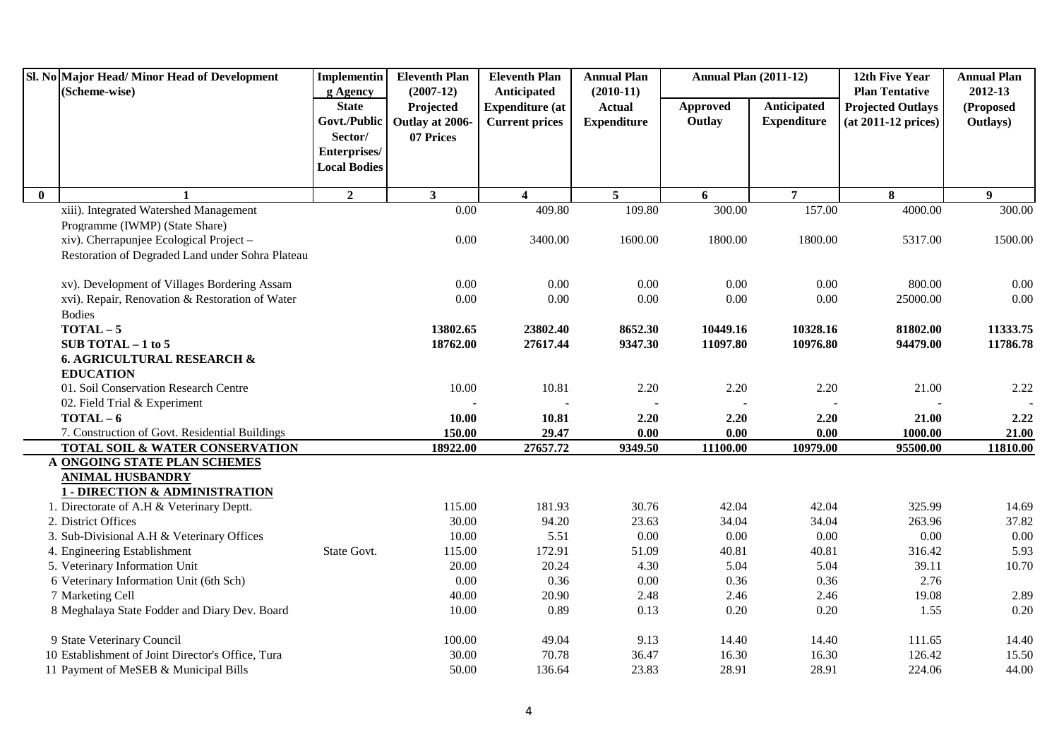| Sl. No | Major Head/ Minor Head of Development (Scheme-wise) | Implementing Agency State Govt./Public Sector/ Enterprises/ Local Bodies | Eleventh Plan (2007-12) Projected Outlay at 2006-07 Prices | Eleventh Plan Anticipated Expenditure (at Current prices | Annual Plan (2010-11) Actual Expenditure | Annual Plan (2011-12) | | 12th Five Year Plan Tentative Projected Outlays (at 2011-12 prices) | Annual Plan 2012-13 (Proposed Outlays) |
|---|---|---|---|---|---|---|---|---|---|
| | | | | | | Approved Outlay | Anticipated Expenditure | | |
| 0 | 1 | 2 | 3 | 4 | 5 | 6 | 7 | 8 | 9 |
| | xiii). Integrated Watershed Management Programme (IWMP) (State Share) | | 0.00 | 409.80 | 109.80 | 300.00 | 157.00 | 4000.00 | 300.00 |
| | xiv). Cherrapunjee Ecological Project – Restoration of Degraded Land under Sohra Plateau | | 0.00 | 3400.00 | 1600.00 | 1800.00 | 1800.00 | 5317.00 | 1500.00 |
| | xv). Development of Villages Bordering Assam | | 0.00 | 0.00 | 0.00 | 0.00 | 0.00 | 800.00 | 0.00 |
| | xvi). Repair, Renovation & Restoration of Water Bodies | | 0.00 | 0.00 | 0.00 | 0.00 | 0.00 | 25000.00 | 0.00 |
| | **TOTAL – 5** | | **13802.65** | **23802.40** | **8652.30** | **10449.16** | **10328.16** | **81802.00** | **11333.75** |
| | **SUB TOTAL – 1 to 5** | | **18762.00** | **27617.44** | **9347.30** | **11097.80** | **10976.80** | **94479.00** | **11786.78** |
| | **6. AGRICULTURAL RESEARCH & EDUCATION** | | | | | | | | |
| | 01. Soil Conservation Research Centre | | 10.00 | 10.81 | 2.20 | 2.20 | 2.20 | 21.00 | 2.22 |
| | 02. Field Trial & Experiment | | - | - | - | - | - | - | - |
| | **TOTAL – 6** | | **10.00** | **10.81** | **2.20** | **2.20** | **2.20** | **21.00** | **2.22** |
| | **7. Construction of Govt. Residential Buildings** | | **150.00** | **29.47** | **0.00** | **0.00** | **0.00** | **1000.00** | **21.00** |
| | **TOTAL SOIL & WATER CONSERVATION** | | **18922.00** | **27657.72** | **9349.50** | **11100.00** | **10979.00** | **95500.00** | **11810.00** |
| | **A ONGOING STATE PLAN SCHEMES** | | | | | | | | |
| | **ANIMAL HUSBANDRY** | | | | | | | | |
| | **1 - DIRECTION & ADMINISTRATION** | | | | | | | | |
| | 1. Directorate of A.H & Veterinary Deptt. | | 115.00 | 181.93 | 30.76 | 42.04 | 42.04 | 325.99 | 14.69 |
| | 2. District Offices | | 30.00 | 94.20 | 23.63 | 34.04 | 34.04 | 263.96 | 37.82 |
| | 3. Sub-Divisional A.H & Veterinary Offices | | 10.00 | 5.51 | 0.00 | 0.00 | 0.00 | 0.00 | 0.00 |
| | 4. Engineering Establishment | State Govt. | 115.00 | 172.91 | 51.09 | 40.81 | 40.81 | 316.42 | 5.93 |
| | 5. Veterinary Information Unit | | 20.00 | 20.24 | 4.30 | 5.04 | 5.04 | 39.11 | 10.70 |
| | 6 Veterinary Information Unit (6th Sch) | | 0.00 | 0.36 | 0.00 | 0.36 | 0.36 | 2.76 | |
| | 7 Marketing Cell | | 40.00 | 20.90 | 2.48 | 2.46 | 2.46 | 19.08 | 2.89 |
| | 8 Meghalaya State Fodder and Diary Dev. Board | | 10.00 | 0.89 | 0.13 | 0.20 | 0.20 | 1.55 | 0.20 |
| | 9 State Veterinary Council | | 100.00 | 49.04 | 9.13 | 14.40 | 14.40 | 111.65 | 14.40 |
| | 10 Establishment of Joint Director's Office, Tura | | 30.00 | 70.78 | 36.47 | 16.30 | 16.30 | 126.42 | 15.50 |
| | 11 Payment of MeSEB & Municipal Bills | | 50.00 | 136.64 | 23.83 | 28.91 | 28.91 | 224.06 | 44.00 |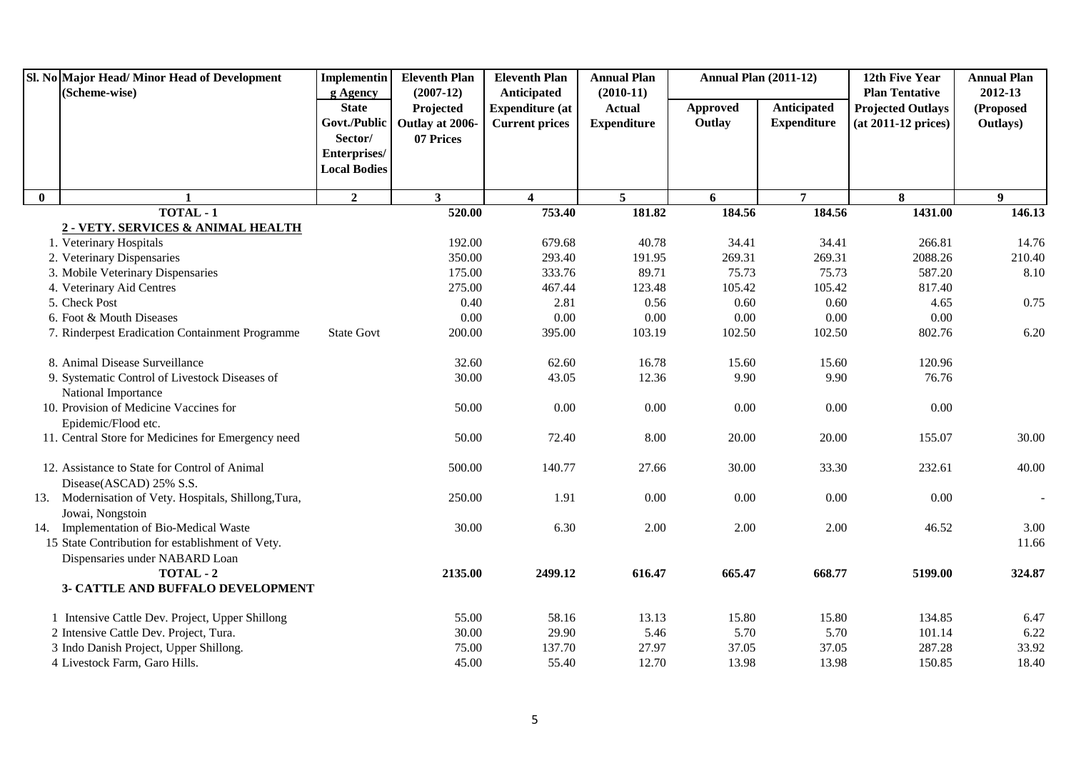| Sl. No | Major Head/ Minor Head of Development (Scheme-wise) | Implementing Agency State Govt./Public Sector/ Enterprises/ Local Bodies | Eleventh Plan (2007-12) Projected Outlay at 2006-07 Prices | Eleventh Plan Anticipated Expenditure (at Current prices | Annual Plan (2010-11) Actual Expenditure | Annual Plan (2011-12) Approved Outlay | Annual Plan (2011-12) Anticipated Expenditure | 12th Five Year Plan Tentative Projected Outlays (at 2011-12 prices) | Annual Plan 2012-13 (Proposed Outlays) |
|---|---|---|---|---|---|---|---|---|---|
| 0 | 1 | 2 | 3 | 4 | 5 | 6 | 7 | 8 | 9 |
| | **TOTAL - 1** | | **520.00** | **753.40** | **181.82** | **184.56** | **184.56** | **1431.00** | **146.13** |
| | **2 - VETY. SERVICES & ANIMAL HEALTH** | | | | | | | | |
| | 1. Veterinary Hospitals | | 192.00 | 679.68 | 40.78 | 34.41 | 34.41 | 266.81 | 14.76 |
| | 2. Veterinary Dispensaries | | 350.00 | 293.40 | 191.95 | 269.31 | 269.31 | 2088.26 | 210.40 |
| | 3. Mobile Veterinary Dispensaries | | 175.00 | 333.76 | 89.71 | 75.73 | 75.73 | 587.20 | 8.10 |
| | 4. Veterinary Aid Centres | | 275.00 | 467.44 | 123.48 | 105.42 | 105.42 | 817.40 | |
| | 5. Check Post | | 0.40 | 2.81 | 0.56 | 0.60 | 0.60 | 4.65 | 0.75 |
| | 6. Foot & Mouth Diseases | | 0.00 | 0.00 | 0.00 | 0.00 | 0.00 | 0.00 | |
| | 7. Rinderpest Eradication Containment Programme | State Govt | 200.00 | 395.00 | 103.19 | 102.50 | 102.50 | 802.76 | 6.20 |
| | 8. Animal Disease Surveillance | | 32.60 | 62.60 | 16.78 | 15.60 | 15.60 | 120.96 | |
| | 9. Systematic Control of Livestock Diseases of National Importance | | 30.00 | 43.05 | 12.36 | 9.90 | 9.90 | 76.76 | |
| | 10. Provision of Medicine Vaccines for Epidemic/Flood etc. | | 50.00 | 0.00 | 0.00 | 0.00 | 0.00 | 0.00 | |
| | 11. Central Store for Medicines for Emergency need | | 50.00 | 72.40 | 8.00 | 20.00 | 20.00 | 155.07 | 30.00 |
| | 12. Assistance to State for Control of Animal Disease(ASCAD) 25% S.S. | | 500.00 | 140.77 | 27.66 | 30.00 | 33.30 | 232.61 | 40.00 |
| | 13. Modernisation of Vety. Hospitals, Shillong,Tura, Jowai, Nongstoin | | 250.00 | 1.91 | 0.00 | 0.00 | 0.00 | 0.00 | - |
| | 14. Implementation of Bio-Medical Waste | | 30.00 | 6.30 | 2.00 | 2.00 | 2.00 | 46.52 | 3.00 |
| | 15 State Contribution for establishment of Vety. Dispensaries under NABARD Loan | | | | | | | | 11.66 |
| | **TOTAL - 2** | | **2135.00** | **2499.12** | **616.47** | **665.47** | **668.77** | **5199.00** | **324.87** |
| | **3- CATTLE AND BUFFALO DEVELOPMENT** | | | | | | | | |
| | 1 Intensive Cattle Dev. Project, Upper Shillong | | 55.00 | 58.16 | 13.13 | 15.80 | 15.80 | 134.85 | 6.47 |
| | 2 Intensive Cattle Dev. Project, Tura. | | 30.00 | 29.90 | 5.46 | 5.70 | 5.70 | 101.14 | 6.22 |
| | 3 Indo Danish Project, Upper Shillong. | | 75.00 | 137.70 | 27.97 | 37.05 | 37.05 | 287.28 | 33.92 |
| | 4 Livestock Farm, Garo Hills. | | 45.00 | 55.40 | 12.70 | 13.98 | 13.98 | 150.85 | 18.40 |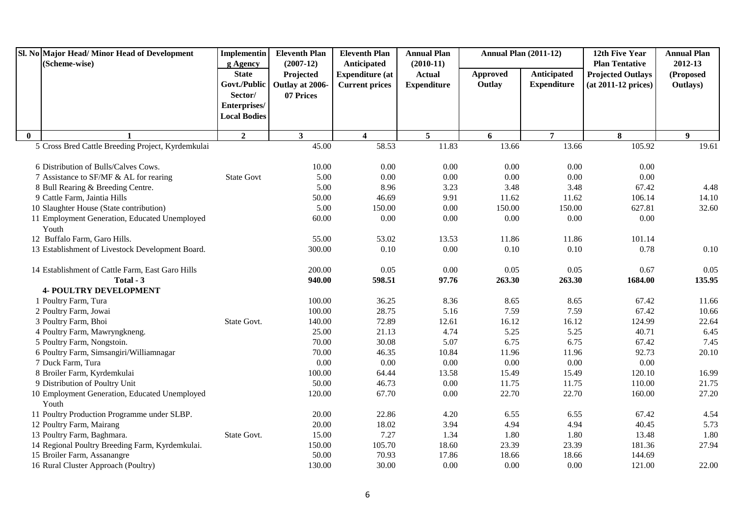| Sl. No | Major Head/ Minor Head of Development (Scheme-wise) | Implementing Agency State Govt./Public Sector/ Enterprises/ Local Bodies | Eleventh Plan (2007-12) Projected Outlay at 2006-07 Prices | Eleventh Plan Anticipated Expenditure (at Current prices | Annual Plan (2010-11) Actual Expenditure | Annual Plan (2011-12) | | 12th Five Year Plan Tentative Projected Outlays (at 2011-12 prices) | Annual Plan 2012-13 (Proposed Outlays) |
|---|---|---|---|---|---|---|---|---|---|
| | | | | | | Approved Outlay | Anticipated Expenditure | | |
| 0 | 1 | 2 | 3 | 4 | 5 | 6 | 7 | 8 | 9 |
| 5 | Cross Bred Cattle Breeding Project, Kyrdemkulai | | 45.00 | 58.53 | 11.83 | 13.66 | 13.66 | 105.92 | 19.61 |
| 6 | Distribution of Bulls/Calves Cows. | | 10.00 | 0.00 | 0.00 | 0.00 | 0.00 | 0.00 | |
| 7 | Assistance to SF/MF & AL for rearing | State Govt | 5.00 | 0.00 | 0.00 | 0.00 | 0.00 | 0.00 | |
| 8 | Bull Rearing & Breeding Centre. | | 5.00 | 8.96 | 3.23 | 3.48 | 3.48 | 67.42 | 4.48 |
| 9 | Cattle Farm, Jaintia Hills | | 50.00 | 46.69 | 9.91 | 11.62 | 11.62 | 106.14 | 14.10 |
| 10 | Slaughter House (State contribution) | | 5.00 | 150.00 | 0.00 | 150.00 | 150.00 | 627.81 | 32.60 |
| 11 | Employment Generation, Educated Unemployed Youth | | 60.00 | 0.00 | 0.00 | 0.00 | 0.00 | 0.00 | |
| 12 | Buffalo Farm, Garo Hills. | | 55.00 | 53.02 | 13.53 | 11.86 | 11.86 | 101.14 | |
| 13 | Establishment of Livestock Development Board. | | 300.00 | 0.10 | 0.00 | 0.10 | 0.10 | 0.78 | 0.10 |
| 14 | Establishment of Cattle Farm, East Garo Hills | | 200.00 | 0.05 | 0.00 | 0.05 | 0.05 | 0.67 | 0.05 |
| | **Total - 3** | | **940.00** | **598.51** | **97.76** | **263.30** | **263.30** | **1684.00** | **135.95** |
| | **4- POULTRY DEVELOPMENT** | | | | | | | | |
| 1 | Poultry Farm, Tura | | 100.00 | 36.25 | 8.36 | 8.65 | 8.65 | 67.42 | 11.66 |
| 2 | Poultry Farm, Jowai | | 100.00 | 28.75 | 5.16 | 7.59 | 7.59 | 67.42 | 10.66 |
| 3 | Poultry Farm, Bhoi | State Govt. | 140.00 | 72.89 | 12.61 | 16.12 | 16.12 | 124.99 | 22.64 |
| 4 | Poultry Farm, Mawryngkneng. | | 25.00 | 21.13 | 4.74 | 5.25 | 5.25 | 40.71 | 6.45 |
| 5 | Poultry Farm, Nongstoin. | | 70.00 | 30.08 | 5.07 | 6.75 | 6.75 | 67.42 | 7.45 |
| 6 | Poultry Farm, Simsangiri/Williamnagar | | 70.00 | 46.35 | 10.84 | 11.96 | 11.96 | 92.73 | 20.10 |
| 7 | Duck Farm, Tura | | 0.00 | 0.00 | 0.00 | 0.00 | 0.00 | 0.00 | |
| 8 | Broiler Farm, Kyrdemkulai | | 100.00 | 64.44 | 13.58 | 15.49 | 15.49 | 120.10 | 16.99 |
| 9 | Distribution of Poultry Unit | | 50.00 | 46.73 | 0.00 | 11.75 | 11.75 | 110.00 | 21.75 |
| 10 | Employment Generation, Educated Unemployed Youth | | 120.00 | 67.70 | 0.00 | 22.70 | 22.70 | 160.00 | 27.20 |
| 11 | Poultry Production Programme under SLBP. | | 20.00 | 22.86 | 4.20 | 6.55 | 6.55 | 67.42 | 4.54 |
| 12 | Poultry Farm, Mairang | | 20.00 | 18.02 | 3.94 | 4.94 | 4.94 | 40.45 | 5.73 |
| 13 | Poultry Farm, Baghmara. | State Govt. | 15.00 | 7.27 | 1.34 | 1.80 | 1.80 | 13.48 | 1.80 |
| 14 | Regional Poultry Breeding Farm, Kyrdemkulai. | | 150.00 | 105.70 | 18.60 | 23.39 | 23.39 | 181.36 | 27.94 |
| 15 | Broiler Farm, Assanangre | | 50.00 | 70.93 | 17.86 | 18.66 | 18.66 | 144.69 | |
| 16 | Rural Cluster Approach (Poultry) | | 130.00 | 30.00 | 0.00 | 0.00 | 0.00 | 121.00 | 22.00 |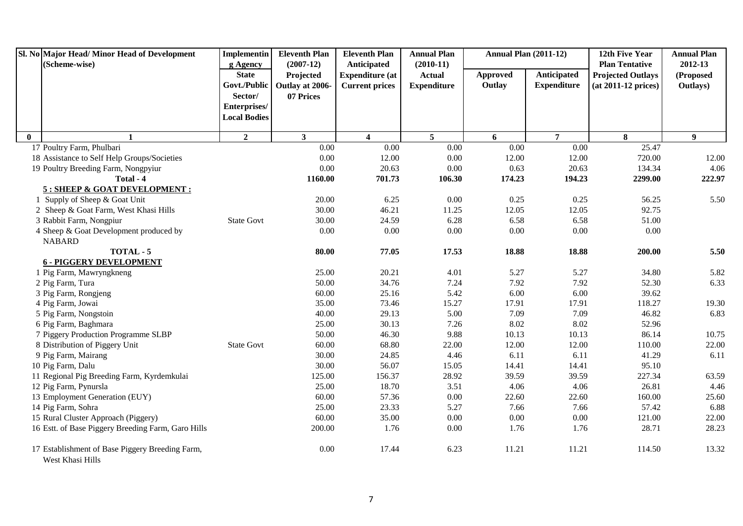| Sl. No | Major Head/ Minor Head of Development (Scheme-wise) | Implementing Agency State Govt./Public Sector/ Enterprises/ Local Bodies | Eleventh Plan (2007-12) Projected Outlay at 2006-07 Prices | Eleventh Plan Anticipated Expenditure (at Current prices | Annual Plan (2010-11) Actual Expenditure | Annual Plan (2011-12) Approved Outlay | Annual Plan (2011-12) Anticipated Expenditure | 12th Five Year Plan Tentative Projected Outlays (at 2011-12 prices) | Annual Plan 2012-13 (Proposed Outlays) |
|---|---|---|---|---|---|---|---|---|---|
| 0 | 1 | 2 | 3 | 4 | 5 | 6 | 7 | 8 | 9 |
| 17 | Poultry Farm, Phulbari | | 0.00 | 0.00 | 0.00 | 0.00 | 0.00 | 25.47 | |
| 18 | Assistance to Self Help Groups/Societies | | 0.00 | 12.00 | 0.00 | 12.00 | 12.00 | 720.00 | 12.00 |
| 19 | Poultry Breeding Farm, Nongpyiur | | 0.00 | 20.63 | 0.00 | 0.63 | 20.63 | 134.34 | 4.06 |
| | **Total - 4** | | **1160.00** | **701.73** | **106.30** | **174.23** | **194.23** | **2299.00** | **222.97** |
| | **5 : SHEEP & GOAT DEVELOPMENT :** | | | | | | | | |
| 1 | Supply of Sheep & Goat Unit | | 20.00 | 6.25 | 0.00 | 0.25 | 0.25 | 56.25 | 5.50 |
| 2 | Sheep & Goat Farm, West Khasi Hills | | 30.00 | 46.21 | 11.25 | 12.05 | 12.05 | 92.75 | |
| 3 | Rabbit Farm, Nongpiur | State Govt | 30.00 | 24.59 | 6.28 | 6.58 | 6.58 | 51.00 | |
| 4 | Sheep & Goat Development produced by NABARD | | 0.00 | 0.00 | 0.00 | 0.00 | 0.00 | 0.00 | |
| | **TOTAL - 5** | | **80.00** | **77.05** | **17.53** | **18.88** | **18.88** | **200.00** | **5.50** |
| | **6 - PIGGERY DEVELOPMENT** | | | | | | | | |
| 1 | Pig Farm, Mawryngkneng | | 25.00 | 20.21 | 4.01 | 5.27 | 5.27 | 34.80 | 5.82 |
| 2 | Pig Farm, Tura | | 50.00 | 34.76 | 7.24 | 7.92 | 7.92 | 52.30 | 6.33 |
| 3 | Pig Farm, Rongjeng | | 60.00 | 25.16 | 5.42 | 6.00 | 6.00 | 39.62 | |
| 4 | Pig Farm, Jowai | | 35.00 | 73.46 | 15.27 | 17.91 | 17.91 | 118.27 | 19.30 |
| 5 | Pig Farm, Nongstoin | | 40.00 | 29.13 | 5.00 | 7.09 | 7.09 | 46.82 | 6.83 |
| 6 | Pig Farm, Baghmara | | 25.00 | 30.13 | 7.26 | 8.02 | 8.02 | 52.96 | |
| 7 | Piggery Production Programme SLBP | | 50.00 | 46.30 | 9.88 | 10.13 | 10.13 | 86.14 | 10.75 |
| 8 | Distribution of Piggery Unit | State Govt | 60.00 | 68.80 | 22.00 | 12.00 | 12.00 | 110.00 | 22.00 |
| 9 | Pig Farm, Mairang | | 30.00 | 24.85 | 4.46 | 6.11 | 6.11 | 41.29 | 6.11 |
| 10 | Pig Farm, Dalu | | 30.00 | 56.07 | 15.05 | 14.41 | 14.41 | 95.10 | |
| 11 | Regional Pig Breeding Farm, Kyrdemkulai | | 125.00 | 156.37 | 28.92 | 39.59 | 39.59 | 227.34 | 63.59 |
| 12 | Pig Farm, Pynursla | | 25.00 | 18.70 | 3.51 | 4.06 | 4.06 | 26.81 | 4.46 |
| 13 | Employment Generation (EUY) | | 60.00 | 57.36 | 0.00 | 22.60 | 22.60 | 160.00 | 25.60 |
| 14 | Pig Farm, Sohra | | 25.00 | 23.33 | 5.27 | 7.66 | 7.66 | 57.42 | 6.88 |
| 15 | Rural Cluster Approach (Piggery) | | 60.00 | 35.00 | 0.00 | 0.00 | 0.00 | 121.00 | 22.00 |
| 16 | Estt. of Base Piggery Breeding Farm, Garo Hills | | 200.00 | 1.76 | 0.00 | 1.76 | 1.76 | 28.71 | 28.23 |
| 17 | Establishment of Base Piggery Breeding Farm, West Khasi Hills | | 0.00 | 17.44 | 6.23 | 11.21 | 11.21 | 114.50 | 13.32 |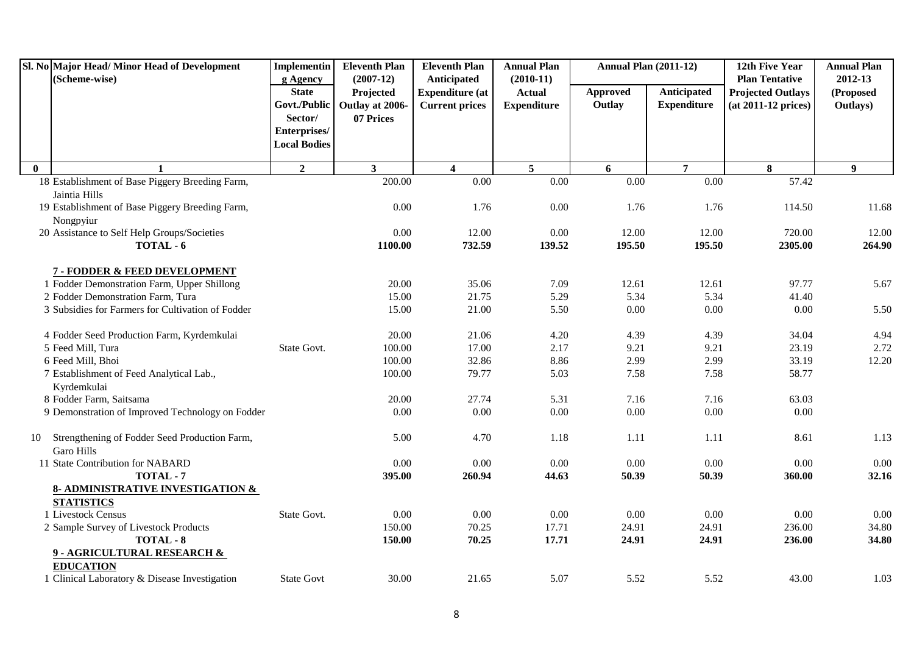| Sl. No | Major Head/ Minor Head of Development (Scheme-wise) | Implementing Agency State Govt./Public Sector/ Enterprises/ Local Bodies | Eleventh Plan (2007-12) Projected Outlay at 2006-07 Prices | Eleventh Plan Anticipated Expenditure (at Current prices | Annual Plan (2010-11) Actual Expenditure | Annual Plan (2011-12) | | 12th Five Year Plan Tentative Projected Outlays (at 2011-12 prices) | Annual Plan 2012-13 (Proposed Outlays) |
|---|---|---|---|---|---|---|---|---|---|
| | | | | | | Approved Outlay | Anticipated Expenditure | | |
| 0 | 1 | 2 | 3 | 4 | 5 | 6 | 7 | 8 | 9 |
| 18 | Establishment of Base Piggery Breeding Farm, Jaintia Hills | | 200.00 | 0.00 | 0.00 | 0.00 | 0.00 | 57.42 | |
| 19 | Establishment of Base Piggery Breeding Farm, Nongpyiur | | 0.00 | 1.76 | 0.00 | 1.76 | 1.76 | 114.50 | 11.68 |
| 20 | Assistance to Self Help Groups/Societies | | 0.00 | 12.00 | 0.00 | 12.00 | 12.00 | 720.00 | 12.00 |
| | **TOTAL - 6** | | **1100.00** | **732.59** | **139.52** | **195.50** | **195.50** | **2305.00** | **264.90** |
| | **7 - FODDER & FEED DEVELOPMENT** | | | | | | | | |
| 1 | Fodder Demonstration Farm, Upper Shillong | | 20.00 | 35.06 | 7.09 | 12.61 | 12.61 | 97.77 | 5.67 |
| 2 | Fodder Demonstration Farm, Tura | | 15.00 | 21.75 | 5.29 | 5.34 | 5.34 | 41.40 | |
| 3 | Subsidies for Farmers for Cultivation of Fodder | | 15.00 | 21.00 | 5.50 | 0.00 | 0.00 | 0.00 | 5.50 |
| 4 | Fodder Seed Production Farm, Kyrdemkulai | | 20.00 | 21.06 | 4.20 | 4.39 | 4.39 | 34.04 | 4.94 |
| 5 | Feed Mill, Tura | State Govt. | 100.00 | 17.00 | 2.17 | 9.21 | 9.21 | 23.19 | 2.72 |
| 6 | Feed Mill, Bhoi | | 100.00 | 32.86 | 8.86 | 2.99 | 2.99 | 33.19 | 12.20 |
| 7 | Establishment of Feed Analytical Lab., Kyrdemkulai | | 100.00 | 79.77 | 5.03 | 7.58 | 7.58 | 58.77 | |
| 8 | Fodder Farm, Saitsama | | 20.00 | 27.74 | 5.31 | 7.16 | 7.16 | 63.03 | |
| 9 | Demonstration of Improved Technology on Fodder | | 0.00 | 0.00 | 0.00 | 0.00 | 0.00 | 0.00 | |
| 10 | Strengthening of Fodder Seed Production Farm, Garo Hills | | 5.00 | 4.70 | 1.18 | 1.11 | 1.11 | 8.61 | 1.13 |
| 11 | State Contribution for NABARD | | 0.00 | 0.00 | 0.00 | 0.00 | 0.00 | 0.00 | 0.00 |
| | **TOTAL - 7** | | **395.00** | **260.94** | **44.63** | **50.39** | **50.39** | **360.00** | **32.16** |
| | **8- ADMINISTRATIVE INVESTIGATION & STATISTICS** | | | | | | | | |
| 1 | Livestock Census | State Govt. | 0.00 | 0.00 | 0.00 | 0.00 | 0.00 | 0.00 | 0.00 |
| 2 | Sample Survey of Livestock Products | | 150.00 | 70.25 | 17.71 | 24.91 | 24.91 | 236.00 | 34.80 |
| | **TOTAL - 8** | | **150.00** | **70.25** | **17.71** | **24.91** | **24.91** | **236.00** | **34.80** |
| | **9 - AGRICULTURAL RESEARCH & EDUCATION** | | | | | | | | |
| 1 | Clinical Laboratory & Disease Investigation | State Govt | 30.00 | 21.65 | 5.07 | 5.52 | 5.52 | 43.00 | 1.03 |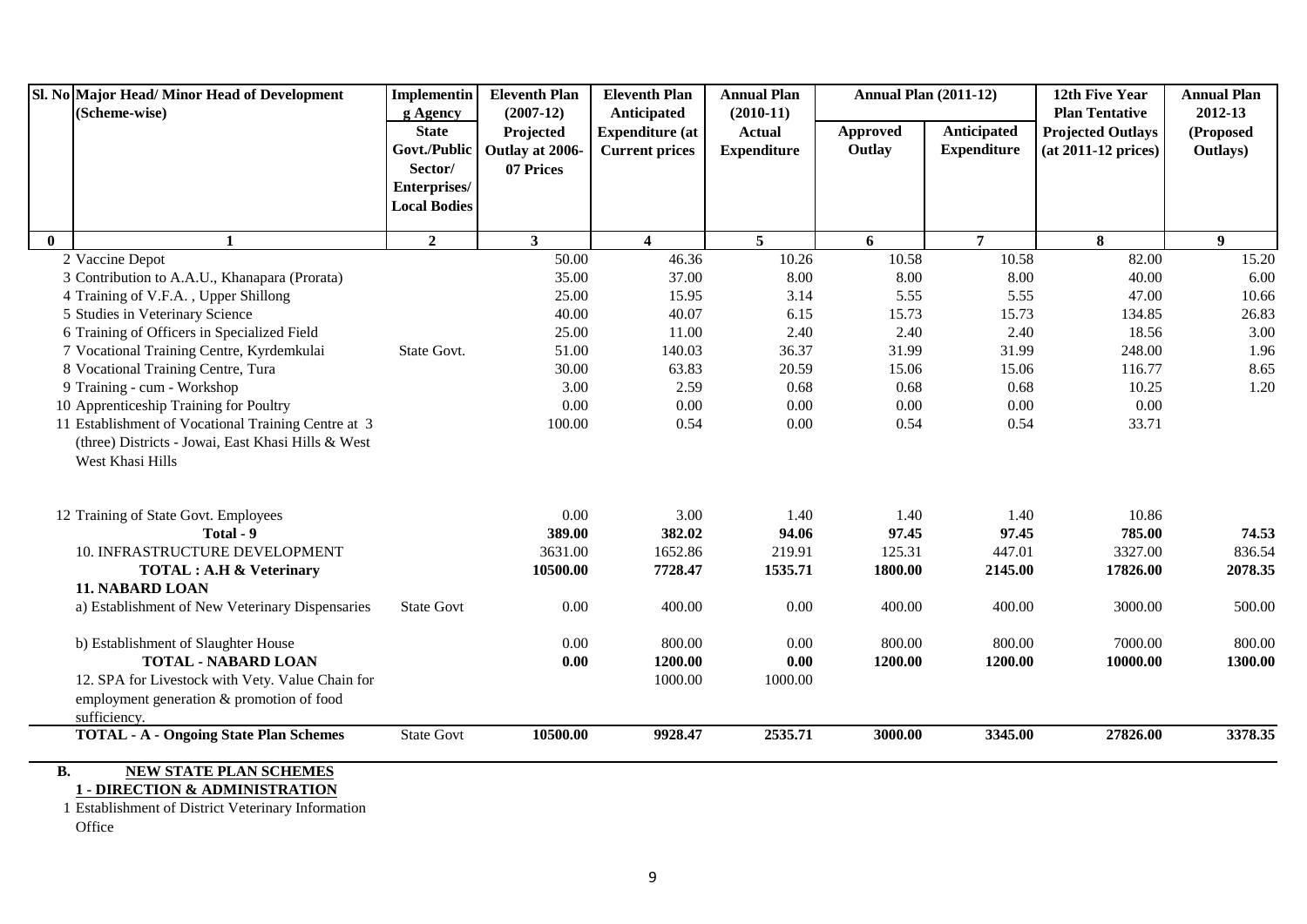| Sl. No | Major Head/ Minor Head of Development (Scheme-wise) | Implementing Agency State Govt./Public Sector/ Enterprises/ Local Bodies | Eleventh Plan (2007-12) Projected Outlay at 2006-07 Prices | Eleventh Plan Anticipated Expenditure (at Current prices | Annual Plan (2010-11) Actual Expenditure | Annual Plan (2011-12) | | 12th Five Year Plan Tentative Projected Outlays (at 2011-12 prices) | Annual Plan 2012-13 (Proposed Outlays) |
|---|---|---|---|---|---|---|---|---|---|
| | | | | | | Approved Outlay | Anticipated Expenditure | | |
| 0 | 1 | 2 | 3 | 4 | 5 | 6 | 7 | 8 | 9 |
| | 2 Vaccine Depot | | 50.00 | 46.36 | 10.26 | 10.58 | 10.58 | 82.00 | 15.20 |
| | 3 Contribution to A.A.U., Khanapara (Prorata) | | 35.00 | 37.00 | 8.00 | 8.00 | 8.00 | 40.00 | 6.00 |
| | 4 Training of V.F.A. , Upper Shillong | | 25.00 | 15.95 | 3.14 | 5.55 | 5.55 | 47.00 | 10.66 |
| | 5 Studies in Veterinary Science | | 40.00 | 40.07 | 6.15 | 15.73 | 15.73 | 134.85 | 26.83 |
| | 6 Training of Officers in Specialized Field | | 25.00 | 11.00 | 2.40 | 2.40 | 2.40 | 18.56 | 3.00 |
| | 7 Vocational Training Centre, Kyrdemkulai | State Govt. | 51.00 | 140.03 | 36.37 | 31.99 | 31.99 | 248.00 | 1.96 |
| | 8 Vocational Training Centre, Tura | | 30.00 | 63.83 | 20.59 | 15.06 | 15.06 | 116.77 | 8.65 |
| | 9 Training - cum - Workshop | | 3.00 | 2.59 | 0.68 | 0.68 | 0.68 | 10.25 | 1.20 |
| | 10 Apprenticeship Training for Poultry | | 0.00 | 0.00 | 0.00 | 0.00 | 0.00 | 0.00 | |
| | 11 Establishment of Vocational Training Centre at 3 (three) Districts - Jowai, East Khasi Hills & West West Khasi Hills | | 100.00 | 0.54 | 0.00 | 0.54 | 0.54 | 33.71 | |
| | 12 Training of State Govt. Employees | | 0.00 | 3.00 | 1.40 | 1.40 | 1.40 | 10.86 | |
| | **Total - 9** | | **389.00** | **382.02** | **94.06** | **97.45** | **97.45** | **785.00** | **74.53** |
| | 10. INFRASTRUCTURE DEVELOPMENT | | 3631.00 | 1652.86 | 219.91 | 125.31 | 447.01 | 3327.00 | 836.54 |
| | **TOTAL : A.H & Veterinary** | | **10500.00** | **7728.47** | **1535.71** | **1800.00** | **2145.00** | **17826.00** | **2078.35** |
| | **11. NABARD LOAN** | | | | | | | | |
| | a) Establishment of New Veterinary Dispensaries | State Govt | 0.00 | 400.00 | 0.00 | 400.00 | 400.00 | 3000.00 | 500.00 |
| | b) Establishment of Slaughter House | | 0.00 | 800.00 | 0.00 | 800.00 | 800.00 | 7000.00 | 800.00 |
| | **TOTAL - NABARD LOAN** | | **0.00** | **1200.00** | **0.00** | **1200.00** | **1200.00** | **10000.00** | **1300.00** |
| | 12. SPA for Livestock with Vety. Value Chain for employment generation & promotion of food sufficiency. | | | 1000.00 | 1000.00 | | | | |
| | **TOTAL - A - Ongoing State Plan Schemes** | State Govt | **10500.00** | **9928.47** | **2535.71** | **3000.00** | **3345.00** | **27826.00** | **3378.35** |

**B.** **NEW STATE PLAN SCHEMES**

**1 - DIRECTION & ADMINISTRATION**

1 Establishment of District Veterinary Information Office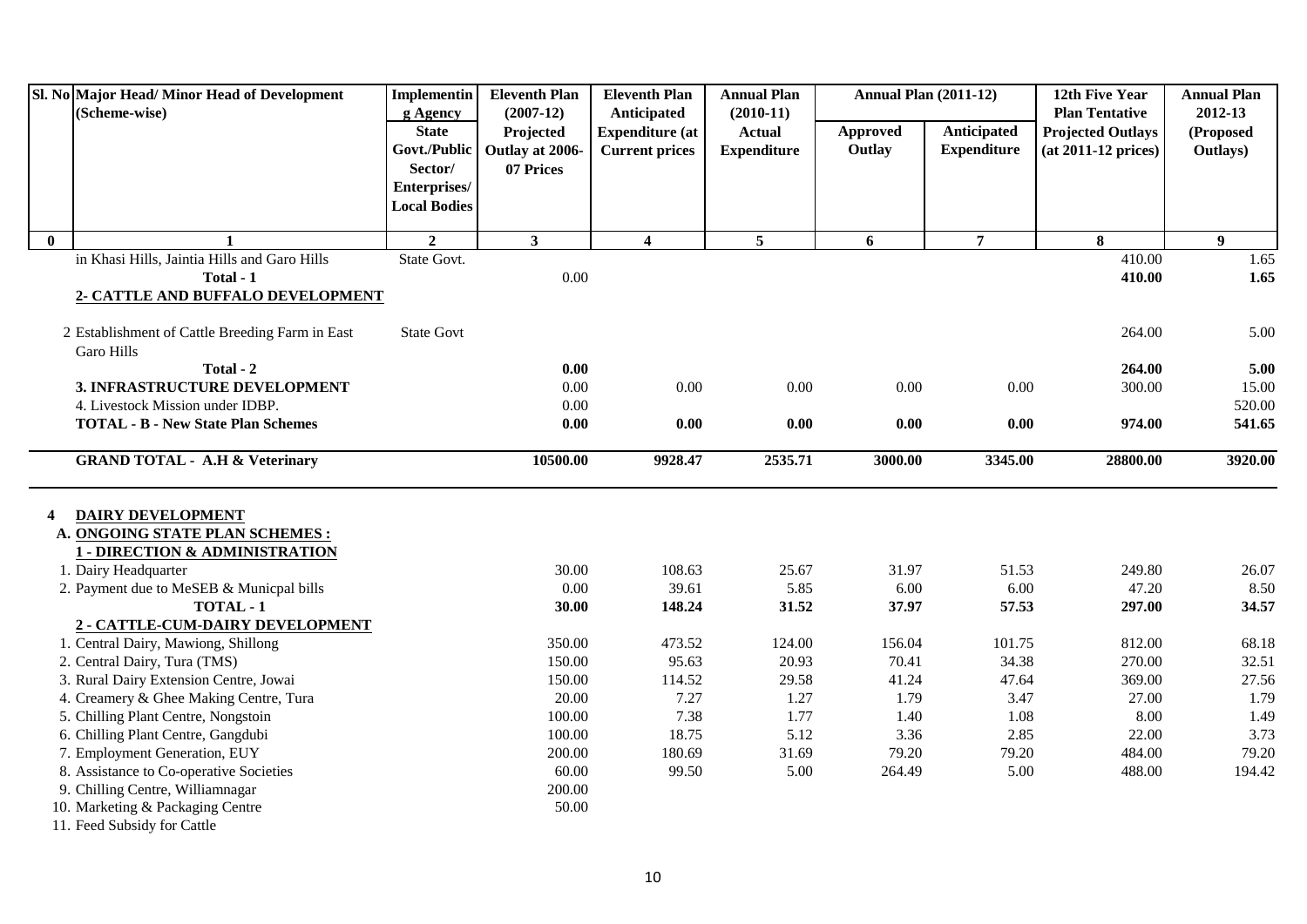| Sl. No | Major Head/ Minor Head of Development (Scheme-wise) | Implementing Agency State Govt./Public Sector/ Enterprises/ Local Bodies | Eleventh Plan (2007-12) Projected Outlay at 2006-07 Prices | Eleventh Plan Anticipated Expenditure (at Current prices | Annual Plan (2010-11) Actual Expenditure | Annual Plan (2011-12) | | 12th Five Year Plan Tentative Projected Outlays (at 2011-12 prices) | Annual Plan 2012-13 (Proposed Outlays) |
|---|---|---|---|---|---|---|---|---|---|
| | | | | | | Approved Outlay | Anticipated Expenditure | | |
| 0 | 1 | 2 | 3 | 4 | 5 | 6 | 7 | 8 | 9 |
| | in Khasi Hills, Jaintia Hills and Garo Hills | State Govt. | | | | | | 410.00 | 1.65 |
| | Total - 1 | | 0.00 | | | | | **410.00** | **1.65** |
| | **2- CATTLE AND BUFFALO DEVELOPMENT** | | | | | | | | |
| | 2 Establishment of Cattle Breeding Farm in East Garo Hills | State Govt | | | | | | 264.00 | 5.00 |
| | **Total - 2** | | **0.00** | | | | | **264.00** | **5.00** |
| | **3. INFRASTRUCTURE DEVELOPMENT** | | 0.00 | 0.00 | 0.00 | 0.00 | 0.00 | 300.00 | 15.00 |
| | 4. Livestock Mission under IDBP. | | 0.00 | | | | | | 520.00 |
| | **TOTAL - B - New State Plan Schemes** | | **0.00** | **0.00** | **0.00** | **0.00** | **0.00** | **974.00** | **541.65** |
| | **GRAND TOTAL - A.H & Veterinary** | | **10500.00** | **9928.47** | **2535.71** | **3000.00** | **3345.00** | **28800.00** | **3920.00** |
| **4** | **DAIRY DEVELOPMENT** | | | | | | | | |
| | **A. ONGOING STATE PLAN SCHEMES :** | | | | | | | | |
| | **1 - DIRECTION & ADMINISTRATION** | | | | | | | | |
| | 1. Dairy Headquarter | | 30.00 | 108.63 | 25.67 | 31.97 | 51.53 | 249.80 | 26.07 |
| | 2. Payment due to MeSEB & Municpal bills | | 0.00 | 39.61 | 5.85 | 6.00 | 6.00 | 47.20 | 8.50 |
| | **TOTAL - 1** | | **30.00** | **148.24** | **31.52** | **37.97** | **57.53** | **297.00** | **34.57** |
| | **2 - CATTLE-CUM-DAIRY DEVELOPMENT** | | | | | | | | |
| | 1. Central Dairy, Mawiong, Shillong | | 350.00 | 473.52 | 124.00 | 156.04 | 101.75 | 812.00 | 68.18 |
| | 2. Central Dairy, Tura (TMS) | | 150.00 | 95.63 | 20.93 | 70.41 | 34.38 | 270.00 | 32.51 |
| | 3. Rural Dairy Extension Centre, Jowai | | 150.00 | 114.52 | 29.58 | 41.24 | 47.64 | 369.00 | 27.56 |
| | 4. Creamery & Ghee Making Centre, Tura | | 20.00 | 7.27 | 1.27 | 1.79 | 3.47 | 27.00 | 1.79 |
| | 5. Chilling Plant Centre, Nongstoin | | 100.00 | 7.38 | 1.77 | 1.40 | 1.08 | 8.00 | 1.49 |
| | 6. Chilling Plant Centre, Gangdubi | | 100.00 | 18.75 | 5.12 | 3.36 | 2.85 | 22.00 | 3.73 |
| | 7. Employment Generation, EUY | | 200.00 | 180.69 | 31.69 | 79.20 | 79.20 | 484.00 | 79.20 |
| | 8. Assistance to Co-operative Societies | | 60.00 | 99.50 | 5.00 | 264.49 | 5.00 | 488.00 | 194.42 |
| | 9. Chilling Centre, Williamnagar | | 200.00 | | | | | | |
| | 10. Marketing & Packaging Centre | | 50.00 | | | | | | |
| | 11. Feed Subsidy for Cattle | | | | | | | | |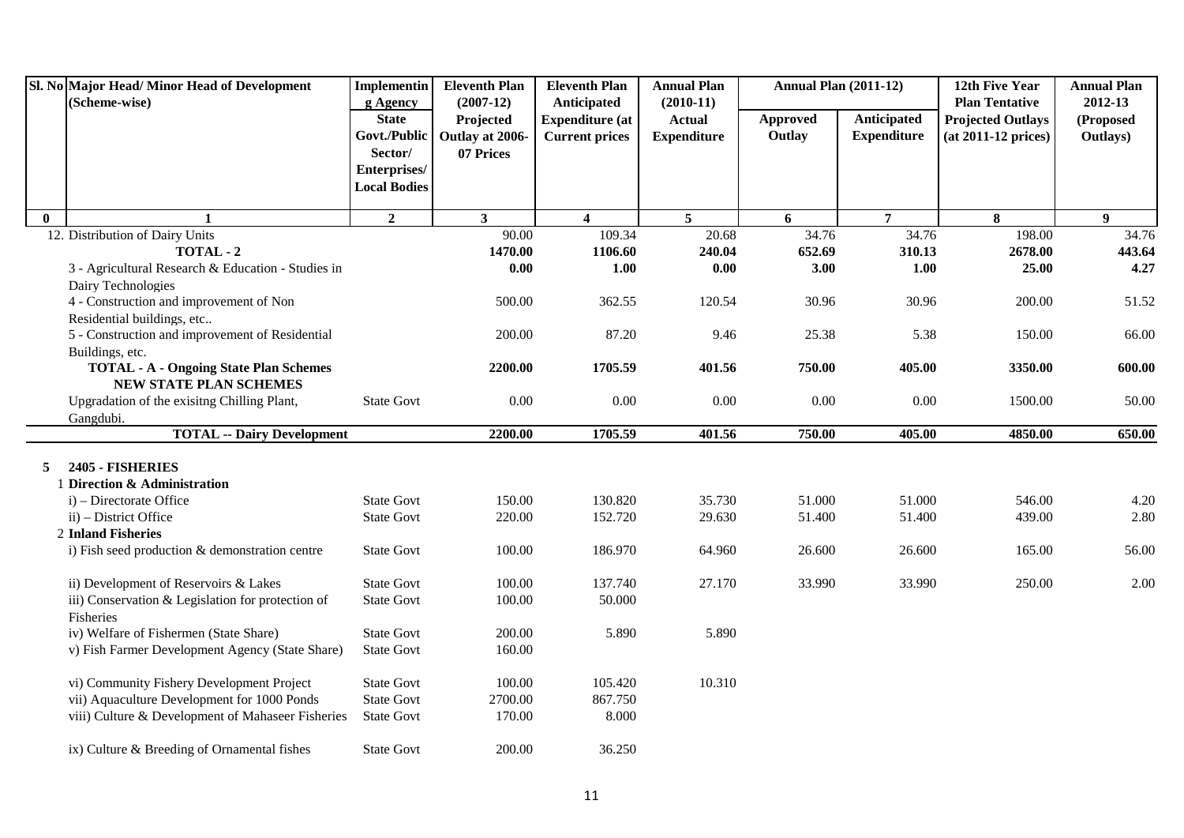| Sl. No | Major Head/ Minor Head of Development (Scheme-wise) | Implementing Agency State Govt./Public Sector/ Enterprises/ Local Bodies | Eleventh Plan (2007-12) Projected Outlay at 2006-07 Prices | Eleventh Plan Anticipated Expenditure (at Current prices | Annual Plan (2010-11) Actual Expenditure | Annual Plan (2011-12) | | 12th Five Year Plan Tentative Projected Outlays (at 2011-12 prices) | Annual Plan 2012-13 (Proposed Outlays) |
|---|---|---|---|---|---|---|---|---|---|
| | | | | | | Approved Outlay | Anticipated Expenditure | | |
| 0 | 1 | 2 | 3 | 4 | 5 | 6 | 7 | 8 | 9 |
| | 12. Distribution of Dairy Units | | 90.00 | 109.34 | 20.68 | 34.76 | 34.76 | 198.00 | 34.76 |
| | **TOTAL - 2** | | **1470.00** | **1106.60** | **240.04** | **652.69** | **310.13** | **2678.00** | **443.64** |
| | 3 - Agricultural Research & Education - Studies in Dairy Technologies | | **0.00** | **1.00** | **0.00** | **3.00** | **1.00** | **25.00** | **4.27** |
| | 4 - Construction and improvement of Non Residential buildings, etc.. | | 500.00 | 362.55 | 120.54 | 30.96 | 30.96 | 200.00 | 51.52 |
| | 5 - Construction and improvement of Residential Buildings, etc. | | 200.00 | 87.20 | 9.46 | 25.38 | 5.38 | 150.00 | 66.00 |
| | **TOTAL - A - Ongoing State Plan Schemes** | | **2200.00** | **1705.59** | **401.56** | **750.00** | **405.00** | **3350.00** | **600.00** |
| | **NEW STATE PLAN SCHEMES** | | | | | | | | |
| | Upgradation of the exisitng Chilling Plant, Gangdubi. | State Govt | 0.00 | 0.00 | 0.00 | 0.00 | 0.00 | 1500.00 | 50.00 |
| | **TOTAL -- Dairy Development** | | **2200.00** | **1705.59** | **401.56** | **750.00** | **405.00** | **4850.00** | **650.00** |
| **5** | **2405 - FISHERIES** | | | | | | | | |
| | 1 **Direction & Administration** | | | | | | | | |
| | i) – Directorate Office | State Govt | 150.00 | 130.820 | 35.730 | 51.000 | 51.000 | 546.00 | 4.20 |
| | ii) – District Office | State Govt | 220.00 | 152.720 | 29.630 | 51.400 | 51.400 | 439.00 | 2.80 |
| | 2 **Inland Fisheries** | | | | | | | | |
| | i) Fish seed production & demonstration centre | State Govt | 100.00 | 186.970 | 64.960 | 26.600 | 26.600 | 165.00 | 56.00 |
| | ii) Development of Reservoirs & Lakes | State Govt | 100.00 | 137.740 | 27.170 | 33.990 | 33.990 | 250.00 | 2.00 |
| | iii) Conservation & Legislation for protection of Fisheries | State Govt | 100.00 | 50.000 | | | | | |
| | iv) Welfare of Fishermen (State Share) | State Govt | 200.00 | 5.890 | 5.890 | | | | |
| | v) Fish Farmer Development Agency (State Share) | State Govt | 160.00 | | | | | | |
| | vi) Community Fishery Development Project | State Govt | 100.00 | 105.420 | 10.310 | | | | |
| | vii) Aquaculture Development for 1000 Ponds | State Govt | 2700.00 | 867.750 | | | | | |
| | viii) Culture & Development of Mahaseer Fisheries | State Govt | 170.00 | 8.000 | | | | | |
| | ix) Culture & Breeding of Ornamental fishes | State Govt | 200.00 | 36.250 | | | | | |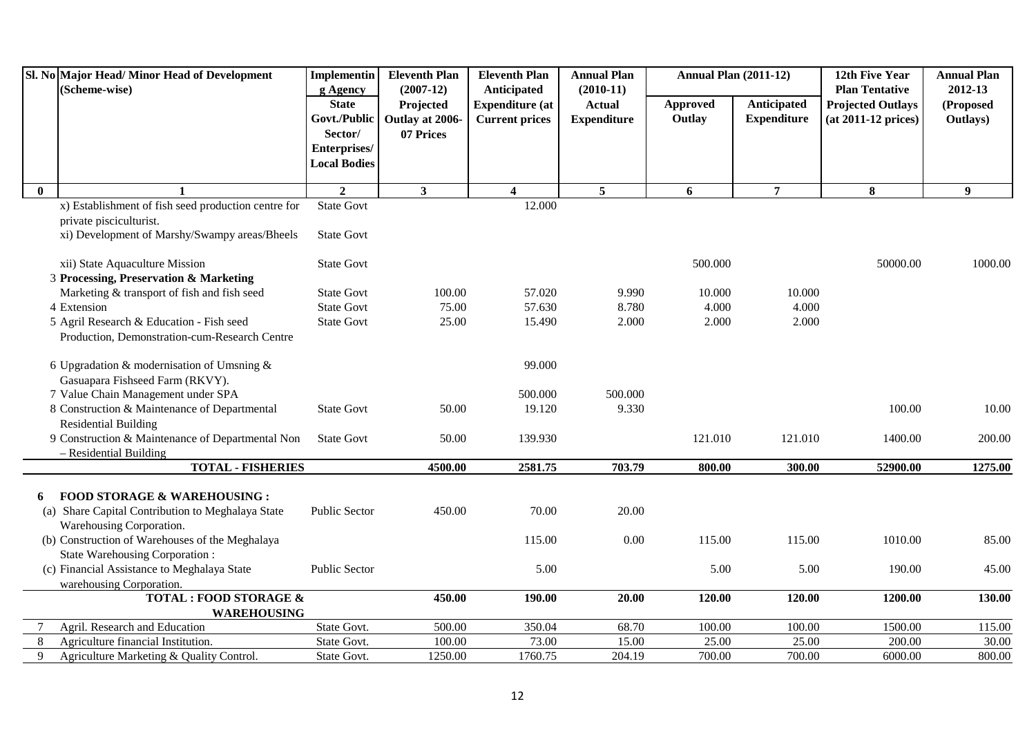| Sl. No | Major Head/ Minor Head of Development (Scheme-wise) | Implementing Agency State Govt./Public Sector/ Enterprises/ Local Bodies | Eleventh Plan (2007-12) Projected Outlay at 2006-07 Prices | Eleventh Plan Anticipated Expenditure (at Current prices | Annual Plan (2010-11) Actual Expenditure | Annual Plan (2011-12) | | 12th Five Year Plan Tentative Projected Outlays (at 2011-12 prices) | Annual Plan 2012-13 (Proposed Outlays) |
|---|---|---|---|---|---|---|---|---|---|
| | | | | | | Approved Outlay | Anticipated Expenditure | | |
| 0 | 1 | 2 | 3 | 4 | 5 | 6 | 7 | 8 | 9 |
| | x) Establishment of fish seed production centre for private pisciculturist. | State Govt | | 12.000 | | | | | |
| | xi) Development of Marshy/Swampy areas/Bheels | State Govt | | | | | | | |
| | xii) State Aquaculture Mission | State Govt | | | | 500.000 | | 50000.00 | 1000.00 |
| 3 | **Processing, Preservation & Marketing** | | | | | | | | |
| | Marketing & transport of fish and fish seed | State Govt | 100.00 | 57.020 | 9.990 | 10.000 | 10.000 | | |
| 4 | Extension | State Govt | 75.00 | 57.630 | 8.780 | 4.000 | 4.000 | | |
| 5 | Agril Research & Education - Fish seed Production, Demonstration-cum-Research Centre | State Govt | 25.00 | 15.490 | 2.000 | 2.000 | 2.000 | | |
| 6 | Upgradation & modernisation of Umsning & Gasuapara Fishseed Farm (RKVY). | | | 99.000 | | | | | |
| 7 | Value Chain Management under SPA | | | 500.000 | 500.000 | | | | |
| 8 | Construction & Maintenance of Departmental Residential Building | State Govt | 50.00 | 19.120 | 9.330 | | | 100.00 | 10.00 |
| 9 | Construction & Maintenance of Departmental Non – Residential Building | State Govt | 50.00 | 139.930 | | 121.010 | 121.010 | 1400.00 | 200.00 |
| | **TOTAL - FISHERIES** | | **4500.00** | **2581.75** | **703.79** | **800.00** | **300.00** | **52900.00** | **1275.00** |
| **6** | **FOOD STORAGE & WAREHOUSING :** | | | | | | | | |
| (a) | Share Capital Contribution to Meghalaya State Warehousing Corporation. | Public Sector | 450.00 | 70.00 | 20.00 | | | | |
| (b) | Construction of Warehouses of the Meghalaya State Warehousing Corporation : | | | 115.00 | 0.00 | 115.00 | 115.00 | 1010.00 | 85.00 |
| (c) | Financial Assistance to Meghalaya State warehousing Corporation. | Public Sector | | 5.00 | | 5.00 | 5.00 | 190.00 | 45.00 |
| | **TOTAL : FOOD STORAGE & WAREHOUSING** | | **450.00** | **190.00** | **20.00** | **120.00** | **120.00** | **1200.00** | **130.00** |
| 7 | Agril. Research and Education | State Govt. | 500.00 | 350.04 | 68.70 | 100.00 | 100.00 | 1500.00 | 115.00 |
| 8 | Agriculture financial Institution. | State Govt. | 100.00 | 73.00 | 15.00 | 25.00 | 25.00 | 200.00 | 30.00 |
| 9 | Agriculture Marketing & Quality Control. | State Govt. | 1250.00 | 1760.75 | 204.19 | 700.00 | 700.00 | 6000.00 | 800.00 |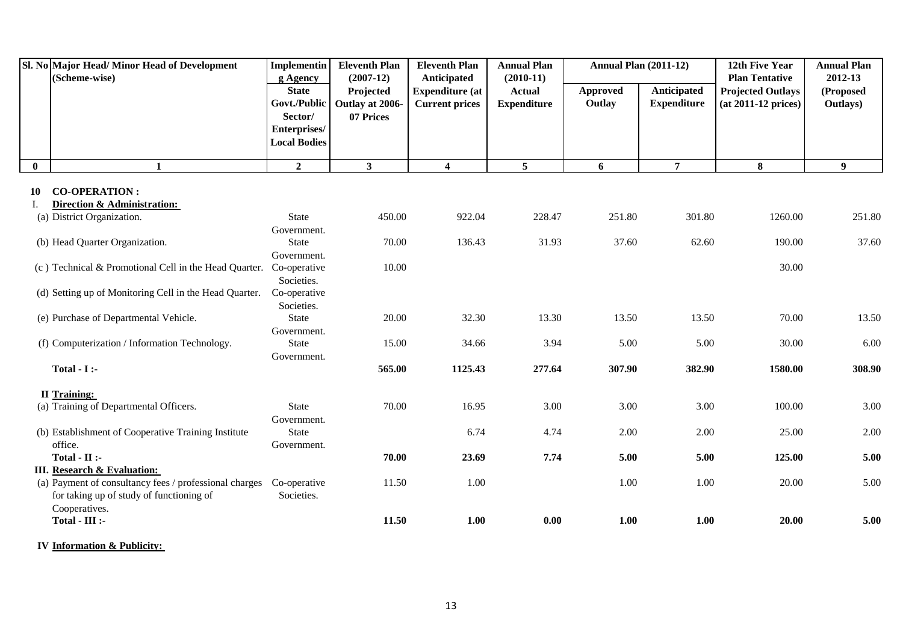| Sl. No | Major Head/ Minor Head of Development (Scheme-wise) | Implementing Agency | Eleventh Plan (2007-12) | Eleventh Plan Anticipated | Annual Plan (2010-11) | Annual Plan (2011-12) | | 12th Five Year Plan Tentative | Annual Plan 2012-13 |
|---|---|---|---|---|---|---|---|---|---|
| | | State Govt./Public Sector/ Enterprises/ Local Bodies | Projected Outlay at 2006-07 Prices | Expenditure (at Current prices | Actual Expenditure | Approved Outlay | Anticipated Expenditure | Projected Outlays (at 2011-12 prices) | (Proposed Outlays) |
| 0 | 1 | 2 | 3 | 4 | 5 | 6 | 7 | 8 | 9 |
| 10 | **CO-OPERATION :** | | | | | | | | |
| I. | **Direction & Administration:** | | | | | | | | |
| | (a) District Organization. | State Government. | 450.00 | 922.04 | 228.47 | 251.80 | 301.80 | 1260.00 | 251.80 |
| | (b) Head Quarter Organization. | State Government. | 70.00 | 136.43 | 31.93 | 37.60 | 62.60 | 190.00 | 37.60 |
| | (c ) Technical & Promotional Cell in the Head Quarter. | Co-operative Societies. | 10.00 | | | | | 30.00 | |
| | (d) Setting up of Monitoring Cell in the Head Quarter. | Co-operative Societies. | | | | | | | |
| | (e) Purchase of Departmental Vehicle. | State Government. | 20.00 | 32.30 | 13.30 | 13.50 | 13.50 | 70.00 | 13.50 |
| | (f) Computerization / Information Technology. | State Government. | 15.00 | 34.66 | 3.94 | 5.00 | 5.00 | 30.00 | 6.00 |
| | **Total - I :-** | | **565.00** | **1125.43** | **277.64** | **307.90** | **382.90** | **1580.00** | **308.90** |
| II | **Training:** | | | | | | | | |
| | (a) Training of Departmental Officers. | State Government. | 70.00 | 16.95 | 3.00 | 3.00 | 3.00 | 100.00 | 3.00 |
| | (b) Establishment of Cooperative Training Institute office. | State Government. | | 6.74 | 4.74 | 2.00 | 2.00 | 25.00 | 2.00 |
| | **Total - II :-** | | **70.00** | **23.69** | **7.74** | **5.00** | **5.00** | **125.00** | **5.00** |
| III. | **Research & Evaluation:** | | | | | | | | |
| | (a) Payment of consultancy fees / professional charges for taking up of study of functioning of Cooperatives. | Co-operative Societies. | 11.50 | 1.00 | | 1.00 | 1.00 | 20.00 | 5.00 |
| | **Total - III :-** | | **11.50** | **1.00** | **0.00** | **1.00** | **1.00** | **20.00** | **5.00** |
| IV | **Information & Publicity:** | | | | | | | | |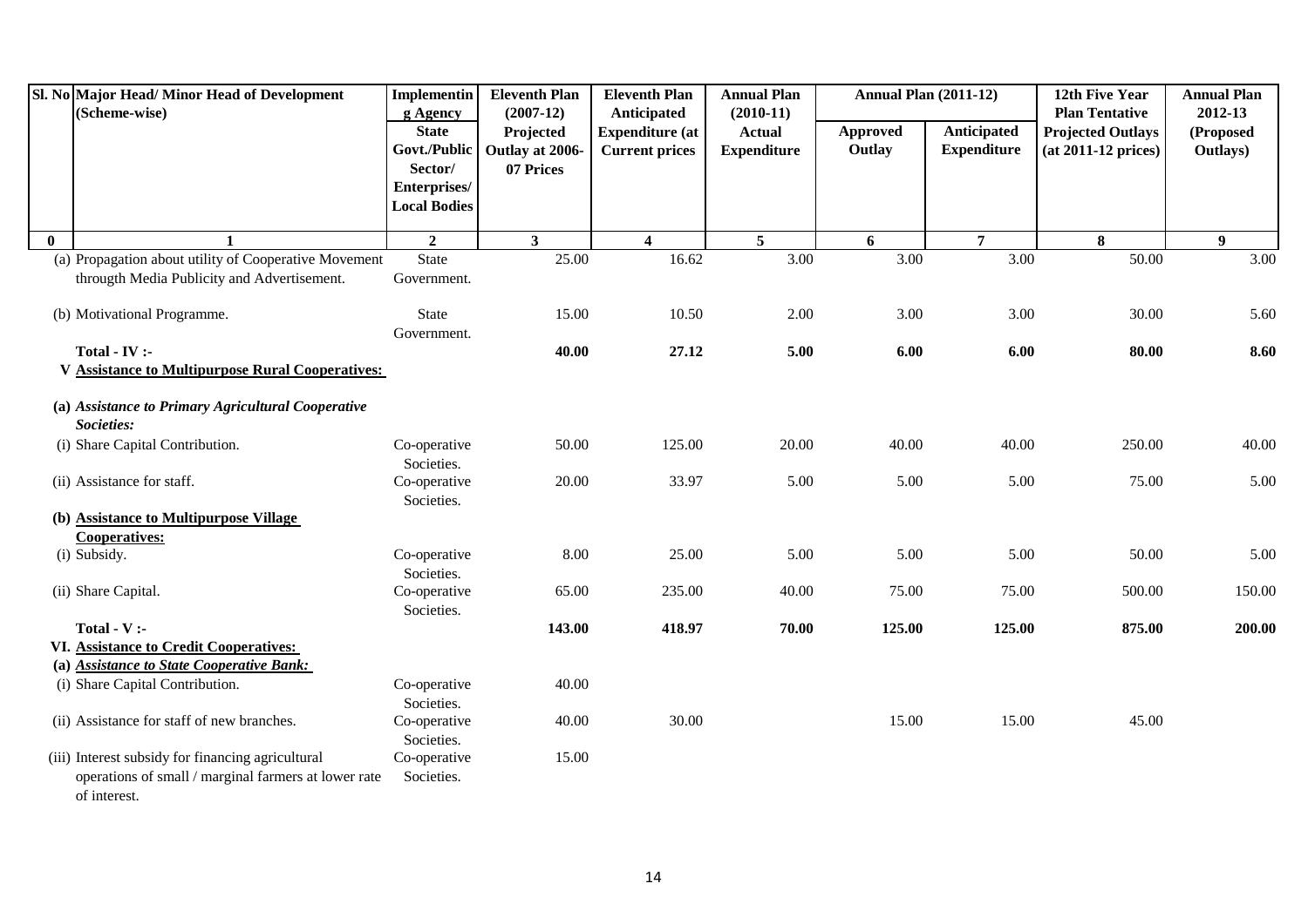| Sl. No | Major Head/ Minor Head of Development (Scheme-wise) | Implementing Agency State Govt./Public Sector/ Enterprises/ Local Bodies | Eleventh Plan (2007-12) Projected Outlay at 2006-07 Prices | Eleventh Plan Anticipated Expenditure (at Current prices | Annual Plan (2010-11) Actual Expenditure | Annual Plan (2011-12) Approved Outlay | Annual Plan (2011-12) Anticipated Expenditure | 12th Five Year Plan Tentative Projected Outlays (at 2011-12 prices) | Annual Plan 2012-13 (Proposed Outlays) |
|---|---|---|---|---|---|---|---|---|---|
| 0 | 1 | 2 | 3 | 4 | 5 | 6 | 7 | 8 | 9 |
| | (a) Propagation about utility of Cooperative Movement througth Media Publicity and Advertisement. | State Government. | 25.00 | 16.62 | 3.00 | 3.00 | 3.00 | 50.00 | 3.00 |
| | (b) Motivational Programme. | State Government. | 15.00 | 10.50 | 2.00 | 3.00 | 3.00 | 30.00 | 5.60 |
| | **Total - IV :-** | | **40.00** | **27.12** | **5.00** | **6.00** | **6.00** | **80.00** | **8.60** |
| | **V <u>Assistance to Multipurpose Rural Cooperatives:</u>** | | | | | | | | |
| | ***(a) Assistance to Primary Agricultural Cooperative Societies:*** | | | | | | | | |
| | (i) Share Capital Contribution. | Co-operative Societies. | 50.00 | 125.00 | 20.00 | 40.00 | 40.00 | 250.00 | 40.00 |
| | (ii) Assistance for staff. | Co-operative Societies. | 20.00 | 33.97 | 5.00 | 5.00 | 5.00 | 75.00 | 5.00 |
| | **(b) <u>Assistance to Multipurpose Village Cooperatives:</u>** | | | | | | | | |
| | (i) Subsidy. | Co-operative Societies. | 8.00 | 25.00 | 5.00 | 5.00 | 5.00 | 50.00 | 5.00 |
| | (ii) Share Capital. | Co-operative Societies. | 65.00 | 235.00 | 40.00 | 75.00 | 75.00 | 500.00 | 150.00 |
| | **Total - V :-** | | **143.00** | **418.97** | **70.00** | **125.00** | **125.00** | **875.00** | **200.00** |
| | **VI. <u>Assistance to Credit Cooperatives:</u>** | | | | | | | | |
| | ***(a) <u>Assistance to State Cooperative Bank:</u>*** | | | | | | | | |
| | (i) Share Capital Contribution. | Co-operative Societies. | 40.00 | | | | | | |
| | (ii) Assistance for staff of new branches. | Co-operative Societies. | 40.00 | 30.00 | | 15.00 | 15.00 | 45.00 | |
| | (iii) Interest subsidy for financing agricultural operations of small / marginal farmers at lower rate of interest. | Co-operative Societies. | 15.00 | | | | | | |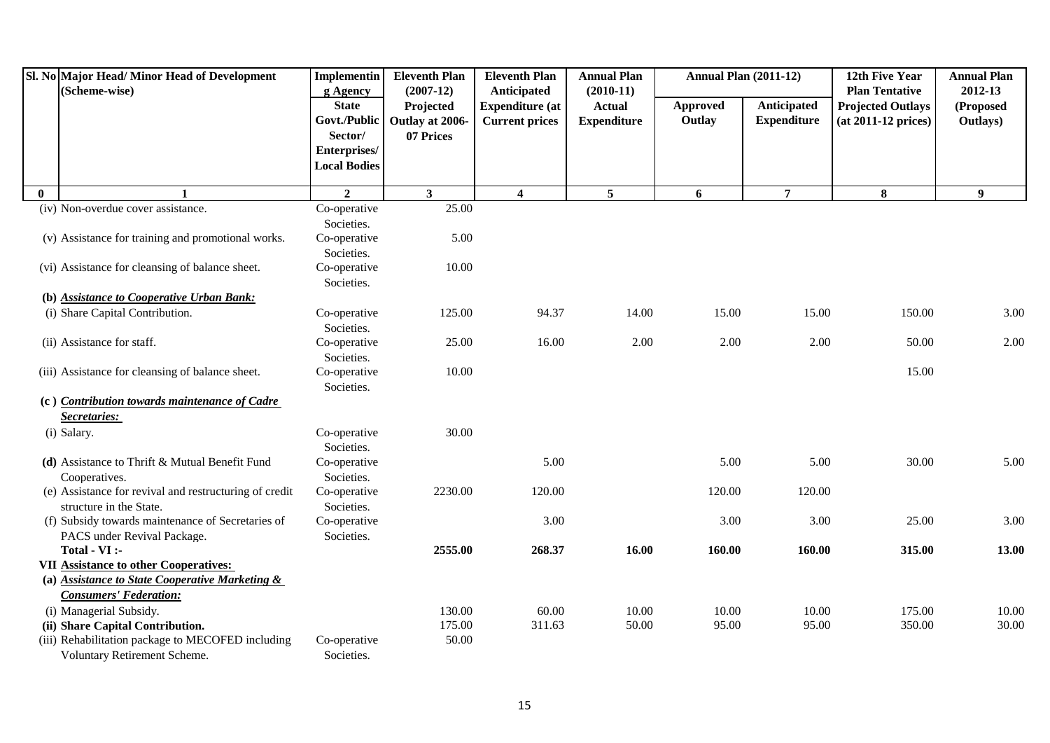| Sl. No | Major Head/ Minor Head of Development (Scheme-wise) | Implementing Agency State Govt./Public Sector/ Enterprises/ Local Bodies | Eleventh Plan (2007-12) Projected Outlay at 2006-07 Prices | Eleventh Plan Anticipated Expenditure (at Current prices | Annual Plan (2010-11) Actual Expenditure | Annual Plan (2011-12) Approved Outlay | Annual Plan (2011-12) Anticipated Expenditure | 12th Five Year Plan Tentative Projected Outlays (at 2011-12 prices) | Annual Plan 2012-13 (Proposed Outlays) |
|---|---|---|---|---|---|---|---|---|---|
| 0 | 1 | 2 | 3 | 4 | 5 | 6 | 7 | 8 | 9 |
| | (iv) Non-overdue cover assistance. | Co-operative Societies. | 25.00 | | | | | | |
| | (v) Assistance for training and promotional works. | Co-operative Societies. | 5.00 | | | | | | |
| | (vi) Assistance for cleansing of balance sheet. | Co-operative Societies. | 10.00 | | | | | | |
| | **(b) *Assistance to Cooperative Urban Bank:*** | | | | | | | | |
| | (i) Share Capital Contribution. | Co-operative Societies. | 125.00 | 94.37 | 14.00 | 15.00 | 15.00 | 150.00 | 3.00 |
| | (ii) Assistance for staff. | Co-operative Societies. | 25.00 | 16.00 | 2.00 | 2.00 | 2.00 | 50.00 | 2.00 |
| | (iii) Assistance for cleansing of balance sheet. | Co-operative Societies. | 10.00 | | | | | 15.00 | |
| | **(c ) *Contribution towards maintenance of Cadre Secretaries:*** | | | | | | | | |
| | (i) Salary. | Co-operative Societies. | 30.00 | | | | | | |
| | **(d)** Assistance to Thrift & Mutual Benefit Fund Cooperatives. | Co-operative Societies. | | 5.00 | | 5.00 | 5.00 | 30.00 | 5.00 |
| | (e) Assistance for revival and restructuring of credit structure in the State. | Co-operative Societies. | 2230.00 | 120.00 | | 120.00 | 120.00 | | |
| | (f) Subsidy towards maintenance of Secretaries of PACS under Revival Package. | Co-operative Societies. | | 3.00 | | 3.00 | 3.00 | 25.00 | 3.00 |
| | **Total - VI :-** | | **2555.00** | **268.37** | **16.00** | **160.00** | **160.00** | **315.00** | **13.00** |
| | **VII Assistance to other Cooperatives:** | | | | | | | | |
| | **(a) *Assistance to State Cooperative Marketing & Consumers' Federation:*** | | | | | | | | |
| | (i) Managerial Subsidy. | | 130.00 | 60.00 | 10.00 | 10.00 | 10.00 | 175.00 | 10.00 |
| | **(ii) Share Capital Contribution.** | | 175.00 | 311.63 | 50.00 | 95.00 | 95.00 | 350.00 | 30.00 |
| | (iii) Rehabilitation package to MECOFED including Voluntary Retirement Scheme. | Co-operative Societies. | 50.00 | | | | | | |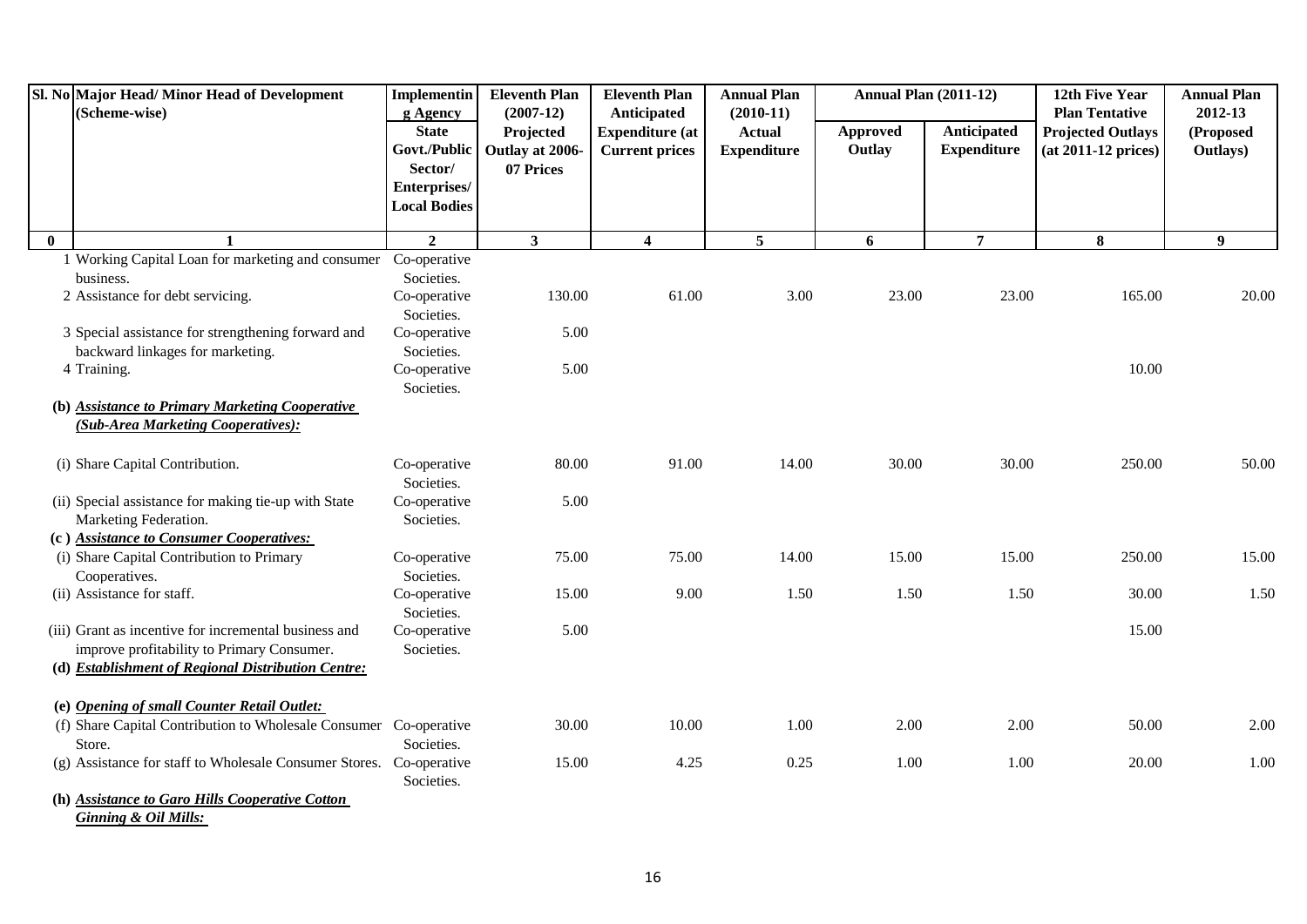| Sl. No | Major Head/ Minor Head of Development (Scheme-wise) | Implementing Agency | Eleventh Plan (2007-12) | Eleventh Plan Anticipated | Annual Plan (2010-11) | Annual Plan (2011-12) | | 12th Five Year Plan Tentative | Annual Plan 2012-13 |
|---|---|---|---|---|---|---|---|---|---|
| | | State Govt./Public Sector/ Enterprises/ Local Bodies | Projected Outlay at 2006-07 Prices | Expenditure (at Current prices | Actual Expenditure | Approved Outlay | Anticipated Expenditure | Projected Outlays (at 2011-12 prices) | (Proposed Outlays) |
| 0 | 1 | 2 | 3 | 4 | 5 | 6 | 7 | 8 | 9 |
| | 1 Working Capital Loan for marketing and consumer business. | Co-operative Societies. | | | | | | | |
| | 2 Assistance for debt servicing. | Co-operative Societies. | 130.00 | 61.00 | 3.00 | 23.00 | 23.00 | 165.00 | 20.00 |
| | 3 Special assistance for strengthening forward and backward linkages for marketing. | Co-operative Societies. | 5.00 | | | | | | |
| | 4 Training. | Co-operative Societies. | 5.00 | | | | | 10.00 | |
| | **(b) *Assistance to Primary Marketing Cooperative (Sub-Area Marketing Cooperatives):*** | | | | | | | | |
| | (i) Share Capital Contribution. | Co-operative Societies. | 80.00 | 91.00 | 14.00 | 30.00 | 30.00 | 250.00 | 50.00 |
| | (ii) Special assistance for making tie-up with State Marketing Federation. | Co-operative Societies. | 5.00 | | | | | | |
| | **(c ) *Assistance to Consumer Cooperatives:*** | | | | | | | | |
| | (i) Share Capital Contribution to Primary Cooperatives. | Co-operative Societies. | 75.00 | 75.00 | 14.00 | 15.00 | 15.00 | 250.00 | 15.00 |
| | (ii) Assistance for staff. | Co-operative Societies. | 15.00 | 9.00 | 1.50 | 1.50 | 1.50 | 30.00 | 1.50 |
| | (iii) Grant as incentive for incremental business and improve profitability to Primary Consumer. | Co-operative Societies. | 5.00 | | | | | 15.00 | |
| | **(d) *Establishment of Regional Distribution Centre:*** | | | | | | | | |
| | **(e) *Opening of small Counter Retail Outlet:*** | | | | | | | | |
| | (f) Share Capital Contribution to Wholesale Consumer Store. | Co-operative Societies. | 30.00 | 10.00 | 1.00 | 2.00 | 2.00 | 50.00 | 2.00 |
| | (g) Assistance for staff to Wholesale Consumer Stores. | Co-operative Societies. | 15.00 | 4.25 | 0.25 | 1.00 | 1.00 | 20.00 | 1.00 |
| | **(h) *Assistance to Garo Hills Cooperative Cotton Ginning & Oil Mills:*** | | | | | | | | |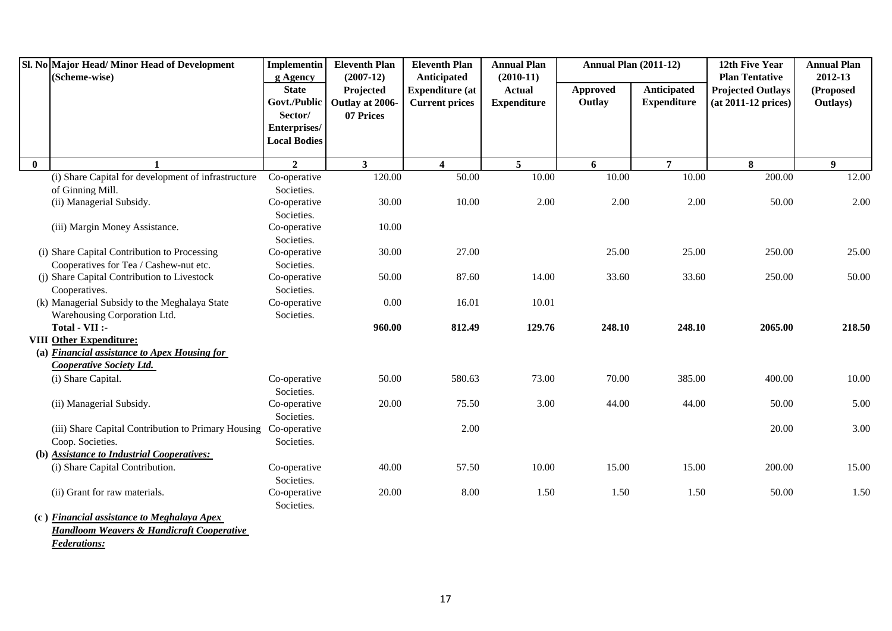| Sl. No | Major Head/ Minor Head of Development (Scheme-wise) | Implementing Agency | Eleventh Plan (2007-12) | Eleventh Plan Anticipated | Annual Plan (2010-11) | Annual Plan (2011-12) | | 12th Five Year Plan Tentative | Annual Plan 2012-13 |
|---|---|---|---|---|---|---|---|---|---|
| | | State Govt./Public Sector/ Enterprises/ Local Bodies | Projected Outlay at 2006-07 Prices | Expenditure (at Current prices | Actual Expenditure | Approved Outlay | Anticipated Expenditure | Projected Outlays (at 2011-12 prices) | (Proposed Outlays) |
| 0 | 1 | 2 | 3 | 4 | 5 | 6 | 7 | 8 | 9 |
| | (i) Share Capital for development of infrastructure of Ginning Mill. | Co-operative Societies. | 120.00 | 50.00 | 10.00 | 10.00 | 10.00 | 200.00 | 12.00 |
| | (ii) Managerial Subsidy. | Co-operative Societies. | 30.00 | 10.00 | 2.00 | 2.00 | 2.00 | 50.00 | 2.00 |
| | (iii) Margin Money Assistance. | Co-operative Societies. | 10.00 | | | | | | |
| | (i) Share Capital Contribution to Processing Cooperatives for Tea / Cashew-nut etc. | Co-operative Societies. | 30.00 | 27.00 | | 25.00 | 25.00 | 250.00 | 25.00 |
| | (j) Share Capital Contribution to Livestock Cooperatives. | Co-operative Societies. | 50.00 | 87.60 | 14.00 | 33.60 | 33.60 | 250.00 | 50.00 |
| | (k) Managerial Subsidy to the Meghalaya State Warehousing Corporation Ltd. | Co-operative Societies. | 0.00 | 16.01 | 10.01 | | | | |
| | **Total - VII :-** | | **960.00** | **812.49** | **129.76** | **248.10** | **248.10** | **2065.00** | **218.50** |
| | **VIII Other Expenditure:** | | | | | | | | |
| | **(a) *Financial assistance to Apex Housing for Cooperative Society Ltd.*** | | | | | | | | |
| | (i) Share Capital. | Co-operative Societies. | 50.00 | 580.63 | 73.00 | 70.00 | 385.00 | 400.00 | 10.00 |
| | (ii) Managerial Subsidy. | Co-operative Societies. | 20.00 | 75.50 | 3.00 | 44.00 | 44.00 | 50.00 | 5.00 |
| | (iii) Share Capital Contribution to Primary Housing Coop. Societies. | Co-operative Societies. | | 2.00 | | | | 20.00 | 3.00 |
| | **(b) *Assistance to Industrial Cooperatives:*** | | | | | | | | |
| | (i) Share Capital Contribution. | Co-operative Societies. | 40.00 | 57.50 | 10.00 | 15.00 | 15.00 | 200.00 | 15.00 |
| | (ii) Grant for raw materials. | Co-operative Societies. | 20.00 | 8.00 | 1.50 | 1.50 | 1.50 | 50.00 | 1.50 |
| | **(c ) *Financial assistance to Meghalaya Apex Handloom Weavers & Handicraft Cooperative Federations:*** | | | | | | | | |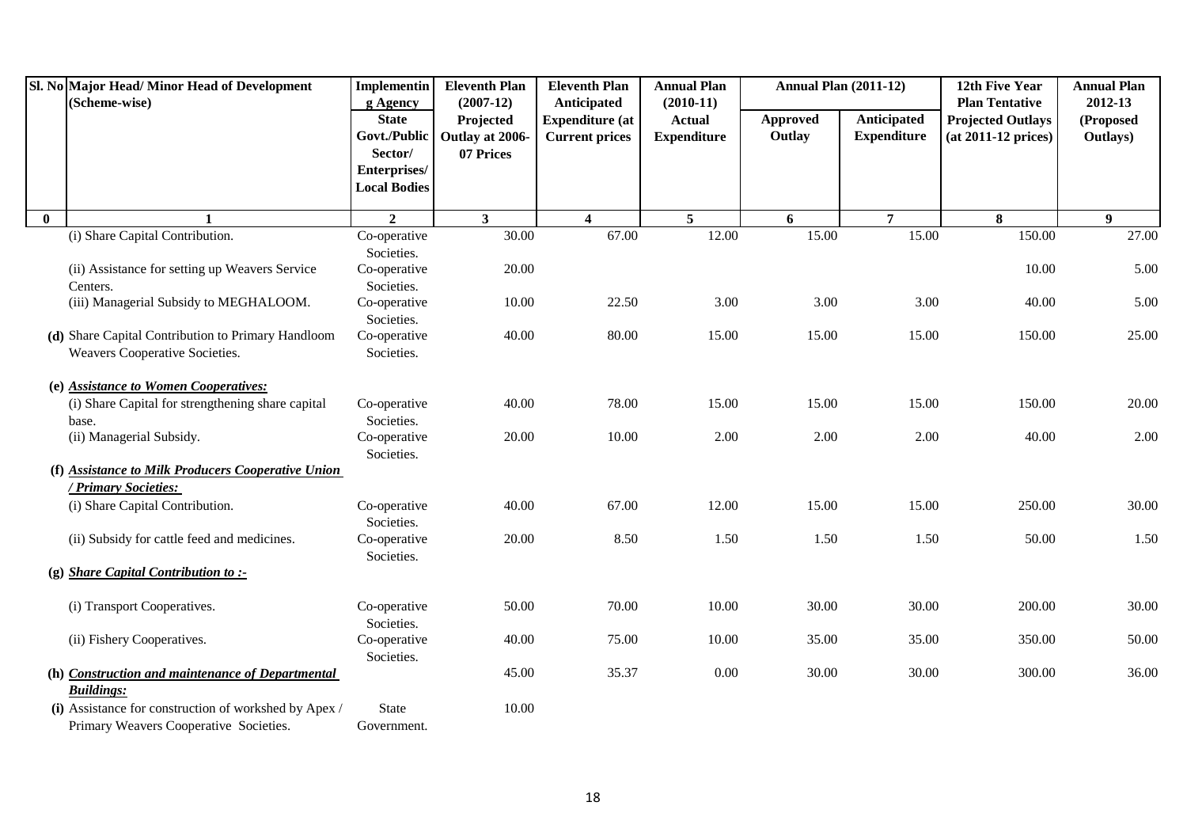| Sl. No | Major Head/ Minor Head of Development (Scheme-wise) | Implementing Agency State Govt./Public Sector/ Enterprises/ Local Bodies | Eleventh Plan (2007-12) Projected Outlay at 2006-07 Prices | Eleventh Plan Anticipated Expenditure (at Current prices | Annual Plan (2010-11) Actual Expenditure | Annual Plan (2011-12) | | 12th Five Year Plan Tentative Projected Outlays (at 2011-12 prices) | Annual Plan 2012-13 (Proposed Outlays) |
|---|---|---|---|---|---|---|---|---|---|
| | | | | | | Approved Outlay | Anticipated Expenditure | | |
| 0 | 1 | 2 | 3 | 4 | 5 | 6 | 7 | 8 | 9 |
| | (i) Share Capital Contribution. | Co-operative Societies. | 30.00 | 67.00 | 12.00 | 15.00 | 15.00 | 150.00 | 27.00 |
| | (ii) Assistance for setting up Weavers Service Centers. | Co-operative Societies. | 20.00 | | | | | 10.00 | 5.00 |
| | (iii) Managerial Subsidy to MEGHALOOM. | Co-operative Societies. | 10.00 | 22.50 | 3.00 | 3.00 | 3.00 | 40.00 | 5.00 |
| (d) | Share Capital Contribution to Primary Handloom Weavers Cooperative Societies. | Co-operative Societies. | 40.00 | 80.00 | 15.00 | 15.00 | 15.00 | 150.00 | 25.00 |
| (e) | ***Assistance to Women Cooperatives:*** | | | | | | | | |
| | (i) Share Capital for strengthening share capital base. | Co-operative Societies. | 40.00 | 78.00 | 15.00 | 15.00 | 15.00 | 150.00 | 20.00 |
| | (ii) Managerial Subsidy. | Co-operative Societies. | 20.00 | 10.00 | 2.00 | 2.00 | 2.00 | 40.00 | 2.00 |
| (f) | ***Assistance to Milk Producers Cooperative Union / Primary Societies:*** | | | | | | | | |
| | (i) Share Capital Contribution. | Co-operative Societies. | 40.00 | 67.00 | 12.00 | 15.00 | 15.00 | 250.00 | 30.00 |
| | (ii) Subsidy for cattle feed and medicines. | Co-operative Societies. | 20.00 | 8.50 | 1.50 | 1.50 | 1.50 | 50.00 | 1.50 |
| (g) | ***Share Capital Contribution to :-*** | | | | | | | | |
| | (i) Transport Cooperatives. | Co-operative Societies. | 50.00 | 70.00 | 10.00 | 30.00 | 30.00 | 200.00 | 30.00 |
| | (ii) Fishery Cooperatives. | Co-operative Societies. | 40.00 | 75.00 | 10.00 | 35.00 | 35.00 | 350.00 | 50.00 |
| (h) | ***Construction and maintenance of Departmental Buildings:*** | | 45.00 | 35.37 | 0.00 | 30.00 | 30.00 | 300.00 | 36.00 |
| (i) | Assistance for construction of workshed by Apex / Primary Weavers Cooperative Societies. | State Government. | 10.00 | | | | | | |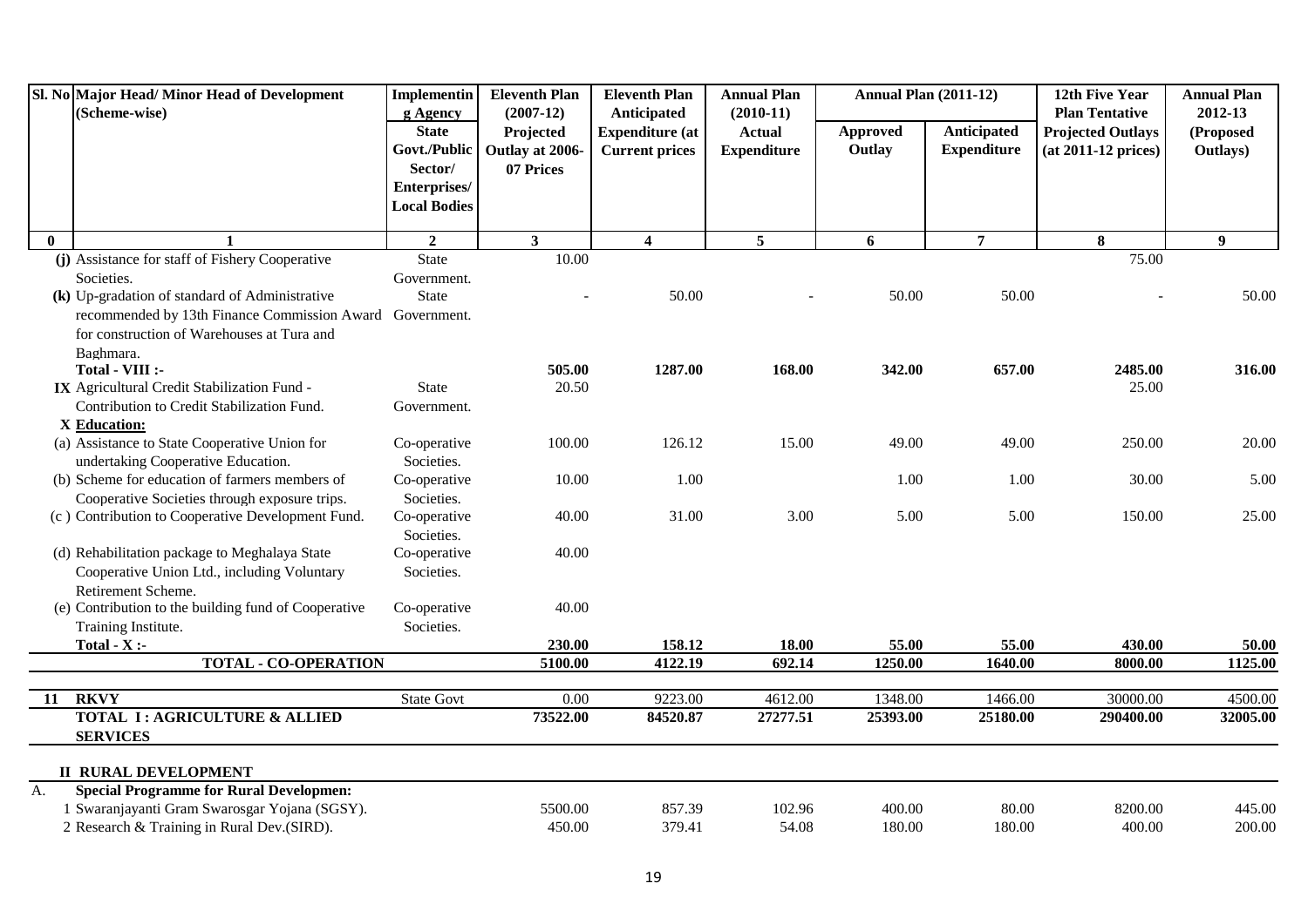| Sl. No | Major Head/ Minor Head of Development (Scheme-wise) | Implementing Agency State Govt./Public Sector/ Enterprises/ Local Bodies | Eleventh Plan (2007-12) Projected Outlay at 2006-07 Prices | Eleventh Plan Anticipated Expenditure (at Current prices | Annual Plan (2010-11) Actual Expenditure | Annual Plan (2011-12) Approved Outlay | Annual Plan (2011-12) Anticipated Expenditure | 12th Five Year Plan Tentative Projected Outlays (at 2011-12 prices) | Annual Plan 2012-13 (Proposed Outlays) |
|---|---|---|---|---|---|---|---|---|---|
| 0 | 1 | 2 | 3 | 4 | 5 | 6 | 7 | 8 | 9 |
| (j) | Assistance for staff of Fishery Cooperative Societies. | State Government. | 10.00 | | | | | 75.00 | |
| (k) | Up-gradation of standard of Administrative recommended by 13th Finance Commission Award for construction of Warehouses at Tura and Baghmara. | State Government. | - | 50.00 | - | 50.00 | 50.00 | - | 50.00 |
| | **Total - VIII :-** | | **505.00** | **1287.00** | **168.00** | **342.00** | **657.00** | **2485.00** | **316.00** |
| IX | Agricultural Credit Stabilization Fund - Contribution to Credit Stabilization Fund. | State Government. | 20.50 | | | | | 25.00 | |
| X | **Education:** | | | | | | | | |
| | (a) Assistance to State Cooperative Union for undertaking Cooperative Education. | Co-operative Societies. | 100.00 | 126.12 | 15.00 | 49.00 | 49.00 | 250.00 | 20.00 |
| | (b) Scheme for education of farmers members of Cooperative Societies through exposure trips. | Co-operative Societies. | 10.00 | 1.00 | | 1.00 | 1.00 | 30.00 | 5.00 |
| | (c ) Contribution to Cooperative Development Fund. | Co-operative Societies. | 40.00 | 31.00 | 3.00 | 5.00 | 5.00 | 150.00 | 25.00 |
| | (d) Rehabilitation package to Meghalaya State Cooperative Union Ltd., including Voluntary Retirement Scheme. | Co-operative Societies. | 40.00 | | | | | | |
| | (e) Contribution to the building fund of Cooperative Training Institute. | Co-operative Societies. | 40.00 | | | | | | |
| | **Total - X :-** | | **230.00** | **158.12** | **18.00** | **55.00** | **55.00** | **430.00** | **50.00** |
| | **TOTAL - CO-OPERATION** | | **5100.00** | **4122.19** | **692.14** | **1250.00** | **1640.00** | **8000.00** | **1125.00** |
| **11** | **RKVY** | State Govt | 0.00 | 9223.00 | 4612.00 | 1348.00 | 1466.00 | 30000.00 | 4500.00 |
| | **TOTAL I : AGRICULTURE & ALLIED SERVICES** | | **73522.00** | **84520.87** | **27277.51** | **25393.00** | **25180.00** | **290400.00** | **32005.00** |
| | **II RURAL DEVELOPMENT** | | | | | | | | |
| A. | **Special Programme for Rural Developmen:** | | | | | | | | |
| | 1 Swaranjayanti Gram Swarosgar Yojana (SGSY). | | 5500.00 | 857.39 | 102.96 | 400.00 | 80.00 | 8200.00 | 445.00 |
| | 2 Research & Training in Rural Dev.(SIRD). | | 450.00 | 379.41 | 54.08 | 180.00 | 180.00 | 400.00 | 200.00 |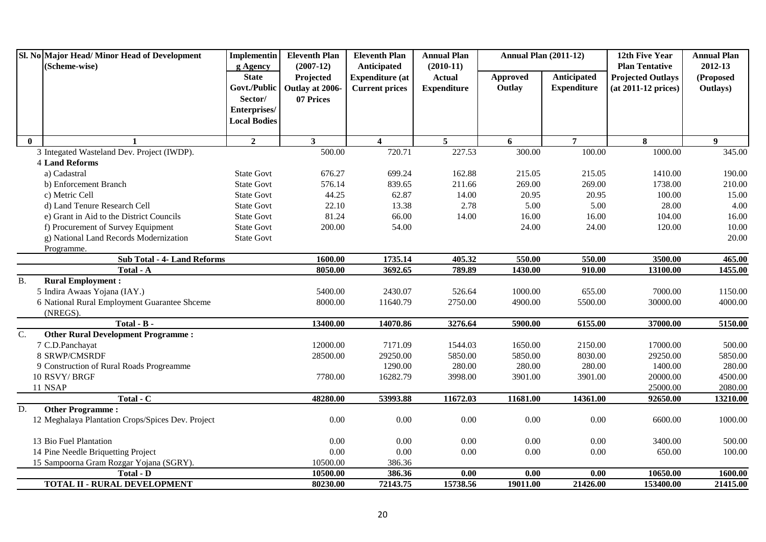| Sl. No | Major Head/ Minor Head of Development (Scheme-wise) | Implementing Agency State Govt./Public Sector/ Enterprises/ Local Bodies | Eleventh Plan (2007-12) Projected Outlay at 2006-07 Prices | Eleventh Plan Anticipated Expenditure (at Current prices | Annual Plan (2010-11) Actual Expenditure | Annual Plan (2011-12) | | 12th Five Year Plan Tentative Projected Outlays (at 2011-12 prices) | Annual Plan 2012-13 (Proposed Outlays) |
|---|---|---|---|---|---|---|---|---|---|
| | | | | | | Approved Outlay | Anticipated Expenditure | | |
| **0** | **1** | **2** | **3** | **4** | **5** | **6** | **7** | **8** | **9** |
| | 3 Integated Wasteland Dev. Project (IWDP). | | 500.00 | 720.71 | 227.53 | 300.00 | 100.00 | 1000.00 | 345.00 |
| | 4 **Land Reforms** | | | | | | | | |
| | a) Cadastral | State Govt | 676.27 | 699.24 | 162.88 | 215.05 | 215.05 | 1410.00 | 190.00 |
| | b) Enforcement Branch | State Govt | 576.14 | 839.65 | 211.66 | 269.00 | 269.00 | 1738.00 | 210.00 |
| | c) Metric Cell | State Govt | 44.25 | 62.87 | 14.00 | 20.95 | 20.95 | 100.00 | 15.00 |
| | d) Land Tenure Research Cell | State Govt | 22.10 | 13.38 | 2.78 | 5.00 | 5.00 | 28.00 | 4.00 |
| | e) Grant in Aid to the District Councils | State Govt | 81.24 | 66.00 | 14.00 | 16.00 | 16.00 | 104.00 | 16.00 |
| | f) Procurement of Survey Equipment | State Govt | 200.00 | 54.00 | | 24.00 | 24.00 | 120.00 | 10.00 |
| | g) National Land Records Modernization Programme. | State Govt | | | | | | | 20.00 |
| | **Sub Total - 4- Land Reforms** | | **1600.00** | **1735.14** | **405.32** | **550.00** | **550.00** | **3500.00** | **465.00** |
| | **Total - A** | | **8050.00** | **3692.65** | **789.89** | **1430.00** | **910.00** | **13100.00** | **1455.00** |
| B. | **Rural Employment :** | | | | | | | | |
| | 5 Indira Awaas Yojana (IAY.) | | 5400.00 | 2430.07 | 526.64 | 1000.00 | 655.00 | 7000.00 | 1150.00 |
| | 6 National Rural Employment Guarantee Shceme (NREGS). | | 8000.00 | 11640.79 | 2750.00 | 4900.00 | 5500.00 | 30000.00 | 4000.00 |
| | **Total - B -** | | **13400.00** | **14070.86** | **3276.64** | **5900.00** | **6155.00** | **37000.00** | **5150.00** |
| C. | **Other Rural Development Programme :** | | | | | | | | |
| | 7 C.D.Panchayat | | 12000.00 | 7171.09 | 1544.03 | 1650.00 | 2150.00 | 17000.00 | 500.00 |
| | 8 SRWP/CMSRDF | | 28500.00 | 29250.00 | 5850.00 | 5850.00 | 8030.00 | 29250.00 | 5850.00 |
| | 9 Construction of Rural Roads Progreamme | | | 1290.00 | 280.00 | 280.00 | 280.00 | 1400.00 | 280.00 |
| | 10 RSVY/ BRGF | | 7780.00 | 16282.79 | 3998.00 | 3901.00 | 3901.00 | 20000.00 | 4500.00 |
| | 11 NSAP | | | | | | | 25000.00 | 2080.00 |
| | **Total - C** | | **48280.00** | **53993.88** | **11672.03** | **11681.00** | **14361.00** | **92650.00** | **13210.00** |
| D. | **Other Programme :** | | | | | | | | |
| | 12 Meghalaya Plantation Crops/Spices Dev. Project | | 0.00 | 0.00 | 0.00 | 0.00 | 0.00 | 6600.00 | 1000.00 |
| | 13 Bio Fuel Plantation | | 0.00 | 0.00 | 0.00 | 0.00 | 0.00 | 3400.00 | 500.00 |
| | 14 Pine Needle Briquetting Project | | 0.00 | 0.00 | 0.00 | 0.00 | 0.00 | 650.00 | 100.00 |
| | 15 Sampoorna Gram Rozgar Yojana (SGRY). | | 10500.00 | 386.36 | | | | | |
| | **Total - D** | | **10500.00** | **386.36** | **0.00** | **0.00** | **0.00** | **10650.00** | **1600.00** |
| | **TOTAL II - RURAL DEVELOPMENT** | | **80230.00** | **72143.75** | **15738.56** | **19011.00** | **21426.00** | **153400.00** | **21415.00** |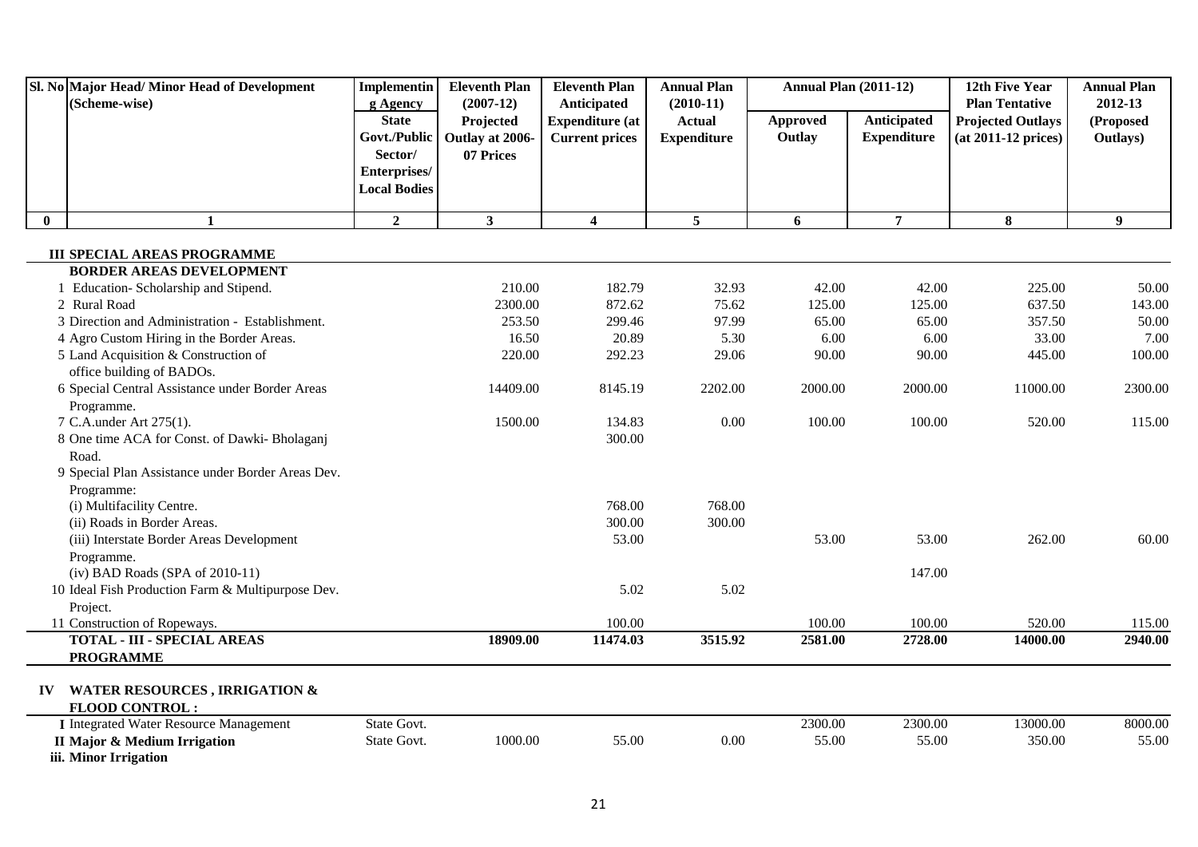| Sl. No | Major Head/ Minor Head of Development (Scheme-wise) | Implementing Agency State Govt./Public Sector/ Enterprises/ Local Bodies | Eleventh Plan (2007-12) Projected Outlay at 2006-07 Prices | Eleventh Plan Anticipated Expenditure (at Current prices | Annual Plan (2010-11) Actual Expenditure | Annual Plan (2011-12) Approved Outlay | Annual Plan (2011-12) Anticipated Expenditure | 12th Five Year Plan Tentative Projected Outlays (at 2011-12 prices) | Annual Plan 2012-13 (Proposed Outlays) |
|---|---|---|---|---|---|---|---|---|---|
| 0 | 1 | 2 | 3 | 4 | 5 | 6 | 7 | 8 | 9 |
| | **III SPECIAL AREAS PROGRAMME** | | | | | | | | |
| | **BORDER AREAS DEVELOPMENT** | | | | | | | | |
| 1 | Education- Scholarship and Stipend. | | 210.00 | 182.79 | 32.93 | 42.00 | 42.00 | 225.00 | 50.00 |
| 2 | Rural Road | | 2300.00 | 872.62 | 75.62 | 125.00 | 125.00 | 637.50 | 143.00 |
| 3 | Direction and Administration - Establishment. | | 253.50 | 299.46 | 97.99 | 65.00 | 65.00 | 357.50 | 50.00 |
| 4 | Agro Custom Hiring in the Border Areas. | | 16.50 | 20.89 | 5.30 | 6.00 | 6.00 | 33.00 | 7.00 |
| 5 | Land Acquisition & Construction of office building of BADOs. | | 220.00 | 292.23 | 29.06 | 90.00 | 90.00 | 445.00 | 100.00 |
| 6 | Special Central Assistance under Border Areas Programme. | | 14409.00 | 8145.19 | 2202.00 | 2000.00 | 2000.00 | 11000.00 | 2300.00 |
| 7 | C.A.under Art 275(1). | | 1500.00 | 134.83 | 0.00 | 100.00 | 100.00 | 520.00 | 115.00 |
| 8 | One time ACA for Const. of Dawki- Bholaganj Road. | | | 300.00 | | | | | |
| 9 | Special Plan Assistance under Border Areas Dev. Programme: | | | | | | | | |
| | (i) Multifacility Centre. | | | 768.00 | 768.00 | | | | |
| | (ii) Roads in Border Areas. | | | 300.00 | 300.00 | | | | |
| | (iii) Interstate Border Areas Development Programme. | | | 53.00 | | 53.00 | 53.00 | 262.00 | 60.00 |
| | (iv) BAD Roads (SPA of 2010-11) | | | | | | 147.00 | | |
| 10 | Ideal Fish Production Farm & Multipurpose Dev. Project. | | | 5.02 | 5.02 | | | | |
| 11 | Construction of Ropeways. | | | 100.00 | | 100.00 | 100.00 | 520.00 | 115.00 |
| | **TOTAL - III - SPECIAL AREAS PROGRAMME** | | **18909.00** | **11474.03** | **3515.92** | **2581.00** | **2728.00** | **14000.00** | **2940.00** |
| **IV** | **WATER RESOURCES , IRRIGATION & FLOOD CONTROL :** | | | | | | | | |
| **I** | Integrated Water Resource Management | State Govt. | | | | 2300.00 | 2300.00 | 13000.00 | 8000.00 |
| **II** | **Major & Medium Irrigation** | State Govt. | 1000.00 | 55.00 | 0.00 | 55.00 | 55.00 | 350.00 | 55.00 |
| **iii.** | **Minor Irrigation** | | | | | | | | |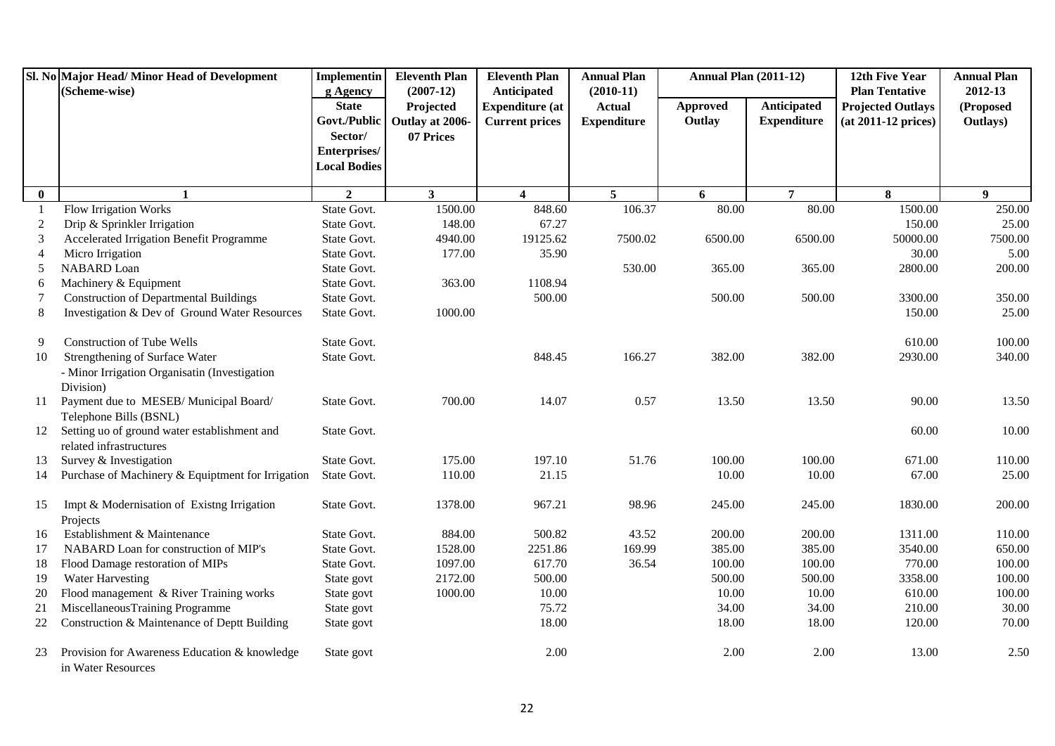| Sl. No | Major Head/ Minor Head of Development (Scheme-wise) | Implementing Agency State Govt./Public Sector/ Enterprises/ Local Bodies | Eleventh Plan (2007-12) Projected Outlay at 2006-07 Prices | Eleventh Plan Anticipated Expenditure (at Current prices | Annual Plan (2010-11) Actual Expenditure | Annual Plan (2011-12) | | 12th Five Year Plan Tentative Projected Outlays (at 2011-12 prices) | Annual Plan 2012-13 (Proposed Outlays) |
|---|---|---|---|---|---|---|---|---|---|
| | | | | | | Approved Outlay | Anticipated Expenditure | | |
| 0 | 1 | 2 | 3 | 4 | 5 | 6 | 7 | 8 | 9 |
| 1 | Flow Irrigation Works | State Govt. | 1500.00 | 848.60 | 106.37 | 80.00 | 80.00 | 1500.00 | 250.00 |
| 2 | Drip & Sprinkler Irrigation | State Govt. | 148.00 | 67.27 | | | | 150.00 | 25.00 |
| 3 | Accelerated Irrigation Benefit Programme | State Govt. | 4940.00 | 19125.62 | 7500.02 | 6500.00 | 6500.00 | 50000.00 | 7500.00 |
| 4 | Micro Irrigation | State Govt. | 177.00 | 35.90 | | | | 30.00 | 5.00 |
| 5 | NABARD Loan | State Govt. | | | 530.00 | 365.00 | 365.00 | 2800.00 | 200.00 |
| 6 | Machinery & Equipment | State Govt. | 363.00 | 1108.94 | | | | | |
| 7 | Construction of Departmental Buildings | State Govt. | | 500.00 | | 500.00 | 500.00 | 3300.00 | 350.00 |
| 8 | Investigation & Dev of Ground Water Resources | State Govt. | 1000.00 | | | | | 150.00 | 25.00 |
| 9 | Construction of Tube Wells | State Govt. | | | | | | 610.00 | 100.00 |
| 10 | Strengthening of Surface Water - Minor Irrigation Organisatin (Investigation Division) | State Govt. | | 848.45 | 166.27 | 382.00 | 382.00 | 2930.00 | 340.00 |
| 11 | Payment due to MESEB/ Municipal Board/ Telephone Bills (BSNL) | State Govt. | 700.00 | 14.07 | 0.57 | 13.50 | 13.50 | 90.00 | 13.50 |
| 12 | Setting uo of ground water establishment and related infrastructures | State Govt. | | | | | | 60.00 | 10.00 |
| 13 | Survey & Investigation | State Govt. | 175.00 | 197.10 | 51.76 | 100.00 | 100.00 | 671.00 | 110.00 |
| 14 | Purchase of Machinery & Equiptment for Irrigation | State Govt. | 110.00 | 21.15 | | 10.00 | 10.00 | 67.00 | 25.00 |
| 15 | Impt & Modernisation of Existng Irrigation Projects | State Govt. | 1378.00 | 967.21 | 98.96 | 245.00 | 245.00 | 1830.00 | 200.00 |
| 16 | Establishment & Maintenance | State Govt. | 884.00 | 500.82 | 43.52 | 200.00 | 200.00 | 1311.00 | 110.00 |
| 17 | NABARD Loan for construction of MIP's | State Govt. | 1528.00 | 2251.86 | 169.99 | 385.00 | 385.00 | 3540.00 | 650.00 |
| 18 | Flood Damage restoration of MIPs | State Govt. | 1097.00 | 617.70 | 36.54 | 100.00 | 100.00 | 770.00 | 100.00 |
| 19 | Water Harvesting | State govt | 2172.00 | 500.00 | | 500.00 | 500.00 | 3358.00 | 100.00 |
| 20 | Flood management & River Training works | State govt | 1000.00 | 10.00 | | 10.00 | 10.00 | 610.00 | 100.00 |
| 21 | MiscellaneousTraining Programme | State govt | | 75.72 | | 34.00 | 34.00 | 210.00 | 30.00 |
| 22 | Construction & Maintenance of Deptt Building | State govt | | 18.00 | | 18.00 | 18.00 | 120.00 | 70.00 |
| 23 | Provision for Awareness Education & knowledge in Water Resources | State govt | | 2.00 | | 2.00 | 2.00 | 13.00 | 2.50 |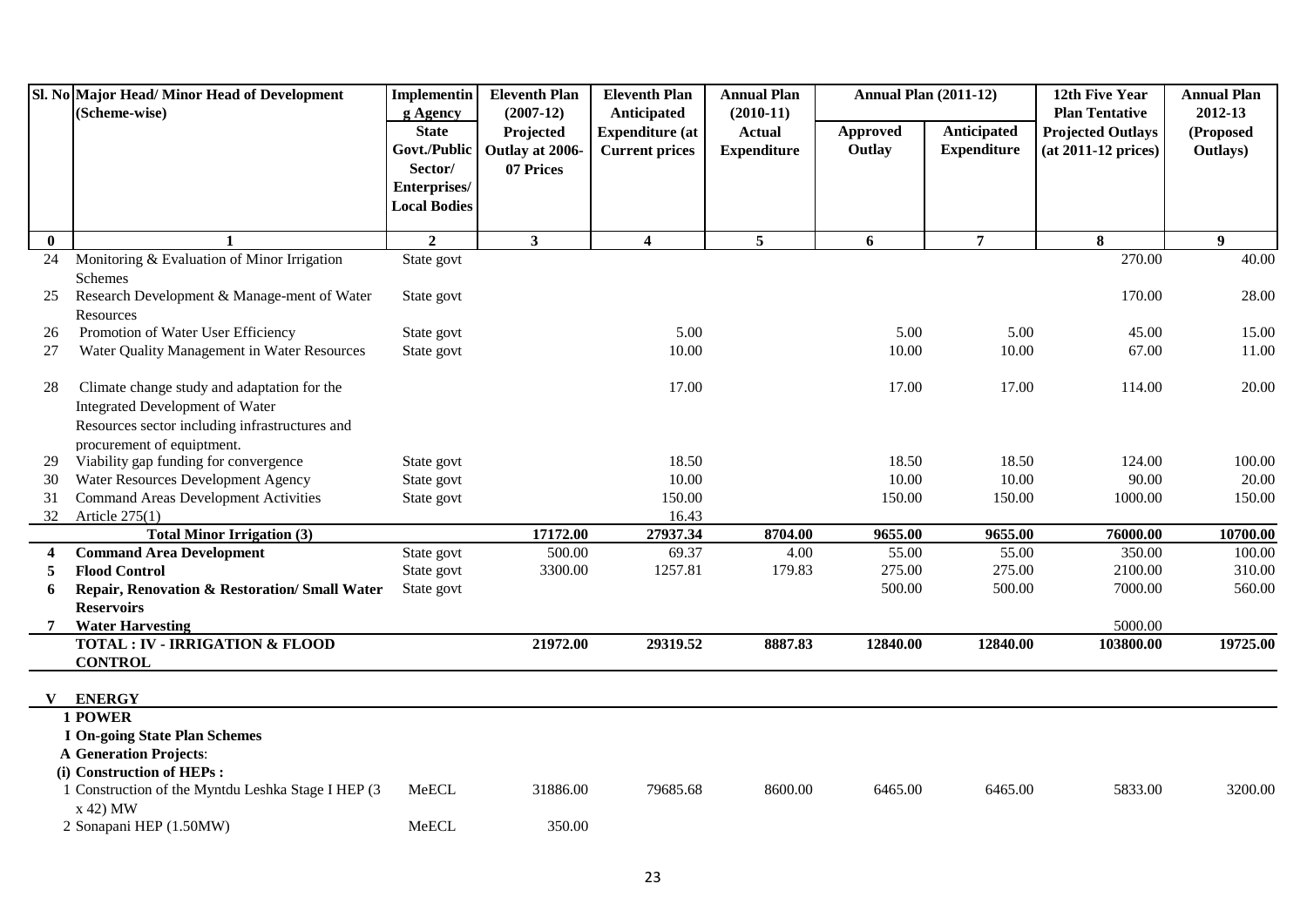| Sl. No | Major Head/ Minor Head of Development (Scheme-wise) | Implementing Agency State Govt./Public Sector/ Enterprises/ Local Bodies | Eleventh Plan (2007-12) Projected Outlay at 2006-07 Prices | Eleventh Plan Anticipated Expenditure (at Current prices | Annual Plan (2010-11) Actual Expenditure | Annual Plan (2011-12) | | 12th Five Year Plan Tentative Projected Outlays (at 2011-12 prices) | Annual Plan 2012-13 (Proposed Outlays) |
|---|---|---|---|---|---|---|---|---|---|
| | | | | | | Approved Outlay | Anticipated Expenditure | | |
| 0 | 1 | 2 | 3 | 4 | 5 | 6 | 7 | 8 | 9 |
| 24 | Monitoring & Evaluation of Minor Irrigation Schemes | State govt | | | | | | 270.00 | 40.00 |
| 25 | Research Development & Manage-ment of Water Resources | State govt | | | | | | 170.00 | 28.00 |
| 26 | Promotion of Water User Efficiency | State govt | | 5.00 | | 5.00 | 5.00 | 45.00 | 15.00 |
| 27 | Water Quality Management in Water Resources | State govt | | 10.00 | | 10.00 | 10.00 | 67.00 | 11.00 |
| 28 | Climate change study and adaptation for the Integrated Development of Water Resources sector including infrastructures and procurement of equipment. | | | 17.00 | | 17.00 | 17.00 | 114.00 | 20.00 |
| 29 | Viability gap funding for convergence | State govt | | 18.50 | | 18.50 | 18.50 | 124.00 | 100.00 |
| 30 | Water Resources Development Agency | State govt | | 10.00 | | 10.00 | 10.00 | 90.00 | 20.00 |
| 31 | Command Areas Development Activities | State govt | | 150.00 | | 150.00 | 150.00 | 1000.00 | 150.00 |
| 32 | Article 275(1) | | | 16.43 | | | | | |
| | **Total Minor Irrigation (3)** | | **17172.00** | **27937.34** | **8704.00** | **9655.00** | **9655.00** | **76000.00** | **10700.00** |
| **4** | **Command Area Development** | State govt | 500.00 | 69.37 | 4.00 | 55.00 | 55.00 | 350.00 | 100.00 |
| **5** | **Flood Control** | State govt | 3300.00 | 1257.81 | 179.83 | 275.00 | 275.00 | 2100.00 | 310.00 |
| **6** | **Repair, Renovation & Restoration/ Small Water Reservoirs** | State govt | | | | 500.00 | 500.00 | 7000.00 | 560.00 |
| **7** | **Water Harvesting** | | | | | | | 5000.00 | |
| | **TOTAL : IV - IRRIGATION & FLOOD CONTROL** | | **21972.00** | **29319.52** | **8887.83** | **12840.00** | **12840.00** | **103800.00** | **19725.00** |
| **V** | **ENERGY** | | | | | | | | |
| | **1 POWER** | | | | | | | | |
| | **I On-going State Plan Schemes** | | | | | | | | |
| | **A Generation Projects**: | | | | | | | | |
| | **(i) Construction of HEPs :** | | | | | | | | |
| | 1 Construction of the Myntdu Leshka Stage I HEP (3 x 42) MW | MeECL | 31886.00 | 79685.68 | 8600.00 | 6465.00 | 6465.00 | 5833.00 | 3200.00 |
| | 2 Sonapani HEP (1.50MW) | MeECL | 350.00 | | | | | | |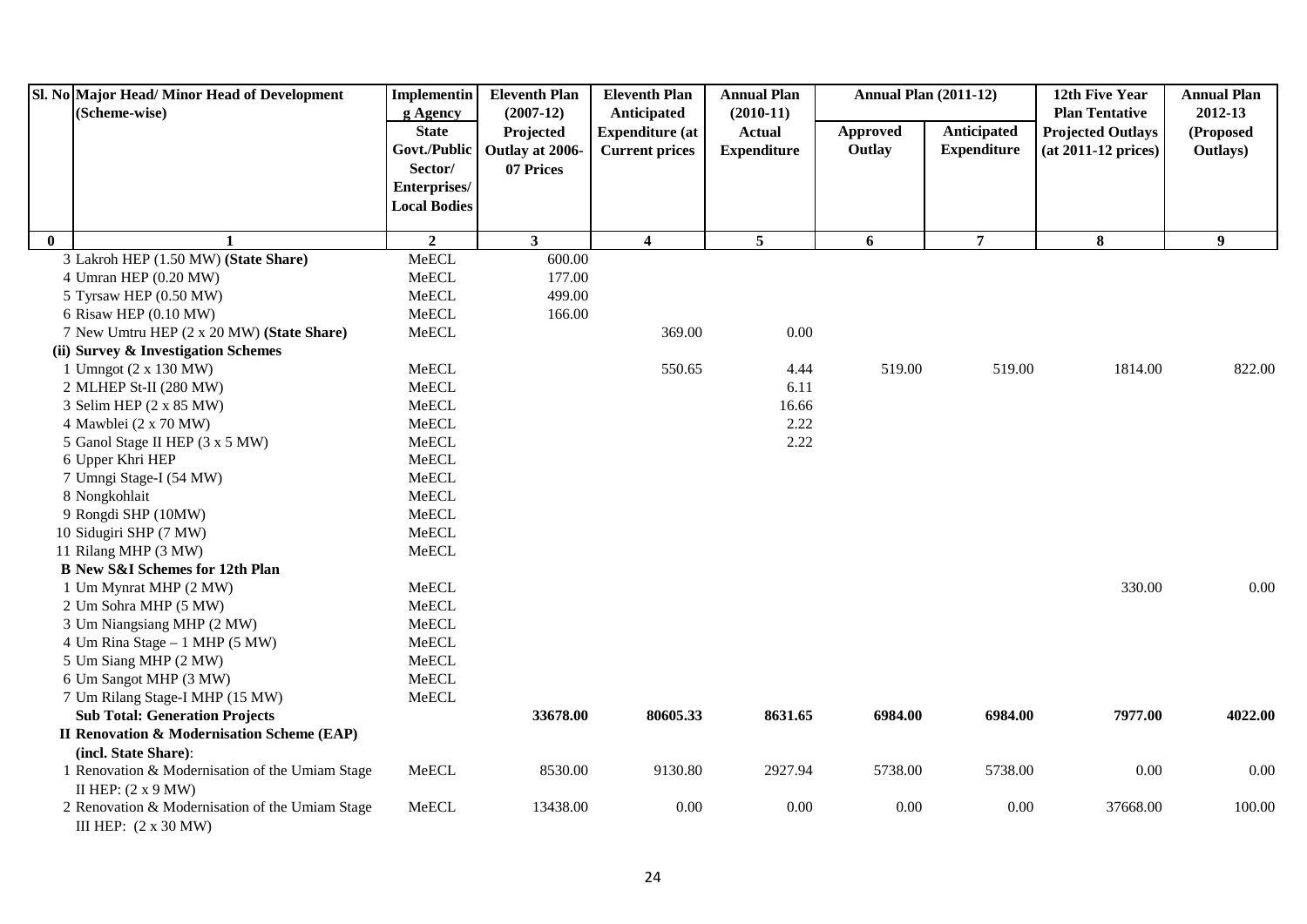| Sl. No | Major Head/ Minor Head of Development (Scheme-wise) | Implementing Agency | Eleventh Plan (2007-12) | Eleventh Plan Anticipated | Annual Plan (2010-11) | Annual Plan (2011-12) | | 12th Five Year Plan Tentative | Annual Plan 2012-13 |
|---|---|---|---|---|---|---|---|---|---|
| | | State Govt./Public Sector/ Enterprises/ Local Bodies | Projected Outlay at 2006-07 Prices | Expenditure (at Current prices | Actual Expenditure | Approved Outlay | Anticipated Expenditure | Projected Outlays (at 2011-12 prices) | (Proposed Outlays) |
| 0 | 1 | 2 | 3 | 4 | 5 | 6 | 7 | 8 | 9 |
| | 3 Lakroh HEP (1.50 MW) **(State Share)** | MeECL | 600.00 | | | | | | |
| | 4 Umran HEP (0.20 MW) | MeECL | 177.00 | | | | | | |
| | 5 Tyrsaw HEP (0.50 MW) | MeECL | 499.00 | | | | | | |
| | 6 Risaw HEP (0.10 MW) | MeECL | 166.00 | | | | | | |
| | 7 New Umtru HEP (2 x 20 MW) **(State Share)** | MeECL | | 369.00 | 0.00 | | | | |
| | **(ii) Survey & Investigation Schemes** | | | | | | | | |
| | 1 Umngot (2 x 130 MW) | MeECL | | 550.65 | 4.44 | 519.00 | 519.00 | 1814.00 | 822.00 |
| | 2 MLHEP St-II (280 MW) | MeECL | | | 6.11 | | | | |
| | 3 Selim HEP (2 x 85 MW) | MeECL | | | 16.66 | | | | |
| | 4 Mawblei (2 x 70 MW) | MeECL | | | 2.22 | | | | |
| | 5 Ganol Stage II HEP (3 x 5 MW) | MeECL | | | 2.22 | | | | |
| | 6 Upper Khri HEP | MeECL | | | | | | | |
| | 7 Umngi Stage-I (54 MW) | MeECL | | | | | | | |
| | 8 Nongkohlait | MeECL | | | | | | | |
| | 9 Rongdi SHP (10MW) | MeECL | | | | | | | |
| | 10 Sidugiri SHP (7 MW) | MeECL | | | | | | | |
| | 11 Rilang MHP (3 MW) | MeECL | | | | | | | |
| | **B New S&I Schemes for 12th Plan** | | | | | | | | |
| | 1 Um Mynrat MHP (2 MW) | MeECL | | | | | | 330.00 | 0.00 |
| | 2 Um Sohra MHP (5 MW) | MeECL | | | | | | | |
| | 3 Um Niangsiang MHP (2 MW) | MeECL | | | | | | | |
| | 4 Um Rina Stage – 1 MHP (5 MW) | MeECL | | | | | | | |
| | 5 Um Siang MHP (2 MW) | MeECL | | | | | | | |
| | 6 Um Sangot MHP (3 MW) | MeECL | | | | | | | |
| | 7 Um Rilang Stage-I MHP (15 MW) | MeECL | | | | | | | |
| | **Sub Total: Generation Projects** | | **33678.00** | **80605.33** | **8631.65** | **6984.00** | **6984.00** | **7977.00** | **4022.00** |
| | **II Renovation & Modernisation Scheme (EAP) (incl. State Share)**: | | | | | | | | |
| | 1 Renovation & Modernisation of the Umiam Stage II HEP: (2 x 9 MW) | MeECL | 8530.00 | 9130.80 | 2927.94 | 5738.00 | 5738.00 | 0.00 | 0.00 |
| | 2 Renovation & Modernisation of the Umiam Stage III HEP: (2 x 30 MW) | MeECL | 13438.00 | 0.00 | 0.00 | 0.00 | 0.00 | 37668.00 | 100.00 |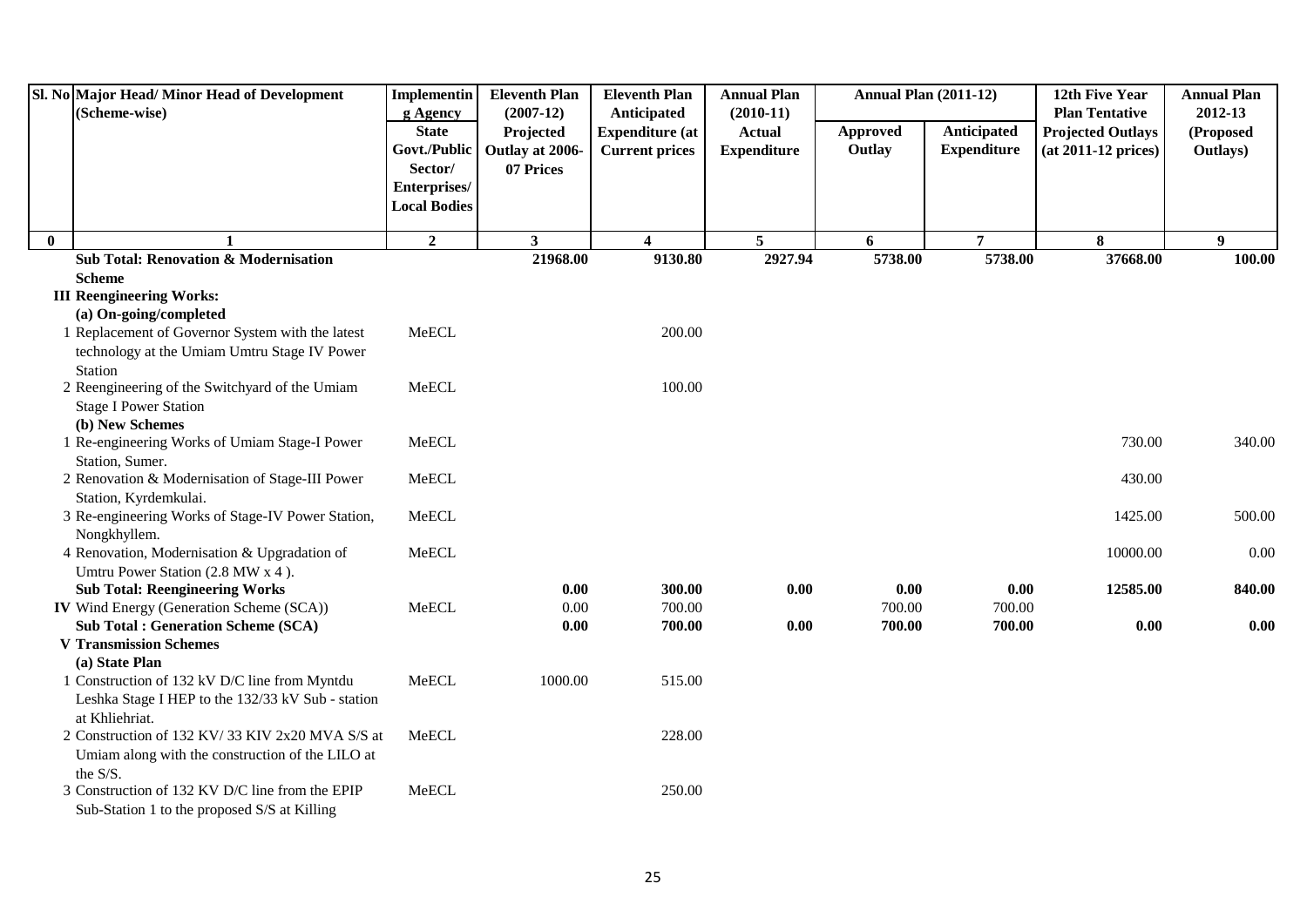| Sl. No | Major Head/ Minor Head of Development (Scheme-wise) | Implementing Agency State Govt./Public Sector/ Enterprises/ Local Bodies | Eleventh Plan (2007-12) Projected Outlay at 2006-07 Prices | Eleventh Plan Anticipated Expenditure (at Current prices | Annual Plan (2010-11) Actual Expenditure | Annual Plan (2011-12) | | 12th Five Year Plan Tentative Projected Outlays (at 2011-12 prices) | Annual Plan 2012-13 (Proposed Outlays) |
|---|---|---|---|---|---|---|---|---|---|
| | | | | | | Approved Outlay | Anticipated Expenditure | | |
| 0 | 1 | 2 | 3 | 4 | 5 | 6 | 7 | 8 | 9 |
| | **Sub Total: Renovation & Modernisation Scheme** | | **21968.00** | **9130.80** | **2927.94** | **5738.00** | **5738.00** | **37668.00** | **100.00** |
| **III** | **Reengineering Works:** | | | | | | | | |
| | **(a) On-going/completed** | | | | | | | | |
| 1 | Replacement of Governor System with the latest technology at the Umiam Umtru Stage IV Power Station | MeECL | | 200.00 | | | | | |
| 2 | Reengineering of the Switchyard of the Umiam Stage I Power Station | MeECL | | 100.00 | | | | | |
| | **(b) New Schemes** | | | | | | | | |
| 1 | Re-engineering Works of Umiam Stage-I Power Station, Sumer. | MeECL | | | | | | 730.00 | 340.00 |
| 2 | Renovation & Modernisation of Stage-III Power Station, Kyrdemkulai. | MeECL | | | | | | 430.00 | |
| 3 | Re-engineering Works of Stage-IV Power Station, Nongkhyllem. | MeECL | | | | | | 1425.00 | 500.00 |
| 4 | Renovation, Modernisation & Upgradation of Umtru Power Station (2.8 MW x 4 ). | MeECL | | | | | | 10000.00 | 0.00 |
| | **Sub Total: Reengineering Works** | | **0.00** | **300.00** | **0.00** | **0.00** | **0.00** | **12585.00** | **840.00** |
| **IV** | Wind Energy (Generation Scheme (SCA)) | MeECL | 0.00 | 700.00 | | 700.00 | 700.00 | | |
| | **Sub Total : Generation Scheme (SCA)** | | **0.00** | **700.00** | **0.00** | **700.00** | **700.00** | **0.00** | **0.00** |
| **V** | **Transmission Schemes** | | | | | | | | |
| | **(a) State Plan** | | | | | | | | |
| 1 | Construction of 132 kV D/C line from Myntdu Leshka Stage I HEP to the 132/33 kV Sub - station at Khliehriat. | MeECL | 1000.00 | 515.00 | | | | | |
| 2 | Construction of 132 KV/ 33 KIV 2x20 MVA S/S at Umiam along with the construction of the LILO at the S/S. | MeECL | | 228.00 | | | | | |
| 3 | Construction of 132 KV D/C line from the EPIP Sub-Station 1 to the proposed S/S at Killing | MeECL | | 250.00 | | | | | |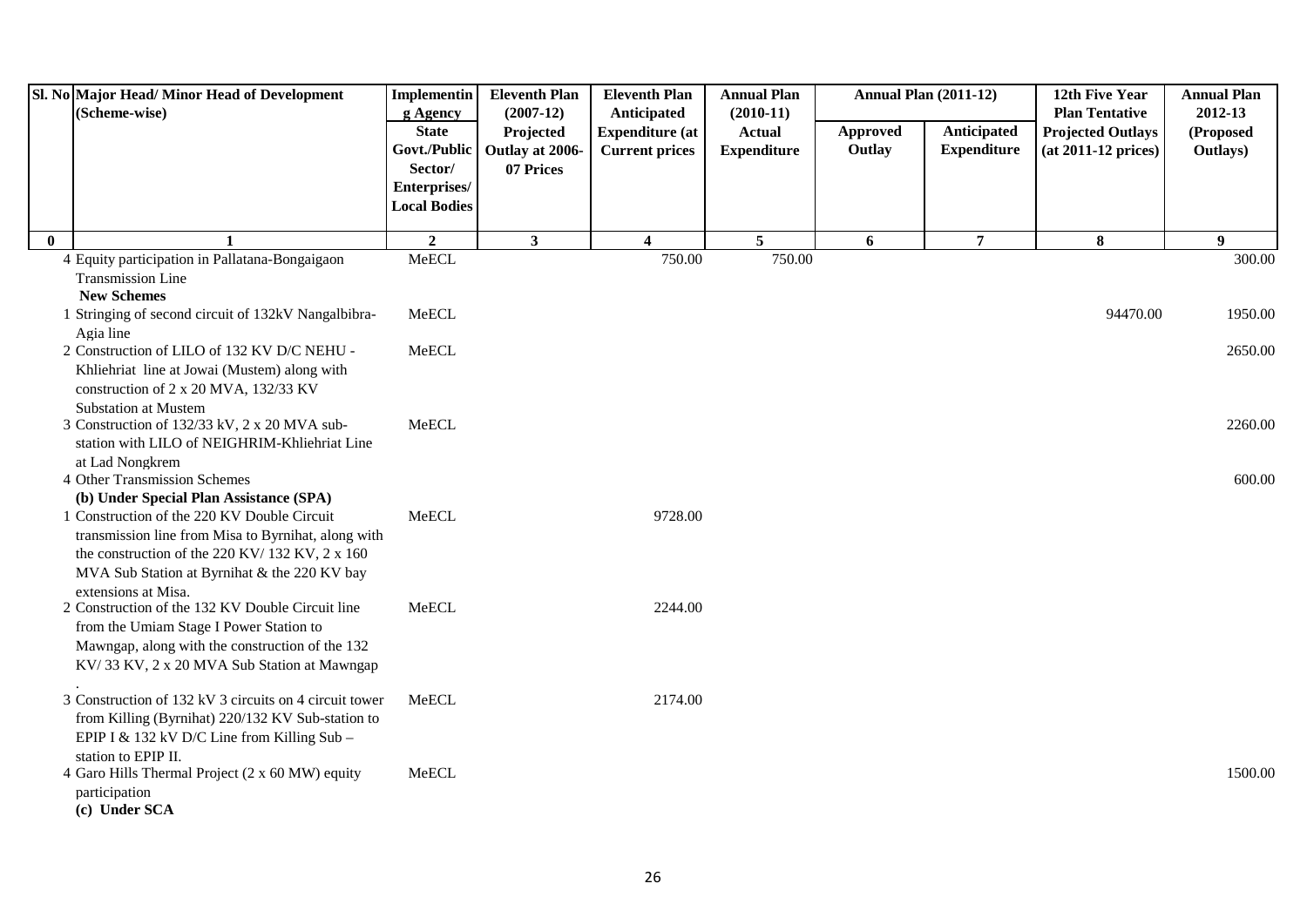| Sl. No | Major Head/ Minor Head of Development (Scheme-wise) | Implementing Agency State Govt./Public Sector/ Enterprises/ Local Bodies | Eleventh Plan (2007-12) Projected Outlay at 2006-07 Prices | Eleventh Plan Anticipated Expenditure (at Current prices | Annual Plan (2010-11) Actual Expenditure | Annual Plan (2011-12) | | 12th Five Year Plan Tentative Projected Outlays (at 2011-12 prices) | Annual Plan 2012-13 (Proposed Outlays) |
|---|---|---|---|---|---|---|---|---|---|
| | | | | | | Approved Outlay | Anticipated Expenditure | | |
| 0 | 1 | 2 | 3 | 4 | 5 | 6 | 7 | 8 | 9 |
| 4 | Equity participation in Pallatana-Bongaigaon Transmission Line | MeECL | | 750.00 | 750.00 | | | | 300.00 |
| | **New Schemes** | | | | | | | | |
| 1 | Stringing of second circuit of 132kV Nangalbibra-Agia line | MeECL | | | | | | 94470.00 | 1950.00 |
| 2 | Construction of LILO of 132 KV D/C NEHU - Khliehriat line at Jowai (Mustem) along with construction of 2 x 20 MVA, 132/33 KV Substation at Mustem | MeECL | | | | | | | 2650.00 |
| 3 | Construction of 132/33 kV, 2 x 20 MVA sub-station with LILO of NEIGHRIM-Khliehriat Line at Lad Nongkrem | MeECL | | | | | | | 2260.00 |
| 4 | Other Transmission Schemes | | | | | | | | 600.00 |
| | **(b) Under Special Plan Assistance (SPA)** | | | | | | | | |
| 1 | Construction of the 220 KV Double Circuit transmission line from Misa to Byrnihat, along with the construction of the 220 KV/ 132 KV, 2 x 160 MVA Sub Station at Byrnihat & the 220 KV bay extensions at Misa. | MeECL | | 9728.00 | | | | | |
| 2 | Construction of the 132 KV Double Circuit line from the Umiam Stage I Power Station to Mawngap, along with the construction of the 132 KV/ 33 KV, 2 x 20 MVA Sub Station at Mawngap . | MeECL | | 2244.00 | | | | | |
| 3 | Construction of 132 kV 3 circuits on 4 circuit tower from Killing (Byrnihat) 220/132 KV Sub-station to EPIP I & 132 kV D/C Line from Killing Sub – station to EPIP II. | MeECL | | 2174.00 | | | | | |
| 4 | Garo Hills Thermal Project (2 x 60 MW) equity participation | MeECL | | | | | | | 1500.00 |
| | **(c) Under SCA** | | | | | | | | |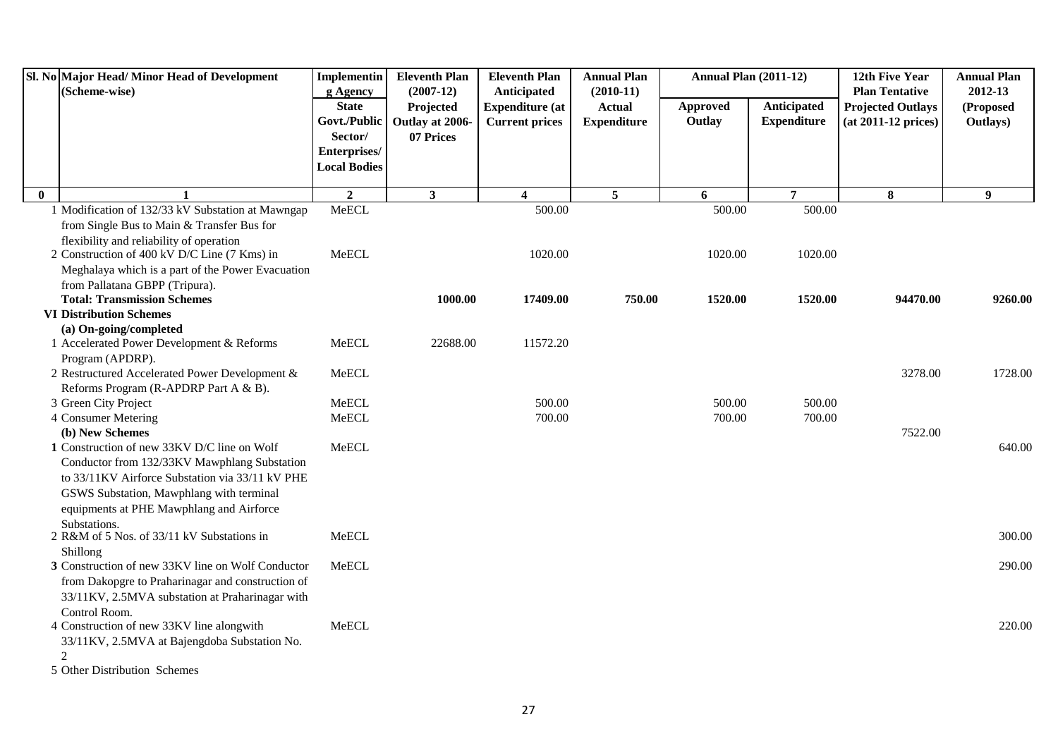| Sl. No | Major Head/ Minor Head of Development (Scheme-wise) | Implementing Agency State Govt./Public Sector/ Enterprises/ Local Bodies | Eleventh Plan (2007-12) Projected Outlay at 2006-07 Prices | Eleventh Plan Anticipated Expenditure (at Current prices | Annual Plan (2010-11) Actual Expenditure | Annual Plan (2011-12) Approved Outlay | Annual Plan (2011-12) Anticipated Expenditure | 12th Five Year Plan Tentative Projected Outlays (at 2011-12 prices) | Annual Plan 2012-13 (Proposed Outlays) |
|---|---|---|---|---|---|---|---|---|---|
| 0 | 1 | 2 | 3 | 4 | 5 | 6 | 7 | 8 | 9 |
| 1 | Modification of 132/33 kV Substation at Mawngap from Single Bus to Main & Transfer Bus for flexibility and reliability of operation | MeECL | | 500.00 | | 500.00 | 500.00 | | |
| 2 | Construction of 400 kV D/C Line (7 Kms) in Meghalaya which is a part of the Power Evacuation from Pallatana GBPP (Tripura). | MeECL | | 1020.00 | | 1020.00 | 1020.00 | | |
| | **Total: Transmission Schemes** | | **1000.00** | **17409.00** | **750.00** | **1520.00** | **1520.00** | **94470.00** | **9260.00** |
| VI | **Distribution Schemes** | | | | | | | | |
| | **(a) On-going/completed** | | | | | | | | |
| 1 | Accelerated Power Development & Reforms Program (APDRP). | MeECL | 22688.00 | 11572.20 | | | | | |
| 2 | Restructured Accelerated Power Development & Reforms Program (R-APDRP Part A & B). | MeECL | | | | | | 3278.00 | 1728.00 |
| 3 | Green City Project | MeECL | | 500.00 | | 500.00 | 500.00 | | |
| 4 | Consumer Metering | MeECL | | 700.00 | | 700.00 | 700.00 | | |
| | **(b) New Schemes** | | | | | | | 7522.00 | |
| **1** | Construction of new 33KV D/C line on Wolf Conductor from 132/33KV Mawphlang Substation to 33/11KV Airforce Substation via 33/11 kV PHE GSWS Substation, Mawphlang with terminal equipments at PHE Mawphlang and Airforce Substations. | MeECL | | | | | | | 640.00 |
| 2 | R&M of 5 Nos. of 33/11 kV Substations in Shillong | MeECL | | | | | | | 300.00 |
| **3** | Construction of new 33KV line on Wolf Conductor from Dakopgre to Praharinagar and construction of 33/11KV, 2.5MVA substation at Praharinagar with Control Room. | MeECL | | | | | | | 290.00 |
| 4 | Construction of new 33KV line alongwith 33/11KV, 2.5MVA at Bajengdoba Substation No. 2 | MeECL | | | | | | | 220.00 |
| 5 | Other Distribution Schemes | | | | | | | | |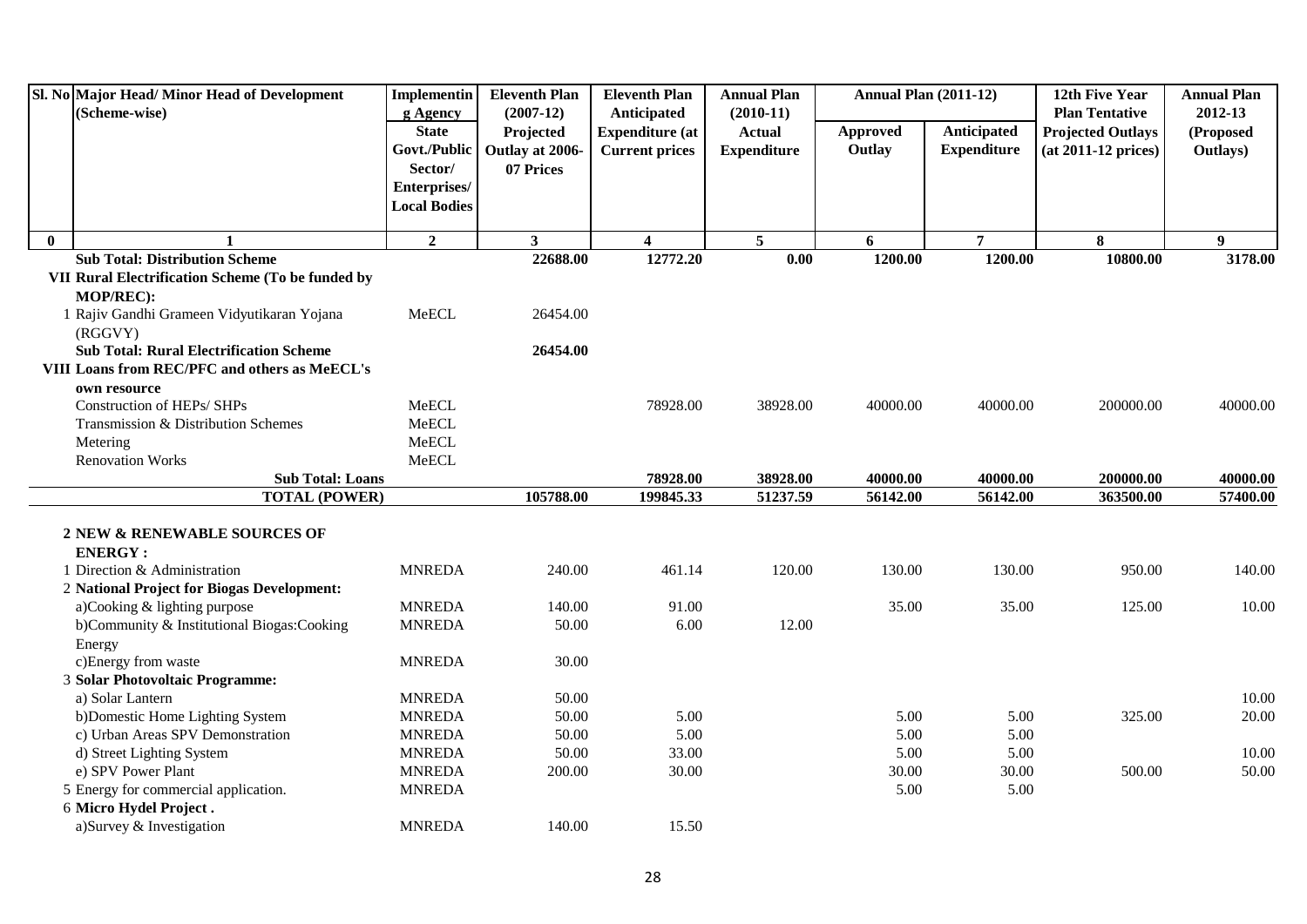| Sl. No | Major Head/ Minor Head of Development (Scheme-wise) | Implementing Agency State Govt./Public Sector/ Enterprises/ Local Bodies | Eleventh Plan (2007-12) Projected Outlay at 2006-07 Prices | Eleventh Plan Anticipated Expenditure (at Current prices | Annual Plan (2010-11) Actual Expenditure | Annual Plan (2011-12) Approved Outlay | Annual Plan (2011-12) Anticipated Expenditure | 12th Five Year Plan Tentative Projected Outlays (at 2011-12 prices) | Annual Plan 2012-13 (Proposed Outlays) |
|---|---|---|---|---|---|---|---|---|---|
| 0 | 1 | 2 | 3 | 4 | 5 | 6 | 7 | 8 | 9 |
| | **Sub Total: Distribution Scheme** | | **22688.00** | **12772.20** | **0.00** | **1200.00** | **1200.00** | **10800.00** | **3178.00** |
| VII | **Rural Electrification Scheme (To be funded by MOP/REC):** | | | | | | | | |
| 1 | Rajiv Gandhi Grameen Vidyutikaran Yojana (RGGVY) | MeECL | 26454.00 | | | | | | |
| | **Sub Total: Rural Electrification Scheme** | | **26454.00** | | | | | | |
| VIII | **Loans from REC/PFC and others as MeECL's own resource** | | | | | | | | |
| | Construction of HEPs/ SHPs | MeECL | | 78928.00 | 38928.00 | 40000.00 | 40000.00 | 200000.00 | 40000.00 |
| | Transmission & Distribution Schemes | MeECL | | | | | | | |
| | Metering | MeECL | | | | | | | |
| | Renovation Works | MeECL | | | | | | | |
| | **Sub Total: Loans** | | | **78928.00** | **38928.00** | **40000.00** | **40000.00** | **200000.00** | **40000.00** |
| | **TOTAL (POWER)** | | **105788.00** | **199845.33** | **51237.59** | **56142.00** | **56142.00** | **363500.00** | **57400.00** |
| 2 | **NEW & RENEWABLE SOURCES OF ENERGY :** | | | | | | | | |
| 1 | Direction & Administration | MNREDA | 240.00 | 461.14 | 120.00 | 130.00 | 130.00 | 950.00 | 140.00 |
| 2 | **National Project for Biogas Development:** | | | | | | | | |
| | a)Cooking & lighting purpose | MNREDA | 140.00 | 91.00 | | 35.00 | 35.00 | 125.00 | 10.00 |
| | b)Community & Institutional Biogas:Cooking Energy | MNREDA | 50.00 | 6.00 | 12.00 | | | | |
| | c)Energy from waste | MNREDA | 30.00 | | | | | | |
| 3 | **Solar Photovoltaic Programme:** | | | | | | | | |
| | a) Solar Lantern | MNREDA | 50.00 | | | | | | 10.00 |
| | b)Domestic Home Lighting System | MNREDA | 50.00 | 5.00 | | 5.00 | 5.00 | 325.00 | 20.00 |
| | c) Urban Areas SPV Demonstration | MNREDA | 50.00 | 5.00 | | 5.00 | 5.00 | | |
| | d) Street Lighting System | MNREDA | 50.00 | 33.00 | | 5.00 | 5.00 | | 10.00 |
| | e) SPV Power Plant | MNREDA | 200.00 | 30.00 | | 30.00 | 30.00 | 500.00 | 50.00 |
| 5 | Energy for commercial application. | MNREDA | | | | 5.00 | 5.00 | | |
| 6 | **Micro Hydel Project .** | | | | | | | | |
| | a)Survey & Investigation | MNREDA | 140.00 | 15.50 | | | | | |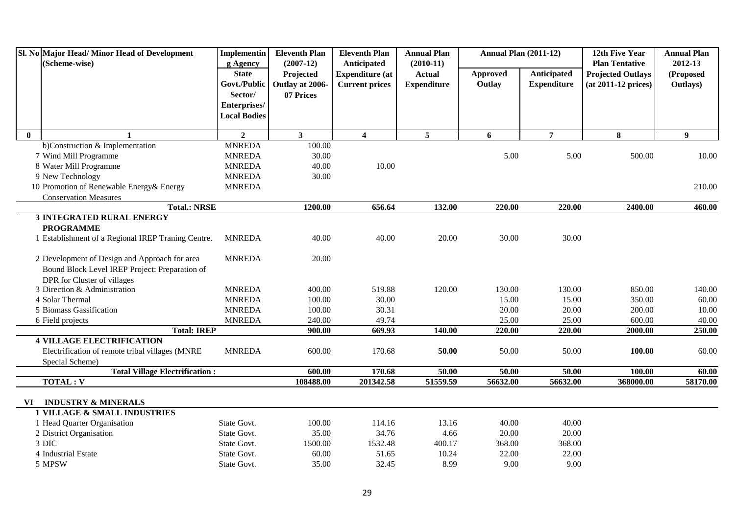| Sl. No | Major Head/ Minor Head of Development (Scheme-wise) | Implementing Agency State Govt./Public Sector/ Enterprises/ Local Bodies | Eleventh Plan (2007-12) Projected Outlay at 2006-07 Prices | Eleventh Plan Anticipated Expenditure (at Current prices | Annual Plan (2010-11) Actual Expenditure | Annual Plan (2011-12) | | 12th Five Year Plan Tentative Projected Outlays (at 2011-12 prices) | Annual Plan 2012-13 (Proposed Outlays) |
|---|---|---|---|---|---|---|---|---|---|
| | | | | | | Approved Outlay | Anticipated Expenditure | | |
| 0 | 1 | 2 | 3 | 4 | 5 | 6 | 7 | 8 | 9 |
| | b)Construction & Implementation | MNREDA | 100.00 | | | | | | |
| 7 | Wind Mill Programme | MNREDA | 30.00 | | | 5.00 | 5.00 | 500.00 | 10.00 |
| 8 | Water Mill Programme | MNREDA | 40.00 | 10.00 | | | | | |
| 9 | New Technology | MNREDA | 30.00 | | | | | | |
| 10 | Promotion of Renewable Energy& Energy Conservation Measures | MNREDA | | | | | | | 210.00 |
| | **Total.: NRSE** | | **1200.00** | **656.64** | **132.00** | **220.00** | **220.00** | **2400.00** | **460.00** |
| | **3 INTEGRATED RURAL ENERGY PROGRAMME** | | | | | | | | |
| 1 | Establishment of a Regional IREP Traning Centre. | MNREDA | 40.00 | 40.00 | 20.00 | 30.00 | 30.00 | | |
| 2 | Development of Design and Approach for area Bound Block Level IREP Project: Preparation of DPR for Cluster of villages | MNREDA | 20.00 | | | | | | |
| 3 | Direction & Administration | MNREDA | 400.00 | 519.88 | 120.00 | 130.00 | 130.00 | 850.00 | 140.00 |
| 4 | Solar Thermal | MNREDA | 100.00 | 30.00 | | 15.00 | 15.00 | 350.00 | 60.00 |
| 5 | Biomass Gassification | MNREDA | 100.00 | 30.31 | | 20.00 | 20.00 | 200.00 | 10.00 |
| 6 | Field projects | MNREDA | 240.00 | 49.74 | | 25.00 | 25.00 | 600.00 | 40.00 |
| | **Total: IREP** | | **900.00** | **669.93** | **140.00** | **220.00** | **220.00** | **2000.00** | **250.00** |
| | **4 VILLAGE ELECTRIFICATION** | | | | | | | | |
| | Electrification of remote tribal villages (MNRE Special Scheme) | MNREDA | 600.00 | 170.68 | **50.00** | 50.00 | 50.00 | **100.00** | 60.00 |
| | **Total Village Electrification :** | | **600.00** | **170.68** | **50.00** | **50.00** | **50.00** | **100.00** | **60.00** |
| | **TOTAL : V** | | **108488.00** | **201342.58** | **51559.59** | **56632.00** | **56632.00** | **368000.00** | **58170.00** |
| **VI** | **INDUSTRY & MINERALS** | | | | | | | | |
| | **1 VILLAGE & SMALL INDUSTRIES** | | | | | | | | |
| 1 | Head Quarter Organisation | State Govt. | 100.00 | 114.16 | 13.16 | 40.00 | 40.00 | | |
| 2 | District Organisation | State Govt. | 35.00 | 34.76 | 4.66 | 20.00 | 20.00 | | |
| 3 | DIC | State Govt. | 1500.00 | 1532.48 | 400.17 | 368.00 | 368.00 | | |
| 4 | Industrial Estate | State Govt. | 60.00 | 51.65 | 10.24 | 22.00 | 22.00 | | |
| 5 | MPSW | State Govt. | 35.00 | 32.45 | 8.99 | 9.00 | 9.00 | | |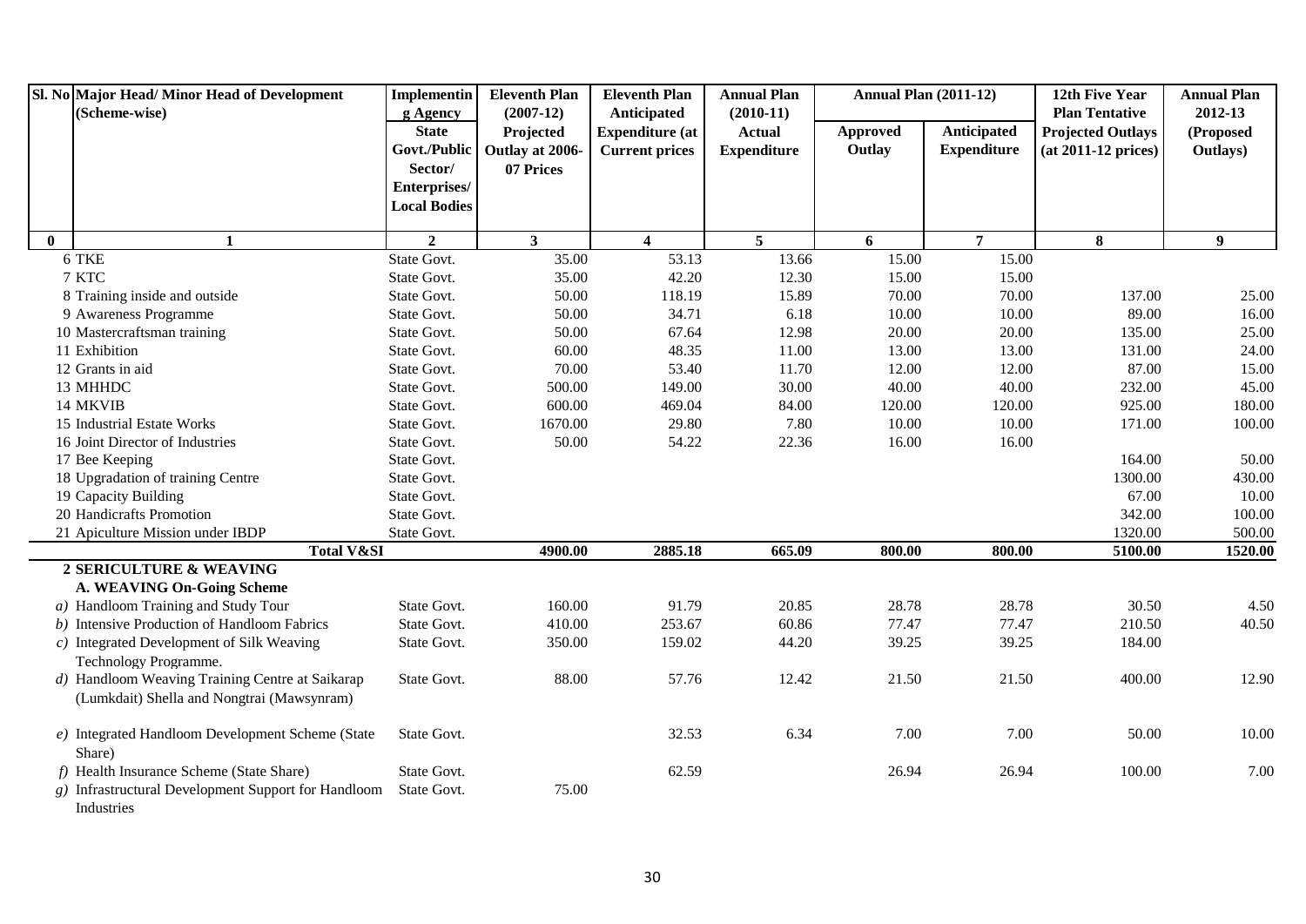| Sl. No | Major Head/ Minor Head of Development (Scheme-wise) | Implementing Agency State Govt./Public Sector/ Enterprises/ Local Bodies | Eleventh Plan (2007-12) Projected Outlay at 2006-07 Prices | Eleventh Plan Anticipated Expenditure (at Current prices | Annual Plan (2010-11) Actual Expenditure | Annual Plan (2011-12) | | 12th Five Year Plan Tentative Projected Outlays (at 2011-12 prices) | Annual Plan 2012-13 (Proposed Outlays) |
|---|---|---|---|---|---|---|---|---|---|
| | | | | | | Approved Outlay | Anticipated Expenditure | | |
| 0 | 1 | 2 | 3 | 4 | 5 | 6 | 7 | 8 | 9 |
| 6 | TKE | State Govt. | 35.00 | 53.13 | 13.66 | 15.00 | 15.00 | | |
| 7 | KTC | State Govt. | 35.00 | 42.20 | 12.30 | 15.00 | 15.00 | | |
| 8 | Training inside and outside | State Govt. | 50.00 | 118.19 | 15.89 | 70.00 | 70.00 | 137.00 | 25.00 |
| 9 | Awareness Programme | State Govt. | 50.00 | 34.71 | 6.18 | 10.00 | 10.00 | 89.00 | 16.00 |
| 10 | Mastercraftsman training | State Govt. | 50.00 | 67.64 | 12.98 | 20.00 | 20.00 | 135.00 | 25.00 |
| 11 | Exhibition | State Govt. | 60.00 | 48.35 | 11.00 | 13.00 | 13.00 | 131.00 | 24.00 |
| 12 | Grants in aid | State Govt. | 70.00 | 53.40 | 11.70 | 12.00 | 12.00 | 87.00 | 15.00 |
| 13 | MHHDC | State Govt. | 500.00 | 149.00 | 30.00 | 40.00 | 40.00 | 232.00 | 45.00 |
| 14 | MKVIB | State Govt. | 600.00 | 469.04 | 84.00 | 120.00 | 120.00 | 925.00 | 180.00 |
| 15 | Industrial Estate Works | State Govt. | 1670.00 | 29.80 | 7.80 | 10.00 | 10.00 | 171.00 | 100.00 |
| 16 | Joint Director of Industries | State Govt. | 50.00 | 54.22 | 22.36 | 16.00 | 16.00 | | |
| 17 | Bee Keeping | State Govt. | | | | | | 164.00 | 50.00 |
| 18 | Upgradation of training Centre | State Govt. | | | | | | 1300.00 | 430.00 |
| 19 | Capacity Building | State Govt. | | | | | | 67.00 | 10.00 |
| 20 | Handicrafts Promotion | State Govt. | | | | | | 342.00 | 100.00 |
| 21 | Apiculture Mission under IBDP | State Govt. | | | | | | 1320.00 | 500.00 |
| | **Total V&SI** | | **4900.00** | **2885.18** | **665.09** | **800.00** | **800.00** | **5100.00** | **1520.00** |
| | **2 SERICULTURE & WEAVING** | | | | | | | | |
| | **A. WEAVING On-Going Scheme** | | | | | | | | |
| *a)* | Handloom Training and Study Tour | State Govt. | 160.00 | 91.79 | 20.85 | 28.78 | 28.78 | 30.50 | 4.50 |
| *b)* | Intensive Production of Handloom Fabrics | State Govt. | 410.00 | 253.67 | 60.86 | 77.47 | 77.47 | 210.50 | 40.50 |
| *c)* | Integrated Development of Silk Weaving Technology Programme. | State Govt. | 350.00 | 159.02 | 44.20 | 39.25 | 39.25 | 184.00 | |
| *d)* | Handloom Weaving Training Centre at Saikarap (Lumkdait) Shella and Nongtrai (Mawsynram) | State Govt. | 88.00 | 57.76 | 12.42 | 21.50 | 21.50 | 400.00 | 12.90 |
| *e)* | Integrated Handloom Development Scheme (State Share) | State Govt. | | 32.53 | 6.34 | 7.00 | 7.00 | 50.00 | 10.00 |
| *f)* | Health Insurance Scheme (State Share) | State Govt. | | 62.59 | | 26.94 | 26.94 | 100.00 | 7.00 |
| *g)* | Infrastructural Development Support for Handloom Industries | State Govt. | 75.00 | | | | | | |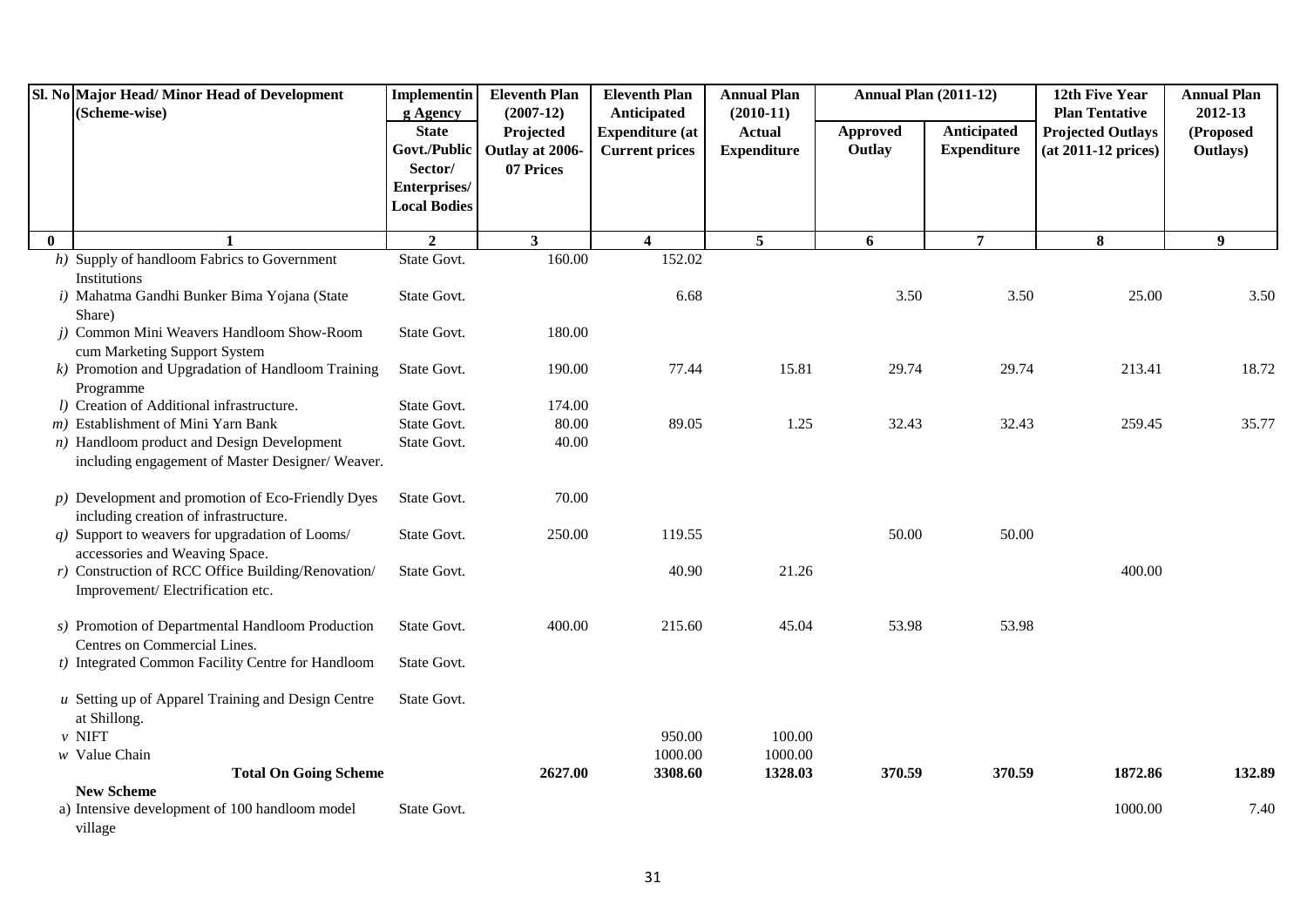| Sl. No | Major Head/ Minor Head of Development (Scheme-wise) | Implementing Agency State Govt./Public Sector/ Enterprises/ Local Bodies | Eleventh Plan (2007-12) Projected Outlay at 2006-07 Prices | Eleventh Plan Anticipated Expenditure (at Current prices | Annual Plan (2010-11) Actual Expenditure | Annual Plan (2011-12) | | 12th Five Year Plan Tentative Projected Outlays (at 2011-12 prices) | Annual Plan 2012-13 (Proposed Outlays) |
|---|---|---|---|---|---|---|---|---|---|
| | | | | | | Approved Outlay | Anticipated Expenditure | | |
| 0 | 1 | 2 | 3 | 4 | 5 | 6 | 7 | 8 | 9 |
| | *h)* Supply of handloom Fabrics to Government Institutions | State Govt. | 160.00 | 152.02 | | | | | |
| | *i)* Mahatma Gandhi Bunker Bima Yojana (State Share) | State Govt. | | 6.68 | | 3.50 | 3.50 | 25.00 | 3.50 |
| | *j)* Common Mini Weavers Handloom Show-Room cum Marketing Support System | State Govt. | 180.00 | | | | | | |
| | *k)* Promotion and Upgradation of Handloom Training Programme | State Govt. | 190.00 | 77.44 | 15.81 | 29.74 | 29.74 | 213.41 | 18.72 |
| | *l)* Creation of Additional infrastructure. | State Govt. | 174.00 | | | | | | |
| | *m)* Establishment of Mini Yarn Bank | State Govt. | 80.00 | 89.05 | 1.25 | 32.43 | 32.43 | 259.45 | 35.77 |
| | *n)* Handloom product and Design Development including engagement of Master Designer/ Weaver. | State Govt. | 40.00 | | | | | | |
| | *p)* Development and promotion of Eco-Friendly Dyes including creation of infrastructure. | State Govt. | 70.00 | | | | | | |
| | *q)* Support to weavers for upgradation of Looms/ accessories and Weaving Space. | State Govt. | 250.00 | 119.55 | | 50.00 | 50.00 | | |
| | *r)* Construction of RCC Office Building/Renovation/ Improvement/ Electrification etc. | State Govt. | | 40.90 | 21.26 | | | 400.00 | |
| | *s)* Promotion of Departmental Handloom Production Centres on Commercial Lines. | State Govt. | 400.00 | 215.60 | 45.04 | 53.98 | 53.98 | | |
| | *t)* Integrated Common Facility Centre for Handloom | State Govt. | | | | | | | |
| | *u* Setting up of Apparel Training and Design Centre at Shillong. | State Govt. | | | | | | | |
| | *v* NIFT | | | 950.00 | 100.00 | | | | |
| | *w* Value Chain | | | 1000.00 | 1000.00 | | | | |
| | **Total On Going Scheme** | | **2627.00** | **3308.60** | **1328.03** | **370.59** | **370.59** | **1872.86** | **132.89** |
| | **New Scheme** | | | | | | | | |
| | a) Intensive development of 100 handloom model village | State Govt. | | | | | | 1000.00 | 7.40 |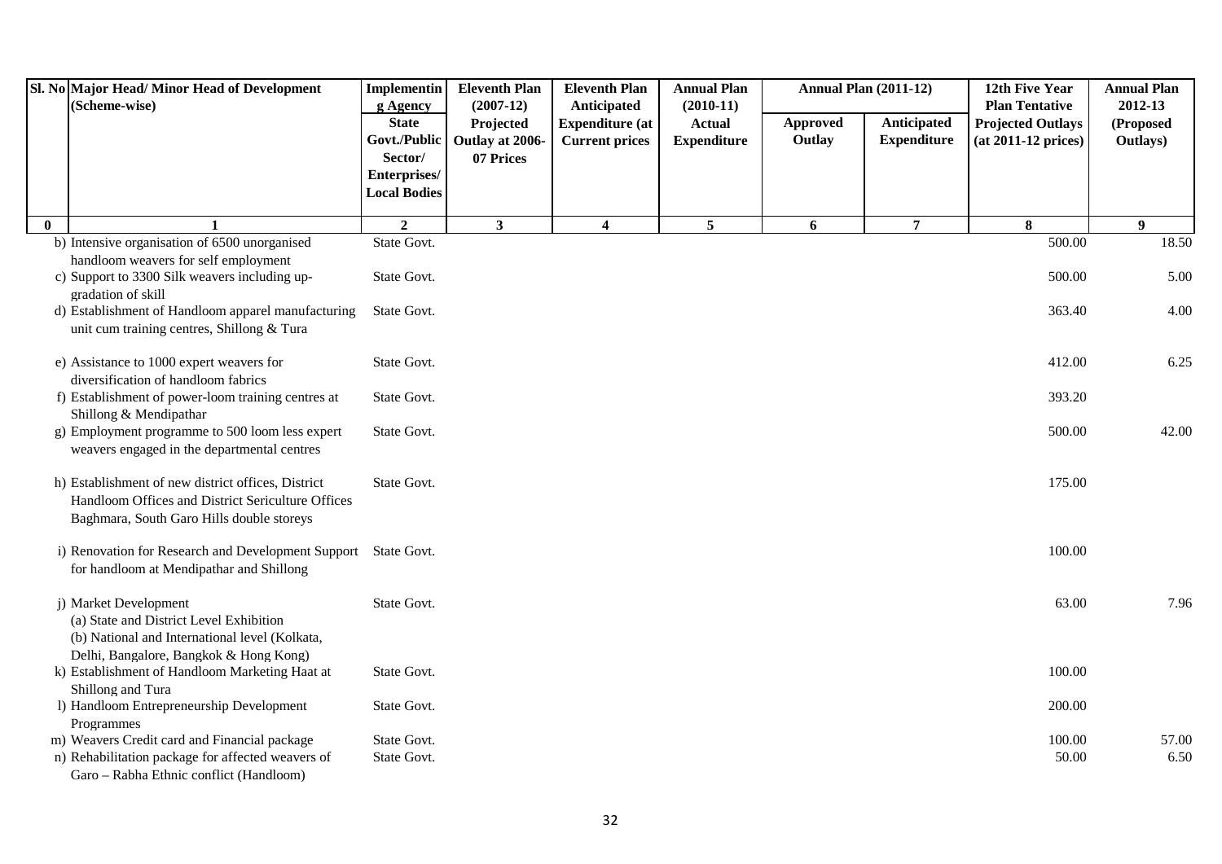| Sl. No | Major Head/ Minor Head of Development (Scheme-wise) | Implementing Agency State Govt./Public Sector/ Enterprises/ Local Bodies | Eleventh Plan (2007-12) Projected Outlay at 2006-07 Prices | Eleventh Plan Anticipated Expenditure (at Current prices | Annual Plan (2010-11) Actual Expenditure | Annual Plan (2011-12) Approved Outlay | Annual Plan (2011-12) Anticipated Expenditure | 12th Five Year Plan Tentative Projected Outlays (at 2011-12 prices) | Annual Plan 2012-13 (Proposed Outlays) |
|---|---|---|---|---|---|---|---|---|---|
| 0 | 1 | 2 | 3 | 4 | 5 | 6 | 7 | 8 | 9 |
| | b) Intensive organisation of 6500 unorganised handloom weavers for self employment | State Govt. | | | | | | 500.00 | 18.50 |
| | c) Support to 3300 Silk weavers including up-gradation of skill | State Govt. | | | | | | 500.00 | 5.00 |
| | d) Establishment of Handloom apparel manufacturing unit cum training centres, Shillong & Tura | State Govt. | | | | | | 363.40 | 4.00 |
| | e) Assistance to 1000 expert weavers for diversification of handloom fabrics | State Govt. | | | | | | 412.00 | 6.25 |
| | f) Establishment of power-loom training centres at Shillong & Mendipathar | State Govt. | | | | | | 393.20 | |
| | g) Employment programme to 500 loom less expert weavers engaged in the departmental centres | State Govt. | | | | | | 500.00 | 42.00 |
| | h) Establishment of new district offices, District Handloom Offices and District Sericulture Offices Baghmara, South Garo Hills double storeys | State Govt. | | | | | | 175.00 | |
| | i) Renovation for Research and Development Support for handloom at Mendipathar and Shillong | State Govt. | | | | | | 100.00 | |
| | j) Market Development (a) State and District Level Exhibition (b) National and International level (Kolkata, Delhi, Bangalore, Bangkok & Hong Kong) | State Govt. | | | | | | 63.00 | 7.96 |
| | k) Establishment of Handloom Marketing Haat at Shillong and Tura | State Govt. | | | | | | 100.00 | |
| | l) Handloom Entrepreneurship Development Programmes | State Govt. | | | | | | 200.00 | |
| | m) Weavers Credit card and Financial package | State Govt. | | | | | | 100.00 | 57.00 |
| | n) Rehabilitation package for affected weavers of Garo – Rabha Ethnic conflict (Handloom) | State Govt. | | | | | | 50.00 | 6.50 |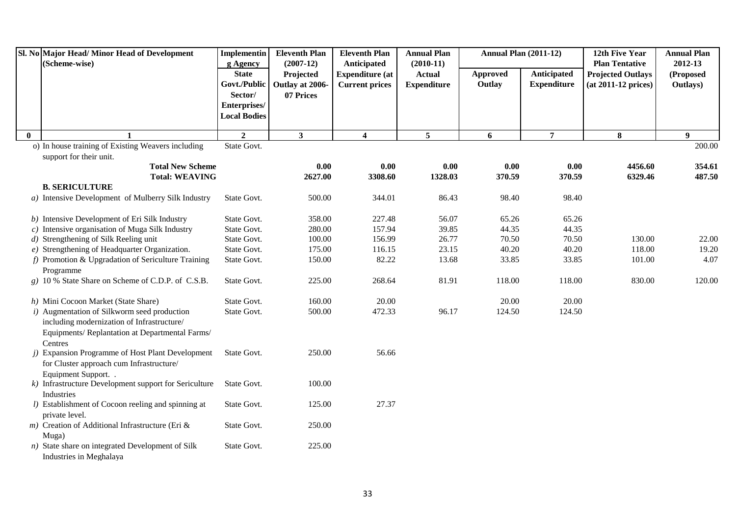| Sl. No | Major Head/ Minor Head of Development (Scheme-wise) | Implementing Agency | Eleventh Plan (2007-12) | Eleventh Plan Anticipated | Annual Plan (2010-11) | Annual Plan (2011-12) | | 12th Five Year Plan Tentative | Annual Plan 2012-13 |
|---|---|---|---|---|---|---|---|---|---|
| | | State Govt./Public Sector/ Enterprises/ Local Bodies | Projected Outlay at 2006-07 Prices | Expenditure (at Current prices | Actual Expenditure | Approved Outlay | Anticipated Expenditure | Projected Outlays (at 2011-12 prices) | (Proposed Outlays) |
| 0 | 1 | 2 | 3 | 4 | 5 | 6 | 7 | 8 | 9 |
| | o) In house training of Existing Weavers including support for their unit. | State Govt. | | | | | | | 200.00 |
| | **Total New Scheme** | | **0.00** | **0.00** | **0.00** | **0.00** | **0.00** | **4456.60** | **354.61** |
| | **Total: WEAVING** | | **2627.00** | **3308.60** | **1328.03** | **370.59** | **370.59** | **6329.46** | **487.50** |
| | **B. SERICULTURE** | | | | | | | | |
| | *a)* Intensive Development of Mulberry Silk Industry | State Govt. | 500.00 | 344.01 | 86.43 | 98.40 | 98.40 | | |
| | *b)* Intensive Development of Eri Silk Industry | State Govt. | 358.00 | 227.48 | 56.07 | 65.26 | 65.26 | | |
| | *c)* Intensive organisation of Muga Silk Industry | State Govt. | 280.00 | 157.94 | 39.85 | 44.35 | 44.35 | | |
| | *d)* Strengthening of Silk Reeling unit | State Govt. | 100.00 | 156.99 | 26.77 | 70.50 | 70.50 | 130.00 | 22.00 |
| | *e)* Strengthening of Headquarter Organization. | State Govt. | 175.00 | 116.15 | 23.15 | 40.20 | 40.20 | 118.00 | 19.20 |
| | *f)* Promotion & Upgradation of Sericulture Training Programme | State Govt. | 150.00 | 82.22 | 13.68 | 33.85 | 33.85 | 101.00 | 4.07 |
| | *g)* 10 % State Share on Scheme of C.D.P. of C.S.B. | State Govt. | 225.00 | 268.64 | 81.91 | 118.00 | 118.00 | 830.00 | 120.00 |
| | *h)* Mini Cocoon Market (State Share) | State Govt. | 160.00 | 20.00 | | 20.00 | 20.00 | | |
| | *i)* Augmentation of Silkworm seed production including modernization of Infrastructure/ Equipments/ Replantation at Departmental Farms/ Centres | State Govt. | 500.00 | 472.33 | 96.17 | 124.50 | 124.50 | | |
| | *j)* Expansion Programme of Host Plant Development for Cluster approach cum Infrastructure/ Equipment Support. . | State Govt. | 250.00 | 56.66 | | | | | |
| | *k)* Infrastructure Development support for Sericulture Industries | State Govt. | 100.00 | | | | | | |
| | *l)* Establishment of Cocoon reeling and spinning at private level. | State Govt. | 125.00 | 27.37 | | | | | |
| | *m)* Creation of Additional Infrastructure (Eri & Muga) | State Govt. | 250.00 | | | | | | |
| | *n)* State share on integrated Development of Silk Industries in Meghalaya | State Govt. | 225.00 | | | | | | |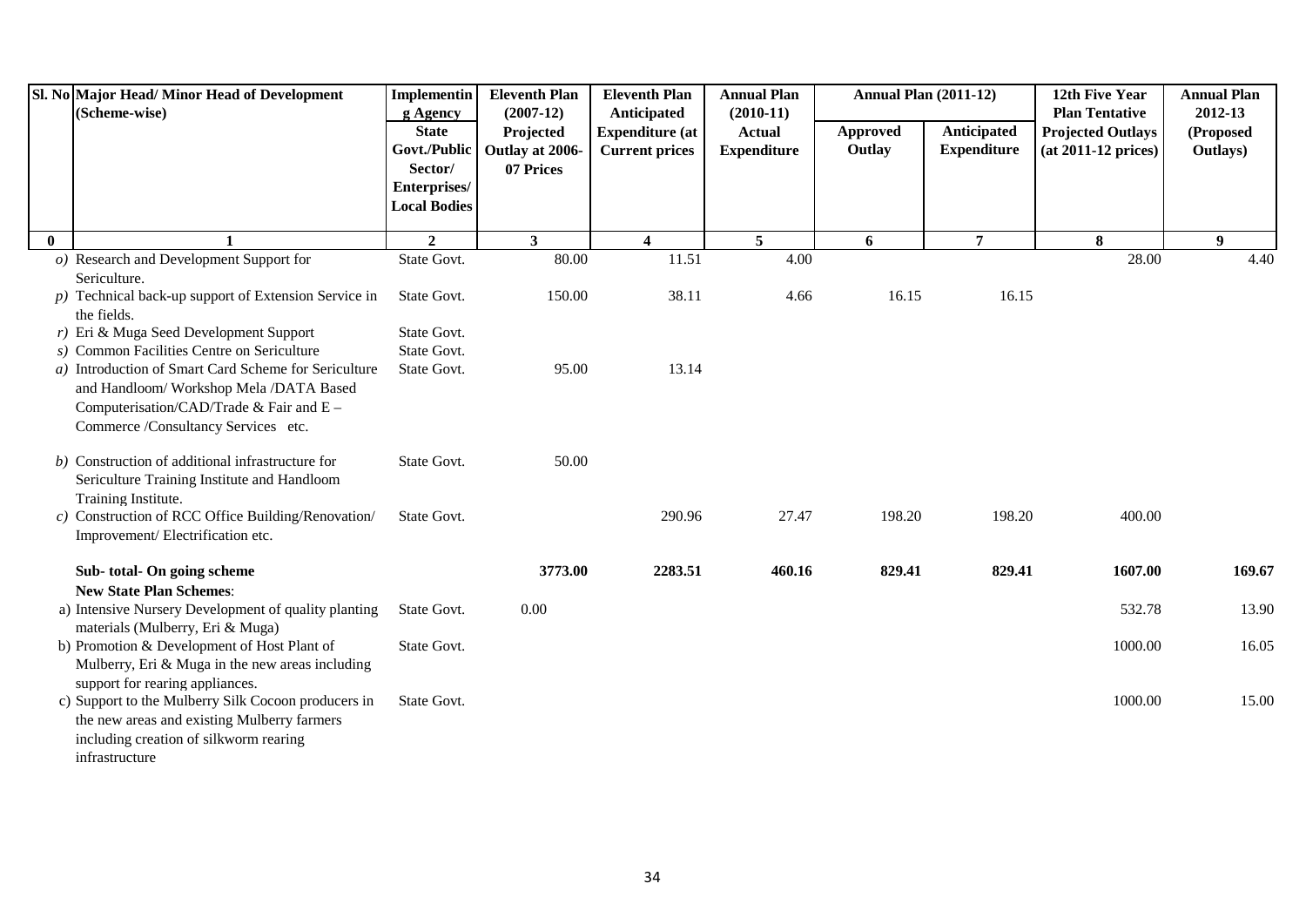| Sl. No | Major Head/ Minor Head of Development (Scheme-wise) | Implementing Agency State Govt./Public Sector/ Enterprises/ Local Bodies | Eleventh Plan (2007-12) Projected Outlay at 2006-07 Prices | Eleventh Plan Anticipated Expenditure (at Current prices | Annual Plan (2010-11) Actual Expenditure | Annual Plan (2011-12) | | 12th Five Year Plan Tentative Projected Outlays (at 2011-12 prices) | Annual Plan 2012-13 (Proposed Outlays) |
|---|---|---|---|---|---|---|---|---|---|
| | | | | | | Approved Outlay | Anticipated Expenditure | | |
| 0 | 1 | 2 | 3 | 4 | 5 | 6 | 7 | 8 | 9 |
| | *o)* Research and Development Support for Sericulture. | State Govt. | 80.00 | 11.51 | 4.00 | | | 28.00 | 4.40 |
| | *p)* Technical back-up support of Extension Service in the fields. | State Govt. | 150.00 | 38.11 | 4.66 | 16.15 | 16.15 | | |
| | *r)* Eri & Muga Seed Development Support | State Govt. | | | | | | | |
| | *s)* Common Facilities Centre on Sericulture | State Govt. | | | | | | | |
| | *a)* Introduction of Smart Card Scheme for Sericulture and Handloom/ Workshop Mela /DATA Based Computerisation/CAD/Trade & Fair and E – Commerce /Consultancy Services etc. | State Govt. | 95.00 | 13.14 | | | | | |
| | *b)* Construction of additional infrastructure for Sericulture Training Institute and Handloom Training Institute. | State Govt. | 50.00 | | | | | | |
| | *c)* Construction of RCC Office Building/Renovation/ Improvement/ Electrification etc. | State Govt. | | 290.96 | 27.47 | 198.20 | 198.20 | 400.00 | |
| | **Sub- total- On going scheme** | | **3773.00** | **2283.51** | **460.16** | **829.41** | **829.41** | **1607.00** | **169.67** |
| | **New State Plan Schemes**: | | | | | | | | |
| | a) Intensive Nursery Development of quality planting materials (Mulberry, Eri & Muga) | State Govt. | 0.00 | | | | | 532.78 | 13.90 |
| | b) Promotion & Development of Host Plant of Mulberry, Eri & Muga in the new areas including support for rearing appliances. | State Govt. | | | | | | 1000.00 | 16.05 |
| | c) Support to the Mulberry Silk Cocoon producers in the new areas and existing Mulberry farmers including creation of silkworm rearing infrastructure | State Govt. | | | | | | 1000.00 | 15.00 |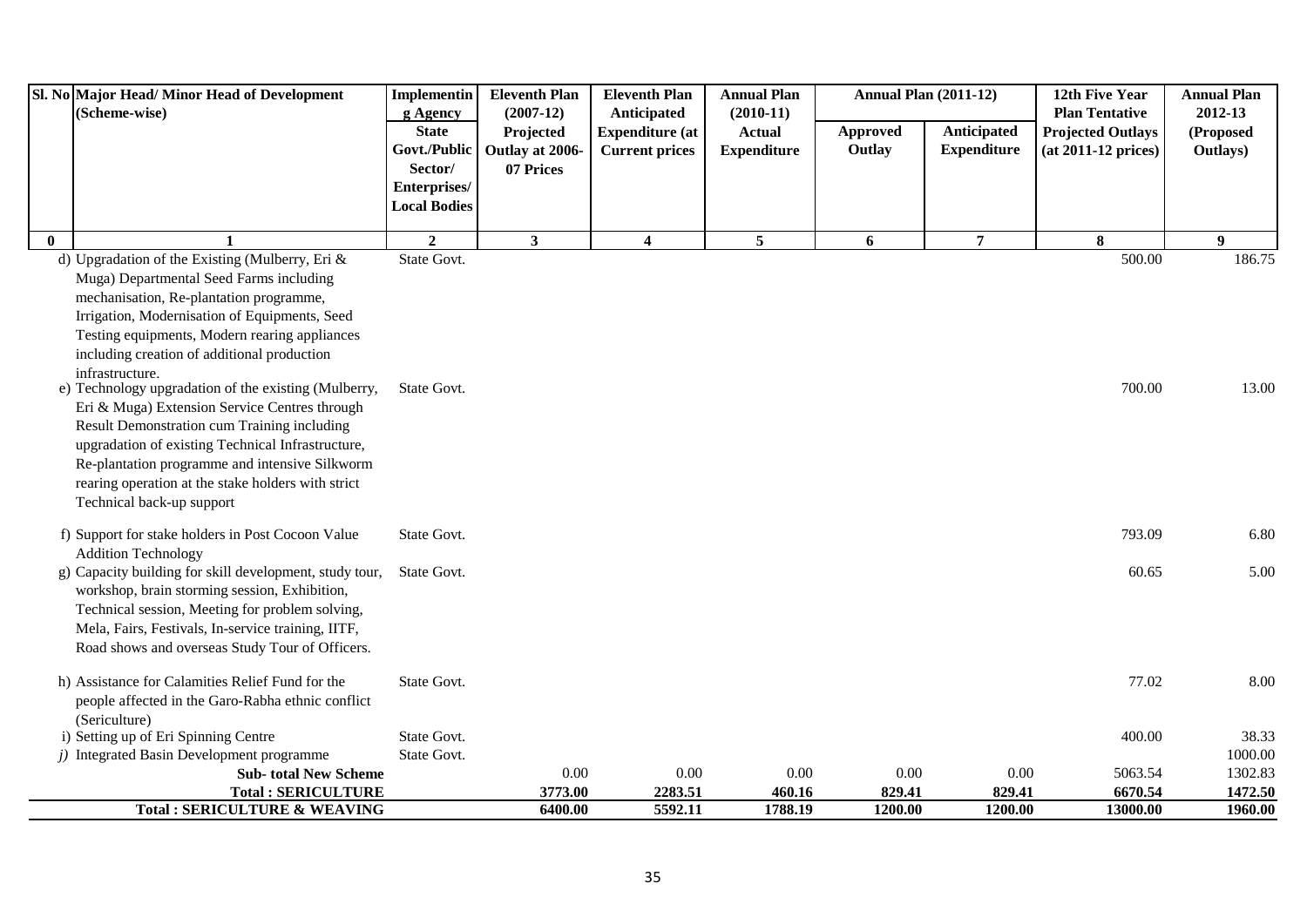| Sl. No | Major Head/ Minor Head of Development (Scheme-wise) | Implementing Agency State Govt./Public Sector/ Enterprises/ Local Bodies | Eleventh Plan (2007-12) Projected Outlay at 2006-07 Prices | Eleventh Plan Anticipated Expenditure (at Current prices | Annual Plan (2010-11) Actual Expenditure | Annual Plan (2011-12) | | 12th Five Year Plan Tentative Projected Outlays (at 2011-12 prices) | Annual Plan 2012-13 (Proposed Outlays) |
|---|---|---|---|---|---|---|---|---|---|
| | | | | | | Approved Outlay | Anticipated Expenditure | | |
| 0 | 1 | 2 | 3 | 4 | 5 | 6 | 7 | 8 | 9 |
| | d) Upgradation of the Existing (Mulberry, Eri & Muga) Departmental Seed Farms including mechanisation, Re-plantation programme, Irrigation, Modernisation of Equipments, Seed Testing equipments, Modern rearing appliances including creation of additional production infrastructure. | State Govt. | | | | | | 500.00 | 186.75 |
| | e) Technology upgradation of the existing (Mulberry, Eri & Muga) Extension Service Centres through Result Demonstration cum Training including upgradation of existing Technical Infrastructure, Re-plantation programme and intensive Silkworm rearing operation at the stake holders with strict Technical back-up support | State Govt. | | | | | | 700.00 | 13.00 |
| | f) Support for stake holders in Post Cocoon Value Addition Technology | State Govt. | | | | | | 793.09 | 6.80 |
| | g) Capacity building for skill development, study tour, workshop, brain storming session, Exhibition, Technical session, Meeting for problem solving, Mela, Fairs, Festivals, In-service training, IITF, Road shows and overseas Study Tour of Officers. | State Govt. | | | | | | 60.65 | 5.00 |
| | h) Assistance for Calamities Relief Fund for the people affected in the Garo-Rabha ethnic conflict (Sericulture) | State Govt. | | | | | | 77.02 | 8.00 |
| | i) Setting up of Eri Spinning Centre | State Govt. | | | | | | 400.00 | 38.33 |
| | *j)* Integrated Basin Development programme | State Govt. | | | | | | | 1000.00 |
| | **Sub- total New Scheme** | | 0.00 | 0.00 | 0.00 | 0.00 | 0.00 | 5063.54 | 1302.83 |
| | **Total : SERICULTURE** | | **3773.00** | **2283.51** | **460.16** | **829.41** | **829.41** | **6670.54** | **1472.50** |
| | **Total : SERICULTURE & WEAVING** | | **6400.00** | **5592.11** | **1788.19** | **1200.00** | **1200.00** | **13000.00** | **1960.00** |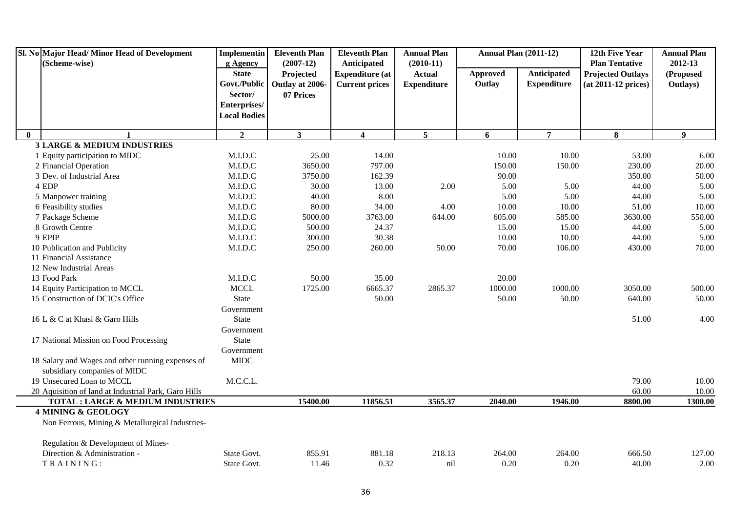| Sl. No | Major Head/ Minor Head of Development (Scheme-wise) | Implementing Agency State Govt./Public Sector/ Enterprises/ Local Bodies | Eleventh Plan (2007-12) Projected Outlay at 2006-07 Prices | Eleventh Plan Anticipated Expenditure (at Current prices | Annual Plan (2010-11) Actual Expenditure | Annual Plan (2011-12) Approved Outlay | | 12th Five Year Plan Tentative Projected Outlays (at 2011-12 prices) | Annual Plan 2012-13 (Proposed Outlays) |
|---|---|---|---|---|---|---|---|---|---|
| | | | | | | Approved Outlay | Anticipated Expenditure | | |
| 0 | 1 | 2 | 3 | 4 | 5 | 6 | 7 | 8 | 9 |
| | **3 LARGE & MEDIUM INDUSTRIES** | | | | | | | | |
| 1 | Equity participation to MIDC | M.I.D.C | 25.00 | 14.00 | | 10.00 | 10.00 | 53.00 | 6.00 |
| 2 | Financial Operation | M.I.D.C | 3650.00 | 797.00 | | 150.00 | 150.00 | 230.00 | 20.00 |
| 3 | Dev. of Industrial Area | M.I.D.C | 3750.00 | 162.39 | | 90.00 | | 350.00 | 50.00 |
| 4 | EDP | M.I.D.C | 30.00 | 13.00 | 2.00 | 5.00 | 5.00 | 44.00 | 5.00 |
| 5 | Manpower training | M.I.D.C | 40.00 | 8.00 | | 5.00 | 5.00 | 44.00 | 5.00 |
| 6 | Feasibility studies | M.I.D.C | 80.00 | 34.00 | 4.00 | 10.00 | 10.00 | 51.00 | 10.00 |
| 7 | Package Scheme | M.I.D.C | 5000.00 | 3763.00 | 644.00 | 605.00 | 585.00 | 3630.00 | 550.00 |
| 8 | Growth Centre | M.I.D.C | 500.00 | 24.37 | | 15.00 | 15.00 | 44.00 | 5.00 |
| 9 | EPIP | M.I.D.C | 300.00 | 30.38 | | 10.00 | 10.00 | 44.00 | 5.00 |
| 10 | Publication and Publicity | M.I.D.C | 250.00 | 260.00 | 50.00 | 70.00 | 106.00 | 430.00 | 70.00 |
| 11 | Financial Assistance | | | | | | | | |
| 12 | New Industrial Areas | | | | | | | | |
| 13 | Food Park | M.I.D.C | 50.00 | 35.00 | | 20.00 | | | |
| 14 | Equity Participation to MCCL | MCCL | 1725.00 | 6665.37 | 2865.37 | 1000.00 | 1000.00 | 3050.00 | 500.00 |
| 15 | Construction of DCIC's Office | State Government | | 50.00 | | 50.00 | 50.00 | 640.00 | 50.00 |
| 16 | L & C at Khasi & Garo Hills | State Government | | | | | | 51.00 | 4.00 |
| 17 | National Mission on Food Processing | State Government | | | | | | | |
| 18 | Salary and Wages and other running expenses of subsidiary companies of MIDC | MIDC | | | | | | | |
| 19 | Unsecured Loan to MCCL | M.C.C.L. | | | | | | 79.00 | 10.00 |
| 20 | Aquisition of land at Industrial Park, Garo Hills | | | | | | | 60.00 | 10.00 |
| | **TOTAL : LARGE & MEDIUM INDUSTRIES** | | **15400.00** | **11856.51** | **3565.37** | **2040.00** | **1946.00** | **8800.00** | **1300.00** |
| | **4 MINING & GEOLOGY** | | | | | | | | |
| | Non Ferrous, Mining & Metallurgical Industries- | | | | | | | | |
| | Regulation & Development of Mines- | | | | | | | | |
| | Direction & Administration - | State Govt. | 855.91 | 881.18 | 218.13 | 264.00 | 264.00 | 666.50 | 127.00 |
| | TRAINING: | State Govt. | 11.46 | 0.32 | nil | 0.20 | 0.20 | 40.00 | 2.00 |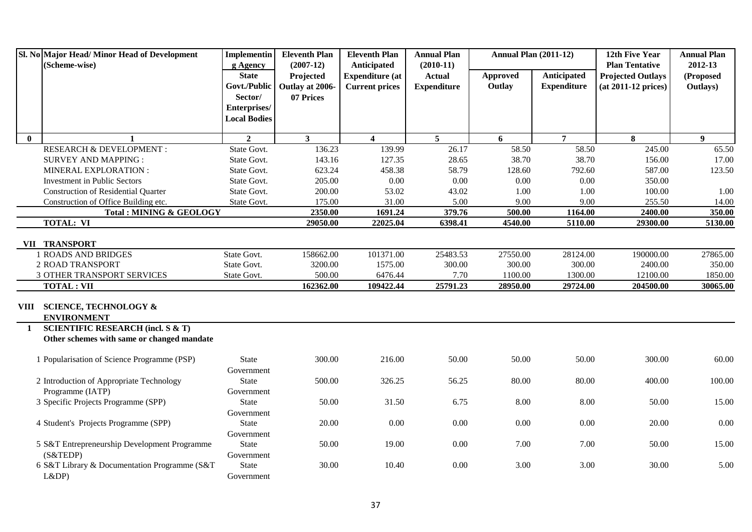| Sl. No | Major Head/ Minor Head of Development (Scheme-wise) | Implementing Agency State Govt./Public Sector/ Enterprises/ Local Bodies | Eleventh Plan (2007-12) Projected Outlay at 2006-07 Prices | Eleventh Plan Anticipated Expenditure (at Current prices | Annual Plan (2010-11) Actual Expenditure | Annual Plan (2011-12) Approved Outlay | Annual Plan (2011-12) Anticipated Expenditure | 12th Five Year Plan Tentative Projected Outlays (at 2011-12 prices) | Annual Plan 2012-13 (Proposed Outlays) |
|---|---|---|---|---|---|---|---|---|---|
| 0 | 1 | 2 | 3 | 4 | 5 | 6 | 7 | 8 | 9 |
| | RESEARCH & DEVELOPMENT : | State Govt. | 136.23 | 139.99 | 26.17 | 58.50 | 58.50 | 245.00 | 65.50 |
| | SURVEY AND MAPPING : | State Govt. | 143.16 | 127.35 | 28.65 | 38.70 | 38.70 | 156.00 | 17.00 |
| | MINERAL EXPLORATION : | State Govt. | 623.24 | 458.38 | 58.79 | 128.60 | 792.60 | 587.00 | 123.50 |
| | Investment in Public Sectors | State Govt. | 205.00 | 0.00 | 0.00 | 0.00 | 0.00 | 350.00 | |
| | Construction of Residential Quarter | State Govt. | 200.00 | 53.02 | 43.02 | 1.00 | 1.00 | 100.00 | 1.00 |
| | Construction of Office Building etc. | State Govt. | 175.00 | 31.00 | 5.00 | 9.00 | 9.00 | 255.50 | 14.00 |
| | **Total : MINING & GEOLOGY** | | **2350.00** | **1691.24** | **379.76** | **500.00** | **1164.00** | **2400.00** | **350.00** |
| | **TOTAL: VI** | | **29050.00** | **22025.04** | **6398.41** | **4540.00** | **5110.00** | **29300.00** | **5130.00** |
| **VII** | **TRANSPORT** | | | | | | | | |
| | 1 ROADS AND BRIDGES | State Govt. | 158662.00 | 101371.00 | 25483.53 | 27550.00 | 28124.00 | 190000.00 | 27865.00 |
| | 2 ROAD TRANSPORT | State Govt. | 3200.00 | 1575.00 | 300.00 | 300.00 | 300.00 | 2400.00 | 350.00 |
| | 3 OTHER TRANSPORT SERVICES | State Govt. | 500.00 | 6476.44 | 7.70 | 1100.00 | 1300.00 | 12100.00 | 1850.00 |
| | **TOTAL : VII** | | **162362.00** | **109422.44** | **25791.23** | **28950.00** | **29724.00** | **204500.00** | **30065.00** |
| **VIII** | **SCIENCE, TECHNOLOGY & ENVIRONMENT** | | | | | | | | |
| **1** | **SCIENTIFIC RESEARCH (incl. S & T) Other schemes with same or changed mandate** | | | | | | | | |
| | 1 Popularisation of Science Programme (PSP) | State Government | 300.00 | 216.00 | 50.00 | 50.00 | 50.00 | 300.00 | 60.00 |
| | 2 Introduction of Appropriate Technology Programme (IATP) | State Government | 500.00 | 326.25 | 56.25 | 80.00 | 80.00 | 400.00 | 100.00 |
| | 3 Specific Projects Programme (SPP) | State Government | 50.00 | 31.50 | 6.75 | 8.00 | 8.00 | 50.00 | 15.00 |
| | 4 Student's Projects Programme (SPP) | State Government | 20.00 | 0.00 | 0.00 | 0.00 | 0.00 | 20.00 | 0.00 |
| | 5 S&T Entrepreneurship Development Programme (S&TEDP) | State Government | 50.00 | 19.00 | 0.00 | 7.00 | 7.00 | 50.00 | 15.00 |
| | 6 S&T Library & Documentation Programme (S&T L&DP) | State Government | 30.00 | 10.40 | 0.00 | 3.00 | 3.00 | 30.00 | 5.00 |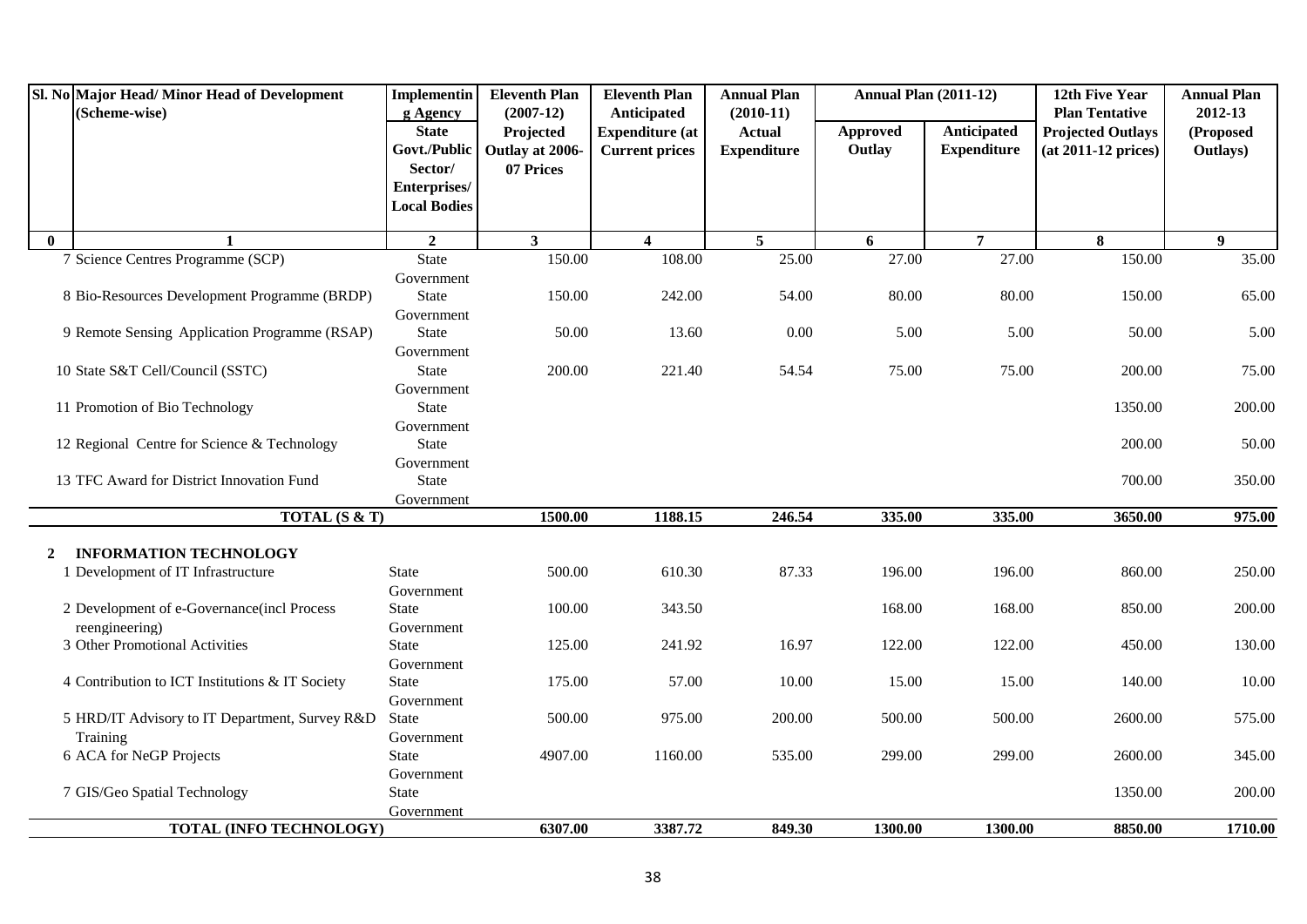| Sl. No | Major Head/ Minor Head of Development (Scheme-wise) | Implementing Agency State Govt./Public Sector/ Enterprises/ Local Bodies | Eleventh Plan (2007-12) Projected Outlay at 2006-07 Prices | Eleventh Plan Anticipated Expenditure (at Current prices | Annual Plan (2010-11) Actual Expenditure | Annual Plan (2011-12) Approved Outlay | Annual Plan (2011-12) Anticipated Expenditure | 12th Five Year Plan Tentative Projected Outlays (at 2011-12 prices) | Annual Plan 2012-13 (Proposed Outlays) |
|---|---|---|---|---|---|---|---|---|---|
| 0 | 1 | 2 | 3 | 4 | 5 | 6 | 7 | 8 | 9 |
| 7 | Science Centres Programme (SCP) | State Government | 150.00 | 108.00 | 25.00 | 27.00 | 27.00 | 150.00 | 35.00 |
| 8 | Bio-Resources Development Programme (BRDP) | State Government | 150.00 | 242.00 | 54.00 | 80.00 | 80.00 | 150.00 | 65.00 |
| 9 | Remote Sensing Application Programme (RSAP) | State Government | 50.00 | 13.60 | 0.00 | 5.00 | 5.00 | 50.00 | 5.00 |
| 10 | State S&T Cell/Council (SSTC) | State Government | 200.00 | 221.40 | 54.54 | 75.00 | 75.00 | 200.00 | 75.00 |
| 11 | Promotion of Bio Technology | State Government | | | | | | 1350.00 | 200.00 |
| 12 | Regional Centre for Science & Technology | State Government | | | | | | 200.00 | 50.00 |
| 13 | TFC Award for District Innovation Fund | State Government | | | | | | 700.00 | 350.00 |
| | **TOTAL (S & T)** | | **1500.00** | **1188.15** | **246.54** | **335.00** | **335.00** | **3650.00** | **975.00** |
| **2** | **INFORMATION TECHNOLOGY** | | | | | | | | |
| 1 | Development of IT Infrastructure | State Government | 500.00 | 610.30 | 87.33 | 196.00 | 196.00 | 860.00 | 250.00 |
| 2 | Development of e-Governance(incl Process reengineering) | State Government | 100.00 | 343.50 | | 168.00 | 168.00 | 850.00 | 200.00 |
| 3 | Other Promotional Activities | State Government | 125.00 | 241.92 | 16.97 | 122.00 | 122.00 | 450.00 | 130.00 |
| 4 | Contribution to ICT Institutions & IT Society | State Government | 175.00 | 57.00 | 10.00 | 15.00 | 15.00 | 140.00 | 10.00 |
| 5 | HRD/IT Advisory to IT Department, Survey R&D Training | State Government | 500.00 | 975.00 | 200.00 | 500.00 | 500.00 | 2600.00 | 575.00 |
| 6 | ACA for NeGP Projects | State Government | 4907.00 | 1160.00 | 535.00 | 299.00 | 299.00 | 2600.00 | 345.00 |
| 7 | GIS/Geo Spatial Technology | State Government | | | | | | 1350.00 | 200.00 |
| | **TOTAL (INFO TECHNOLOGY)** | | **6307.00** | **3387.72** | **849.30** | **1300.00** | **1300.00** | **8850.00** | **1710.00** |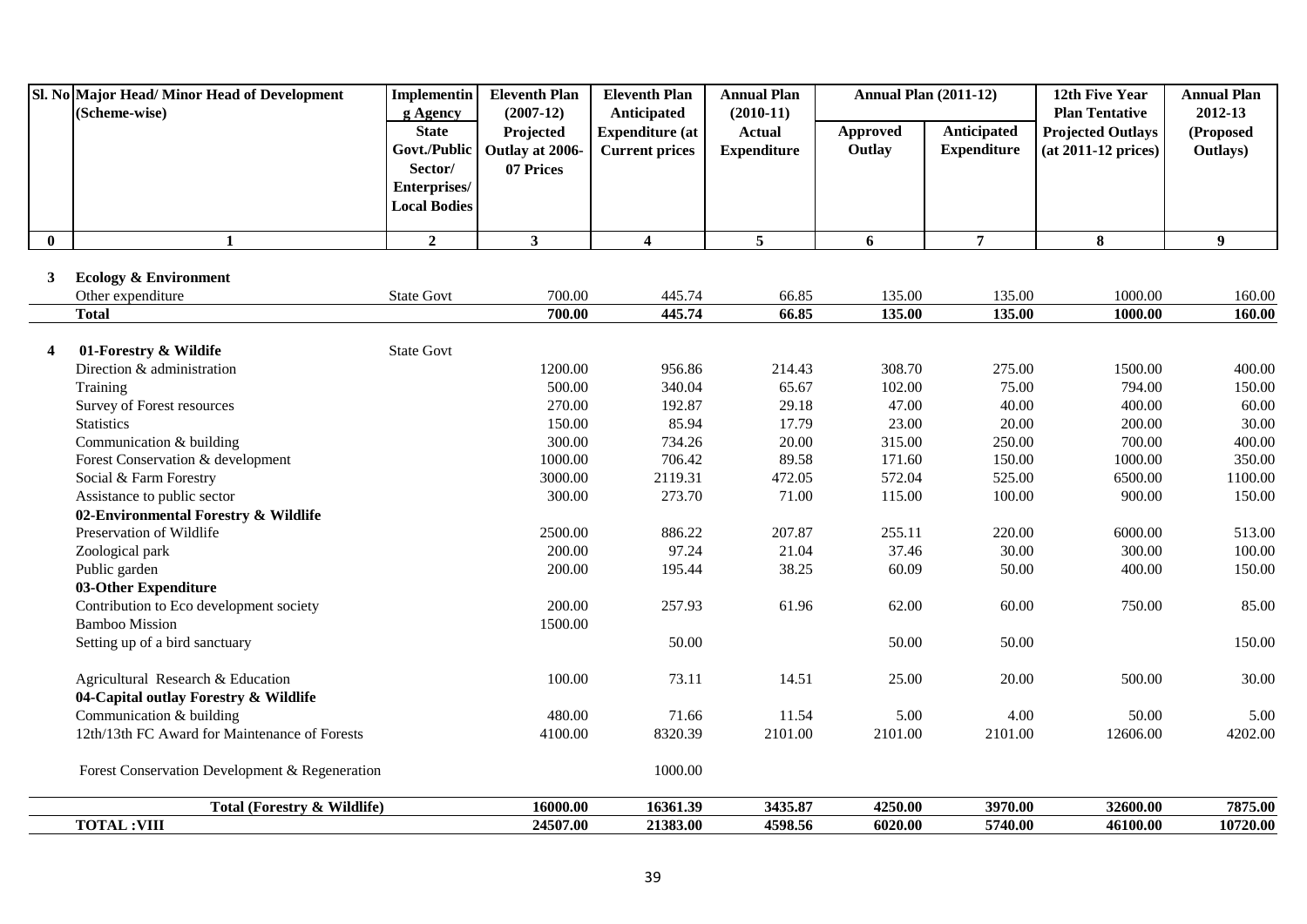| Sl. No | Major Head/ Minor Head of Development (Scheme-wise) | Implementing Agency State Govt./Public Sector/ Enterprises/ Local Bodies | Eleventh Plan (2007-12) Projected Outlay at 2006-07 Prices | Eleventh Plan Anticipated Expenditure (at Current prices | Annual Plan (2010-11) Actual Expenditure | Annual Plan (2011-12) | | 12th Five Year Plan Tentative Projected Outlays (at 2011-12 prices) | Annual Plan 2012-13 (Proposed Outlays) |
|---|---|---|---|---|---|---|---|---|---|
| | | | | | | Approved Outlay | Anticipated Expenditure | | |
| 0 | 1 | 2 | 3 | 4 | 5 | 6 | 7 | 8 | 9 |
| 3 | **Ecology & Environment** | | | | | | | | |
| | Other expenditure | State Govt | 700.00 | 445.74 | 66.85 | 135.00 | 135.00 | 1000.00 | 160.00 |
| | **Total** | | **700.00** | **445.74** | **66.85** | **135.00** | **135.00** | **1000.00** | **160.00** |
| 4 | **01-Forestry & Wilidife** | State Govt | | | | | | | |
| | Direction & administration | | 1200.00 | 956.86 | 214.43 | 308.70 | 275.00 | 1500.00 | 400.00 |
| | Training | | 500.00 | 340.04 | 65.67 | 102.00 | 75.00 | 794.00 | 150.00 |
| | Survey of Forest resources | | 270.00 | 192.87 | 29.18 | 47.00 | 40.00 | 400.00 | 60.00 |
| | Statistics | | 150.00 | 85.94 | 17.79 | 23.00 | 20.00 | 200.00 | 30.00 |
| | Communication & building | | 300.00 | 734.26 | 20.00 | 315.00 | 250.00 | 700.00 | 400.00 |
| | Forest Conservation & development | | 1000.00 | 706.42 | 89.58 | 171.60 | 150.00 | 1000.00 | 350.00 |
| | Social & Farm Forestry | | 3000.00 | 2119.31 | 472.05 | 572.04 | 525.00 | 6500.00 | 1100.00 |
| | Assistance to public sector | | 300.00 | 273.70 | 71.00 | 115.00 | 100.00 | 900.00 | 150.00 |
| | **02-Environmental Forestry & Wildlife** | | | | | | | | |
| | Preservation of Wildlife | | 2500.00 | 886.22 | 207.87 | 255.11 | 220.00 | 6000.00 | 513.00 |
| | Zoological park | | 200.00 | 97.24 | 21.04 | 37.46 | 30.00 | 300.00 | 100.00 |
| | Public garden | | 200.00 | 195.44 | 38.25 | 60.09 | 50.00 | 400.00 | 150.00 |
| | **03-Other Expenditure** | | | | | | | | |
| | Contribution to Eco development society | | 200.00 | 257.93 | 61.96 | 62.00 | 60.00 | 750.00 | 85.00 |
| | Bamboo Mission | | 1500.00 | | | | | | |
| | Setting up of a bird sanctuary | | | 50.00 | | 50.00 | 50.00 | | 150.00 |
| | Agricultural Research & Education | | 100.00 | 73.11 | 14.51 | 25.00 | 20.00 | 500.00 | 30.00 |
| | **04-Capital outlay Forestry & Wildlife** | | | | | | | | |
| | Communication & building | | 480.00 | 71.66 | 11.54 | 5.00 | 4.00 | 50.00 | 5.00 |
| | 12th/13th FC Award for Maintenance of Forests | | 4100.00 | 8320.39 | 2101.00 | 2101.00 | 2101.00 | 12606.00 | 4202.00 |
| | Forest Conservation Development & Regeneration | | | 1000.00 | | | | | |
| | **Total (Forestry & Wildlife)** | | **16000.00** | **16361.39** | **3435.87** | **4250.00** | **3970.00** | **32600.00** | **7875.00** |
| | **TOTAL :VIII** | | **24507.00** | **21383.00** | **4598.56** | **6020.00** | **5740.00** | **46100.00** | **10720.00** |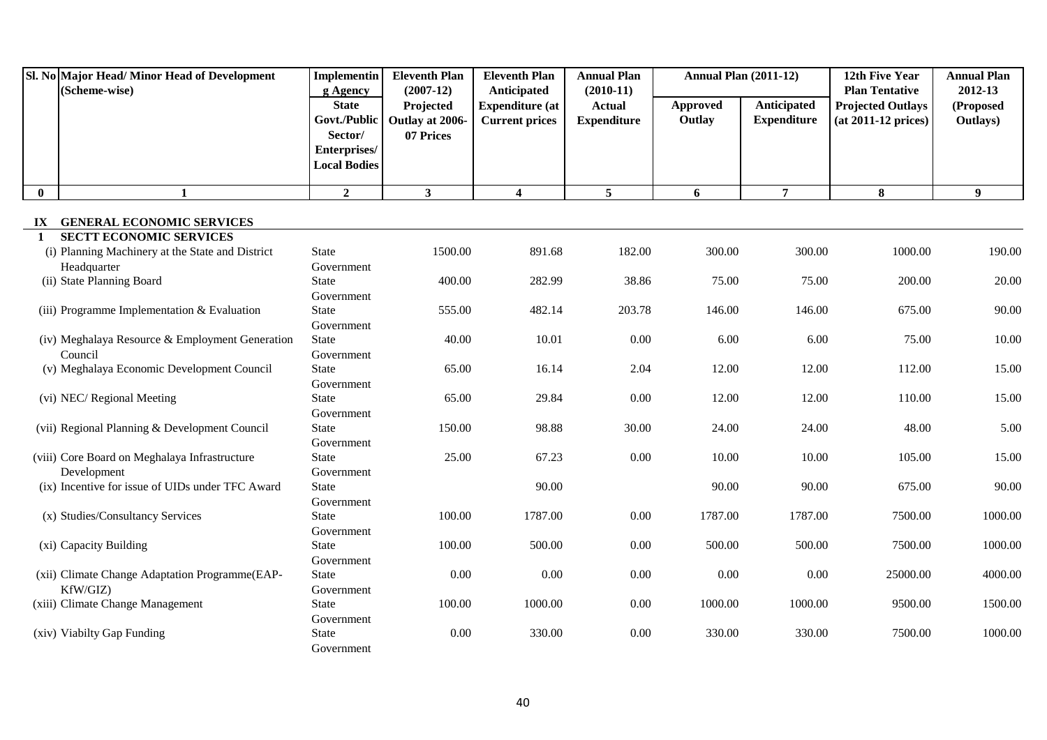| Sl. No | Major Head/ Minor Head of Development (Scheme-wise) | Implementing Agency State Govt./Public Sector/ Enterprises/ Local Bodies | Eleventh Plan (2007-12) Projected Outlay at 2006-07 Prices | Eleventh Plan Anticipated Expenditure (at Current prices | Annual Plan (2010-11) Actual Expenditure | Annual Plan (2011-12) | | 12th Five Year Plan Tentative Projected Outlays (at 2011-12 prices) | Annual Plan 2012-13 (Proposed Outlays) |
|---|---|---|---|---|---|---|---|---|---|
| | | | | | | Approved Outlay | Anticipated Expenditure | | |
| 0 | 1 | 2 | 3 | 4 | 5 | 6 | 7 | 8 | 9 |
| IX | GENERAL ECONOMIC SERVICES | | | | | | | | |
| 1 | SECTT ECONOMIC SERVICES | | | | | | | | |
| | (i) Planning Machinery at the State and District Headquarter | State Government | 1500.00 | 891.68 | 182.00 | 300.00 | 300.00 | 1000.00 | 190.00 |
| | (ii) State Planning Board | State Government | 400.00 | 282.99 | 38.86 | 75.00 | 75.00 | 200.00 | 20.00 |
| | (iii) Programme Implementation & Evaluation | State Government | 555.00 | 482.14 | 203.78 | 146.00 | 146.00 | 675.00 | 90.00 |
| | (iv) Meghalaya Resource & Employment Generation Council | State Government | 40.00 | 10.01 | 0.00 | 6.00 | 6.00 | 75.00 | 10.00 |
| | (v) Meghalaya Economic Development Council | State Government | 65.00 | 16.14 | 2.04 | 12.00 | 12.00 | 112.00 | 15.00 |
| | (vi) NEC/ Regional Meeting | State Government | 65.00 | 29.84 | 0.00 | 12.00 | 12.00 | 110.00 | 15.00 |
| | (vii) Regional Planning & Development Council | State Government | 150.00 | 98.88 | 30.00 | 24.00 | 24.00 | 48.00 | 5.00 |
| | (viii) Core Board on Meghalaya Infrastructure Development | State Government | 25.00 | 67.23 | 0.00 | 10.00 | 10.00 | 105.00 | 15.00 |
| | (ix) Incentive for issue of UIDs under TFC Award | State Government | | 90.00 | | 90.00 | 90.00 | 675.00 | 90.00 |
| | (x) Studies/Consultancy Services | State Government | 100.00 | 1787.00 | 0.00 | 1787.00 | 1787.00 | 7500.00 | 1000.00 |
| | (xi) Capacity Building | State Government | 100.00 | 500.00 | 0.00 | 500.00 | 500.00 | 7500.00 | 1000.00 |
| | (xii) Climate Change Adaptation Programme(EAP-KfW/GIZ) | State Government | 0.00 | 0.00 | 0.00 | 0.00 | 0.00 | 25000.00 | 4000.00 |
| | (xiii) Climate Change Management | State Government | 100.00 | 1000.00 | 0.00 | 1000.00 | 1000.00 | 9500.00 | 1500.00 |
| | (xiv) Viabilty Gap Funding | State Government | 0.00 | 330.00 | 0.00 | 330.00 | 330.00 | 7500.00 | 1000.00 |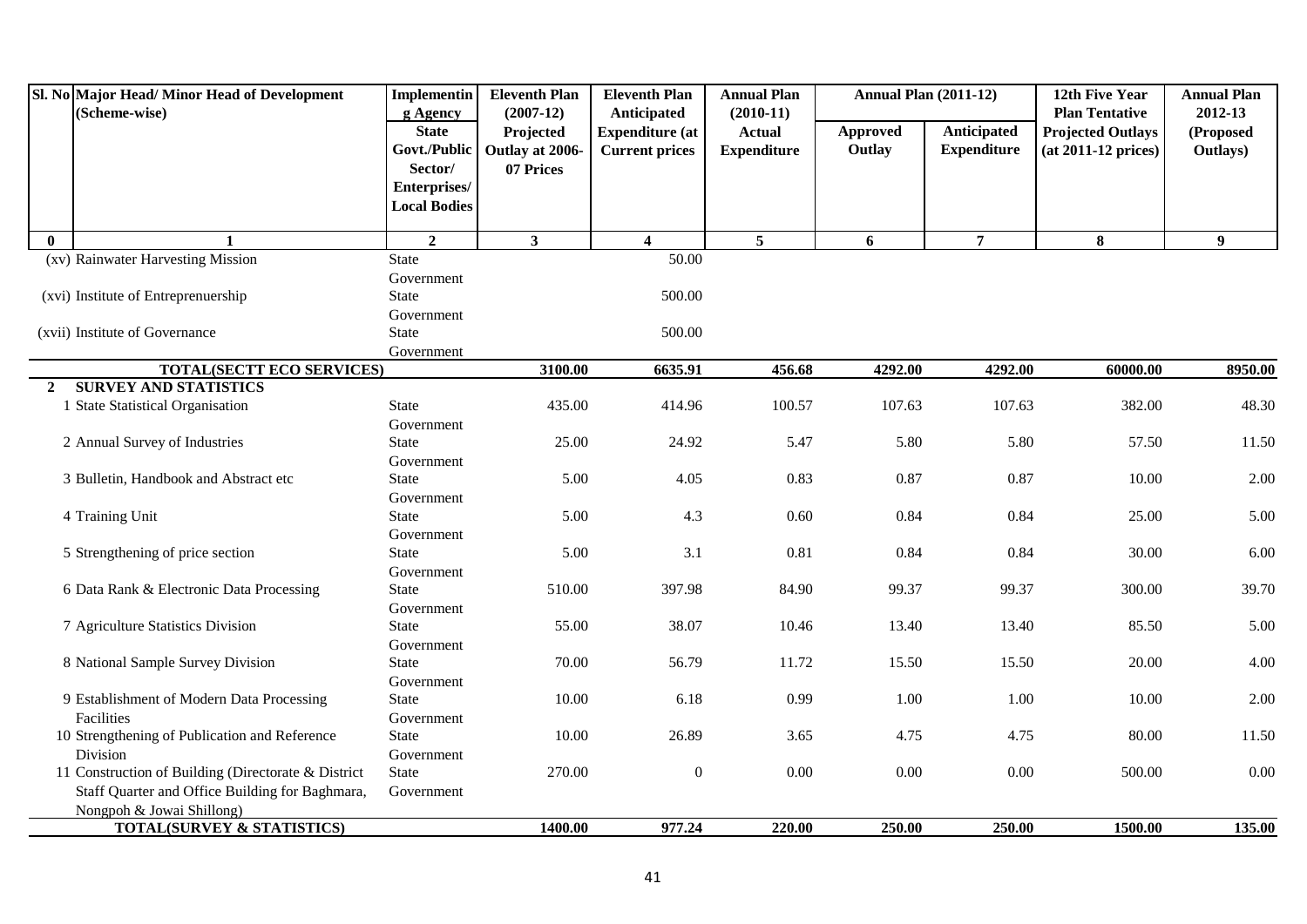| Sl. No | Major Head/ Minor Head of Development (Scheme-wise) | Implementing Agency State Govt./Public Sector/ Enterprises/ Local Bodies | Eleventh Plan (2007-12) Projected Outlay at 2006-07 Prices | Eleventh Plan Anticipated Expenditure (at Current prices | Annual Plan (2010-11) Actual Expenditure | Annual Plan (2011-12) | | 12th Five Year Plan Tentative Projected Outlays (at 2011-12 prices) | Annual Plan 2012-13 (Proposed Outlays) |
|---|---|---|---|---|---|---|---|---|---|
| | | | | | | Approved Outlay | Anticipated Expenditure | | |
| 0 | 1 | 2 | 3 | 4 | 5 | 6 | 7 | 8 | 9 |
| | (xv) Rainwater Harvesting Mission | State Government | | 50.00 | | | | | |
| | (xvi) Institute of Entreprenuership | State Government | | 500.00 | | | | | |
| | (xvii) Institute of Governance | State Government | | 500.00 | | | | | |
| | **TOTAL(SECTT ECO SERVICES)** | | **3100.00** | **6635.91** | **456.68** | **4292.00** | **4292.00** | **60000.00** | **8950.00** |
| **2** | **SURVEY AND STATISTICS** | | | | | | | | |
| | 1 State Statistical Organisation | State Government | 435.00 | 414.96 | 100.57 | 107.63 | 107.63 | 382.00 | 48.30 |
| | 2 Annual Survey of Industries | State Government | 25.00 | 24.92 | 5.47 | 5.80 | 5.80 | 57.50 | 11.50 |
| | 3 Bulletin, Handbook and Abstract etc | State Government | 5.00 | 4.05 | 0.83 | 0.87 | 0.87 | 10.00 | 2.00 |
| | 4 Training Unit | State Government | 5.00 | 4.3 | 0.60 | 0.84 | 0.84 | 25.00 | 5.00 |
| | 5 Strengthening of price section | State Government | 5.00 | 3.1 | 0.81 | 0.84 | 0.84 | 30.00 | 6.00 |
| | 6 Data Rank & Electronic Data Processing | State Government | 510.00 | 397.98 | 84.90 | 99.37 | 99.37 | 300.00 | 39.70 |
| | 7 Agriculture Statistics Division | State Government | 55.00 | 38.07 | 10.46 | 13.40 | 13.40 | 85.50 | 5.00 |
| | 8 National Sample Survey Division | State Government | 70.00 | 56.79 | 11.72 | 15.50 | 15.50 | 20.00 | 4.00 |
| | 9 Establishment of Modern Data Processing Facilities | State Government | 10.00 | 6.18 | 0.99 | 1.00 | 1.00 | 10.00 | 2.00 |
| | 10 Strengthening of Publication and Reference Division | State Government | 10.00 | 26.89 | 3.65 | 4.75 | 4.75 | 80.00 | 11.50 |
| | 11 Construction of Building (Directorate & District Staff Quarter and Office Building for Baghmara, Nongpoh & Jowai Shillong) | State Government | 270.00 | 0 | 0.00 | 0.00 | 0.00 | 500.00 | 0.00 |
| | **TOTAL(SURVEY & STATISTICS)** | | **1400.00** | **977.24** | **220.00** | **250.00** | **250.00** | **1500.00** | **135.00** |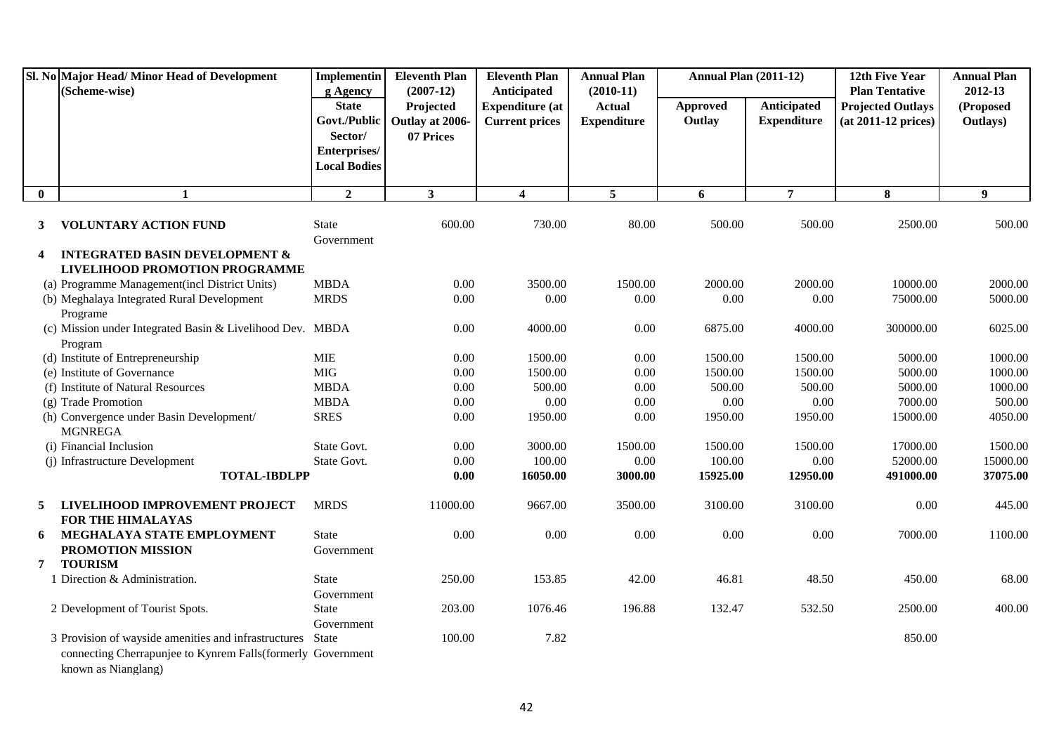| Sl. No | Major Head/ Minor Head of Development (Scheme-wise) | Implementing Agency State Govt./Public Sector/ Enterprises/ Local Bodies | Eleventh Plan (2007-12) Projected Outlay at 2006-07 Prices | Eleventh Plan Anticipated Expenditure (at Current prices | Annual Plan (2010-11) Actual Expenditure | Annual Plan (2011-12) | | 12th Five Year Plan Tentative Projected Outlays (at 2011-12 prices) | Annual Plan 2012-13 (Proposed Outlays) |
|---|---|---|---|---|---|---|---|---|---|
| | | | | | | Approved Outlay | Anticipated Expenditure | | |
| 0 | 1 | 2 | 3 | 4 | 5 | 6 | 7 | 8 | 9 |
| 3 | **VOLUNTARY ACTION FUND** | State Government | 600.00 | 730.00 | 80.00 | 500.00 | 500.00 | 2500.00 | 500.00 |
| 4 | **INTEGRATED BASIN DEVELOPMENT & LIVELIHOOD PROMOTION PROGRAMME** | | | | | | | | |
| | (a) Programme Management(incl District Units) | MBDA | 0.00 | 3500.00 | 1500.00 | 2000.00 | 2000.00 | 10000.00 | 2000.00 |
| | (b) Meghalaya Integrated Rural Development Programe | MRDS | 0.00 | 0.00 | 0.00 | 0.00 | 0.00 | 75000.00 | 5000.00 |
| | (c) Mission under Integrated Basin & Livelihood Dev. Program | MBDA | 0.00 | 4000.00 | 0.00 | 6875.00 | 4000.00 | 300000.00 | 6025.00 |
| | (d) Institute of Entrepreneurship | MIE | 0.00 | 1500.00 | 0.00 | 1500.00 | 1500.00 | 5000.00 | 1000.00 |
| | (e) Institute of Governance | MIG | 0.00 | 1500.00 | 0.00 | 1500.00 | 1500.00 | 5000.00 | 1000.00 |
| | (f) Institute of Natural Resources | MBDA | 0.00 | 500.00 | 0.00 | 500.00 | 500.00 | 5000.00 | 1000.00 |
| | (g) Trade Promotion | MBDA | 0.00 | 0.00 | 0.00 | 0.00 | 0.00 | 7000.00 | 500.00 |
| | (h) Convergence under Basin Development/ MGNREGA | SRES | 0.00 | 1950.00 | 0.00 | 1950.00 | 1950.00 | 15000.00 | 4050.00 |
| | (i) Financial Inclusion | State Govt. | 0.00 | 3000.00 | 1500.00 | 1500.00 | 1500.00 | 17000.00 | 1500.00 |
| | (j) Infrastructure Development | State Govt. | 0.00 | 100.00 | 0.00 | 100.00 | 0.00 | 52000.00 | 15000.00 |
| | **TOTAL-IBDLPP** | | **0.00** | **16050.00** | **3000.00** | **15925.00** | **12950.00** | **491000.00** | **37075.00** |
| 5 | **LIVELIHOOD IMPROVEMENT PROJECT FOR THE HIMALAYAS** | MRDS | 11000.00 | 9667.00 | 3500.00 | 3100.00 | 3100.00 | 0.00 | 445.00 |
| 6 | **MEGHALAYA STATE EMPLOYMENT PROMOTION MISSION** | State Government | 0.00 | 0.00 | 0.00 | 0.00 | 0.00 | 7000.00 | 1100.00 |
| 7 | **TOURISM** | | | | | | | | |
| | 1 Direction & Administration. | State Government | 250.00 | 153.85 | 42.00 | 46.81 | 48.50 | 450.00 | 68.00 |
| | 2 Development of Tourist Spots. | State Government | 203.00 | 1076.46 | 196.88 | 132.47 | 532.50 | 2500.00 | 400.00 |
| | 3 Provision of wayside amenities and infrastructures connecting Cherrapunjee to Kynrem Falls(formerly known as Nianglang) | State Government | 100.00 | 7.82 | | | | 850.00 | |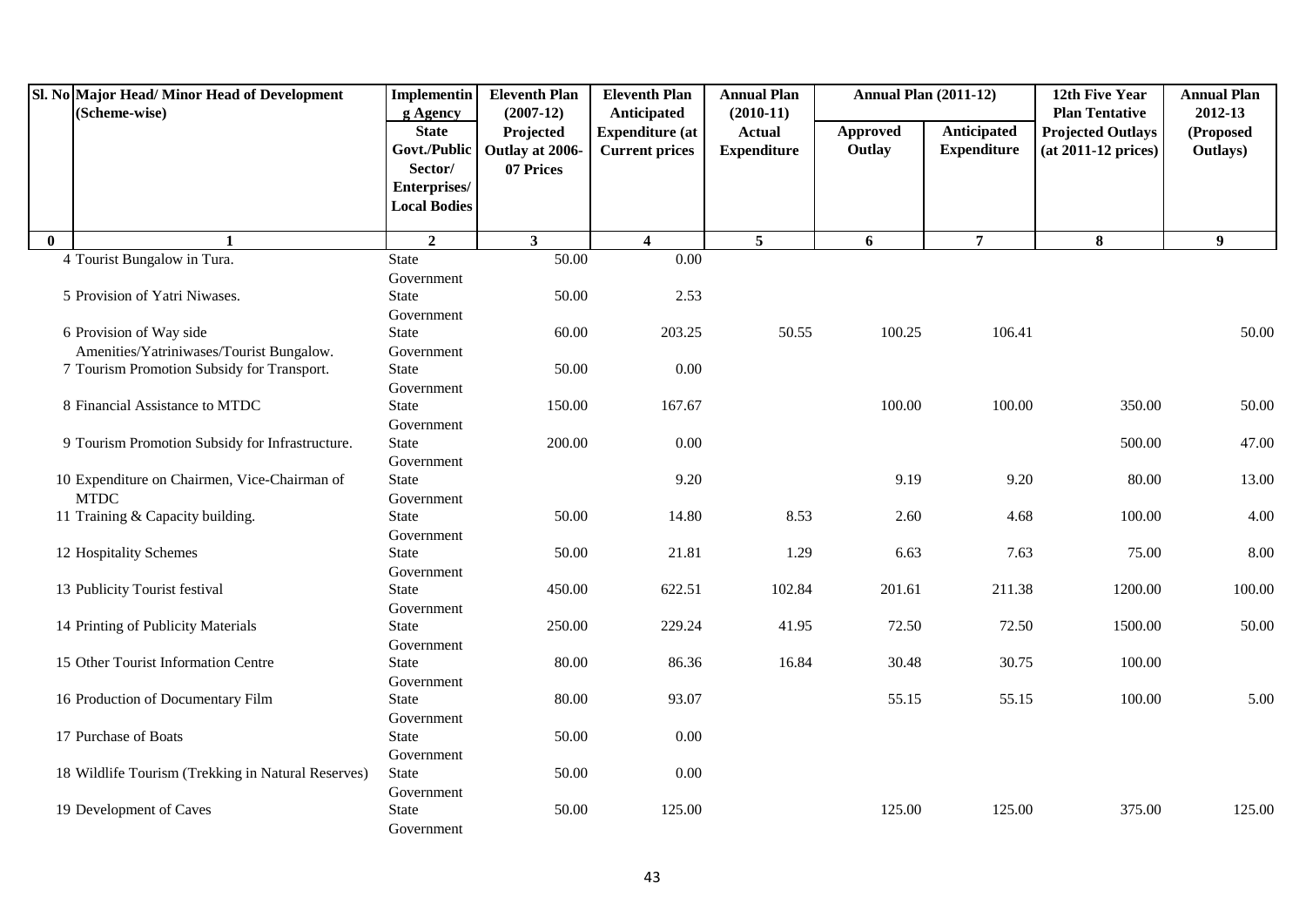| Sl. No | Major Head/ Minor Head of Development (Scheme-wise) | Implementing Agency State Govt./Public Sector/ Enterprises/ Local Bodies | Eleventh Plan (2007-12) Projected Outlay at 2006-07 Prices | Eleventh Plan Anticipated Expenditure (at Current prices | Annual Plan (2010-11) Actual Expenditure | Annual Plan (2011-12) | | 12th Five Year Plan Tentative Projected Outlays (at 2011-12 prices) | Annual Plan 2012-13 (Proposed Outlays) |
|---|---|---|---|---|---|---|---|---|---|
| | | | | | | Approved Outlay | Anticipated Expenditure | | |
| 0 | 1 | 2 | 3 | 4 | 5 | 6 | 7 | 8 | 9 |
| 4 | Tourist Bungalow in Tura. | State Government | 50.00 | 0.00 | | | | | |
| 5 | Provision of Yatri Niwases. | State Government | 50.00 | 2.53 | | | | | |
| 6 | Provision of Way side Amenities/Yatriniwases/Tourist Bungalow. | State Government | 60.00 | 203.25 | 50.55 | 100.25 | 106.41 | | 50.00 |
| 7 | Tourism Promotion Subsidy for Transport. | State Government | 50.00 | 0.00 | | | | | |
| 8 | Financial Assistance to MTDC | State Government | 150.00 | 167.67 | | 100.00 | 100.00 | 350.00 | 50.00 |
| 9 | Tourism Promotion Subsidy for Infrastructure. | State Government | 200.00 | 0.00 | | | | 500.00 | 47.00 |
| 10 | Expenditure on Chairmen, Vice-Chairman of MTDC | State Government | | 9.20 | | 9.19 | 9.20 | 80.00 | 13.00 |
| 11 | Training & Capacity building. | State Government | 50.00 | 14.80 | 8.53 | 2.60 | 4.68 | 100.00 | 4.00 |
| 12 | Hospitality Schemes | State Government | 50.00 | 21.81 | 1.29 | 6.63 | 7.63 | 75.00 | 8.00 |
| 13 | Publicity Tourist festival | State Government | 450.00 | 622.51 | 102.84 | 201.61 | 211.38 | 1200.00 | 100.00 |
| 14 | Printing of Publicity Materials | State Government | 250.00 | 229.24 | 41.95 | 72.50 | 72.50 | 1500.00 | 50.00 |
| 15 | Other Tourist Information Centre | State Government | 80.00 | 86.36 | 16.84 | 30.48 | 30.75 | 100.00 | |
| 16 | Production of Documentary Film | State Government | 80.00 | 93.07 | | 55.15 | 55.15 | 100.00 | 5.00 |
| 17 | Purchase of Boats | State Government | 50.00 | 0.00 | | | | | |
| 18 | Wildlife Tourism (Trekking in Natural Reserves) | State Government | 50.00 | 0.00 | | | | | |
| 19 | Development of Caves | State Government | 50.00 | 125.00 | | 125.00 | 125.00 | 375.00 | 125.00 |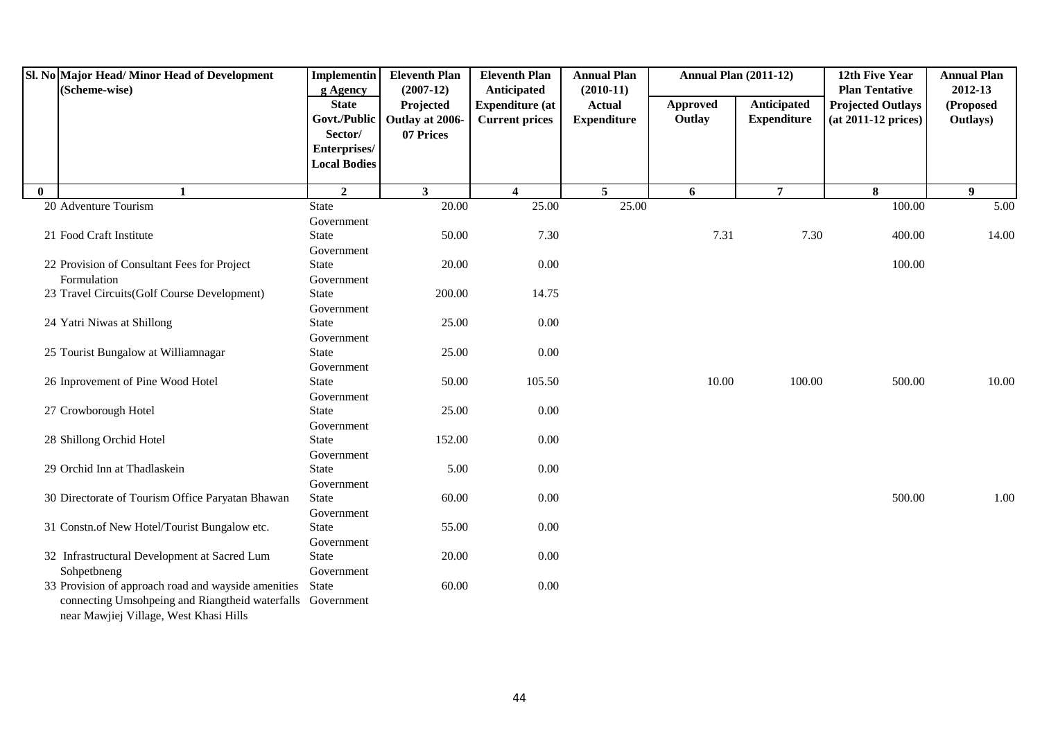| Sl. No | Major Head/ Minor Head of Development (Scheme-wise) | Implementing Agency | Eleventh Plan (2007-12) | Eleventh Plan Anticipated | Annual Plan (2010-11) | Annual Plan (2011-12) | | 12th Five Year Plan Tentative | Annual Plan 2012-13 |
|---|---|---|---|---|---|---|---|---|---|
| | | State Govt./Public Sector/ Enterprises/ Local Bodies | Projected Outlay at 2006-07 Prices | Expenditure (at Current prices | Actual Expenditure | Approved Outlay | Anticipated Expenditure | Projected Outlays (at 2011-12 prices) | (Proposed Outlays) |
| 0 | 1 | 2 | 3 | 4 | 5 | 6 | 7 | 8 | 9 |
| 20 | Adventure Tourism | State Government | 20.00 | 25.00 | 25.00 | | | 100.00 | 5.00 |
| 21 | Food Craft Institute | State Government | 50.00 | 7.30 | | 7.31 | 7.30 | 400.00 | 14.00 |
| 22 | Provision of Consultant Fees for Project Formulation | State Government | 20.00 | 0.00 | | | | 100.00 | |
| 23 | Travel Circuits(Golf Course Development) | State Government | 200.00 | 14.75 | | | | | |
| 24 | Yatri Niwas at Shillong | State Government | 25.00 | 0.00 | | | | | |
| 25 | Tourist Bungalow at Williamnagar | State Government | 25.00 | 0.00 | | | | | |
| 26 | Inprovement of Pine Wood Hotel | State Government | 50.00 | 105.50 | | 10.00 | 100.00 | 500.00 | 10.00 |
| 27 | Crowborough Hotel | State Government | 25.00 | 0.00 | | | | | |
| 28 | Shillong Orchid Hotel | State Government | 152.00 | 0.00 | | | | | |
| 29 | Orchid Inn at Thadlaskein | State Government | 5.00 | 0.00 | | | | | |
| 30 | Directorate of Tourism Office Paryatan Bhawan | State Government | 60.00 | 0.00 | | | | 500.00 | 1.00 |
| 31 | Constn.of New Hotel/Tourist Bungalow etc. | State Government | 55.00 | 0.00 | | | | | |
| 32 | Infrastructural Development at Sacred Lum Sohpetbneng | State Government | 20.00 | 0.00 | | | | | |
| 33 | Provision of approach road and wayside amenities connecting Umsohpeing and Riangtheid waterfalls near Mawjiej Village, West Khasi Hills | State Government | 60.00 | 0.00 | | | | | |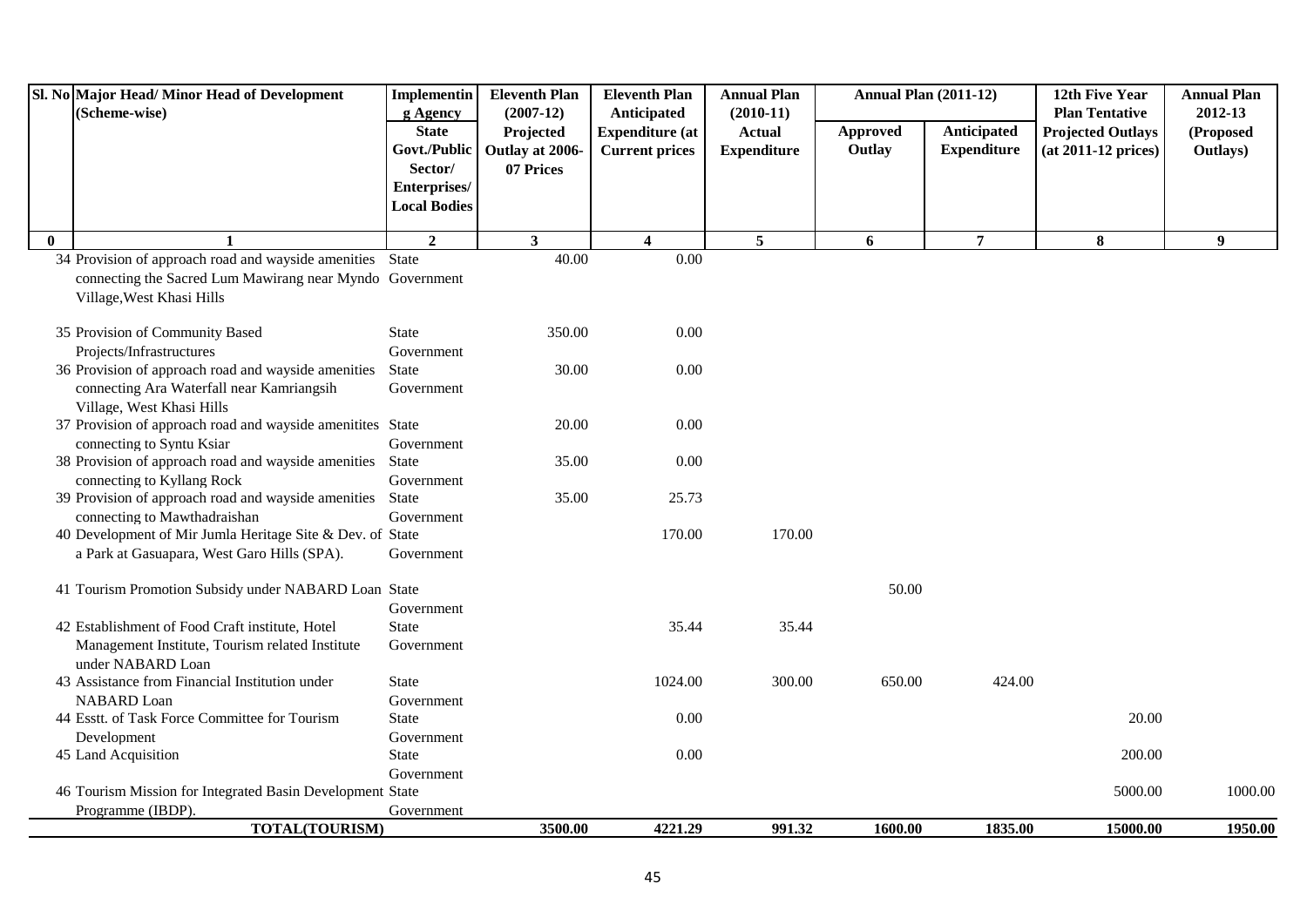| Sl. No | Major Head/ Minor Head of Development (Scheme-wise) | Implementing Agency State Govt./Public Sector/ Enterprises/ Local Bodies | Eleventh Plan (2007-12) Projected Outlay at 2006-07 Prices | Eleventh Plan Anticipated Expenditure (at Current prices | Annual Plan (2010-11) Actual Expenditure | Annual Plan (2011-12) | | 12th Five Year Plan Tentative Projected Outlays (at 2011-12 prices) | Annual Plan 2012-13 (Proposed Outlays) |
|---|---|---|---|---|---|---|---|---|---|
| | | | | | | Approved Outlay | Anticipated Expenditure | | |
| 0 | 1 | 2 | 3 | 4 | 5 | 6 | 7 | 8 | 9 |
| 34 | Provision of approach road and wayside amenities connecting the Sacred Lum Mawirang near Myndo Village, West Khasi Hills | State Government | 40.00 | 0.00 | | | | | |
| 35 | Provision of Community Based Projects/Infrastructures | State Government | 350.00 | 0.00 | | | | | |
| 36 | Provision of approach road and wayside amenities connecting Ara Waterfall near Kamriangsih Village, West Khasi Hills | State Government | 30.00 | 0.00 | | | | | |
| 37 | Provision of approach road and wayside amenitites connecting to Syntu Ksiar | State Government | 20.00 | 0.00 | | | | | |
| 38 | Provision of approach road and wayside amenities connecting to Kyllang Rock | State Government | 35.00 | 0.00 | | | | | |
| 39 | Provision of approach road and wayside amenities connecting to Mawthadraishan | State Government | 35.00 | 25.73 | | | | | |
| 40 | Development of Mir Jumla Heritage Site & Dev. of a Park at Gasuapara, West Garo Hills (SPA). | State Government | | 170.00 | 170.00 | | | | |
| 41 | Tourism Promotion Subsidy under NABARD Loan | State Government | | | | 50.00 | | | |
| 42 | Establishment of Food Craft institute, Hotel Management Institute, Tourism related Institute under NABARD Loan | State Government | | 35.44 | 35.44 | | | | |
| 43 | Assistance from Financial Institution under NABARD Loan | State Government | | 1024.00 | 300.00 | 650.00 | 424.00 | | |
| 44 | Esstt. of Task Force Committee for Tourism Development | State Government | | 0.00 | | | | 20.00 | |
| 45 | Land Acquisition | State Government | | 0.00 | | | | 200.00 | |
| 46 | Tourism Mission for Integrated Basin Development Programme (IBDP). | State Government | | | | | | 5000.00 | 1000.00 |
| | **TOTAL(TOURISM)** | | **3500.00** | **4221.29** | **991.32** | **1600.00** | **1835.00** | **15000.00** | **1950.00** |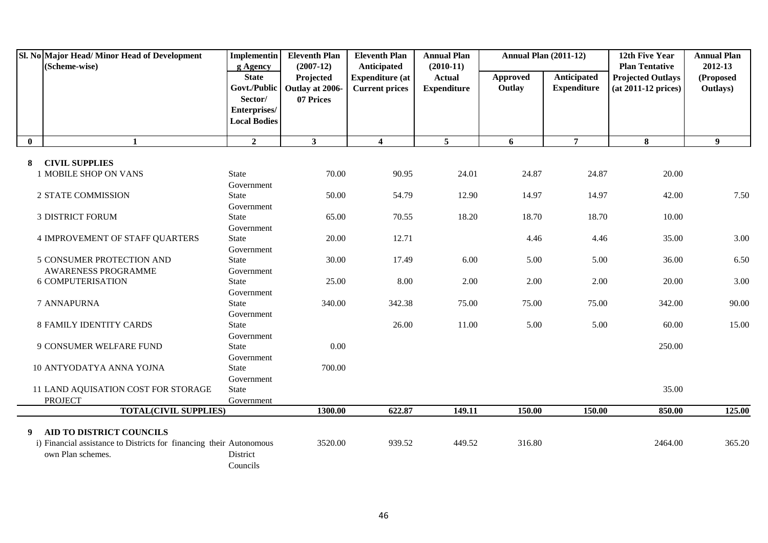| Sl. No | Major Head/ Minor Head of Development (Scheme-wise) | Implementing Agency | Eleventh Plan (2007-12) | Eleventh Plan Anticipated | Annual Plan (2010-11) | Annual Plan (2011-12) | | 12th Five Year Plan Tentative | Annual Plan 2012-13 |
|---|---|---|---|---|---|---|---|---|---|
| | | State Govt./Public Sector/ Enterprises/ Local Bodies | Projected Outlay at 2006-07 Prices | Expenditure (at Current prices | Actual Expenditure | Approved Outlay | Anticipated Expenditure | Projected Outlays (at 2011-12 prices) | (Proposed Outlays) |
| 0 | 1 | 2 | 3 | 4 | 5 | 6 | 7 | 8 | 9 |
| 8 | **CIVIL SUPPLIES** | | | | | | | | |
| | 1 MOBILE SHOP ON VANS | State Government | 70.00 | 90.95 | 24.01 | 24.87 | 24.87 | 20.00 | |
| | 2 STATE COMMISSION | State Government | 50.00 | 54.79 | 12.90 | 14.97 | 14.97 | 42.00 | 7.50 |
| | 3 DISTRICT FORUM | State Government | 65.00 | 70.55 | 18.20 | 18.70 | 18.70 | 10.00 | |
| | 4 IMPROVEMENT OF STAFF QUARTERS | State Government | 20.00 | 12.71 | | 4.46 | 4.46 | 35.00 | 3.00 |
| | 5 CONSUMER PROTECTION AND AWARENESS PROGRAMME | State Government | 30.00 | 17.49 | 6.00 | 5.00 | 5.00 | 36.00 | 6.50 |
| | 6 COMPUTERISATION | State Government | 25.00 | 8.00 | 2.00 | 2.00 | 2.00 | 20.00 | 3.00 |
| | 7 ANNAPURNA | State Government | 340.00 | 342.38 | 75.00 | 75.00 | 75.00 | 342.00 | 90.00 |
| | 8 FAMILY IDENTITY CARDS | State Government | | 26.00 | 11.00 | 5.00 | 5.00 | 60.00 | 15.00 |
| | 9 CONSUMER WELFARE FUND | State Government | 0.00 | | | | | 250.00 | |
| | 10 ANTYODATYA ANNA YOJNA | State Government | 700.00 | | | | | | |
| | 11 LAND AQUISATION COST FOR STORAGE PROJECT | State Government | | | | | | 35.00 | |
| | **TOTAL(CIVIL SUPPLIES)** | | **1300.00** | **622.87** | **149.11** | **150.00** | **150.00** | **850.00** | **125.00** |
| 9 | **AID TO DISTRICT COUNCILS** | | | | | | | | |
| | i) Financial assistance to Districts for financing their own Plan schemes. | Autonomous District Councils | 3520.00 | 939.52 | 449.52 | 316.80 | | 2464.00 | 365.20 |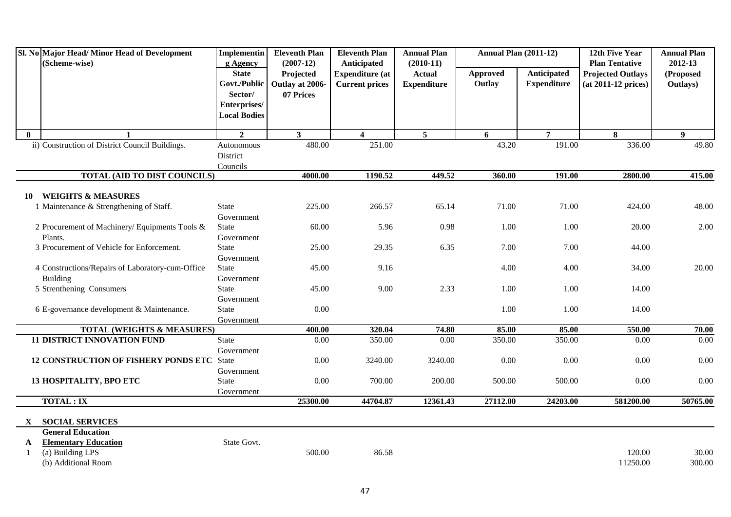| Sl. No | Major Head/ Minor Head of Development (Scheme-wise) | Implementing Agency State Govt./Public Sector/ Enterprises/ Local Bodies | Eleventh Plan (2007-12) Projected Outlay at 2006-07 Prices | Eleventh Plan Anticipated Expenditure (at Current prices | Annual Plan (2010-11) Actual Expenditure | Annual Plan (2011-12) Approved Outlay | Annual Plan (2011-12) Anticipated Expenditure | 12th Five Year Plan Tentative Projected Outlays (at 2011-12 prices) | Annual Plan 2012-13 (Proposed Outlays) |
|---|---|---|---|---|---|---|---|---|---|
| 0 | 1 | 2 | 3 | 4 | 5 | 6 | 7 | 8 | 9 |
| | ii) Construction of District Council Buildings. | Autonomous District Councils | 480.00 | 251.00 | | 43.20 | 191.00 | 336.00 | 49.80 |
| | **TOTAL (AID TO DIST COUNCILS)** | | **4000.00** | **1190.52** | **449.52** | **360.00** | **191.00** | **2800.00** | **415.00** |
| **10** | **WEIGHTS & MEASURES** | | | | | | | | |
| | 1 Maintenance & Strengthening of Staff. | State Government | 225.00 | 266.57 | 65.14 | 71.00 | 71.00 | 424.00 | 48.00 |
| | 2 Procurement of Machinery/ Equipments Tools & Plants. | State Government | 60.00 | 5.96 | 0.98 | 1.00 | 1.00 | 20.00 | 2.00 |
| | 3 Procurement of Vehicle for Enforcement. | State Government | 25.00 | 29.35 | 6.35 | 7.00 | 7.00 | 44.00 | |
| | 4 Constructions/Repairs of Laboratory-cum-Office Building | State Government | 45.00 | 9.16 | | 4.00 | 4.00 | 34.00 | 20.00 |
| | 5 Strenthening Consumers | State Government | 45.00 | 9.00 | 2.33 | 1.00 | 1.00 | 14.00 | |
| | 6 E-governance development & Maintenance. | State Government | 0.00 | | | 1.00 | 1.00 | 14.00 | |
| | **TOTAL (WEIGHTS & MEASURES)** | | **400.00** | **320.04** | **74.80** | **85.00** | **85.00** | **550.00** | **70.00** |
| | **11 DISTRICT INNOVATION FUND** | State Government | 0.00 | 350.00 | 0.00 | 350.00 | 350.00 | 0.00 | 0.00 |
| | **12 CONSTRUCTION OF FISHERY PONDS ETC** | State Government | 0.00 | 3240.00 | 3240.00 | 0.00 | 0.00 | 0.00 | 0.00 |
| | **13 HOSPITALITY, BPO ETC** | State Government | 0.00 | 700.00 | 200.00 | 500.00 | 500.00 | 0.00 | 0.00 |
| | **TOTAL : IX** | | **25300.00** | **44704.87** | **12361.43** | **27112.00** | **24203.00** | **581200.00** | **50765.00** |
| **X** | **SOCIAL SERVICES** | | | | | | | | |
| | **General Education** | | | | | | | | |
| **A** | **Elementary Education** | State Govt. | | | | | | | |
| 1 | (a) Building LPS | | 500.00 | 86.58 | | | | 120.00 | 30.00 |
| | (b) Additional Room | | | | | | | 11250.00 | 300.00 |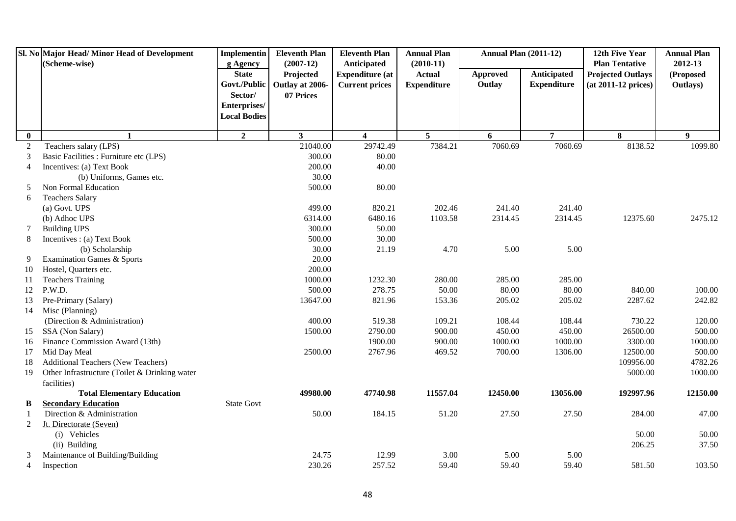| Sl. No | Major Head/ Minor Head of Development (Scheme-wise) | Implementing Agency State Govt./Public Sector/ Enterprises/ Local Bodies | Eleventh Plan (2007-12) Projected Outlay at 2006-07 Prices | Eleventh Plan Anticipated Expenditure (at Current prices | Annual Plan (2010-11) Actual Expenditure | Annual Plan (2011-12) Approved Outlay | | 12th Five Year Plan Tentative Projected Outlays (at 2011-12 prices) | Annual Plan 2012-13 (Proposed Outlays) |
|---|---|---|---|---|---|---|---|---|---|
| | | | | | | Approved Outlay | Anticipated Expenditure | | |
| 0 | 1 | 2 | 3 | 4 | 5 | 6 | 7 | 8 | 9 |
| 2 | Teachers salary (LPS) | | 21040.00 | 29742.49 | 7384.21 | 7060.69 | 7060.69 | 8138.52 | 1099.80 |
| 3 | Basic Facilities : Furniture etc (LPS) | | 300.00 | 80.00 | | | | | |
| 4 | Incentives: (a) Text Book | | 200.00 | 40.00 | | | | | |
| | (b) Uniforms, Games etc. | | 30.00 | | | | | | |
| 5 | Non Formal Education | | 500.00 | 80.00 | | | | | |
| 6 | Teachers Salary | | | | | | | | |
| | (a) Govt. UPS | | 499.00 | 820.21 | 202.46 | 241.40 | 241.40 | | |
| | (b) Adhoc UPS | | 6314.00 | 6480.16 | 1103.58 | 2314.45 | 2314.45 | 12375.60 | 2475.12 |
| 7 | Building UPS | | 300.00 | 50.00 | | | | | |
| 8 | Incentives : (a) Text Book | | 500.00 | 30.00 | | | | | |
| | (b) Scholarship | | 30.00 | 21.19 | 4.70 | 5.00 | 5.00 | | |
| 9 | Examination Games & Sports | | 20.00 | | | | | | |
| 10 | Hostel, Quarters etc. | | 200.00 | | | | | | |
| 11 | Teachers Training | | 1000.00 | 1232.30 | 280.00 | 285.00 | 285.00 | | |
| 12 | P.W.D. | | 500.00 | 278.75 | 50.00 | 80.00 | 80.00 | 840.00 | 100.00 |
| 13 | Pre-Primary (Salary) | | 13647.00 | 821.96 | 153.36 | 205.02 | 205.02 | 2287.62 | 242.82 |
| 14 | Misc (Planning) | | | | | | | | |
| | (Direction & Administration) | | 400.00 | 519.38 | 109.21 | 108.44 | 108.44 | 730.22 | 120.00 |
| 15 | SSA (Non Salary) | | 1500.00 | 2790.00 | 900.00 | 450.00 | 450.00 | 26500.00 | 500.00 |
| 16 | Finance Commission Award (13th) | | | 1900.00 | 900.00 | 1000.00 | 1000.00 | 3300.00 | 1000.00 |
| 17 | Mid Day Meal | | 2500.00 | 2767.96 | 469.52 | 700.00 | 1306.00 | 12500.00 | 500.00 |
| 18 | Additional Teachers (New Teachers) | | | | | | | 109956.00 | 4782.26 |
| 19 | Other Infrastructure (Toilet & Drinking water facilities) | | | | | | | 5000.00 | 1000.00 |
| | **Total Elementary Education** | | **49980.00** | **47740.98** | **11557.04** | **12450.00** | **13056.00** | **192997.96** | **12150.00** |
| **B** | **Secondary Education** | State Govt | | | | | | | |
| 1 | Direction & Administration | | 50.00 | 184.15 | 51.20 | 27.50 | 27.50 | 284.00 | 47.00 |
| 2 | Jt. Directorate (Seven) | | | | | | | | |
| | (i) Vehicles | | | | | | | 50.00 | 50.00 |
| | (ii) Building | | | | | | | 206.25 | 37.50 |
| 3 | Maintenance of Building/Building | | 24.75 | 12.99 | 3.00 | 5.00 | 5.00 | | |
| 4 | Inspection | | 230.26 | 257.52 | 59.40 | 59.40 | 59.40 | 581.50 | 103.50 |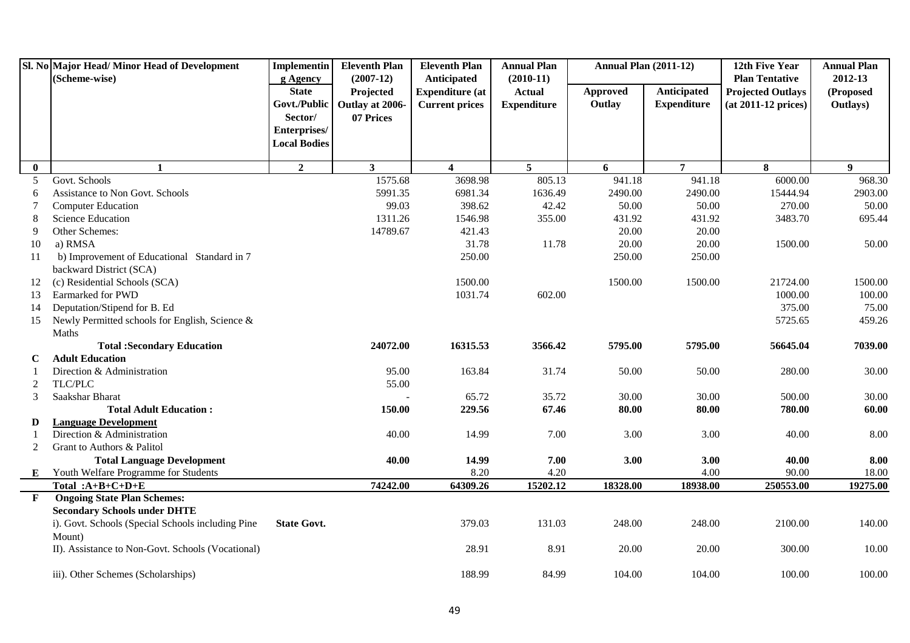| Sl. No | Major Head/ Minor Head of Development (Scheme-wise) | Implementing Agency State Govt./Public Sector/ Enterprises/ Local Bodies | Eleventh Plan (2007-12) Projected Outlay at 2006-07 Prices | Eleventh Plan Anticipated Expenditure (at Current prices | Annual Plan (2010-11) Actual Expenditure | Annual Plan (2011-12) | | 12th Five Year Plan Tentative Projected Outlays (at 2011-12 prices) | Annual Plan 2012-13 (Proposed Outlays) |
|---|---|---|---|---|---|---|---|---|---|
| | | | | | | Approved Outlay | Anticipated Expenditure | | |
| 0 | 1 | 2 | 3 | 4 | 5 | 6 | 7 | 8 | 9 |
| 5 | Govt. Schools | | 1575.68 | 3698.98 | 805.13 | 941.18 | 941.18 | 6000.00 | 968.30 |
| 6 | Assistance to Non Govt. Schools | | 5991.35 | 6981.34 | 1636.49 | 2490.00 | 2490.00 | 15444.94 | 2903.00 |
| 7 | Computer Education | | 99.03 | 398.62 | 42.42 | 50.00 | 50.00 | 270.00 | 50.00 |
| 8 | Science Education | | 1311.26 | 1546.98 | 355.00 | 431.92 | 431.92 | 3483.70 | 695.44 |
| 9 | Other Schemes: | | 14789.67 | 421.43 | | 20.00 | 20.00 | | |
| 10 | a) RMSA | | | 31.78 | 11.78 | 20.00 | 20.00 | 1500.00 | 50.00 |
| 11 | b) Improvement of Educational Standard in 7 backward District (SCA) | | | 250.00 | | 250.00 | 250.00 | | |
| 12 | (c) Residential Schools (SCA) | | | 1500.00 | | 1500.00 | 1500.00 | 21724.00 | 1500.00 |
| 13 | Earmarked for PWD | | | 1031.74 | 602.00 | | | 1000.00 | 100.00 |
| 14 | Deputation/Stipend for B. Ed | | | | | | | 375.00 | 75.00 |
| 15 | Newly Permitted schools for English, Science & Maths | | | | | | | 5725.65 | 459.26 |
| | **Total :Secondary Education** | | **24072.00** | **16315.53** | **3566.42** | **5795.00** | **5795.00** | **56645.04** | **7039.00** |
| **C** | **Adult Education** | | | | | | | | |
| 1 | Direction & Administration | | 95.00 | 163.84 | 31.74 | 50.00 | 50.00 | 280.00 | 30.00 |
| 2 | TLC/PLC | | 55.00 | | | | | | |
| 3 | Saakshar Bharat | | - | 65.72 | 35.72 | 30.00 | 30.00 | 500.00 | 30.00 |
| | **Total Adult Education :** | | **150.00** | **229.56** | **67.46** | **80.00** | **80.00** | **780.00** | **60.00** |
| **D** | **Language Development** | | | | | | | | |
| 1 | Direction & Administration | | 40.00 | 14.99 | 7.00 | 3.00 | 3.00 | 40.00 | 8.00 |
| 2 | Grant to Authors & Palitol | | | | | | | | |
| | **Total Language Development** | | **40.00** | **14.99** | **7.00** | **3.00** | **3.00** | **40.00** | **8.00** |
| **E** | Youth Welfare Programme for Students | | | 8.20 | 4.20 | | 4.00 | 90.00 | 18.00 |
| | **Total :A+B+C+D+E** | | **74242.00** | **64309.26** | **15202.12** | **18328.00** | **18938.00** | **250553.00** | **19275.00** |
| **F** | **Ongoing State Plan Schemes:** | | | | | | | | |
| | **Secondary Schools under DHTE** | | | | | | | | |
| | i). Govt. Schools (Special Schools including Pine Mount) | **State Govt.** | | 379.03 | 131.03 | 248.00 | 248.00 | 2100.00 | 140.00 |
| | II). Assistance to Non-Govt. Schools (Vocational) | | | 28.91 | 8.91 | 20.00 | 20.00 | 300.00 | 10.00 |
| | iii). Other Schemes (Scholarships) | | | 188.99 | 84.99 | 104.00 | 104.00 | 100.00 | 100.00 |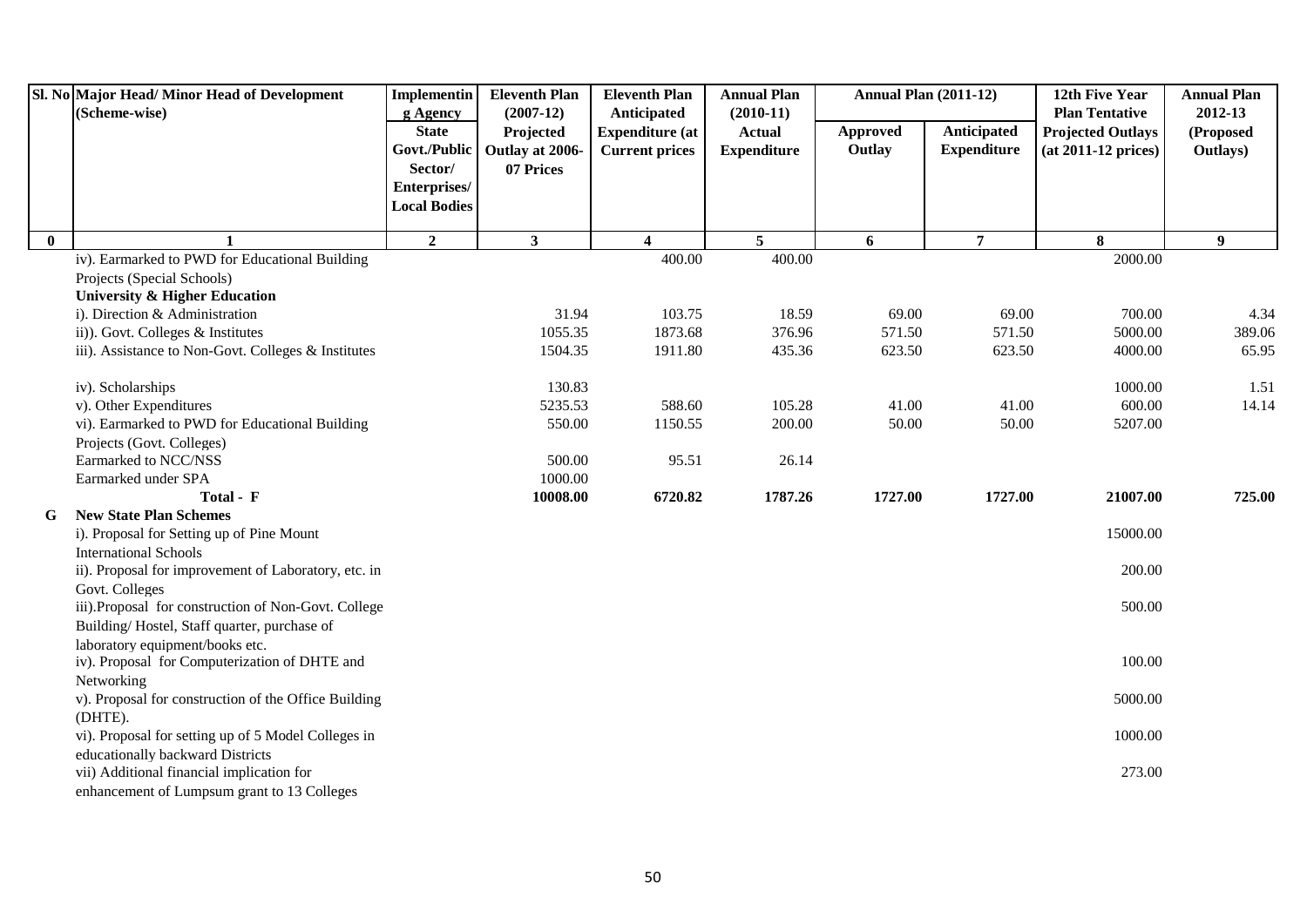| Sl. No | Major Head/ Minor Head of Development (Scheme-wise) | Implementing Agency State Govt./Public Sector/ Enterprises/ Local Bodies | Eleventh Plan (2007-12) Projected Outlay at 2006-07 Prices | Eleventh Plan Anticipated Expenditure (at Current prices | Annual Plan (2010-11) Actual Expenditure | Annual Plan (2011-12) Approved Outlay | Annual Plan (2011-12) Anticipated Expenditure | 12th Five Year Plan Tentative Projected Outlays (at 2011-12 prices) | Annual Plan 2012-13 (Proposed Outlays) |
|---|---|---|---|---|---|---|---|---|---|
| **0** | **1** | **2** | **3** | **4** | **5** | **6** | **7** | **8** | **9** |
| | iv). Earmarked to PWD for Educational Building Projects (Special Schools) | | | 400.00 | 400.00 | | | 2000.00 | |
| | **University & Higher Education** | | | | | | | | |
| | i). Direction & Administration | | 31.94 | 103.75 | 18.59 | 69.00 | 69.00 | 700.00 | 4.34 |
| | ii)). Govt. Colleges & Institutes | | 1055.35 | 1873.68 | 376.96 | 571.50 | 571.50 | 5000.00 | 389.06 |
| | iii). Assistance to Non-Govt. Colleges & Institutes | | 1504.35 | 1911.80 | 435.36 | 623.50 | 623.50 | 4000.00 | 65.95 |
| | iv). Scholarships | | 130.83 | | | | | 1000.00 | 1.51 |
| | v). Other Expenditures | | 5235.53 | 588.60 | 105.28 | 41.00 | 41.00 | 600.00 | 14.14 |
| | vi). Earmarked to PWD for Educational Building Projects (Govt. Colleges) | | 550.00 | 1150.55 | 200.00 | 50.00 | 50.00 | 5207.00 | |
| | Earmarked to NCC/NSS | | 500.00 | 95.51 | 26.14 | | | | |
| | Earmarked under SPA | | 1000.00 | | | | | | |
| | **Total - F** | | **10008.00** | **6720.82** | **1787.26** | **1727.00** | **1727.00** | **21007.00** | **725.00** |
| **G** | **New State Plan Schemes** | | | | | | | | |
| | i). Proposal for Setting up of Pine Mount International Schools | | | | | | | 15000.00 | |
| | ii). Proposal for improvement of Laboratory, etc. in Govt. Colleges | | | | | | | 200.00 | |
| | iii).Proposal for construction of Non-Govt. College Building/ Hostel, Staff quarter, purchase of laboratory equipment/books etc. | | | | | | | 500.00 | |
| | iv). Proposal for Computerization of DHTE and Networking | | | | | | | 100.00 | |
| | v). Proposal for construction of the Office Building (DHTE). | | | | | | | 5000.00 | |
| | vi). Proposal for setting up of 5 Model Colleges in educationally backward Districts | | | | | | | 1000.00 | |
| | vii) Additional financial implication for enhancement of Lumpsum grant to 13 Colleges | | | | | | | 273.00 | |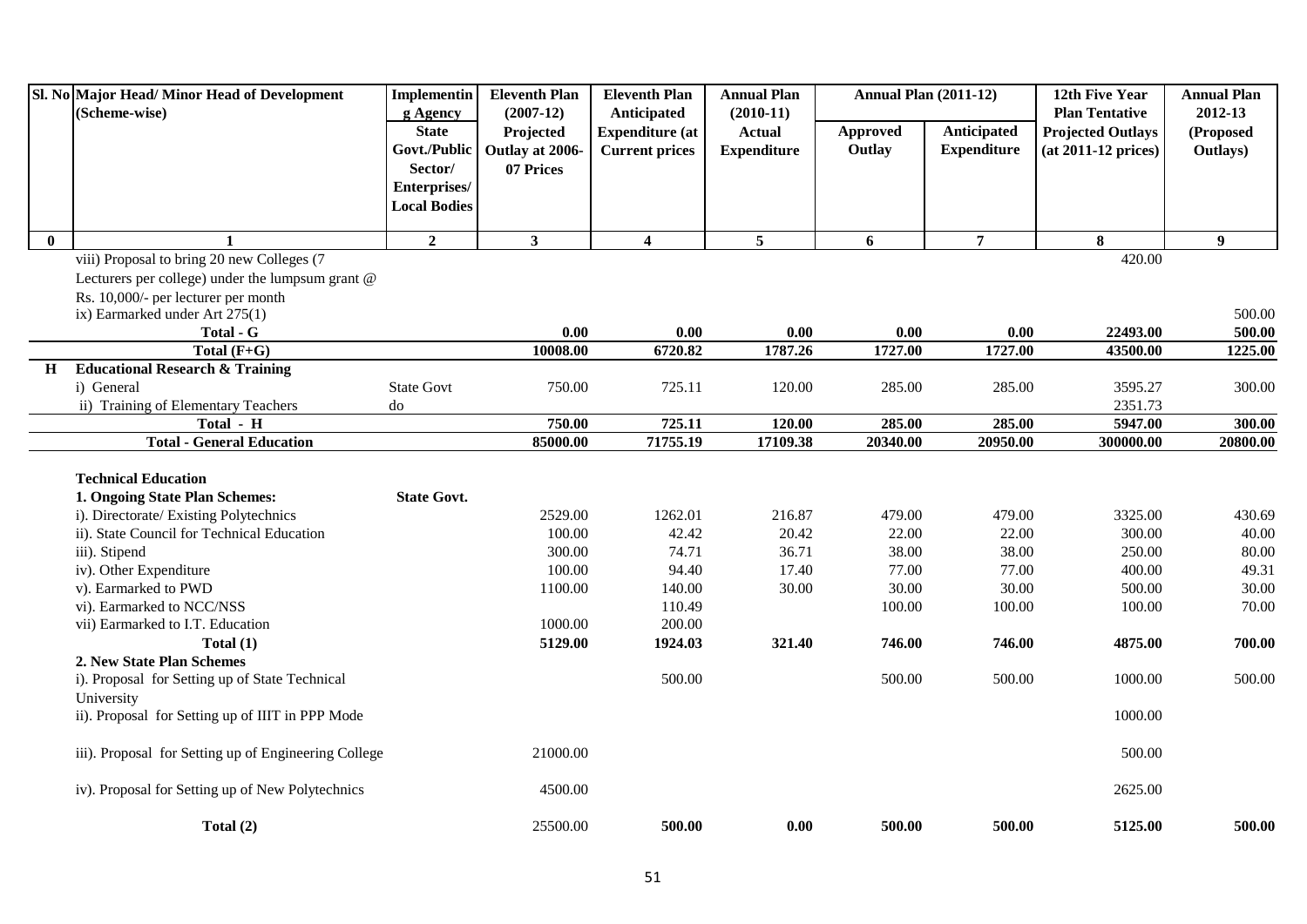| Sl. No | Major Head/ Minor Head of Development (Scheme-wise) | Implementing Agency State Govt./Public Sector/ Enterprises/ Local Bodies | Eleventh Plan (2007-12) Projected Outlay at 2006-07 Prices | Eleventh Plan Anticipated Expenditure (at Current prices | Annual Plan (2010-11) Actual Expenditure | Annual Plan (2011-12) | | 12th Five Year Plan Tentative Projected Outlays (at 2011-12 prices) | Annual Plan 2012-13 (Proposed Outlays) |
|---|---|---|---|---|---|---|---|---|---|
| | | | | | | Approved Outlay | Anticipated Expenditure | | |
| 0 | 1 | 2 | 3 | 4 | 5 | 6 | 7 | 8 | 9 |
| | viii) Proposal to bring 20 new Colleges (7 Lecturers per college) under the lumpsum grant @ Rs. 10,000/- per lecturer per month | | | | | | | 420.00 | |
| | ix) Earmarked under Art 275(1) | | | | | | | | 500.00 |
| | **Total - G** | | **0.00** | **0.00** | **0.00** | **0.00** | **0.00** | **22493.00** | **500.00** |
| | **Total (F+G)** | | **10008.00** | **6720.82** | **1787.26** | **1727.00** | **1727.00** | **43500.00** | **1225.00** |
| **H** | **Educational Research & Training** | | | | | | | | |
| | i) General | State Govt | 750.00 | 725.11 | 120.00 | 285.00 | 285.00 | 3595.27 | 300.00 |
| | ii) Training of Elementary Teachers | do | | | | | | 2351.73 | |
| | **Total - H** | | **750.00** | **725.11** | **120.00** | **285.00** | **285.00** | **5947.00** | **300.00** |
| | **Total - General Education** | | **85000.00** | **71755.19** | **17109.38** | **20340.00** | **20950.00** | **300000.00** | **20800.00** |
| | **Technical Education** | | | | | | | | |
| | **1. Ongoing State Plan Schemes:** | **State Govt.** | | | | | | | |
| | i). Directorate/ Existing Polytechnics | | 2529.00 | 1262.01 | 216.87 | 479.00 | 479.00 | 3325.00 | 430.69 |
| | ii). State Council for Technical Education | | 100.00 | 42.42 | 20.42 | 22.00 | 22.00 | 300.00 | 40.00 |
| | iii). Stipend | | 300.00 | 74.71 | 36.71 | 38.00 | 38.00 | 250.00 | 80.00 |
| | iv). Other Expenditure | | 100.00 | 94.40 | 17.40 | 77.00 | 77.00 | 400.00 | 49.31 |
| | v). Earmarked to PWD | | 1100.00 | 140.00 | 30.00 | 30.00 | 30.00 | 500.00 | 30.00 |
| | vi). Earmarked to NCC/NSS | | | 110.49 | | 100.00 | 100.00 | 100.00 | 70.00 |
| | vii) Earmarked to I.T. Education | | 1000.00 | 200.00 | | | | | |
| | **Total (1)** | | **5129.00** | **1924.03** | **321.40** | **746.00** | **746.00** | **4875.00** | **700.00** |
| | **2. New State Plan Schemes** | | | | | | | | |
| | i). Proposal for Setting up of State Technical University | | | 500.00 | | 500.00 | 500.00 | 1000.00 | 500.00 |
| | ii). Proposal for Setting up of IIIT in PPP Mode | | | | | | | 1000.00 | |
| | iii). Proposal for Setting up of Engineering College | | 21000.00 | | | | | 500.00 | |
| | iv). Proposal for Setting up of New Polytechnics | | 4500.00 | | | | | 2625.00 | |
| | **Total (2)** | | 25500.00 | **500.00** | **0.00** | **500.00** | **500.00** | **5125.00** | **500.00** |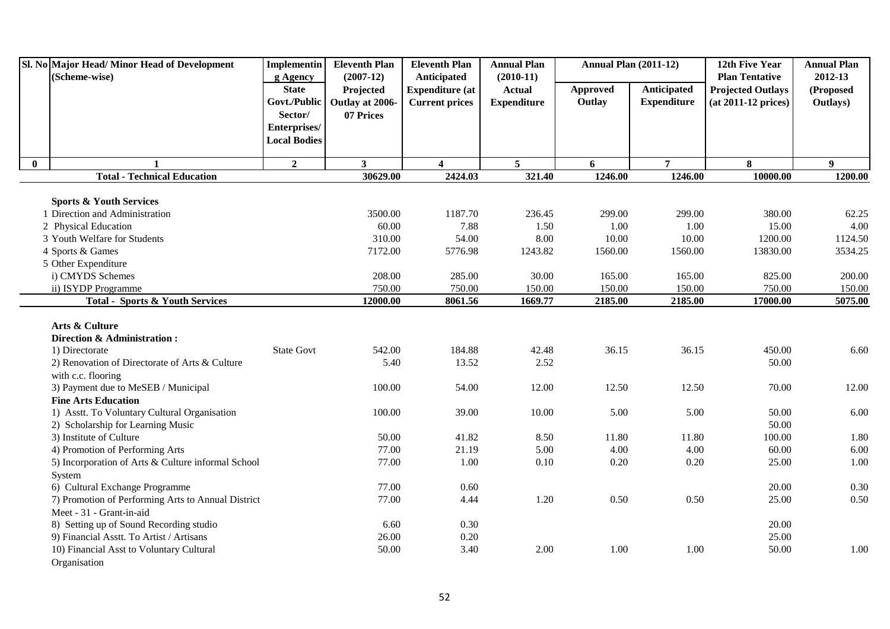| Sl. No | Major Head/ Minor Head of Development (Scheme-wise) | Implementing Agency State Govt./Public Sector/ Enterprises/ Local Bodies | Eleventh Plan (2007-12) Projected Outlay at 2006-07 Prices | Eleventh Plan Anticipated Expenditure (at Current prices | Annual Plan (2010-11) Actual Expenditure | Annual Plan (2011-12) Approved Outlay | Annual Plan (2011-12) Anticipated Expenditure | 12th Five Year Plan Tentative Projected Outlays (at 2011-12 prices) | Annual Plan 2012-13 (Proposed Outlays) |
|---|---|---|---|---|---|---|---|---|---|
| 0 | 1 | 2 | 3 | 4 | 5 | 6 | 7 | 8 | 9 |
| | **Total - Technical Education** | | **30629.00** | **2424.03** | **321.40** | **1246.00** | **1246.00** | **10000.00** | **1200.00** |
| | **Sports & Youth Services** | | | | | | | | |
| 1 | Direction and Administration | | 3500.00 | 1187.70 | 236.45 | 299.00 | 299.00 | 380.00 | 62.25 |
| 2 | Physical Education | | 60.00 | 7.88 | 1.50 | 1.00 | 1.00 | 15.00 | 4.00 |
| 3 | Youth Welfare for Students | | 310.00 | 54.00 | 8.00 | 10.00 | 10.00 | 1200.00 | 1124.50 |
| 4 | Sports & Games | | 7172.00 | 5776.98 | 1243.82 | 1560.00 | 1560.00 | 13830.00 | 3534.25 |
| 5 | Other Expenditure | | | | | | | | |
| | i) CMYDS Schemes | | 208.00 | 285.00 | 30.00 | 165.00 | 165.00 | 825.00 | 200.00 |
| | ii) ISYDP Programme | | 750.00 | 750.00 | 150.00 | 150.00 | 150.00 | 750.00 | 150.00 |
| | **Total - Sports & Youth Services** | | **12000.00** | **8061.56** | **1669.77** | **2185.00** | **2185.00** | **17000.00** | **5075.00** |
| | **Arts & Culture** | | | | | | | | |
| | **Direction & Administration :** | | | | | | | | |
| | 1) Directorate | State Govt | 542.00 | 184.88 | 42.48 | 36.15 | 36.15 | 450.00 | 6.60 |
| | 2) Renovation of Directorate of Arts & Culture with c.c. flooring | | 5.40 | 13.52 | 2.52 | | | 50.00 | |
| | 3) Payment due to MeSEB / Municipal | | 100.00 | 54.00 | 12.00 | 12.50 | 12.50 | 70.00 | 12.00 |
| | **Fine Arts Education** | | | | | | | | |
| | 1) Asstt. To Voluntary Cultural Organisation | | 100.00 | 39.00 | 10.00 | 5.00 | 5.00 | 50.00 | 6.00 |
| | 2) Scholarship for Learning Music | | | | | | | 50.00 | |
| | 3) Institute of Culture | | 50.00 | 41.82 | 8.50 | 11.80 | 11.80 | 100.00 | 1.80 |
| | 4) Promotion of Performing Arts | | 77.00 | 21.19 | 5.00 | 4.00 | 4.00 | 60.00 | 6.00 |
| | 5) Incorporation of Arts & Culture informal School System | | 77.00 | 1.00 | 0.10 | 0.20 | 0.20 | 25.00 | 1.00 |
| | 6) Cultural Exchange Programme | | 77.00 | 0.60 | | | | 20.00 | 0.30 |
| | 7) Promotion of Performing Arts to Annual District Meet - 31 - Grant-in-aid | | 77.00 | 4.44 | 1.20 | 0.50 | 0.50 | 25.00 | 0.50 |
| | 8) Setting up of Sound Recording studio | | 6.60 | 0.30 | | | | 20.00 | |
| | 9) Financial Asstt. To Artist / Artisans | | 26.00 | 0.20 | | | | 25.00 | |
| | 10) Financial Asst to Voluntary Cultural Organisation | | 50.00 | 3.40 | 2.00 | 1.00 | 1.00 | 50.00 | 1.00 |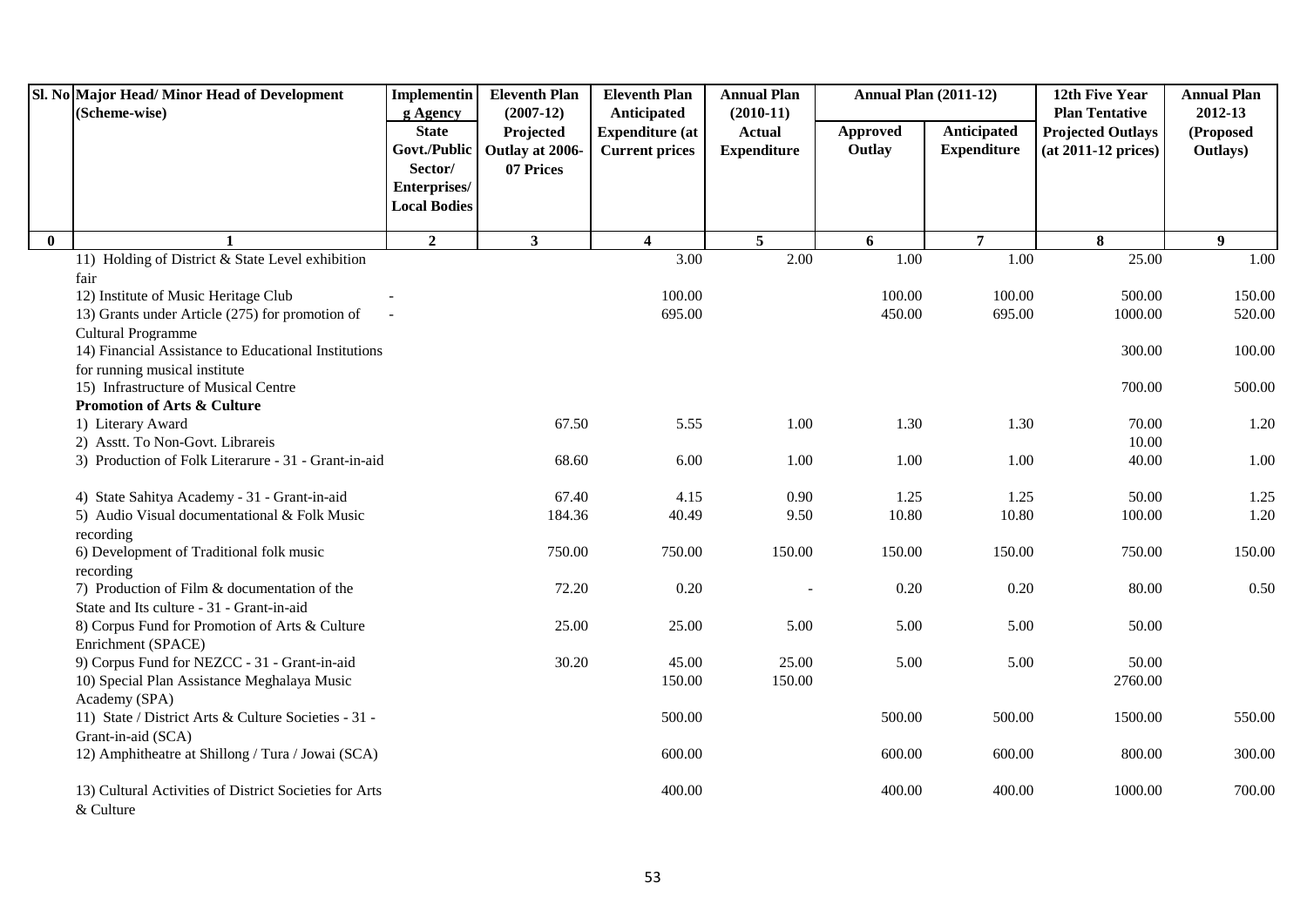| Sl. No | Major Head/ Minor Head of Development (Scheme-wise) | Implementing Agency | Eleventh Plan (2007-12) | Eleventh Plan Anticipated | Annual Plan (2010-11) | Annual Plan (2011-12) | | 12th Five Year Plan Tentative | Annual Plan 2012-13 |
|---|---|---|---|---|---|---|---|---|---|
| | | State Govt./Public Sector/ Enterprises/ Local Bodies | Projected Outlay at 2006-07 Prices | Expenditure (at Current prices | Actual Expenditure | Approved Outlay | Anticipated Expenditure | Projected Outlays (at 2011-12 prices) | (Proposed Outlays) |
| 0 | 1 | 2 | 3 | 4 | 5 | 6 | 7 | 8 | 9 |
| | 11) Holding of District & State Level exhibition fair | | | 3.00 | 2.00 | 1.00 | 1.00 | 25.00 | 1.00 |
| | 12) Institute of Music Heritage Club | - | | 100.00 | | 100.00 | 100.00 | 500.00 | 150.00 |
| | 13) Grants under Article (275) for promotion of Cultural Programme | - | | 695.00 | | 450.00 | 695.00 | 1000.00 | 520.00 |
| | 14) Financial Assistance to Educational Institutions for running musical institute | | | | | | | 300.00 | 100.00 |
| | 15) Infrastructure of Musical Centre | | | | | | | 700.00 | 500.00 |
| | **Promotion of Arts & Culture** | | | | | | | | |
| | 1) Literary Award | | 67.50 | 5.55 | 1.00 | 1.30 | 1.30 | 70.00 | 1.20 |
| | 2) Asstt. To Non-Govt. Librareis | | | | | | | 10.00 | |
| | 3) Production of Folk Literarure - 31 - Grant-in-aid | | 68.60 | 6.00 | 1.00 | 1.00 | 1.00 | 40.00 | 1.00 |
| | 4) State Sahitya Academy - 31 - Grant-in-aid | | 67.40 | 4.15 | 0.90 | 1.25 | 1.25 | 50.00 | 1.25 |
| | 5) Audio Visual documentational & Folk Music recording | | 184.36 | 40.49 | 9.50 | 10.80 | 10.80 | 100.00 | 1.20 |
| | 6) Development of Traditional folk music recording | | 750.00 | 750.00 | 150.00 | 150.00 | 150.00 | 750.00 | 150.00 |
| | 7) Production of Film & documentation of the State and Its culture - 31 - Grant-in-aid | | 72.20 | 0.20 | - | 0.20 | 0.20 | 80.00 | 0.50 |
| | 8) Corpus Fund for Promotion of Arts & Culture Enrichment (SPACE) | | 25.00 | 25.00 | 5.00 | 5.00 | 5.00 | 50.00 | |
| | 9) Corpus Fund for NEZCC - 31 - Grant-in-aid | | 30.20 | 45.00 | 25.00 | 5.00 | 5.00 | 50.00 | |
| | 10) Special Plan Assistance Meghalaya Music Academy (SPA) | | | 150.00 | 150.00 | | | 2760.00 | |
| | 11) State / District Arts & Culture Societies - 31 - Grant-in-aid (SCA) | | | 500.00 | | 500.00 | 500.00 | 1500.00 | 550.00 |
| | 12) Amphitheatre at Shillong / Tura / Jowai (SCA) | | | 600.00 | | 600.00 | 600.00 | 800.00 | 300.00 |
| | 13) Cultural Activities of District Societies for Arts & Culture | | | 400.00 | | 400.00 | 400.00 | 1000.00 | 700.00 |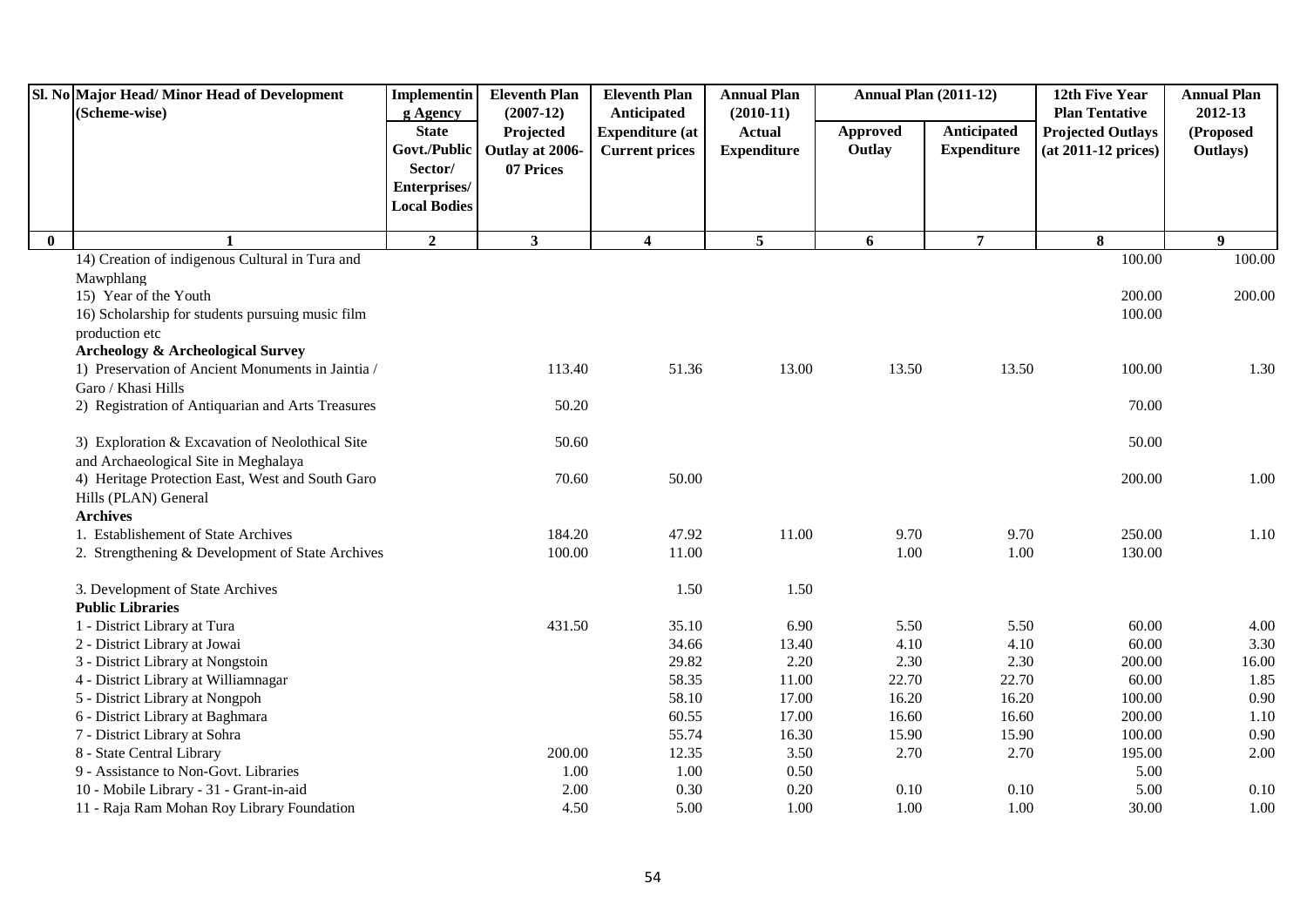| Sl. No | Major Head/ Minor Head of Development (Scheme-wise) | Implementing Agency | Eleventh Plan (2007-12) | Eleventh Plan Anticipated | Annual Plan (2010-11) | Annual Plan (2011-12) | | 12th Five Year Plan Tentative | Annual Plan 2012-13 |
|---|---|---|---|---|---|---|---|---|---|
| | | State Govt./Public Sector/ Enterprises/ Local Bodies | Projected Outlay at 2006-07 Prices | Expenditure (at Current prices | Actual Expenditure | Approved Outlay | Anticipated Expenditure | Projected Outlays (at 2011-12 prices) | (Proposed Outlays) |
| 0 | 1 | 2 | 3 | 4 | 5 | 6 | 7 | 8 | 9 |
| | 14) Creation of indigenous Cultural in Tura and Mawphlang | | | | | | | 100.00 | 100.00 |
| | 15) Year of the Youth | | | | | | | 200.00 | 200.00 |
| | 16) Scholarship for students pursuing music film production etc | | | | | | | 100.00 | |
| | **Archeology & Archeological Survey** | | | | | | | | |
| | 1) Preservation of Ancient Monuments in Jaintia / Garo / Khasi Hills | | 113.40 | 51.36 | 13.00 | 13.50 | 13.50 | 100.00 | 1.30 |
| | 2) Registration of Antiquarian and Arts Treasures | | 50.20 | | | | | 70.00 | |
| | 3) Exploration & Excavation of Neolothical Site and Archaeological Site in Meghalaya | | 50.60 | | | | | 50.00 | |
| | 4) Heritage Protection East, West and South Garo Hills (PLAN) General | | 70.60 | 50.00 | | | | 200.00 | 1.00 |
| | **Archives** | | | | | | | | |
| | 1. Establishement of State Archives | | 184.20 | 47.92 | 11.00 | 9.70 | 9.70 | 250.00 | 1.10 |
| | 2. Strengthening & Development of State Archives | | 100.00 | 11.00 | | 1.00 | 1.00 | 130.00 | |
| | 3. Development of State Archives | | | 1.50 | 1.50 | | | | |
| | **Public Libraries** | | | | | | | | |
| | 1 - District Library at Tura | | 431.50 | 35.10 | 6.90 | 5.50 | 5.50 | 60.00 | 4.00 |
| | 2 - District Library at Jowai | | | 34.66 | 13.40 | 4.10 | 4.10 | 60.00 | 3.30 |
| | 3 - District Library at Nongstoin | | | 29.82 | 2.20 | 2.30 | 2.30 | 200.00 | 16.00 |
| | 4 - District Library at Williamnagar | | | 58.35 | 11.00 | 22.70 | 22.70 | 60.00 | 1.85 |
| | 5 - District Library at Nongpoh | | | 58.10 | 17.00 | 16.20 | 16.20 | 100.00 | 0.90 |
| | 6 - District Library at Baghmara | | | 60.55 | 17.00 | 16.60 | 16.60 | 200.00 | 1.10 |
| | 7 - District Library at Sohra | | | 55.74 | 16.30 | 15.90 | 15.90 | 100.00 | 0.90 |
| | 8 - State Central Library | | 200.00 | 12.35 | 3.50 | 2.70 | 2.70 | 195.00 | 2.00 |
| | 9 - Assistance to Non-Govt. Libraries | | 1.00 | 1.00 | 0.50 | | | 5.00 | |
| | 10 - Mobile Library - 31 - Grant-in-aid | | 2.00 | 0.30 | 0.20 | 0.10 | 0.10 | 5.00 | 0.10 |
| | 11 - Raja Ram Mohan Roy Library Foundation | | 4.50 | 5.00 | 1.00 | 1.00 | 1.00 | 30.00 | 1.00 |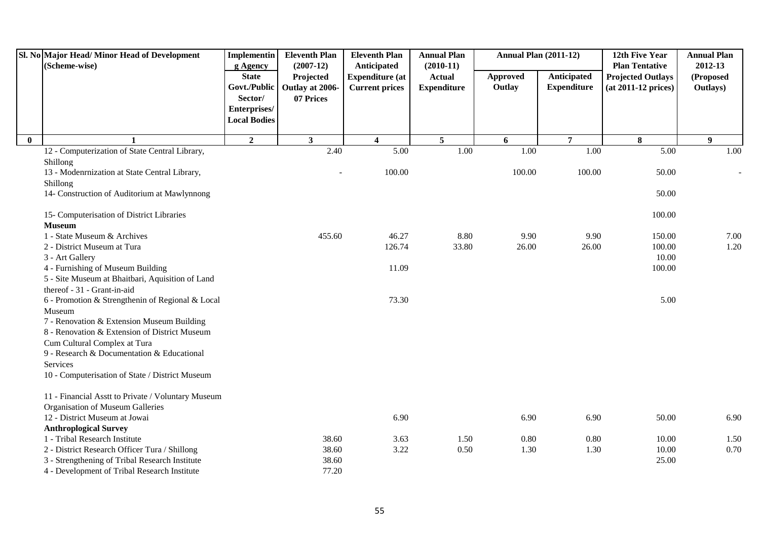| Sl. No | Major Head/ Minor Head of Development (Scheme-wise) | Implementing Agency State Govt./Public Sector/ Enterprises/ Local Bodies | Eleventh Plan (2007-12) Projected Outlay at 2006-07 Prices | Eleventh Plan Anticipated Expenditure (at Current prices | Annual Plan (2010-11) Actual Expenditure | Annual Plan (2011-12) | | 12th Five Year Plan Tentative Projected Outlays (at 2011-12 prices) | Annual Plan 2012-13 (Proposed Outlays) |
|---|---|---|---|---|---|---|---|---|---|
| | | | | | | Approved Outlay | Anticipated Expenditure | | |
| 0 | 1 | 2 | 3 | 4 | 5 | 6 | 7 | 8 | 9 |
| | 12 - Computerization of State Central Library, Shillong | | 2.40 | 5.00 | 1.00 | 1.00 | 1.00 | 5.00 | 1.00 |
| | 13 - Modenrnization at State Central Library, Shillong | | - | 100.00 | | 100.00 | 100.00 | 50.00 | - |
| | 14- Construction of Auditorium at Mawlynnong | | | | | | | 50.00 | |
| | 15- Computerisation of District Libraries | | | | | | | 100.00 | |
| | **Museum** | | | | | | | | |
| | 1 - State Museum & Archives | | 455.60 | 46.27 | 8.80 | 9.90 | 9.90 | 150.00 | 7.00 |
| | 2 - District Museum at Tura | | | 126.74 | 33.80 | 26.00 | 26.00 | 100.00 | 1.20 |
| | 3 - Art Gallery | | | | | | | 10.00 | |
| | 4 - Furnishing of Museum Building | | | 11.09 | | | | 100.00 | |
| | 5 - Site Museum at Bhaitbari, Aquisition of Land thereof - 31 - Grant-in-aid | | | | | | | | |
| | 6 - Promotion & Strengthenin of Regional & Local Museum | | | 73.30 | | | | 5.00 | |
| | 7 - Renovation & Extension Museum Building | | | | | | | | |
| | 8 - Renovation & Extension of District Museum Cum Cultural Complex at Tura | | | | | | | | |
| | 9 - Research & Documentation & Educational Services | | | | | | | | |
| | 10 - Computerisation of State / District Museum | | | | | | | | |
| | 11 - Financial Asstt to Private / Voluntary Museum Organisation of Museum Galleries | | | | | | | | |
| | 12 - District Museum at Jowai | | | 6.90 | | 6.90 | 6.90 | 50.00 | 6.90 |
| | **Anthroplogical Survey** | | | | | | | | |
| | 1 - Tribal Research Institute | | 38.60 | 3.63 | 1.50 | 0.80 | 0.80 | 10.00 | 1.50 |
| | 2 - District Research Officer Tura / Shillong | | 38.60 | 3.22 | 0.50 | 1.30 | 1.30 | 10.00 | 0.70 |
| | 3 - Strengthening of Tribal Research Institute | | 38.60 | | | | | 25.00 | |
| | 4 - Development of Tribal Research Institute | | 77.20 | | | | | | |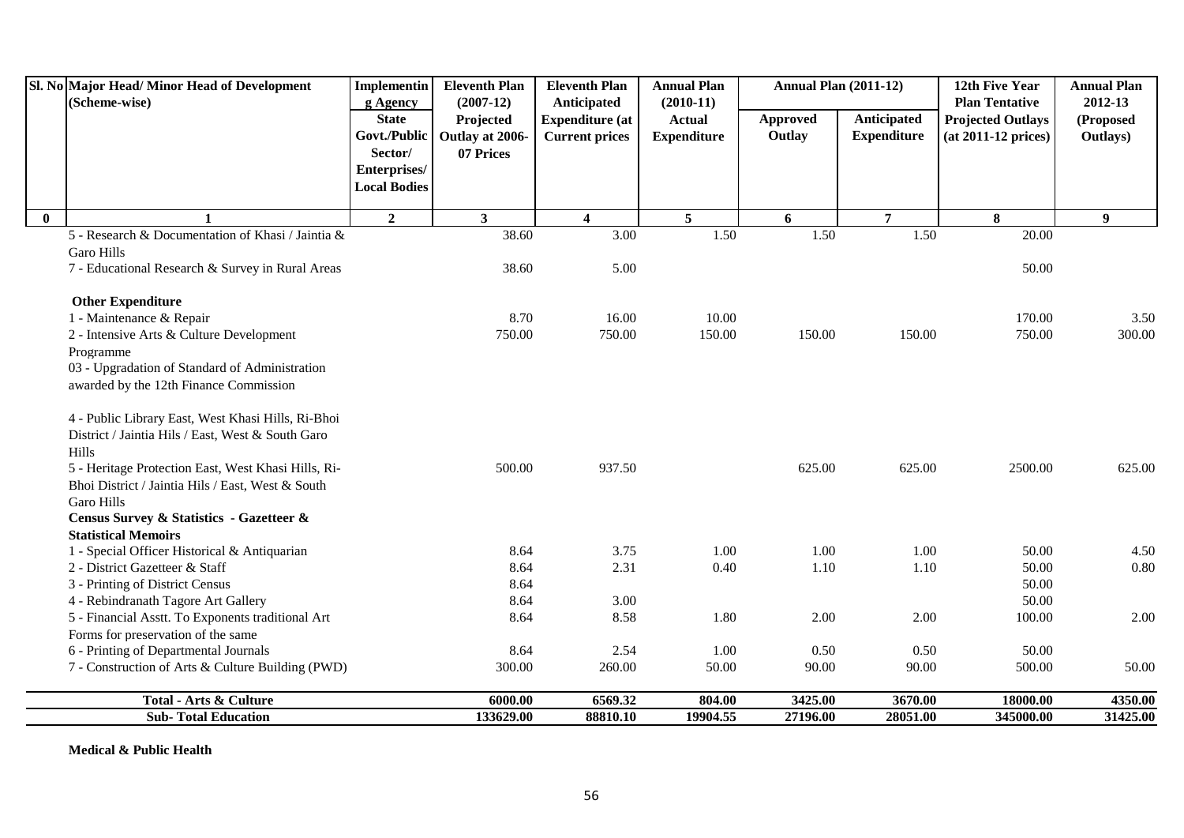| Sl. No | Major Head/ Minor Head of Development (Scheme-wise) | Implementing Agency State Govt./Public Sector/ Enterprises/ Local Bodies | Eleventh Plan (2007-12) Projected Outlay at 2006-07 Prices | Eleventh Plan Anticipated Expenditure (at Current prices | Annual Plan (2010-11) Actual Expenditure | Annual Plan (2011-12) | | 12th Five Year Plan Tentative Projected Outlays (at 2011-12 prices) | Annual Plan 2012-13 (Proposed Outlays) |
|---|---|---|---|---|---|---|---|---|---|
| | | | | | | Approved Outlay | Anticipated Expenditure | | |
| 0 | 1 | 2 | 3 | 4 | 5 | 6 | 7 | 8 | 9 |
| | 5 - Research & Documentation of Khasi / Jaintia & Garo Hills | | 38.60 | 3.00 | 1.50 | 1.50 | 1.50 | 20.00 | |
| | 7 - Educational Research & Survey in Rural Areas | | 38.60 | 5.00 | | | | 50.00 | |
| | **Other Expenditure** | | | | | | | | |
| | 1 - Maintenance & Repair | | 8.70 | 16.00 | 10.00 | | | 170.00 | 3.50 |
| | 2 - Intensive Arts & Culture Development Programme | | 750.00 | 750.00 | 150.00 | 150.00 | 150.00 | 750.00 | 300.00 |
| | 03 - Upgradation of Standard of Administration awarded by the 12th Finance Commission | | | | | | | | |
| | 4 - Public Library East, West Khasi Hills, Ri-Bhoi District / Jaintia Hils / East, West & South Garo Hills | | | | | | | | |
| | 5 - Heritage Protection East, West Khasi Hills, Ri-Bhoi District / Jaintia Hils / East, West & South Garo Hills | | 500.00 | 937.50 | | 625.00 | 625.00 | 2500.00 | 625.00 |
| | **Census Survey & Statistics - Gazetteer & Statistical Memoirs** | | | | | | | | |
| | 1 - Special Officer Historical & Antiquarian | | 8.64 | 3.75 | 1.00 | 1.00 | 1.00 | 50.00 | 4.50 |
| | 2 - District Gazetteer & Staff | | 8.64 | 2.31 | 0.40 | 1.10 | 1.10 | 50.00 | 0.80 |
| | 3 - Printing of District Census | | 8.64 | | | | | 50.00 | |
| | 4 - Rebindranath Tagore Art Gallery | | 8.64 | 3.00 | | | | 50.00 | |
| | 5 - Financial Asstt. To Exponents traditional Art Forms for preservation of the same | | 8.64 | 8.58 | 1.80 | 2.00 | 2.00 | 100.00 | 2.00 |
| | 6 - Printing of Departmental Journals | | 8.64 | 2.54 | 1.00 | 0.50 | 0.50 | 50.00 | |
| | 7 - Construction of Arts & Culture Building (PWD) | | 300.00 | 260.00 | 50.00 | 90.00 | 90.00 | 500.00 | 50.00 |
| | **Total - Arts & Culture** | | **6000.00** | **6569.32** | **804.00** | **3425.00** | **3670.00** | **18000.00** | **4350.00** |
| | **Sub- Total Education** | | **133629.00** | **88810.10** | **19904.55** | **27196.00** | **28051.00** | **345000.00** | **31425.00** |

**Medical & Public Health**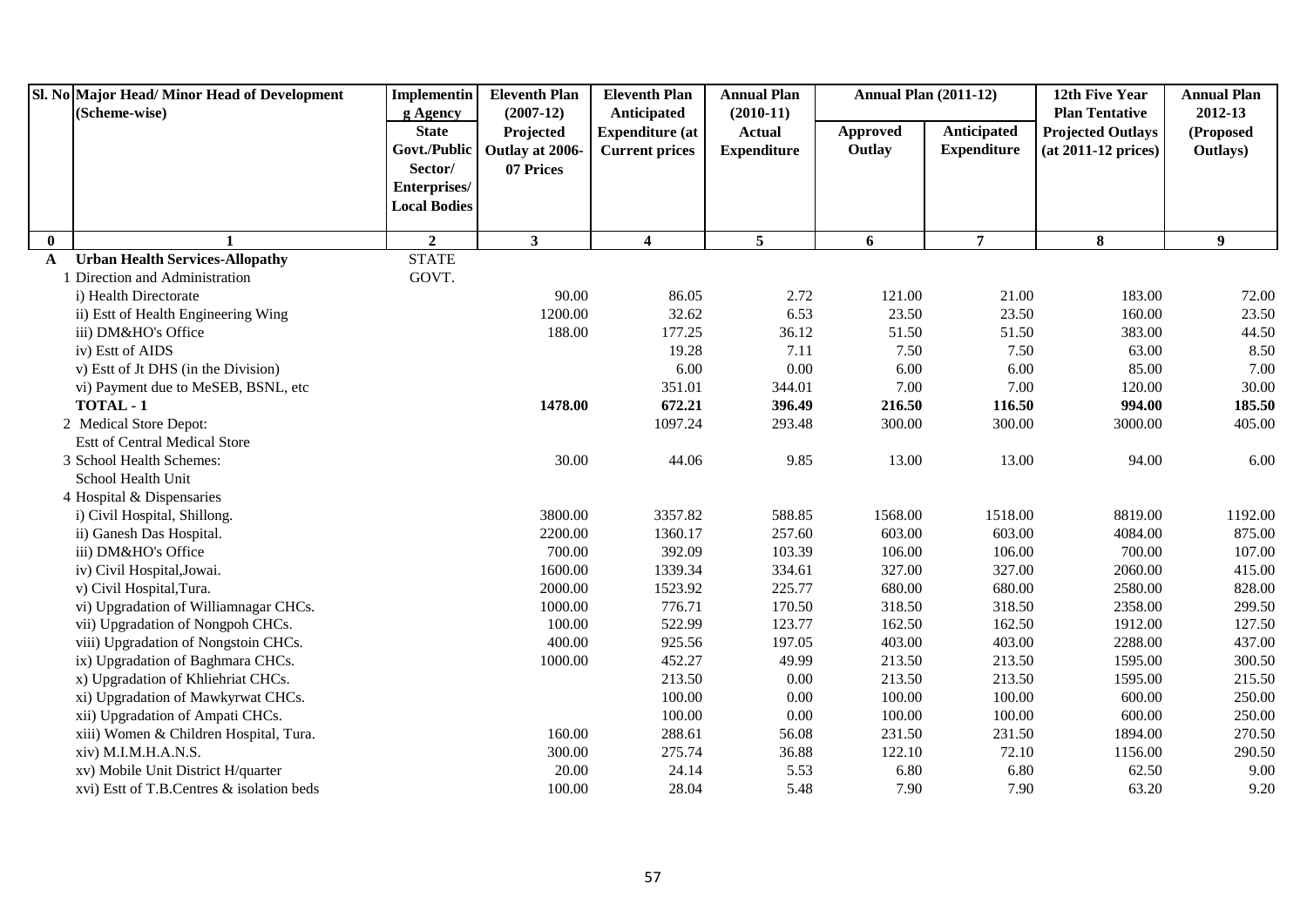| Sl. No | Major Head/ Minor Head of Development (Scheme-wise) | Implementing Agency | Eleventh Plan (2007-12) | Eleventh Plan Anticipated | Annual Plan (2010-11) | Annual Plan (2011-12) | | 12th Five Year Plan Tentative | Annual Plan 2012-13 |
|---|---|---|---|---|---|---|---|---|---|
| | | State Govt./Public Sector/ Enterprises/ Local Bodies | Projected Outlay at 2006-07 Prices | Expenditure (at Current prices | Actual Expenditure | Approved Outlay | Anticipated Expenditure | Projected Outlays (at 2011-12 prices) | (Proposed Outlays) |
| 0 | 1 | 2 | 3 | 4 | 5 | 6 | 7 | 8 | 9 |
| A | **Urban Health Services-Allopathy** | STATE | | | | | | | |
| | 1 Direction and Administration | GOVT. | | | | | | | |
| | i) Health Directorate | | 90.00 | 86.05 | 2.72 | 121.00 | 21.00 | 183.00 | 72.00 |
| | ii) Estt of Health Engineering Wing | | 1200.00 | 32.62 | 6.53 | 23.50 | 23.50 | 160.00 | 23.50 |
| | iii) DM&HO's Office | | 188.00 | 177.25 | 36.12 | 51.50 | 51.50 | 383.00 | 44.50 |
| | iv) Estt of AIDS | | | 19.28 | 7.11 | 7.50 | 7.50 | 63.00 | 8.50 |
| | v) Estt of Jt DHS (in the Division) | | | 6.00 | 0.00 | 6.00 | 6.00 | 85.00 | 7.00 |
| | vi) Payment due to MeSEB, BSNL, etc | | | 351.01 | 344.01 | 7.00 | 7.00 | 120.00 | 30.00 |
| | **TOTAL - 1** | | **1478.00** | **672.21** | **396.49** | **216.50** | **116.50** | **994.00** | **185.50** |
| | 2 Medical Store Depot: | | | 1097.24 | 293.48 | 300.00 | 300.00 | 3000.00 | 405.00 |
| | Estt of Central Medical Store | | | | | | | | |
| | 3 School Health Schemes: | | 30.00 | 44.06 | 9.85 | 13.00 | 13.00 | 94.00 | 6.00 |
| | School Health Unit | | | | | | | | |
| | 4 Hospital & Dispensaries | | | | | | | | |
| | i) Civil Hospital, Shillong. | | 3800.00 | 3357.82 | 588.85 | 1568.00 | 1518.00 | 8819.00 | 1192.00 |
| | ii) Ganesh Das Hospital. | | 2200.00 | 1360.17 | 257.60 | 603.00 | 603.00 | 4084.00 | 875.00 |
| | iii) DM&HO's Office | | 700.00 | 392.09 | 103.39 | 106.00 | 106.00 | 700.00 | 107.00 |
| | iv) Civil Hospital,Jowai. | | 1600.00 | 1339.34 | 334.61 | 327.00 | 327.00 | 2060.00 | 415.00 |
| | v) Civil Hospital,Tura. | | 2000.00 | 1523.92 | 225.77 | 680.00 | 680.00 | 2580.00 | 828.00 |
| | vi) Upgradation of Williamnagar CHCs. | | 1000.00 | 776.71 | 170.50 | 318.50 | 318.50 | 2358.00 | 299.50 |
| | vii) Upgradation of Nongpoh CHCs. | | 100.00 | 522.99 | 123.77 | 162.50 | 162.50 | 1912.00 | 127.50 |
| | viii) Upgradation of Nongstoin CHCs. | | 400.00 | 925.56 | 197.05 | 403.00 | 403.00 | 2288.00 | 437.00 |
| | ix) Upgradation of Baghmara CHCs. | | 1000.00 | 452.27 | 49.99 | 213.50 | 213.50 | 1595.00 | 300.50 |
| | x) Upgradation of Khliehriat CHCs. | | | 213.50 | 0.00 | 213.50 | 213.50 | 1595.00 | 215.50 |
| | xi) Upgradation of Mawkyrwat CHCs. | | | 100.00 | 0.00 | 100.00 | 100.00 | 600.00 | 250.00 |
| | xii) Upgradation of Ampati CHCs. | | | 100.00 | 0.00 | 100.00 | 100.00 | 600.00 | 250.00 |
| | xiii) Women & Children Hospital, Tura. | | 160.00 | 288.61 | 56.08 | 231.50 | 231.50 | 1894.00 | 270.50 |
| | xiv) M.I.M.H.A.N.S. | | 300.00 | 275.74 | 36.88 | 122.10 | 72.10 | 1156.00 | 290.50 |
| | xv) Mobile Unit District H/quarter | | 20.00 | 24.14 | 5.53 | 6.80 | 6.80 | 62.50 | 9.00 |
| | xvi) Estt of T.B.Centres & isolation beds | | 100.00 | 28.04 | 5.48 | 7.90 | 7.90 | 63.20 | 9.20 |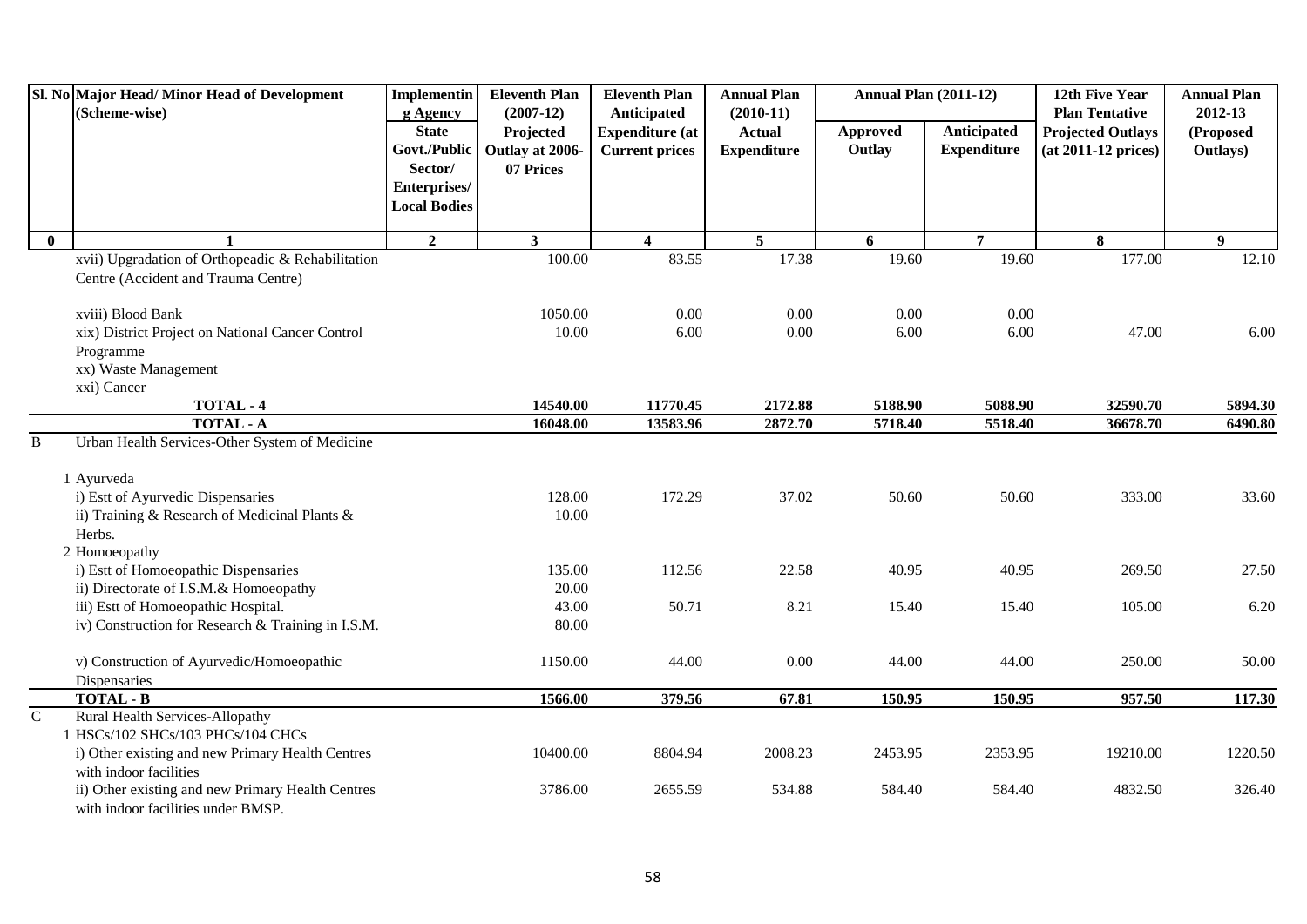| Sl. No | Major Head/ Minor Head of Development (Scheme-wise) | Implementing Agency State Govt./Public Sector/ Enterprises/ Local Bodies | Eleventh Plan (2007-12) Projected Outlay at 2006-07 Prices | Eleventh Plan Anticipated Expenditure (at Current prices | Annual Plan (2010-11) Actual Expenditure | Annual Plan (2011-12) Approved Outlay | Annual Plan (2011-12) Anticipated Expenditure | 12th Five Year Plan Tentative Projected Outlays (at 2011-12 prices) | Annual Plan 2012-13 (Proposed Outlays) |
|---|---|---|---|---|---|---|---|---|---|
| 0 | 1 | 2 | 3 | 4 | 5 | 6 | 7 | 8 | 9 |
| | xvii) Upgradation of Orthopeadic & Rehabilitation Centre (Accident and Trauma Centre) | | 100.00 | 83.55 | 17.38 | 19.60 | 19.60 | 177.00 | 12.10 |
| | xviii) Blood Bank | | 1050.00 | 0.00 | 0.00 | 0.00 | 0.00 | | |
| | xix) District Project on National Cancer Control Programme | | 10.00 | 6.00 | 0.00 | 6.00 | 6.00 | 47.00 | 6.00 |
| | xx) Waste Management | | | | | | | | |
| | xxi) Cancer | | | | | | | | |
| | **TOTAL - 4** | | **14540.00** | **11770.45** | **2172.88** | **5188.90** | **5088.90** | **32590.70** | **5894.30** |
| | **TOTAL - A** | | **16048.00** | **13583.96** | **2872.70** | **5718.40** | **5518.40** | **36678.70** | **6490.80** |
| B | Urban Health Services-Other System of Medicine | | | | | | | | |
| | 1 Ayurveda | | | | | | | | |
| | i) Estt of Ayurvedic Dispensaries | | 128.00 | 172.29 | 37.02 | 50.60 | 50.60 | 333.00 | 33.60 |
| | ii) Training & Research of Medicinal Plants & Herbs. | | 10.00 | | | | | | |
| | 2 Homoeopathy | | | | | | | | |
| | i) Estt of Homoeopathic Dispensaries | | 135.00 | 112.56 | 22.58 | 40.95 | 40.95 | 269.50 | 27.50 |
| | ii) Directorate of I.S.M.& Homoeopathy | | 20.00 | | | | | | |
| | iii) Estt of Homoeopathic Hospital. | | 43.00 | 50.71 | 8.21 | 15.40 | 15.40 | 105.00 | 6.20 |
| | iv) Construction for Research & Training in I.S.M. | | 80.00 | | | | | | |
| | v) Construction of Ayurvedic/Homoeopathic Dispensaries | | 1150.00 | 44.00 | 0.00 | 44.00 | 44.00 | 250.00 | 50.00 |
| | **TOTAL - B** | | **1566.00** | **379.56** | **67.81** | **150.95** | **150.95** | **957.50** | **117.30** |
| C | Rural Health Services-Allopathy | | | | | | | | |
| | 1 HSCs/102 SHCs/103 PHCs/104 CHCs | | | | | | | | |
| | i) Other existing and new Primary Health Centres with indoor facilities | | 10400.00 | 8804.94 | 2008.23 | 2453.95 | 2353.95 | 19210.00 | 1220.50 |
| | ii) Other existing and new Primary Health Centres with indoor facilities under BMSP. | | 3786.00 | 2655.59 | 534.88 | 584.40 | 584.40 | 4832.50 | 326.40 |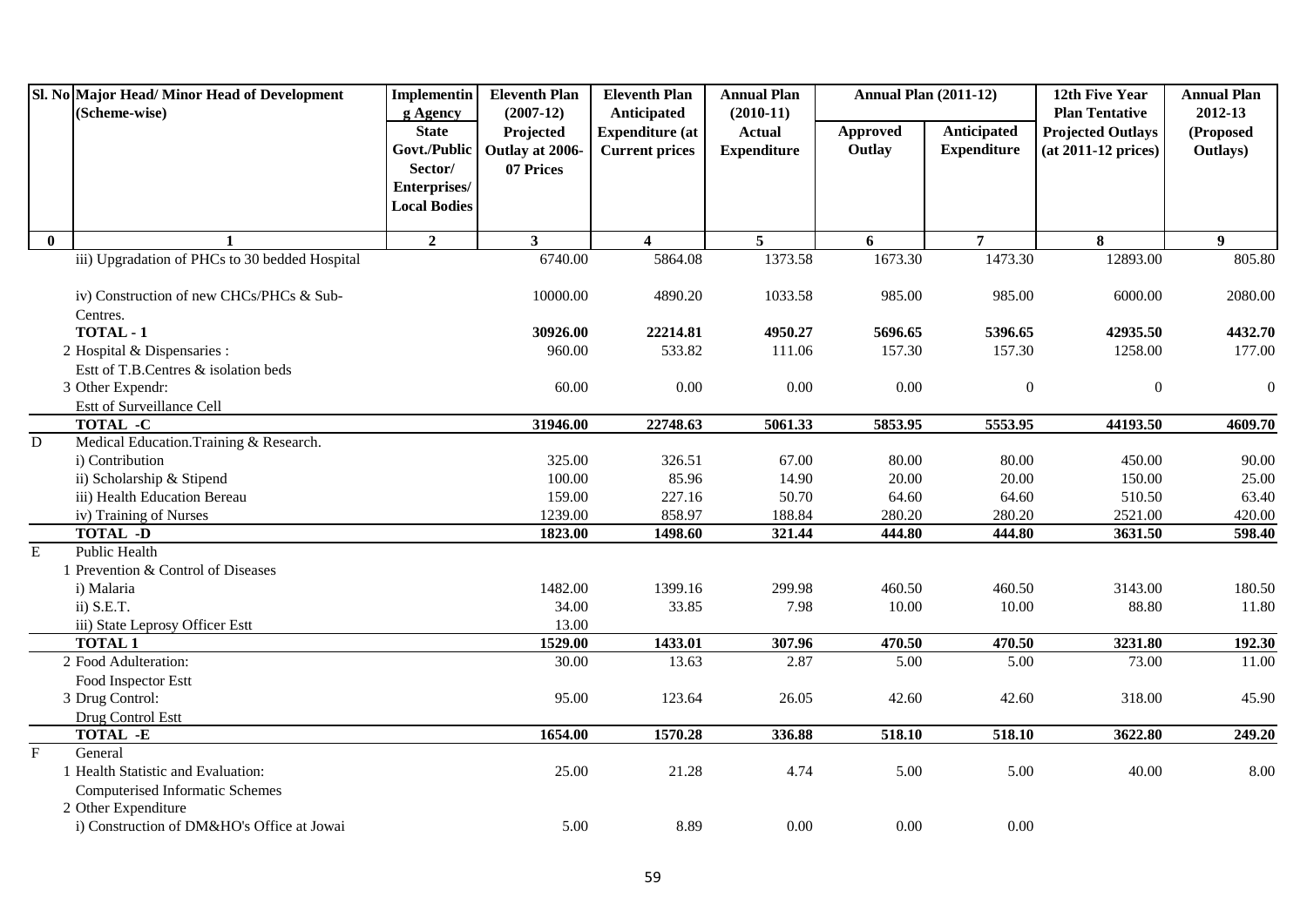| Sl. No | Major Head/ Minor Head of Development (Scheme-wise) | Implementing Agency | Eleventh Plan (2007-12) | Eleventh Plan Anticipated | Annual Plan (2010-11) | Annual Plan (2011-12) | | 12th Five Year Plan Tentative | Annual Plan 2012-13 |
|---|---|---|---|---|---|---|---|---|---|
| | | State Govt./Public Sector/ Enterprises/ Local Bodies | Projected Outlay at 2006-07 Prices | Expenditure (at Current prices | Actual Expenditure | Approved Outlay | Anticipated Expenditure | Projected Outlays (at 2011-12 prices) | (Proposed Outlays) |
| 0 | 1 | 2 | 3 | 4 | 5 | 6 | 7 | 8 | 9 |
| | iii) Upgradation of PHCs to 30 bedded Hospital | | 6740.00 | 5864.08 | 1373.58 | 1673.30 | 1473.30 | 12893.00 | 805.80 |
| | iv) Construction of new CHCs/PHCs & Sub-Centres. | | 10000.00 | 4890.20 | 1033.58 | 985.00 | 985.00 | 6000.00 | 2080.00 |
| | **TOTAL - 1** | | **30926.00** | **22214.81** | **4950.27** | **5696.65** | **5396.65** | **42935.50** | **4432.70** |
| | 2 Hospital & Dispensaries : Estt of T.B.Centres & isolation beds | | 960.00 | 533.82 | 111.06 | 157.30 | 157.30 | 1258.00 | 177.00 |
| | 3 Other Expendr: Estt of Surveillance Cell | | 60.00 | 0.00 | 0.00 | 0.00 | 0 | 0 | 0 |
| | **TOTAL -C** | | **31946.00** | **22748.63** | **5061.33** | **5853.95** | **5553.95** | **44193.50** | **4609.70** |
| D | Medical Education.Training & Research. | | | | | | | | |
| | i) Contribution | | 325.00 | 326.51 | 67.00 | 80.00 | 80.00 | 450.00 | 90.00 |
| | ii) Scholarship & Stipend | | 100.00 | 85.96 | 14.90 | 20.00 | 20.00 | 150.00 | 25.00 |
| | iii) Health Education Bereau | | 159.00 | 227.16 | 50.70 | 64.60 | 64.60 | 510.50 | 63.40 |
| | iv) Training of Nurses | | 1239.00 | 858.97 | 188.84 | 280.20 | 280.20 | 2521.00 | 420.00 |
| | **TOTAL -D** | | **1823.00** | **1498.60** | **321.44** | **444.80** | **444.80** | **3631.50** | **598.40** |
| E | Public Health | | | | | | | | |
| | 1 Prevention & Control of Diseases | | | | | | | | |
| | i) Malaria | | 1482.00 | 1399.16 | 299.98 | 460.50 | 460.50 | 3143.00 | 180.50 |
| | ii) S.E.T. | | 34.00 | 33.85 | 7.98 | 10.00 | 10.00 | 88.80 | 11.80 |
| | iii) State Leprosy Officer Estt | | 13.00 | | | | | | |
| | **TOTAL 1** | | **1529.00** | **1433.01** | **307.96** | **470.50** | **470.50** | **3231.80** | **192.30** |
| | 2 Food Adulteration: Food Inspector Estt | | 30.00 | 13.63 | 2.87 | 5.00 | 5.00 | 73.00 | 11.00 |
| | 3 Drug Control: Drug Control Estt | | 95.00 | 123.64 | 26.05 | 42.60 | 42.60 | 318.00 | 45.90 |
| | **TOTAL -E** | | **1654.00** | **1570.28** | **336.88** | **518.10** | **518.10** | **3622.80** | **249.20** |
| F | General | | | | | | | | |
| | 1 Health Statistic and Evaluation: Computerised Informatic Schemes | | 25.00 | 21.28 | 4.74 | 5.00 | 5.00 | 40.00 | 8.00 |
| | 2 Other Expenditure | | | | | | | | |
| | i) Construction of DM&HO's Office at Jowai | | 5.00 | 8.89 | 0.00 | 0.00 | 0.00 | | |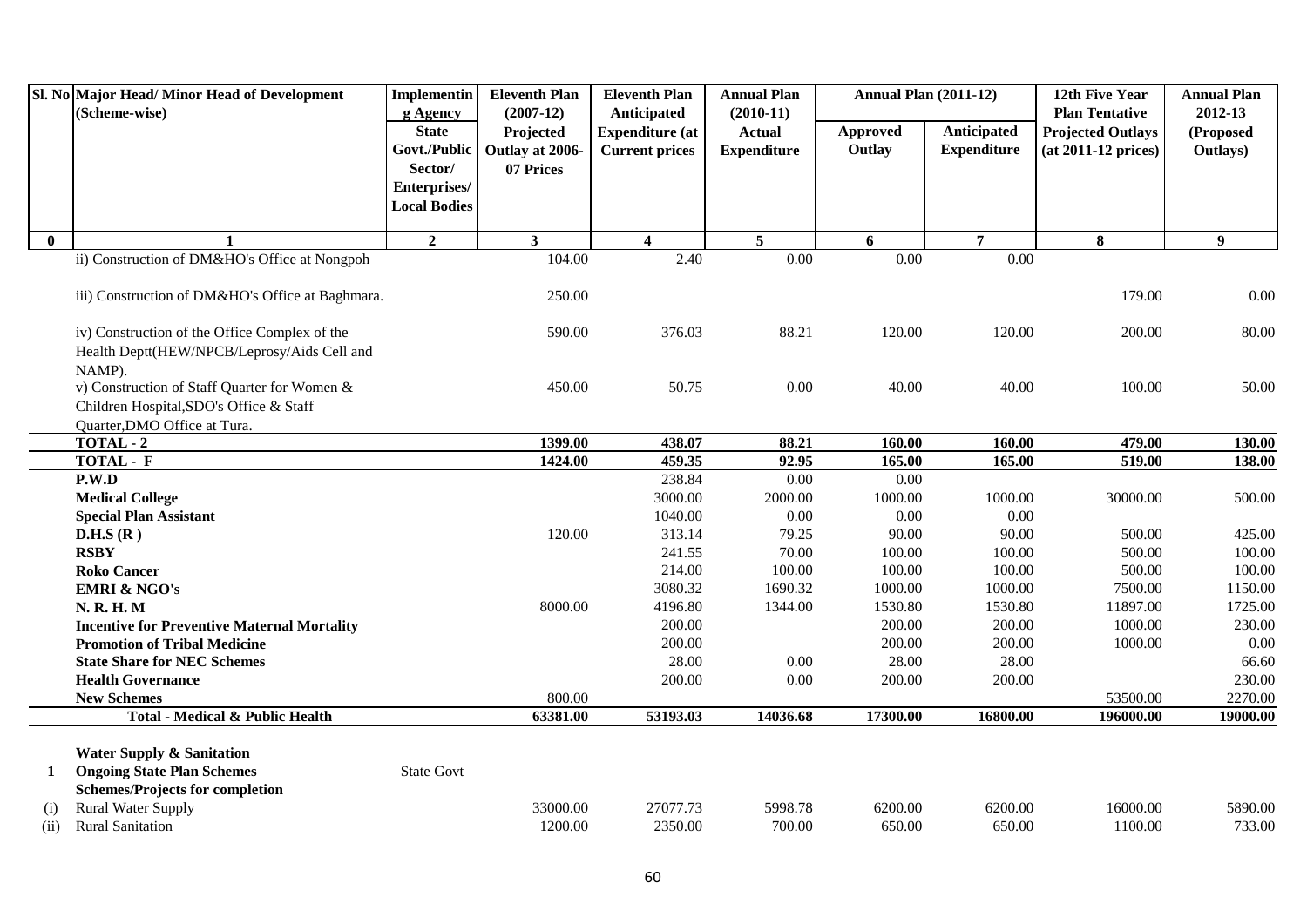| Sl. No | Major Head/ Minor Head of Development (Scheme-wise) | Implementing Agency | Eleventh Plan (2007-12) | Eleventh Plan Anticipated | Annual Plan (2010-11) | Annual Plan (2011-12) | | 12th Five Year Plan Tentative | Annual Plan 2012-13 |
|---|---|---|---|---|---|---|---|---|---|
| | | State Govt./Public Sector/ Enterprises/ Local Bodies | Projected Outlay at 2006-07 Prices | Expenditure (at Current prices | Actual Expenditure | Approved Outlay | Anticipated Expenditure | Projected Outlays (at 2011-12 prices) | (Proposed Outlays) |
| 0 | 1 | 2 | 3 | 4 | 5 | 6 | 7 | 8 | 9 |
| | ii) Construction of DM&HO's Office at Nongpoh | | 104.00 | 2.40 | 0.00 | 0.00 | 0.00 | | |
| | iii) Construction of DM&HO's Office at Baghmara. | | 250.00 | | | | | 179.00 | 0.00 |
| | iv) Construction of the Office Complex of the Health Deptt(HEW/NPCB/Leprosy/Aids Cell and NAMP). | | 590.00 | 376.03 | 88.21 | 120.00 | 120.00 | 200.00 | 80.00 |
| | v) Construction of Staff Quarter for Women & Children Hospital,SDO's Office & Staff Quarter,DMO Office at Tura. | | 450.00 | 50.75 | 0.00 | 40.00 | 40.00 | 100.00 | 50.00 |
| | **TOTAL - 2** | | **1399.00** | **438.07** | **88.21** | **160.00** | **160.00** | **479.00** | **130.00** |
| | **TOTAL - F** | | **1424.00** | **459.35** | **92.95** | **165.00** | **165.00** | **519.00** | **138.00** |
| | **P.W.D** | | | 238.84 | 0.00 | 0.00 | | | |
| | **Medical College** | | | 3000.00 | 2000.00 | 1000.00 | 1000.00 | 30000.00 | 500.00 |
| | **Special Plan Assistant** | | | 1040.00 | 0.00 | 0.00 | 0.00 | | |
| | **D.H.S (R )** | | 120.00 | 313.14 | 79.25 | 90.00 | 90.00 | 500.00 | 425.00 |
| | **RSBY** | | | 241.55 | 70.00 | 100.00 | 100.00 | 500.00 | 100.00 |
| | **Roko Cancer** | | | 214.00 | 100.00 | 100.00 | 100.00 | 500.00 | 100.00 |
| | **EMRI & NGO's** | | | 3080.32 | 1690.32 | 1000.00 | 1000.00 | 7500.00 | 1150.00 |
| | **N. R. H. M** | | 8000.00 | 4196.80 | 1344.00 | 1530.80 | 1530.80 | 11897.00 | 1725.00 |
| | **Incentive for Preventive Maternal Mortality** | | | 200.00 | | 200.00 | 200.00 | 1000.00 | 230.00 |
| | **Promotion of Tribal Medicine** | | | 200.00 | | 200.00 | 200.00 | 1000.00 | 0.00 |
| | **State Share for NEC Schemes** | | | 28.00 | 0.00 | 28.00 | 28.00 | | 66.60 |
| | **Health Governance** | | | 200.00 | 0.00 | 200.00 | 200.00 | | 230.00 |
| | **New Schemes** | | 800.00 | | | | | 53500.00 | 2270.00 |
| | **Total - Medical & Public Health** | | **63381.00** | **53193.03** | **14036.68** | **17300.00** | **16800.00** | **196000.00** | **19000.00** |
| | **Water Supply & Sanitation** | | | | | | | | |
| 1 | **Ongoing State Plan Schemes** | State Govt | | | | | | | |
| | **Schemes/Projects for completion** | | | | | | | | |
| (i) | Rural Water Supply | | 33000.00 | 27077.73 | 5998.78 | 6200.00 | 6200.00 | 16000.00 | 5890.00 |
| (ii) | Rural Sanitation | | 1200.00 | 2350.00 | 700.00 | 650.00 | 650.00 | 1100.00 | 733.00 |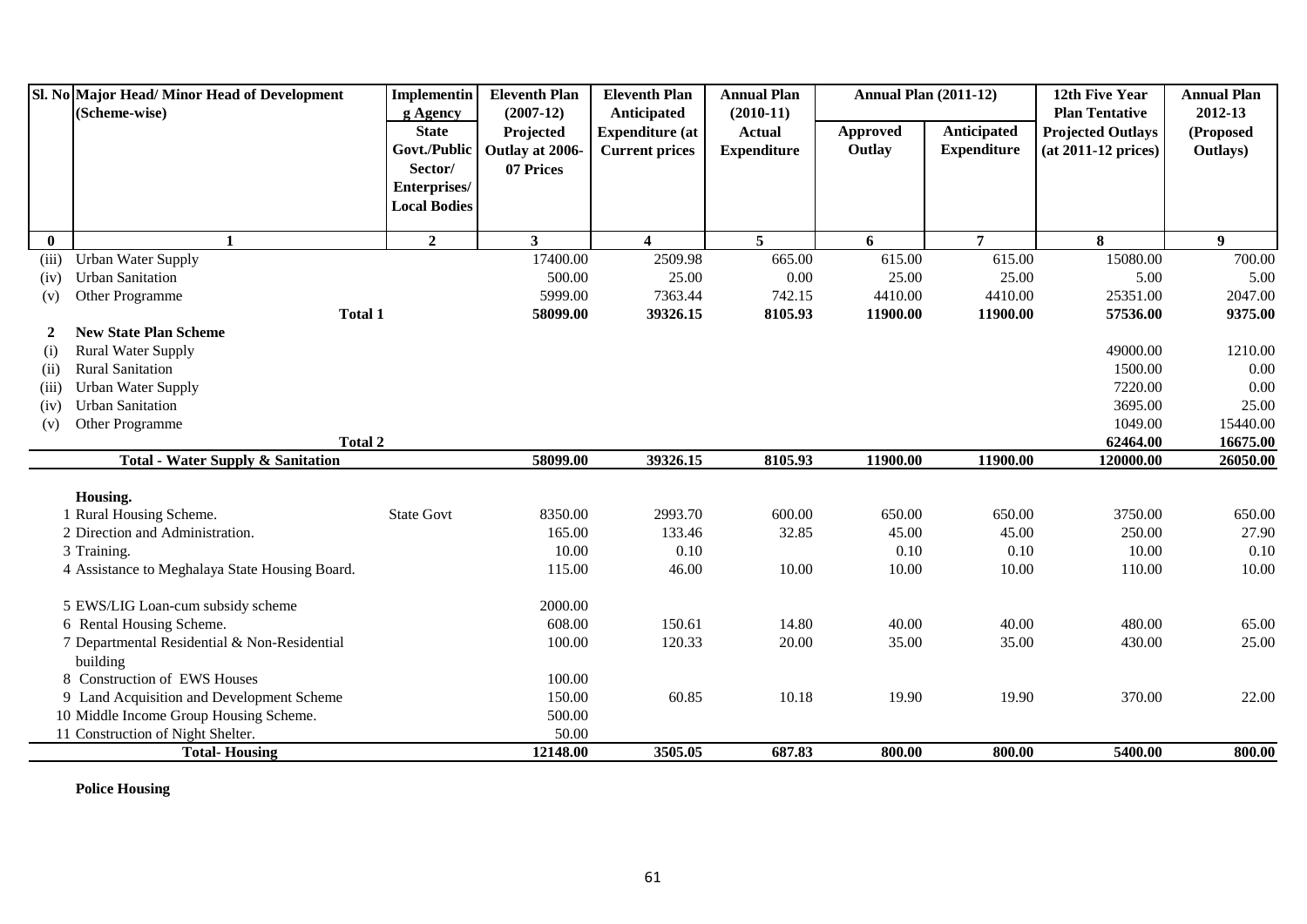| Sl. No | Major Head/ Minor Head of Development (Scheme-wise) | Implementing Agency State Govt./Public Sector/ Enterprises/ Local Bodies | Eleventh Plan (2007-12) Projected Outlay at 2006-07 Prices | Eleventh Plan Anticipated Expenditure (at Current prices | Annual Plan (2010-11) Actual Expenditure | Annual Plan (2011-12) Approved Outlay | Annual Plan (2011-12) Anticipated Expenditure | 12th Five Year Plan Tentative Projected Outlays (at 2011-12 prices) | Annual Plan 2012-13 (Proposed Outlays) |
|---|---|---|---|---|---|---|---|---|---|
| 0 | 1 | 2 | 3 | 4 | 5 | 6 | 7 | 8 | 9 |
| (iii) | Urban Water Supply | | 17400.00 | 2509.98 | 665.00 | 615.00 | 615.00 | 15080.00 | 700.00 |
| (iv) | Urban Sanitation | | 500.00 | 25.00 | 0.00 | 25.00 | 25.00 | 5.00 | 5.00 |
| (v) | Other Programme | | 5999.00 | 7363.44 | 742.15 | 4410.00 | 4410.00 | 25351.00 | 2047.00 |
| | **Total 1** | | **58099.00** | **39326.15** | **8105.93** | **11900.00** | **11900.00** | **57536.00** | **9375.00** |
| **2** | **New State Plan Scheme** | | | | | | | | |
| (i) | Rural Water Supply | | | | | | | 49000.00 | 1210.00 |
| (ii) | Rural Sanitation | | | | | | | 1500.00 | 0.00 |
| (iii) | Urban Water Supply | | | | | | | 7220.00 | 0.00 |
| (iv) | Urban Sanitation | | | | | | | 3695.00 | 25.00 |
| (v) | Other Programme | | | | | | | 1049.00 | 15440.00 |
| | **Total 2** | | | | | | | **62464.00** | **16675.00** |
| | **Total - Water Supply & Sanitation** | | **58099.00** | **39326.15** | **8105.93** | **11900.00** | **11900.00** | **120000.00** | **26050.00** |
| | **Housing.** | | | | | | | | |
| 1 | Rural Housing Scheme. | State Govt | 8350.00 | 2993.70 | 600.00 | 650.00 | 650.00 | 3750.00 | 650.00 |
| 2 | Direction and Administration. | | 165.00 | 133.46 | 32.85 | 45.00 | 45.00 | 250.00 | 27.90 |
| 3 | Training. | | 10.00 | 0.10 | | 0.10 | 0.10 | 10.00 | 0.10 |
| 4 | Assistance to Meghalaya State Housing Board. | | 115.00 | 46.00 | 10.00 | 10.00 | 10.00 | 110.00 | 10.00 |
| 5 | EWS/LIG Loan-cum subsidy scheme | | 2000.00 | | | | | | |
| 6 | Rental Housing Scheme. | | 608.00 | 150.61 | 14.80 | 40.00 | 40.00 | 480.00 | 65.00 |
| 7 | Departmental Residential & Non-Residential building | | 100.00 | 120.33 | 20.00 | 35.00 | 35.00 | 430.00 | 25.00 |
| 8 | Construction of EWS Houses | | 100.00 | | | | | | |
| 9 | Land Acquisition and Development Scheme | | 150.00 | 60.85 | 10.18 | 19.90 | 19.90 | 370.00 | 22.00 |
| 10 | Middle Income Group Housing Scheme. | | 500.00 | | | | | | |
| 11 | Construction of Night Shelter. | | 50.00 | | | | | | |
| | **Total- Housing** | | **12148.00** | **3505.05** | **687.83** | **800.00** | **800.00** | **5400.00** | **800.00** |

**Police Housing**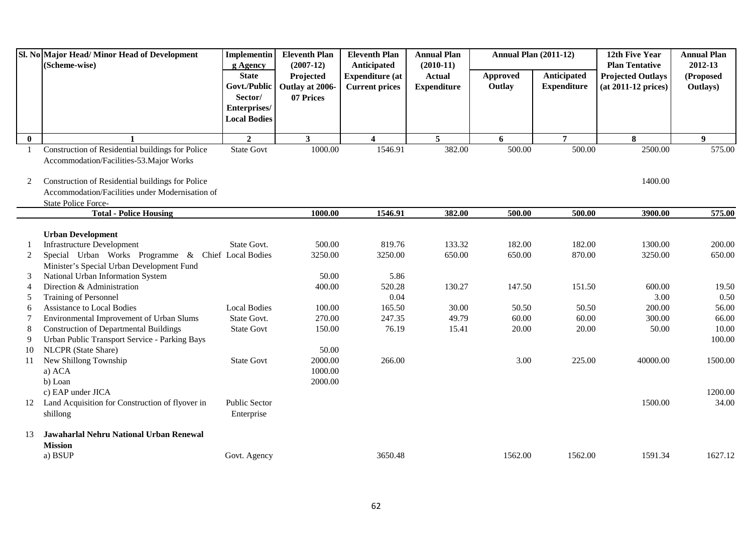| Sl. No | Major Head/ Minor Head of Development (Scheme-wise) | Implementing Agency | Eleventh Plan (2007-12) | Eleventh Plan Anticipated | Annual Plan (2010-11) | Annual Plan (2011-12) | | 12th Five Year Plan Tentative | Annual Plan 2012-13 |
|---|---|---|---|---|---|---|---|---|---|
| | | State Govt./Public Sector/ Enterprises/ Local Bodies | Projected Outlay at 2006-07 Prices | Expenditure (at Current prices | Actual Expenditure | Approved Outlay | Anticipated Expenditure | Projected Outlays (at 2011-12 prices) | (Proposed Outlays) |
| **0** | **1** | **2** | **3** | **4** | **5** | **6** | **7** | **8** | **9** |
| 1 | Construction of Residential buildings for Police Accommodation/Facilities-53.Major Works | State Govt | 1000.00 | 1546.91 | 382.00 | 500.00 | 500.00 | 2500.00 | 575.00 |
| 2 | Construction of Residential buildings for Police Accommodation/Facilities under Modernisation of State Police Force- | | | | | | | 1400.00 | |
| | **Total - Police Housing** | | **1000.00** | **1546.91** | **382.00** | **500.00** | **500.00** | **3900.00** | **575.00** |
| | **Urban Development** | | | | | | | | |
| 1 | Infrastructure Development | State Govt. | 500.00 | 819.76 | 133.32 | 182.00 | 182.00 | 1300.00 | 200.00 |
| 2 | Special Urban Works Programme & Chief Minister's Special Urban Development Fund | Local Bodies | 3250.00 | 3250.00 | 650.00 | 650.00 | 870.00 | 3250.00 | 650.00 |
| 3 | National Urban Information System | | 50.00 | 5.86 | | | | | |
| 4 | Direction & Administration | | 400.00 | 520.28 | 130.27 | 147.50 | 151.50 | 600.00 | 19.50 |
| 5 | Training of Personnel | | | 0.04 | | | | 3.00 | 0.50 |
| 6 | Assistance to Local Bodies | Local Bodies | 100.00 | 165.50 | 30.00 | 50.50 | 50.50 | 200.00 | 56.00 |
| 7 | Environmental Improvement of Urban Slums | State Govt. | 270.00 | 247.35 | 49.79 | 60.00 | 60.00 | 300.00 | 66.00 |
| 8 | Construction of Departmental Buildings | State Govt | 150.00 | 76.19 | 15.41 | 20.00 | 20.00 | 50.00 | 10.00 |
| 9 | Urban Public Transport Service - Parking Bays | | | | | | | | 100.00 |
| 10 | NLCPR (State Share) | | 50.00 | | | | | | |
| 11 | New Shillong Township | State Govt | 2000.00 | 266.00 | | 3.00 | 225.00 | 40000.00 | 1500.00 |
| | a) ACA | | 1000.00 | | | | | | |
| | b) Loan | | 2000.00 | | | | | | |
| | c) EAP under JICA | | | | | | | | 1200.00 |
| 12 | Land Acquisition for Construction of flyover in shillong | Public Sector Enterprise | | | | | | 1500.00 | 34.00 |
| 13 | **Jawaharlal Nehru National Urban Renewal Mission** | | | | | | | | |
| | a) BSUP | Govt. Agency | | 3650.48 | | 1562.00 | 1562.00 | 1591.34 | 1627.12 |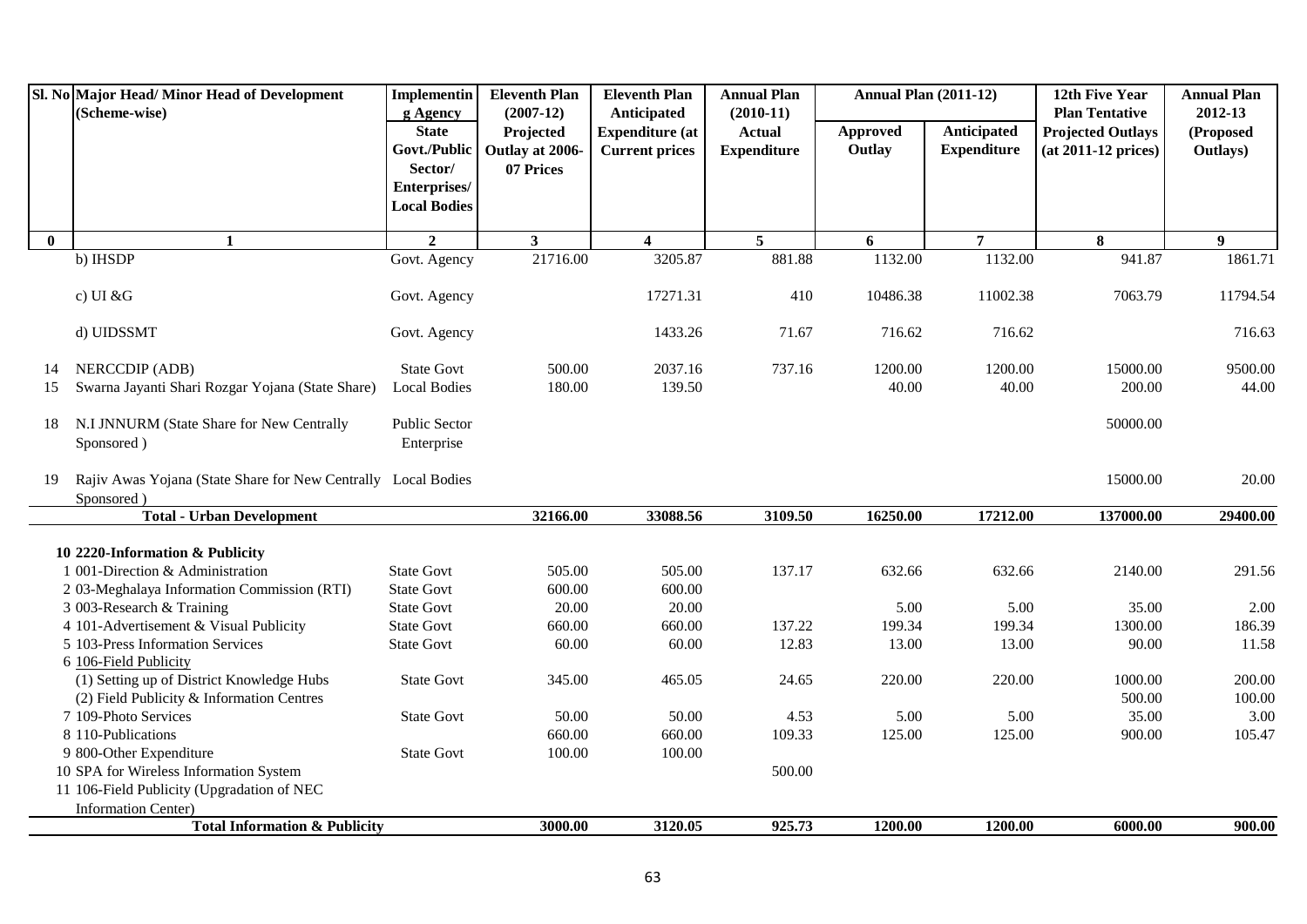| Sl. No | Major Head/ Minor Head of Development (Scheme-wise) | Implementing Agency State Govt./Public Sector/ Enterprises/ Local Bodies | Eleventh Plan (2007-12) Projected Outlay at 2006-07 Prices | Eleventh Plan Anticipated Expenditure (at Current prices | Annual Plan (2010-11) Actual Expenditure | Annual Plan (2011-12) | | 12th Five Year Plan Tentative Projected Outlays (at 2011-12 prices) | Annual Plan 2012-13 (Proposed Outlays) |
|---|---|---|---|---|---|---|---|---|---|
| | | | | | | Approved Outlay | Anticipated Expenditure | | |
| 0 | 1 | 2 | 3 | 4 | 5 | 6 | 7 | 8 | 9 |
| | b) IHSDP | Govt. Agency | 21716.00 | 3205.87 | 881.88 | 1132.00 | 1132.00 | 941.87 | 1861.71 |
| | c) UI &G | Govt. Agency | | 17271.31 | 410 | 10486.38 | 11002.38 | 7063.79 | 11794.54 |
| | d) UIDSSMT | Govt. Agency | | 1433.26 | 71.67 | 716.62 | 716.62 | | 716.63 |
| 14 | NERCCDIP (ADB) | State Govt | 500.00 | 2037.16 | 737.16 | 1200.00 | 1200.00 | 15000.00 | 9500.00 |
| 15 | Swarna Jayanti Shari Rozgar Yojana (State Share) | Local Bodies | 180.00 | 139.50 | | 40.00 | 40.00 | 200.00 | 44.00 |
| 18 | N.I JNNURM (State Share for New Centrally Sponsored ) | Public Sector Enterprise | | | | | | 50000.00 | |
| 19 | Rajiv Awas Yojana (State Share for New Centrally Sponsored ) | Local Bodies | | | | | | 15000.00 | 20.00 |
| | **Total - Urban Development** | | **32166.00** | **33088.56** | **3109.50** | **16250.00** | **17212.00** | **137000.00** | **29400.00** |
| | **10 2220-Information & Publicity** | | | | | | | | |
| | 1 001-Direction & Administration | State Govt | 505.00 | 505.00 | 137.17 | 632.66 | 632.66 | 2140.00 | 291.56 |
| | 2 03-Meghalaya Information Commission (RTI) | State Govt | 600.00 | 600.00 | | | | | |
| | 3 003-Research & Training | State Govt | 20.00 | 20.00 | | 5.00 | 5.00 | 35.00 | 2.00 |
| | 4 101-Advertisement & Visual Publicity | State Govt | 660.00 | 660.00 | 137.22 | 199.34 | 199.34 | 1300.00 | 186.39 |
| | 5 103-Press Information Services | State Govt | 60.00 | 60.00 | 12.83 | 13.00 | 13.00 | 90.00 | 11.58 |
| | 6 106-Field Publicity | | | | | | | | |
| | (1) Setting up of District Knowledge Hubs | State Govt | 345.00 | 465.05 | 24.65 | 220.00 | 220.00 | 1000.00 | 200.00 |
| | (2) Field Publicity & Information Centres | | | | | | | 500.00 | 100.00 |
| | 7 109-Photo Services | State Govt | 50.00 | 50.00 | 4.53 | 5.00 | 5.00 | 35.00 | 3.00 |
| | 8 110-Publications | | 660.00 | 660.00 | 109.33 | 125.00 | 125.00 | 900.00 | 105.47 |
| | 9 800-Other Expenditure | State Govt | 100.00 | 100.00 | | | | | |
| | 10 SPA for Wireless Information System | | | | 500.00 | | | | |
| | 11 106-Field Publicity (Upgradation of NEC Information Center) | | | | | | | | |
| | **Total Information & Publicity** | | **3000.00** | **3120.05** | **925.73** | **1200.00** | **1200.00** | **6000.00** | **900.00** |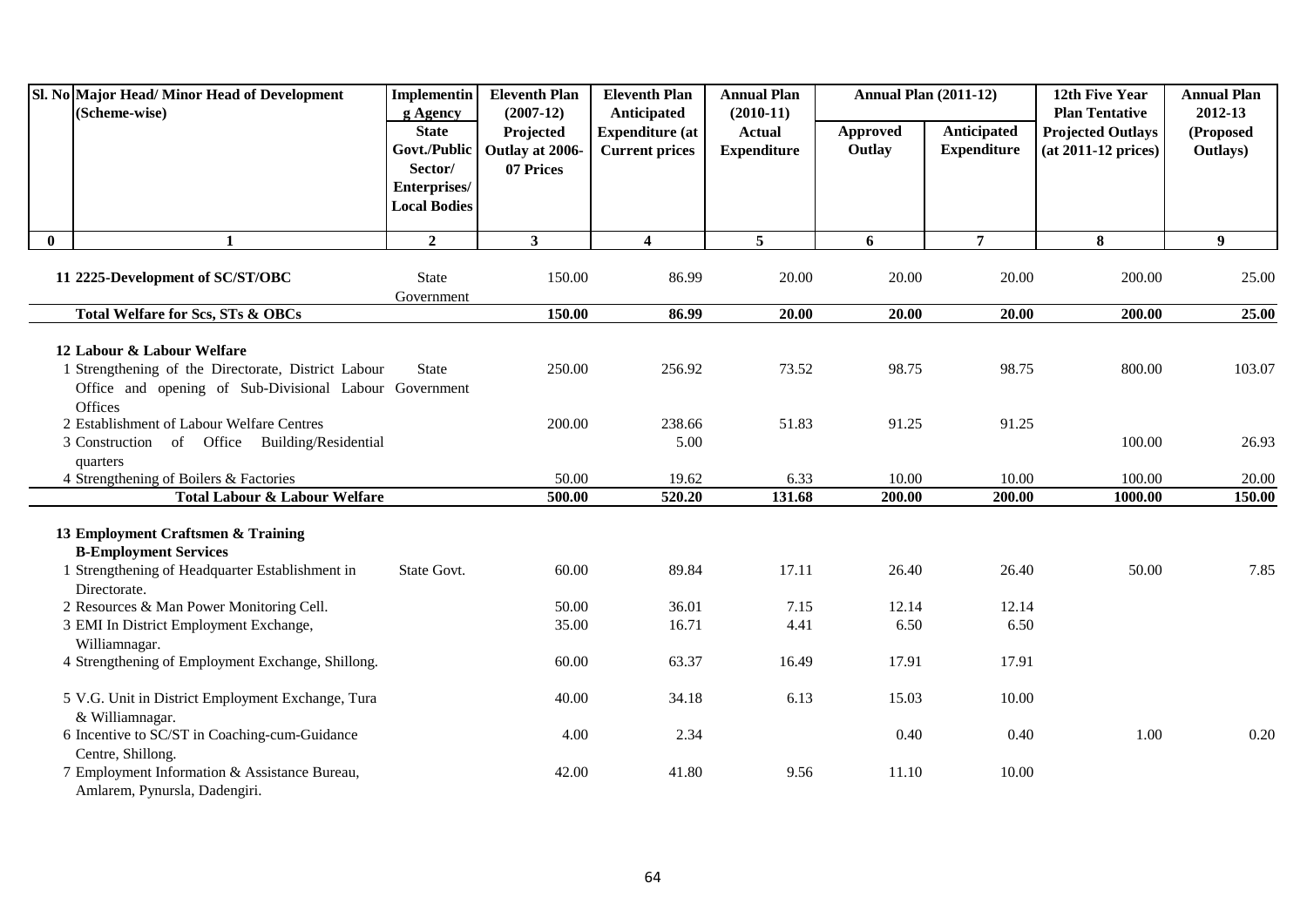| Sl. No | Major Head/ Minor Head of Development (Scheme-wise) | Implementing Agency | Eleventh Plan (2007-12) | Eleventh Plan Anticipated | Annual Plan (2010-11) | Annual Plan (2011-12) | | 12th Five Year Plan Tentative | Annual Plan 2012-13 |
|---|---|---|---|---|---|---|---|---|---|
| | | State Govt./Public Sector/ Enterprises/ Local Bodies | Projected Outlay at 2006-07 Prices | Expenditure (at Current prices | Actual Expenditure | Approved Outlay | Anticipated Expenditure | Projected Outlays (at 2011-12 prices) | (Proposed Outlays) |
| 0 | 1 | 2 | 3 | 4 | 5 | 6 | 7 | 8 | 9 |
| 11 | 2225-Development of SC/ST/OBC | State Government | 150.00 | 86.99 | 20.00 | 20.00 | 20.00 | 200.00 | 25.00 |
| | **Total Welfare for Scs, STs & OBCs** | | **150.00** | **86.99** | **20.00** | **20.00** | **20.00** | **200.00** | **25.00** |
| 12 | **Labour & Labour Welfare** | | | | | | | | |
| 1 | Strengthening of the Directorate, District Labour Office and opening of Sub-Divisional Labour Offices | State Government | 250.00 | 256.92 | 73.52 | 98.75 | 98.75 | 800.00 | 103.07 |
| 2 | Establishment of Labour Welfare Centres | | 200.00 | 238.66 | 51.83 | 91.25 | 91.25 | | |
| 3 | Construction of Office Building/Residential quarters | | | 5.00 | | | | 100.00 | 26.93 |
| 4 | Strengthening of Boilers & Factories | | 50.00 | 19.62 | 6.33 | 10.00 | 10.00 | 100.00 | 20.00 |
| | **Total Labour & Labour Welfare** | | **500.00** | **520.20** | **131.68** | **200.00** | **200.00** | **1000.00** | **150.00** |
| 13 | **Employment Craftsmen & Training** | | | | | | | | |
| | **B-Employment Services** | | | | | | | | |
| 1 | Strengthening of Headquarter Establishment in Directorate. | State Govt. | 60.00 | 89.84 | 17.11 | 26.40 | 26.40 | 50.00 | 7.85 |
| 2 | Resources & Man Power Monitoring Cell. | | 50.00 | 36.01 | 7.15 | 12.14 | 12.14 | | |
| 3 | EMI In District Employment Exchange, Williamnagar. | | 35.00 | 16.71 | 4.41 | 6.50 | 6.50 | | |
| 4 | Strengthening of Employment Exchange, Shillong. | | 60.00 | 63.37 | 16.49 | 17.91 | 17.91 | | |
| 5 | V.G. Unit in District Employment Exchange, Tura & Williamnagar. | | 40.00 | 34.18 | 6.13 | 15.03 | 10.00 | | |
| 6 | Incentive to SC/ST in Coaching-cum-Guidance Centre, Shillong. | | 4.00 | 2.34 | | 0.40 | 0.40 | 1.00 | 0.20 |
| 7 | Employment Information & Assistance Bureau, Amlarem, Pynursla, Dadengiri. | | 42.00 | 41.80 | 9.56 | 11.10 | 10.00 | | |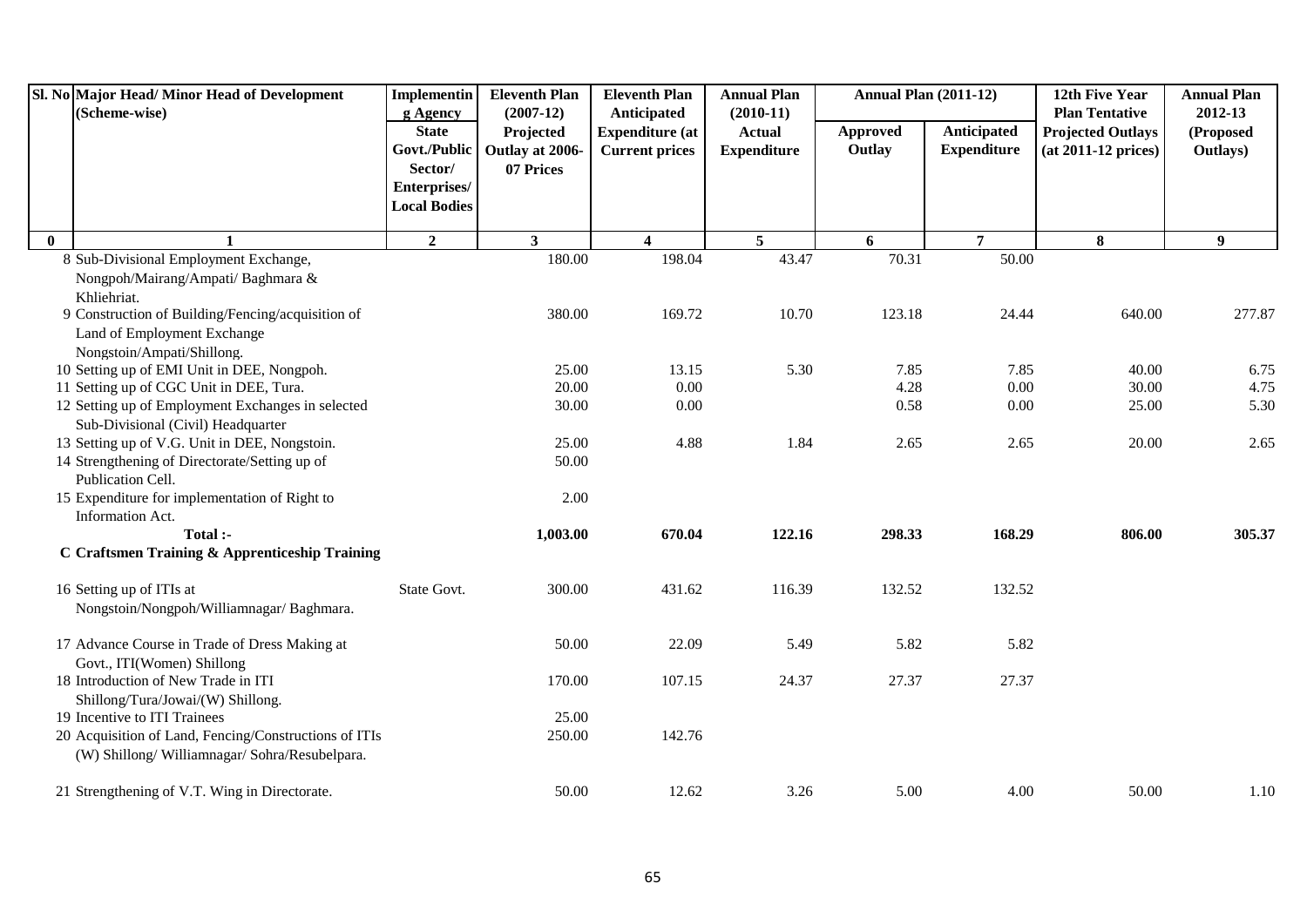| Sl. No | Major Head/ Minor Head of Development (Scheme-wise) | Implementing Agency | Eleventh Plan (2007-12) | Eleventh Plan Anticipated | Annual Plan (2010-11) | Annual Plan (2011-12) | | 12th Five Year Plan Tentative | Annual Plan 2012-13 |
|---|---|---|---|---|---|---|---|---|---|
| | | State Govt./Public Sector/ Enterprises/ Local Bodies | Projected Outlay at 2006-07 Prices | Expenditure (at Current prices | Actual Expenditure | Approved Outlay | Anticipated Expenditure | Projected Outlays (at 2011-12 prices) | (Proposed Outlays) |
| 0 | 1 | 2 | 3 | 4 | 5 | 6 | 7 | 8 | 9 |
| 8 | Sub-Divisional Employment Exchange, Nongpoh/Mairang/Ampati/ Baghmara & Khliehriat. | | 180.00 | 198.04 | 43.47 | 70.31 | 50.00 | | |
| 9 | Construction of Building/Fencing/acquisition of Land of Employment Exchange Nongstoin/Ampati/Shillong. | | 380.00 | 169.72 | 10.70 | 123.18 | 24.44 | 640.00 | 277.87 |
| 10 | Setting up of EMI Unit in DEE, Nongpoh. | | 25.00 | 13.15 | 5.30 | 7.85 | 7.85 | 40.00 | 6.75 |
| 11 | Setting up of CGC Unit in DEE, Tura. | | 20.00 | 0.00 | | 4.28 | 0.00 | 30.00 | 4.75 |
| 12 | Setting up of Employment Exchanges in selected Sub-Divisional (Civil) Headquarter | | 30.00 | 0.00 | | 0.58 | 0.00 | 25.00 | 5.30 |
| 13 | Setting up of V.G. Unit in DEE, Nongstoin. | | 25.00 | 4.88 | 1.84 | 2.65 | 2.65 | 20.00 | 2.65 |
| 14 | Strengthening of Directorate/Setting up of Publication Cell. | | 50.00 | | | | | | |
| 15 | Expenditure for implementation of Right to Information Act. | | 2.00 | | | | | | |
| | **Total :-** | | **1,003.00** | **670.04** | **122.16** | **298.33** | **168.29** | **806.00** | **305.37** |
| | **C Craftsmen Training & Apprenticeship Training** | | | | | | | | |
| 16 | Setting up of ITIs at Nongstoin/Nongpoh/Williamnagar/ Baghmara. | State Govt. | 300.00 | 431.62 | 116.39 | 132.52 | 132.52 | | |
| 17 | Advance Course in Trade of Dress Making at Govt., ITI(Women) Shillong | | 50.00 | 22.09 | 5.49 | 5.82 | 5.82 | | |
| 18 | Introduction of New Trade in ITI Shillong/Tura/Jowai/(W) Shillong. | | 170.00 | 107.15 | 24.37 | 27.37 | 27.37 | | |
| 19 | Incentive to ITI Trainees | | 25.00 | | | | | | |
| 20 | Acquisition of Land, Fencing/Constructions of ITIs (W) Shillong/ Williamnagar/ Sohra/Resubelpara. | | 250.00 | 142.76 | | | | | |
| 21 | Strengthening of V.T. Wing in Directorate. | | 50.00 | 12.62 | 3.26 | 5.00 | 4.00 | 50.00 | 1.10 |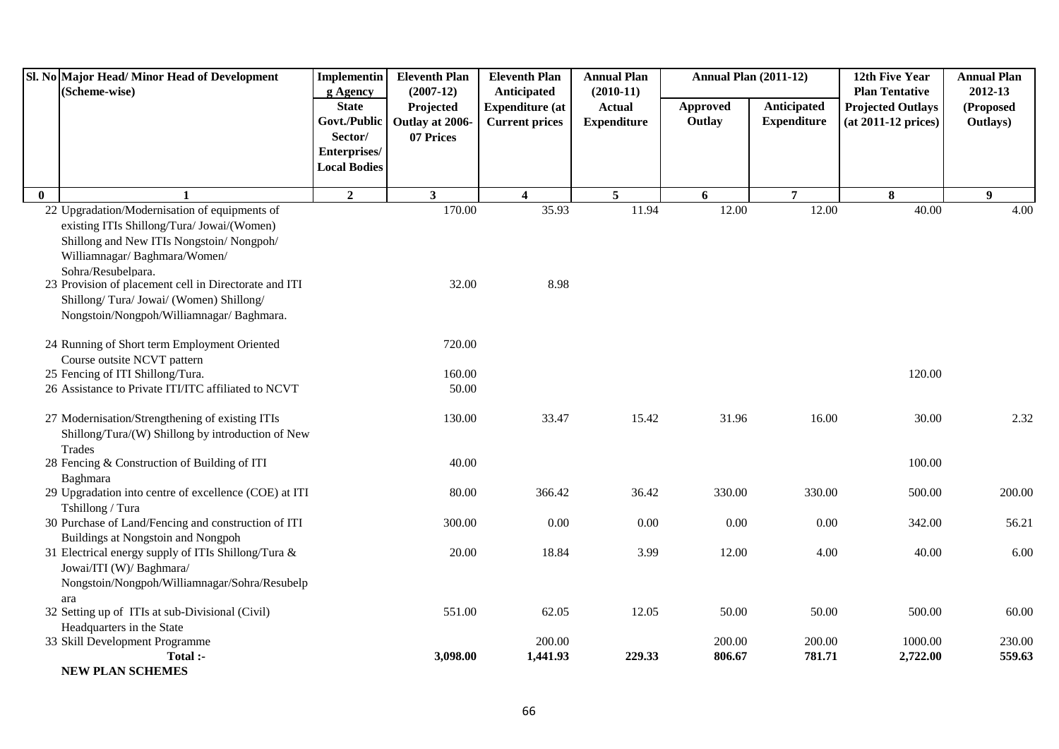| Sl. No | Major Head/ Minor Head of Development (Scheme-wise) | Implementing Agency State Govt./Public Sector/ Enterprises/ Local Bodies | Eleventh Plan (2007-12) Projected Outlay at 2006-07 Prices | Eleventh Plan Anticipated Expenditure (at Current prices | Annual Plan (2010-11) Actual Expenditure | Annual Plan (2011-12) | | 12th Five Year Plan Tentative Projected Outlays (at 2011-12 prices) | Annual Plan 2012-13 (Proposed Outlays) |
|---|---|---|---|---|---|---|---|---|---|
| | | | | | | Approved Outlay | Anticipated Expenditure | | |
| 0 | 1 | 2 | 3 | 4 | 5 | 6 | 7 | 8 | 9 |
| 22 | Upgradation/Modernisation of equipments of existing ITIs Shillong/Tura/ Jowai/(Women) Shillong and New ITIs Nongstoin/ Nongpoh/ Williamnagar/ Baghmara/Women/ Sohra/Resubelpara. | | 170.00 | 35.93 | 11.94 | 12.00 | 12.00 | 40.00 | 4.00 |
| 23 | Provision of placement cell in Directorate and ITI Shillong/ Tura/ Jowai/ (Women) Shillong/ Nongstoin/Nongpoh/Williamnagar/ Baghmara. | | 32.00 | 8.98 | | | | | |
| 24 | Running of Short term Employment Oriented Course outsite NCVT pattern | | 720.00 | | | | | | |
| 25 | Fencing of ITI Shillong/Tura. | | 160.00 | | | | | 120.00 | |
| 26 | Assistance to Private ITI/ITC affiliated to NCVT | | 50.00 | | | | | | |
| 27 | Modernisation/Strengthening of existing ITIs Shillong/Tura/(W) Shillong by introduction of New Trades | | 130.00 | 33.47 | 15.42 | 31.96 | 16.00 | 30.00 | 2.32 |
| 28 | Fencing & Construction of Building of ITI Baghmara | | 40.00 | | | | | 100.00 | |
| 29 | Upgradation into centre of excellence (COE) at ITI Tshillong / Tura | | 80.00 | 366.42 | 36.42 | 330.00 | 330.00 | 500.00 | 200.00 |
| 30 | Purchase of Land/Fencing and construction of ITI Buildings at Nongstoin and Nongpoh | | 300.00 | 0.00 | 0.00 | 0.00 | 0.00 | 342.00 | 56.21 |
| 31 | Electrical energy supply of ITIs Shillong/Tura & Jowai/ITI (W)/ Baghmara/ Nongstoin/Nongpoh/Williamnagar/Sohra/Resubelpara | | 20.00 | 18.84 | 3.99 | 12.00 | 4.00 | 40.00 | 6.00 |
| 32 | Setting up of ITIs at sub-Divisional (Civil) Headquarters in the State | | 551.00 | 62.05 | 12.05 | 50.00 | 50.00 | 500.00 | 60.00 |
| 33 | Skill Development Programme | | | 200.00 | | 200.00 | 200.00 | 1000.00 | 230.00 |
| | **Total :-** | | **3,098.00** | **1,441.93** | **229.33** | **806.67** | **781.71** | **2,722.00** | **559.63** |
| | **NEW PLAN SCHEMES** | | | | | | | | |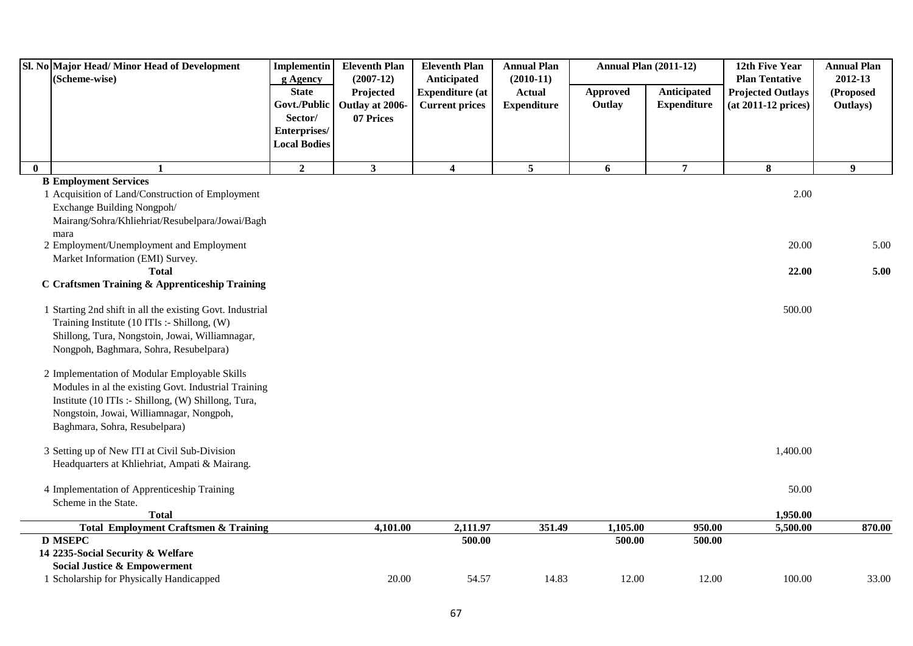| Sl. No | Major Head/ Minor Head of Development (Scheme-wise) | Implementing Agency State Govt./Public Sector/ Enterprises/ Local Bodies | Eleventh Plan (2007-12) Projected Outlay at 2006-07 Prices | Eleventh Plan Anticipated Expenditure (at Current prices | Annual Plan (2010-11) Actual Expenditure | Annual Plan (2011-12) | | 12th Five Year Plan Tentative Projected Outlays (at 2011-12 prices) | Annual Plan 2012-13 (Proposed Outlays) |
|---|---|---|---|---|---|---|---|---|---|
| | | | | | | Approved Outlay | Anticipated Expenditure | | |
| 0 | 1 | 2 | 3 | 4 | 5 | 6 | 7 | 8 | 9 |
| | **B Employment Services** | | | | | | | | |
| 1 | Acquisition of Land/Construction of Employment Exchange Building Nongpoh/ Mairang/Sohra/Khliehriat/Resubelpara/Jowai/Baghmara | | | | | | | 2.00 | |
| 2 | Employment/Unemployment and Employment Market Information (EMI) Survey. | | | | | | | 20.00 | 5.00 |
| | **Total** | | | | | | | **22.00** | **5.00** |
| | **C Craftsmen Training & Apprenticeship Training** | | | | | | | | |
| 1 | Starting 2nd shift in all the existing Govt. Industrial Training Institute (10 ITIs :- Shillong, (W) Shillong, Tura, Nongstoin, Jowai, Williamnagar, Nongpoh, Baghmara, Sohra, Resubelpara) | | | | | | | 500.00 | |
| 2 | Implementation of Modular Employable Skills Modules in al the existing Govt. Industrial Training Institute (10 ITIs :- Shillong, (W) Shillong, Tura, Nongstoin, Jowai, Williamnagar, Nongpoh, Baghmara, Sohra, Resubelpara) | | | | | | | | |
| 3 | Setting up of New ITI at Civil Sub-Division Headquarters at Khliehriat, Ampati & Mairang. | | | | | | | 1,400.00 | |
| 4 | Implementation of Apprenticeship Training Scheme in the State. | | | | | | | 50.00 | |
| | **Total** | | | | | | | **1,950.00** | |
| | **Total Employment Craftsmen & Training** | | **4,101.00** | **2,111.97** | **351.49** | **1,105.00** | **950.00** | **5,500.00** | **870.00** |
| | **D MSEPC** | | | **500.00** | | **500.00** | **500.00** | | |
| 14 | **2235-Social Security & Welfare** | | | | | | | | |
| | **Social Justice & Empowerment** | | | | | | | | |
| 1 | Scholarship for Physically Handicapped | | 20.00 | 54.57 | 14.83 | 12.00 | 12.00 | 100.00 | 33.00 |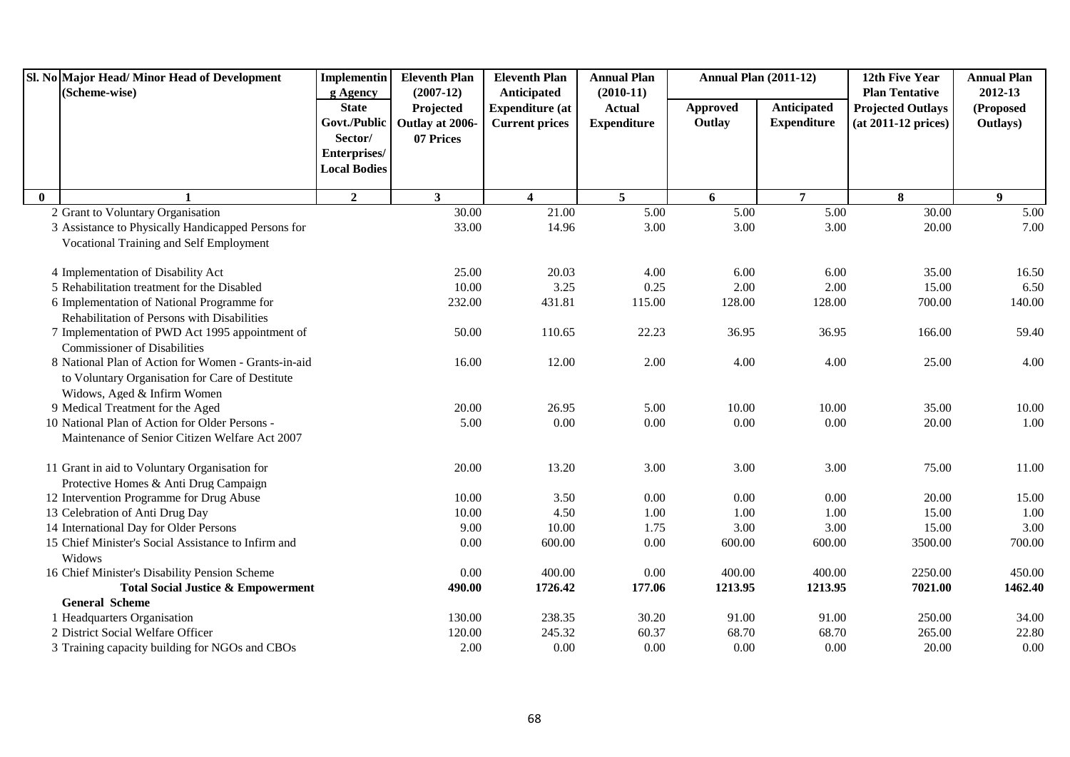| Sl. No | Major Head/ Minor Head of Development (Scheme-wise) | Implementing Agency State Govt./Public Sector/ Enterprises/ Local Bodies | Eleventh Plan (2007-12) Projected Outlay at 2006-07 Prices | Eleventh Plan Anticipated Expenditure (at Current prices | Annual Plan (2010-11) Actual Expenditure | Annual Plan (2011-12) | | 12th Five Year Plan Tentative Projected Outlays (at 2011-12 prices) | Annual Plan 2012-13 (Proposed Outlays) |
|---|---|---|---|---|---|---|---|---|---|
| | | | | | | Approved Outlay | Anticipated Expenditure | | |
| 0 | 1 | 2 | 3 | 4 | 5 | 6 | 7 | 8 | 9 |
| 2 | Grant to Voluntary Organisation | | 30.00 | 21.00 | 5.00 | 5.00 | 5.00 | 30.00 | 5.00 |
| 3 | Assistance to Physically Handicapped Persons for Vocational Training and Self Employment | | 33.00 | 14.96 | 3.00 | 3.00 | 3.00 | 20.00 | 7.00 |
| 4 | Implementation of Disability Act | | 25.00 | 20.03 | 4.00 | 6.00 | 6.00 | 35.00 | 16.50 |
| 5 | Rehabilitation treatment for the Disabled | | 10.00 | 3.25 | 0.25 | 2.00 | 2.00 | 15.00 | 6.50 |
| 6 | Implementation of National Programme for Rehabilitation of Persons with Disabilities | | 232.00 | 431.81 | 115.00 | 128.00 | 128.00 | 700.00 | 140.00 |
| 7 | Implementation of PWD Act 1995 appointment of Commissioner of Disabilities | | 50.00 | 110.65 | 22.23 | 36.95 | 36.95 | 166.00 | 59.40 |
| 8 | National Plan of Action for Women - Grants-in-aid to Voluntary Organisation for Care of Destitute Widows, Aged & Infirm Women | | 16.00 | 12.00 | 2.00 | 4.00 | 4.00 | 25.00 | 4.00 |
| 9 | Medical Treatment for the Aged | | 20.00 | 26.95 | 5.00 | 10.00 | 10.00 | 35.00 | 10.00 |
| 10 | National Plan of Action for Older Persons - Maintenance of Senior Citizen Welfare Act 2007 | | 5.00 | 0.00 | 0.00 | 0.00 | 0.00 | 20.00 | 1.00 |
| 11 | Grant in aid to Voluntary Organisation for Protective Homes & Anti Drug Campaign | | 20.00 | 13.20 | 3.00 | 3.00 | 3.00 | 75.00 | 11.00 |
| 12 | Intervention Programme for Drug Abuse | | 10.00 | 3.50 | 0.00 | 0.00 | 0.00 | 20.00 | 15.00 |
| 13 | Celebration of Anti Drug Day | | 10.00 | 4.50 | 1.00 | 1.00 | 1.00 | 15.00 | 1.00 |
| 14 | International Day for Older Persons | | 9.00 | 10.00 | 1.75 | 3.00 | 3.00 | 15.00 | 3.00 |
| 15 | Chief Minister's Social Assistance to Infirm and Widows | | 0.00 | 600.00 | 0.00 | 600.00 | 600.00 | 3500.00 | 700.00 |
| 16 | Chief Minister's Disability Pension Scheme | | 0.00 | 400.00 | 0.00 | 400.00 | 400.00 | 2250.00 | 450.00 |
| | **Total Social Justice & Empowerment** | | **490.00** | **1726.42** | **177.06** | **1213.95** | **1213.95** | **7021.00** | **1462.40** |
| | **General Scheme** | | | | | | | | |
| 1 | Headquarters Organisation | | 130.00 | 238.35 | 30.20 | 91.00 | 91.00 | 250.00 | 34.00 |
| 2 | District Social Welfare Officer | | 120.00 | 245.32 | 60.37 | 68.70 | 68.70 | 265.00 | 22.80 |
| 3 | Training capacity building for NGOs and CBOs | | 2.00 | 0.00 | 0.00 | 0.00 | 0.00 | 20.00 | 0.00 |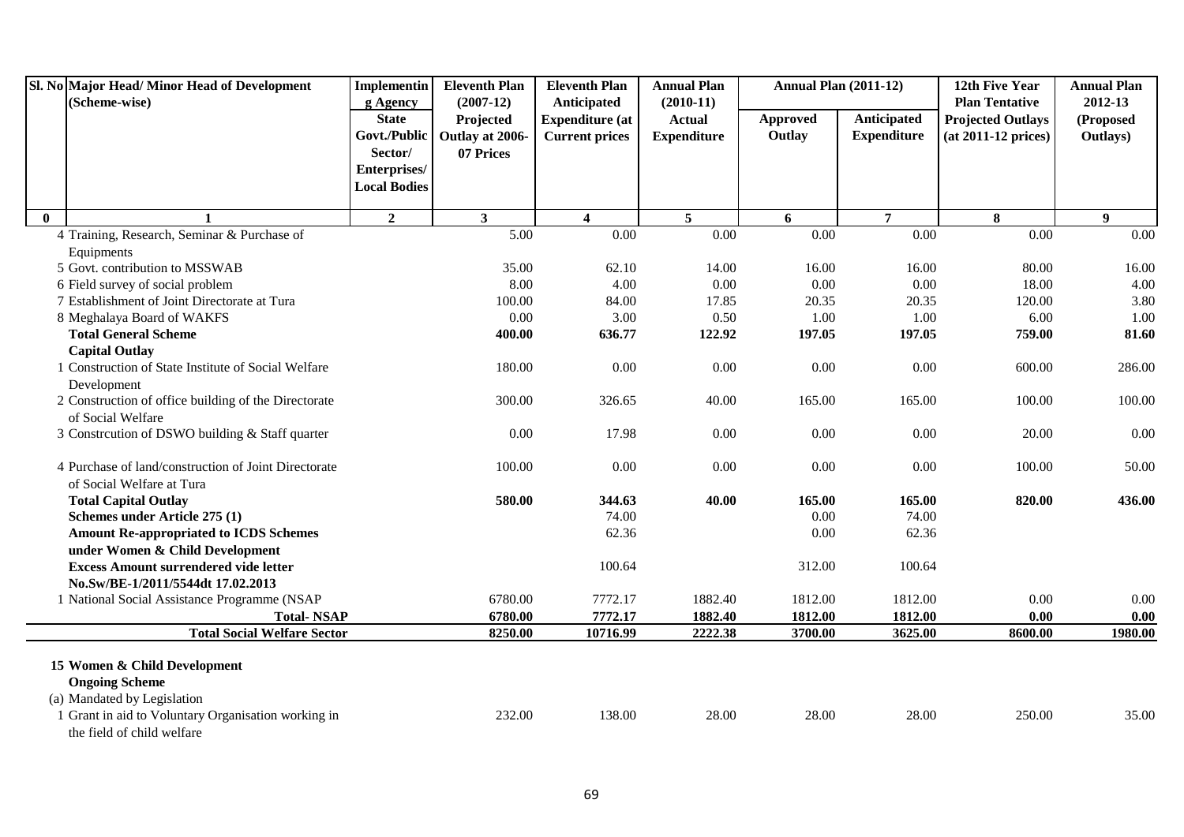| Sl. No | Major Head/ Minor Head of Development (Scheme-wise) | Implementing Agency State Govt./Public Sector/ Enterprises/ Local Bodies | Eleventh Plan (2007-12) Projected Outlay at 2006-07 Prices | Eleventh Plan Anticipated Expenditure (at Current prices | Annual Plan (2010-11) Actual Expenditure | Annual Plan (2011-12) | | 12th Five Year Plan Tentative Projected Outlays (at 2011-12 prices) | Annual Plan 2012-13 (Proposed Outlays) |
|---|---|---|---|---|---|---|---|---|---|
| | | | | | | Approved Outlay | Anticipated Expenditure | | |
| 0 | 1 | 2 | 3 | 4 | 5 | 6 | 7 | 8 | 9 |
| | 4 Training, Research, Seminar & Purchase of Equipments | | 5.00 | 0.00 | 0.00 | 0.00 | 0.00 | 0.00 | 0.00 |
| | 5 Govt. contribution to MSSWAB | | 35.00 | 62.10 | 14.00 | 16.00 | 16.00 | 80.00 | 16.00 |
| | 6 Field survey of social problem | | 8.00 | 4.00 | 0.00 | 0.00 | 0.00 | 18.00 | 4.00 |
| | 7 Establishment of Joint Directorate at Tura | | 100.00 | 84.00 | 17.85 | 20.35 | 20.35 | 120.00 | 3.80 |
| | 8 Meghalaya Board of WAKFS | | 0.00 | 3.00 | 0.50 | 1.00 | 1.00 | 6.00 | 1.00 |
| | **Total General Scheme** | | **400.00** | **636.77** | **122.92** | **197.05** | **197.05** | **759.00** | **81.60** |
| | **Capital Outlay** | | | | | | | | |
| | 1 Construction of State Institute of Social Welfare Development | | 180.00 | 0.00 | 0.00 | 0.00 | 0.00 | 600.00 | 286.00 |
| | 2 Construction of office building of the Directorate of Social Welfare | | 300.00 | 326.65 | 40.00 | 165.00 | 165.00 | 100.00 | 100.00 |
| | 3 Constrcution of DSWO building & Staff quarter | | 0.00 | 17.98 | 0.00 | 0.00 | 0.00 | 20.00 | 0.00 |
| | 4 Purchase of land/construction of Joint Directorate of Social Welfare at Tura | | 100.00 | 0.00 | 0.00 | 0.00 | 0.00 | 100.00 | 50.00 |
| | **Total Capital Outlay** | | **580.00** | **344.63** | **40.00** | **165.00** | **165.00** | **820.00** | **436.00** |
| | **Schemes under Article 275 (1)** | | | 74.00 | | 0.00 | 74.00 | | |
| | **Amount Re-appropriated to ICDS Schemes under Women & Child Development** | | | 62.36 | | 0.00 | 62.36 | | |
| | **Excess Amount surrendered vide letter No.Sw/BE-1/2011/5544dt 17.02.2013** | | | 100.64 | | 312.00 | 100.64 | | |
| | 1 National Social Assistance Programme (NSAP | | 6780.00 | 7772.17 | 1882.40 | 1812.00 | 1812.00 | 0.00 | 0.00 |
| | **Total- NSAP** | | **6780.00** | **7772.17** | **1882.40** | **1812.00** | **1812.00** | **0.00** | **0.00** |
| | **Total Social Welfare Sector** | | **8250.00** | **10716.99** | **2222.38** | **3700.00** | **3625.00** | **8600.00** | **1980.00** |
| | **15 Women & Child Development** | | | | | | | | |
| | **Ongoing Scheme** | | | | | | | | |
| | (a) Mandated by Legislation | | | | | | | | |
| | 1 Grant in aid to Voluntary Organisation working in the field of child welfare | | 232.00 | 138.00 | 28.00 | 28.00 | 28.00 | 250.00 | 35.00 |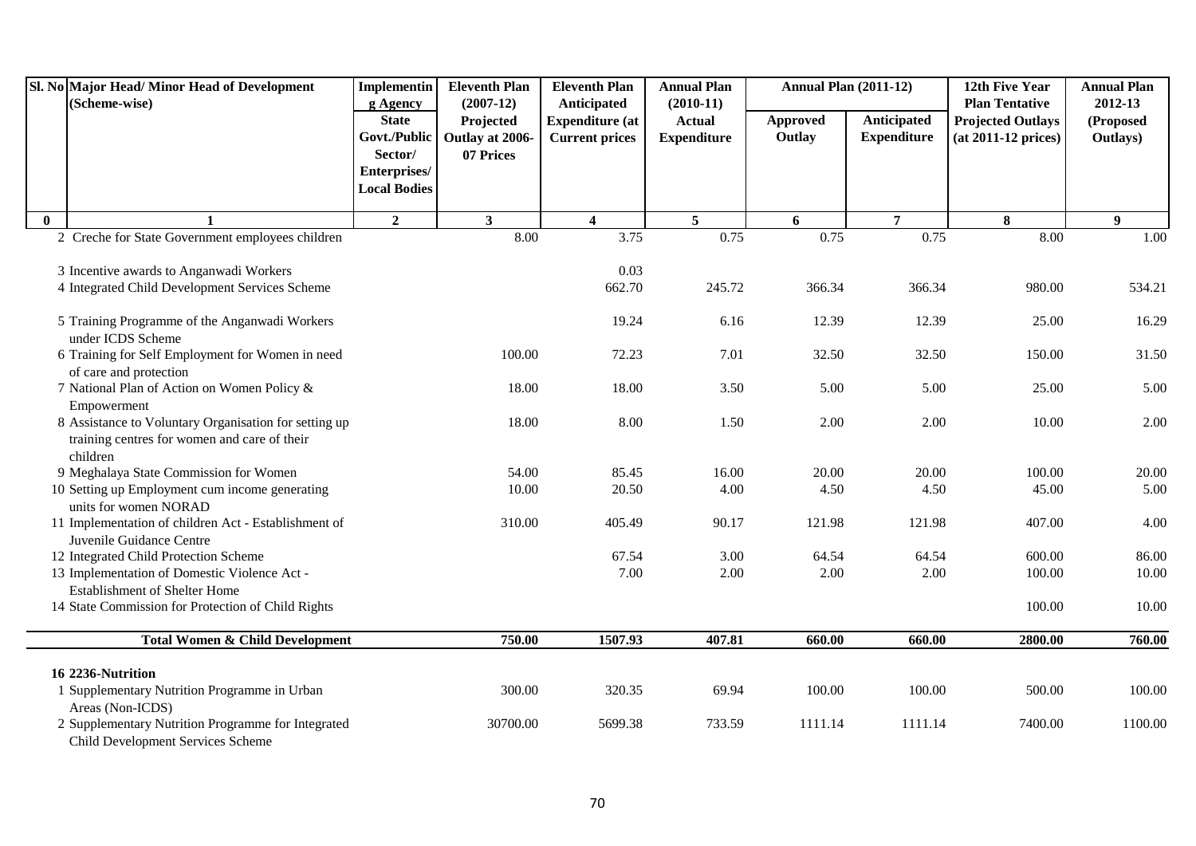| Sl. No | Major Head/ Minor Head of Development (Scheme-wise) | Implementing Agency State Govt./Public Sector/ Enterprises/ Local Bodies | Eleventh Plan (2007-12) Projected Outlay at 2006-07 Prices | Eleventh Plan Anticipated Expenditure (at Current prices | Annual Plan (2010-11) Actual Expenditure | Annual Plan (2011-12) Approved Outlay | Annual Plan (2011-12) Anticipated Expenditure | 12th Five Year Plan Tentative Projected Outlays (at 2011-12 prices) | Annual Plan 2012-13 (Proposed Outlays) |
|---|---|---|---|---|---|---|---|---|---|
| 0 | 1 | 2 | 3 | 4 | 5 | 6 | 7 | 8 | 9 |
| 2 | Creche for State Government employees children | | 8.00 | 3.75 | 0.75 | 0.75 | 0.75 | 8.00 | 1.00 |
| 3 | Incentive awards to Anganwadi Workers | | | 0.03 | | | | | |
| 4 | Integrated Child Development Services Scheme | | | 662.70 | 245.72 | 366.34 | 366.34 | 980.00 | 534.21 |
| 5 | Training Programme of the Anganwadi Workers under ICDS Scheme | | | 19.24 | 6.16 | 12.39 | 12.39 | 25.00 | 16.29 |
| 6 | Training for Self Employment for Women in need of care and protection | | 100.00 | 72.23 | 7.01 | 32.50 | 32.50 | 150.00 | 31.50 |
| 7 | National Plan of Action on Women Policy & Empowerment | | 18.00 | 18.00 | 3.50 | 5.00 | 5.00 | 25.00 | 5.00 |
| 8 | Assistance to Voluntary Organisation for setting up training centres for women and care of their children | | 18.00 | 8.00 | 1.50 | 2.00 | 2.00 | 10.00 | 2.00 |
| 9 | Meghalaya State Commission for Women | | 54.00 | 85.45 | 16.00 | 20.00 | 20.00 | 100.00 | 20.00 |
| 10 | Setting up Employment cum income generating units for women NORAD | | 10.00 | 20.50 | 4.00 | 4.50 | 4.50 | 45.00 | 5.00 |
| 11 | Implementation of children Act - Establishment of Juvenile Guidance Centre | | 310.00 | 405.49 | 90.17 | 121.98 | 121.98 | 407.00 | 4.00 |
| 12 | Integrated Child Protection Scheme | | | 67.54 | 3.00 | 64.54 | 64.54 | 600.00 | 86.00 |
| 13 | Implementation of Domestic Violence Act - Establishment of Shelter Home | | | 7.00 | 2.00 | 2.00 | 2.00 | 100.00 | 10.00 |
| 14 | State Commission for Protection of Child Rights | | | | | | | 100.00 | 10.00 |
| | **Total Women & Child Development** | | **750.00** | **1507.93** | **407.81** | **660.00** | **660.00** | **2800.00** | **760.00** |
| **16** | **2236-Nutrition** | | | | | | | | |
| 1 | Supplementary Nutrition Programme in Urban Areas (Non-ICDS) | | 300.00 | 320.35 | 69.94 | 100.00 | 100.00 | 500.00 | 100.00 |
| 2 | Supplementary Nutrition Programme for Integrated Child Development Services Scheme | | 30700.00 | 5699.38 | 733.59 | 1111.14 | 1111.14 | 7400.00 | 1100.00 |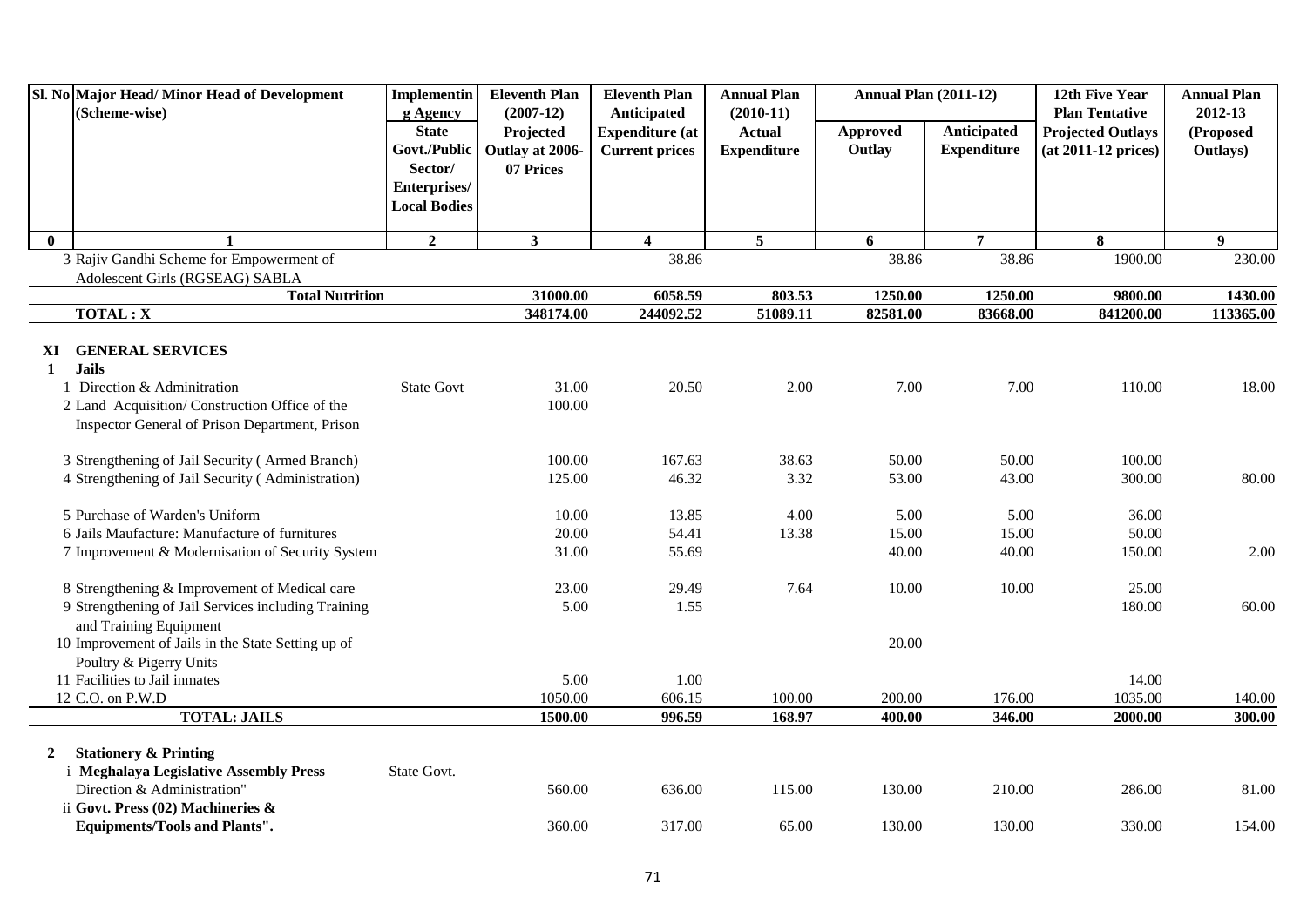| Sl. No | Major Head/ Minor Head of Development (Scheme-wise) | Implementing Agency State Govt./Public Sector/ Enterprises/ Local Bodies | Eleventh Plan (2007-12) Projected Outlay at 2006-07 Prices | Eleventh Plan Anticipated Expenditure (at Current prices | Annual Plan (2010-11) Actual Expenditure | Annual Plan (2011-12) Approved Outlay | Annual Plan (2011-12) Anticipated Expenditure | 12th Five Year Plan Tentative Projected Outlays (at 2011-12 prices) | Annual Plan 2012-13 (Proposed Outlays) |
|---|---|---|---|---|---|---|---|---|---|
| 0 | 1 | 2 | 3 | 4 | 5 | 6 | 7 | 8 | 9 |
| | 3 Rajiv Gandhi Scheme for Empowerment of Adolescent Girls (RGSEAG) SABLA | | | 38.86 | | 38.86 | 38.86 | 1900.00 | 230.00 |
| | **Total Nutrition** | | **31000.00** | **6058.59** | **803.53** | **1250.00** | **1250.00** | **9800.00** | **1430.00** |
| | **TOTAL : X** | | **348174.00** | **244092.52** | **51089.11** | **82581.00** | **83668.00** | **841200.00** | **113365.00** |
| **XI** | **GENERAL SERVICES** | | | | | | | | |
| **1** | **Jails** | | | | | | | | |
| | 1 Direction & Adminitration | State Govt | 31.00 | 20.50 | 2.00 | 7.00 | 7.00 | 110.00 | 18.00 |
| | 2 Land Acquisition/ Construction Office of the Inspector General of Prison Department, Prison | | 100.00 | | | | | | |
| | 3 Strengthening of Jail Security ( Armed Branch) | | 100.00 | 167.63 | 38.63 | 50.00 | 50.00 | 100.00 | |
| | 4 Strengthening of Jail Security ( Administration) | | 125.00 | 46.32 | 3.32 | 53.00 | 43.00 | 300.00 | 80.00 |
| | 5 Purchase of Warden's Uniform | | 10.00 | 13.85 | 4.00 | 5.00 | 5.00 | 36.00 | |
| | 6 Jails Maufacture: Manufacture of furnitures | | 20.00 | 54.41 | 13.38 | 15.00 | 15.00 | 50.00 | |
| | 7 Improvement & Modernisation of Security System | | 31.00 | 55.69 | | 40.00 | 40.00 | 150.00 | 2.00 |
| | 8 Strengthening & Improvement of Medical care | | 23.00 | 29.49 | 7.64 | 10.00 | 10.00 | 25.00 | |
| | 9 Strengthening of Jail Services including Training and Training Equipment | | 5.00 | 1.55 | | | | 180.00 | 60.00 |
| | 10 Improvement of Jails in the State Setting up of Poultry & Pigerry Units | | | | | 20.00 | | | |
| | 11 Facilities to Jail inmates | | 5.00 | 1.00 | | | | 14.00 | |
| | 12 C.O. on P.W.D | | 1050.00 | 606.15 | 100.00 | 200.00 | 176.00 | 1035.00 | 140.00 |
| | **TOTAL: JAILS** | | **1500.00** | **996.59** | **168.97** | **400.00** | **346.00** | **2000.00** | **300.00** |
| **2** | **Stationery & Printing** | | | | | | | | |
| | i **Meghalaya Legislative Assembly Press** Direction & Administration" | State Govt. | 560.00 | 636.00 | 115.00 | 130.00 | 210.00 | 286.00 | 81.00 |
| | ii **Govt. Press (02) Machineries & Equipments/Tools and Plants".** | | 360.00 | 317.00 | 65.00 | 130.00 | 130.00 | 330.00 | 154.00 |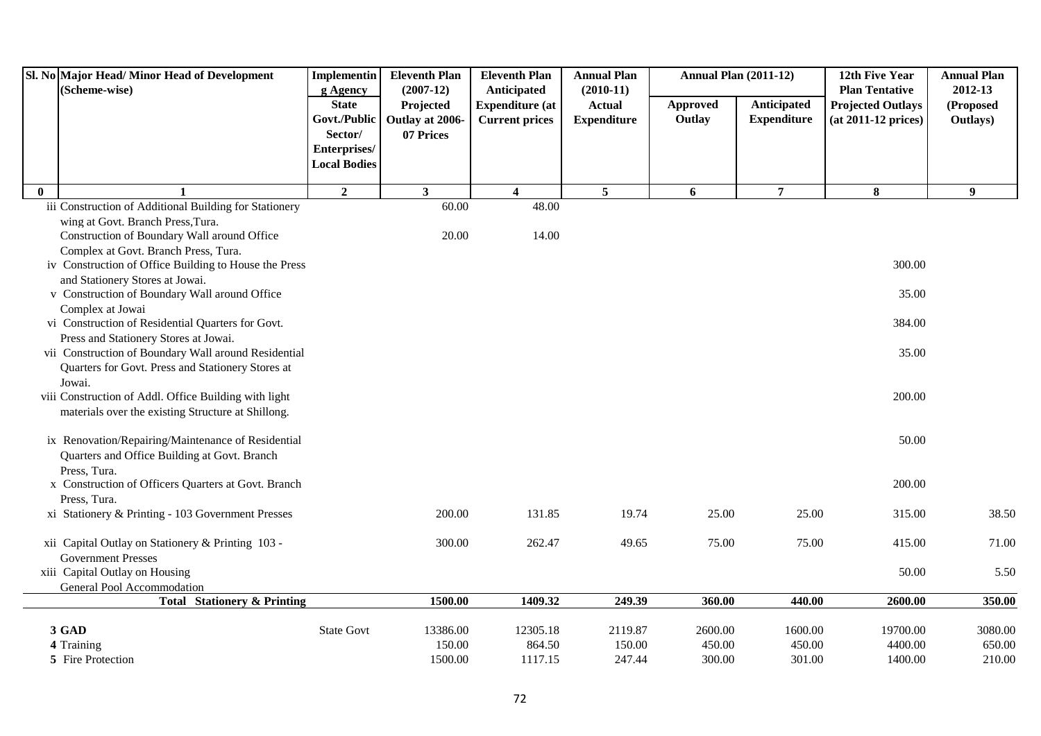| Sl. No | Major Head/ Minor Head of Development (Scheme-wise) | Implementing Agency State Govt./Public Sector/ Enterprises/ Local Bodies | Eleventh Plan (2007-12) Projected Outlay at 2006-07 Prices | Eleventh Plan Anticipated Expenditure (at Current prices | Annual Plan (2010-11) Actual Expenditure | Annual Plan (2011-12) | | 12th Five Year Plan Tentative Projected Outlays (at 2011-12 prices) | Annual Plan 2012-13 (Proposed Outlays) |
|---|---|---|---|---|---|---|---|---|---|
| | | | | | | Approved Outlay | Anticipated Expenditure | | |
| 0 | 1 | 2 | 3 | 4 | 5 | 6 | 7 | 8 | 9 |
| | iii Construction of Additional Building for Stationery wing at Govt. Branch Press,Tura. | | 60.00 | 48.00 | | | | | |
| | Construction of Boundary Wall around Office Complex at Govt. Branch Press, Tura. | | 20.00 | 14.00 | | | | | |
| | iv Construction of Office Building to House the Press and Stationery Stores at Jowai. | | | | | | | 300.00 | |
| | v Construction of Boundary Wall around Office Complex at Jowai | | | | | | | 35.00 | |
| | vi Construction of Residential Quarters for Govt. Press and Stationery Stores at Jowai. | | | | | | | 384.00 | |
| | vii Construction of Boundary Wall around Residential Quarters for Govt. Press and Stationery Stores at Jowai. | | | | | | | 35.00 | |
| | viii Construction of Addl. Office Building with light materials over the existing Structure at Shillong. | | | | | | | 200.00 | |
| | ix Renovation/Repairing/Maintenance of Residential Quarters and Office Building at Govt. Branch Press, Tura. | | | | | | | 50.00 | |
| | x Construction of Officers Quarters at Govt. Branch Press, Tura. | | | | | | | 200.00 | |
| | xi Stationery & Printing - 103 Government Presses | | 200.00 | 131.85 | 19.74 | 25.00 | 25.00 | 315.00 | 38.50 |
| | xii Capital Outlay on Stationery & Printing 103 - Government Presses | | 300.00 | 262.47 | 49.65 | 75.00 | 75.00 | 415.00 | 71.00 |
| | xiii Capital Outlay on Housing General Pool Accommodation | | | | | | | 50.00 | 5.50 |
| | **Total Stationery & Printing** | | **1500.00** | **1409.32** | **249.39** | **360.00** | **440.00** | **2600.00** | **350.00** |
| | **3 GAD** | State Govt | 13386.00 | 12305.18 | 2119.87 | 2600.00 | 1600.00 | 19700.00 | 3080.00 |
| | **4** Training | | 150.00 | 864.50 | 150.00 | 450.00 | 450.00 | 4400.00 | 650.00 |
| | **5** Fire Protection | | 1500.00 | 1117.15 | 247.44 | 300.00 | 301.00 | 1400.00 | 210.00 |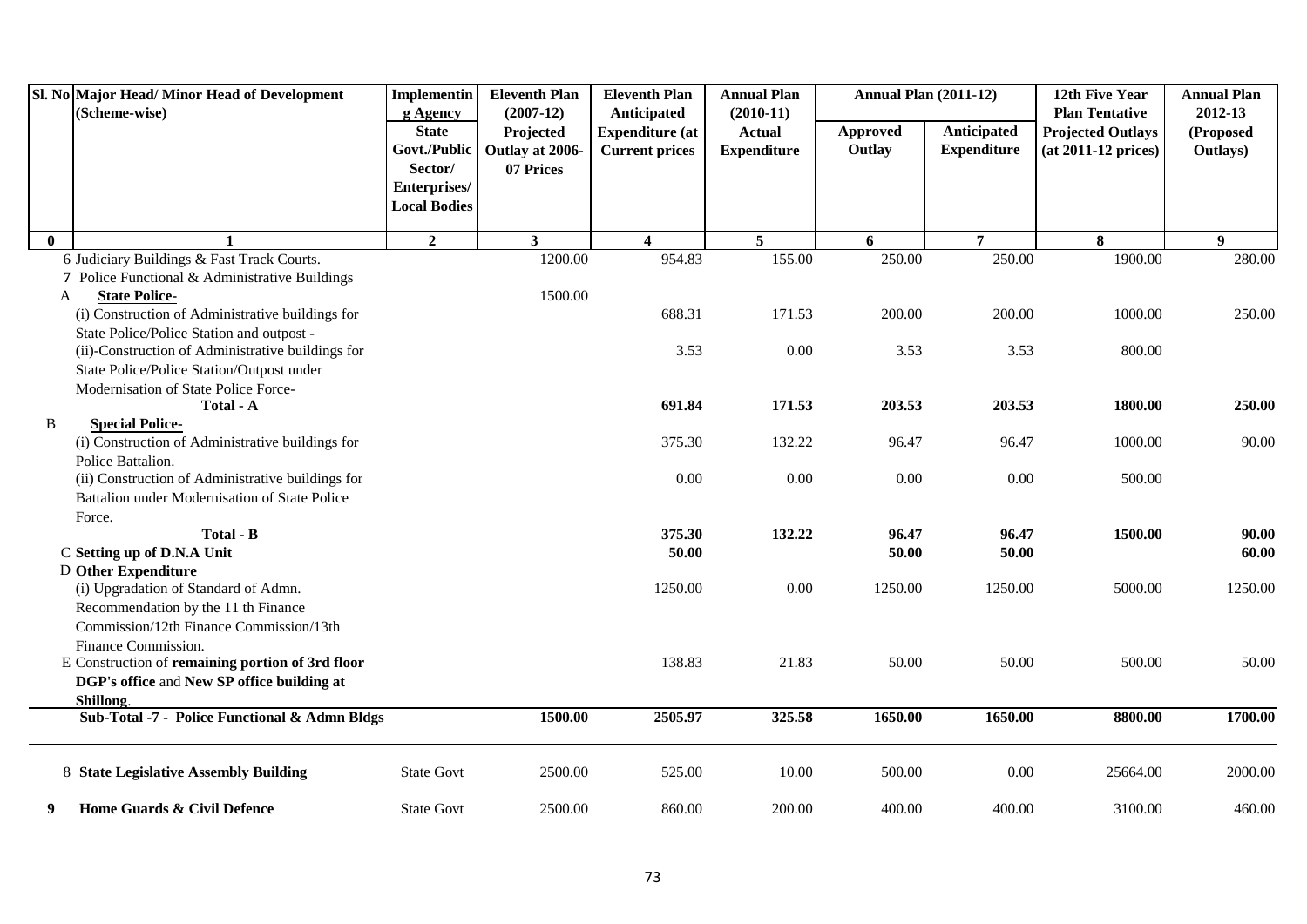| Sl. No | Major Head/ Minor Head of Development (Scheme-wise) | Implementing Agency | Eleventh Plan (2007-12) | Eleventh Plan Anticipated | Annual Plan (2010-11) | Annual Plan (2011-12) | | 12th Five Year Plan Tentative | Annual Plan 2012-13 |
|---|---|---|---|---|---|---|---|---|---|
| | | State Govt./Public Sector/ Enterprises/ Local Bodies | Projected Outlay at 2006-07 Prices | Expenditure (at Current prices | Actual Expenditure | Approved Outlay | Anticipated Expenditure | Projected Outlays (at 2011-12 prices) | (Proposed Outlays) |
| **0** | **1** | **2** | **3** | **4** | **5** | **6** | **7** | **8** | **9** |
| 6 | Judiciary Buildings & Fast Track Courts. | | 1200.00 | 954.83 | 155.00 | 250.00 | 250.00 | 1900.00 | 280.00 |
| 7 | Police Functional & Administrative Buildings | | | | | | | | |
| A | **State Police-** | | 1500.00 | | | | | | |
| | (i) Construction of Administrative buildings for State Police/Police Station and outpost - | | | 688.31 | 171.53 | 200.00 | 200.00 | 1000.00 | 250.00 |
| | (ii)-Construction of Administrative buildings for State Police/Police Station/Outpost under Modernisation of State Police Force- | | | 3.53 | 0.00 | 3.53 | 3.53 | 800.00 | |
| | **Total - A** | | | **691.84** | **171.53** | **203.53** | **203.53** | **1800.00** | **250.00** |
| B | **Special Police-** | | | | | | | | |
| | (i) Construction of Administrative buildings for Police Battalion. | | | 375.30 | 132.22 | 96.47 | 96.47 | 1000.00 | 90.00 |
| | (ii) Construction of Administrative buildings for Battalion under Modernisation of State Police Force. | | | 0.00 | 0.00 | 0.00 | 0.00 | 500.00 | |
| | **Total - B** | | | **375.30** | **132.22** | **96.47** | **96.47** | **1500.00** | **90.00** |
| C | **Setting up of D.N.A Unit** | | | **50.00** | | **50.00** | **50.00** | | **60.00** |
| D | **Other Expenditure** | | | | | | | | |
| | (i) Upgradation of Standard of Admn. Recommendation by the 11 th Finance Commission/12th Finance Commission/13th Finance Commission. | | | 1250.00 | 0.00 | 1250.00 | 1250.00 | 5000.00 | 1250.00 |
| E | Construction of **remaining portion of 3rd floor DGP's office** and **New SP office building at Shillong**. | | | 138.83 | 21.83 | 50.00 | 50.00 | 500.00 | 50.00 |
| | **Sub-Total -7 - Police Functional & Admn Bldgs** | | **1500.00** | **2505.97** | **325.58** | **1650.00** | **1650.00** | **8800.00** | **1700.00** |
| 8 | **State Legislative Assembly Building** | State Govt | 2500.00 | 525.00 | 10.00 | 500.00 | 0.00 | 25664.00 | 2000.00 |
| 9 | **Home Guards & Civil Defence** | State Govt | 2500.00 | 860.00 | 200.00 | 400.00 | 400.00 | 3100.00 | 460.00 |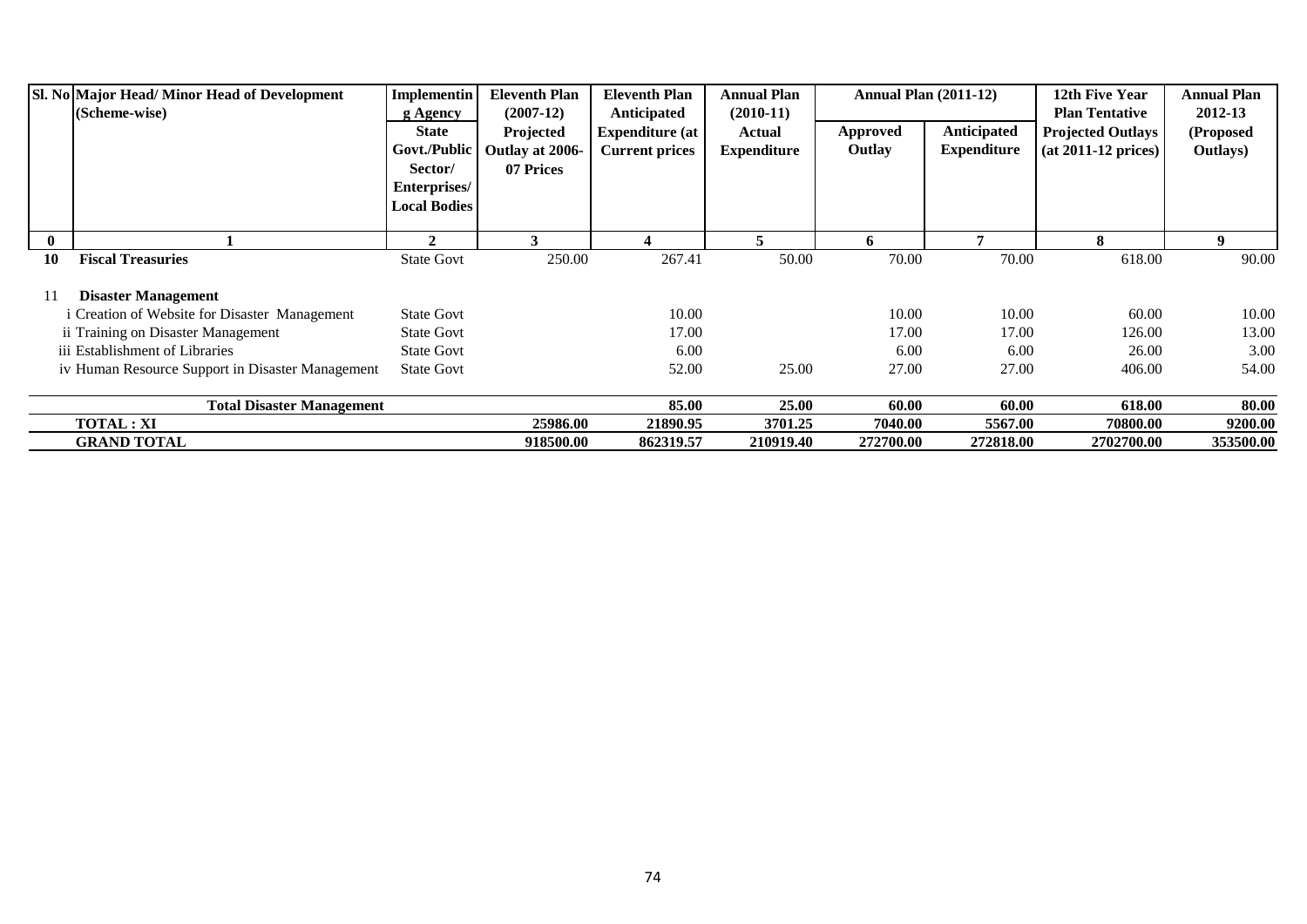| Sl. No | Major Head/ Minor Head of Development (Scheme-wise) | Implementing Agency State Govt./Public Sector/ Enterprises/ Local Bodies | Eleventh Plan (2007-12) Projected Outlay at 2006-07 Prices | Eleventh Plan Anticipated Expenditure (at Current prices | Annual Plan (2010-11) Actual Expenditure | Annual Plan (2011-12) | | 12th Five Year Plan Tentative Projected Outlays (at 2011-12 prices) | Annual Plan 2012-13 (Proposed Outlays) |
|---|---|---|---|---|---|---|---|---|---|
| | | | | | | Approved Outlay | Anticipated Expenditure | | |
| 0 | 1 | 2 | 3 | 4 | 5 | 6 | 7 | 8 | 9 |
| **10** | **Fiscal Treasuries** | State Govt | 250.00 | 267.41 | 50.00 | 70.00 | 70.00 | 618.00 | 90.00 |
| 11 | **Disaster Management** | | | | | | | | |
| | i Creation of Website for Disaster Management | State Govt | | 10.00 | | 10.00 | 10.00 | 60.00 | 10.00 |
| | ii Training on Disaster Management | State Govt | | 17.00 | | 17.00 | 17.00 | 126.00 | 13.00 |
| | iii Establishment of Libraries | State Govt | | 6.00 | | 6.00 | 6.00 | 26.00 | 3.00 |
| | iv Human Resource Support in Disaster Management | State Govt | | 52.00 | 25.00 | 27.00 | 27.00 | 406.00 | 54.00 |
| | **Total Disaster Management** | | | **85.00** | **25.00** | **60.00** | **60.00** | **618.00** | **80.00** |
| | **TOTAL : XI** | | **25986.00** | **21890.95** | **3701.25** | **7040.00** | **5567.00** | **70800.00** | **9200.00** |
| | **GRAND TOTAL** | | **918500.00** | **862319.57** | **210919.40** | **272700.00** | **272818.00** | **2702700.00** | **353500.00** |